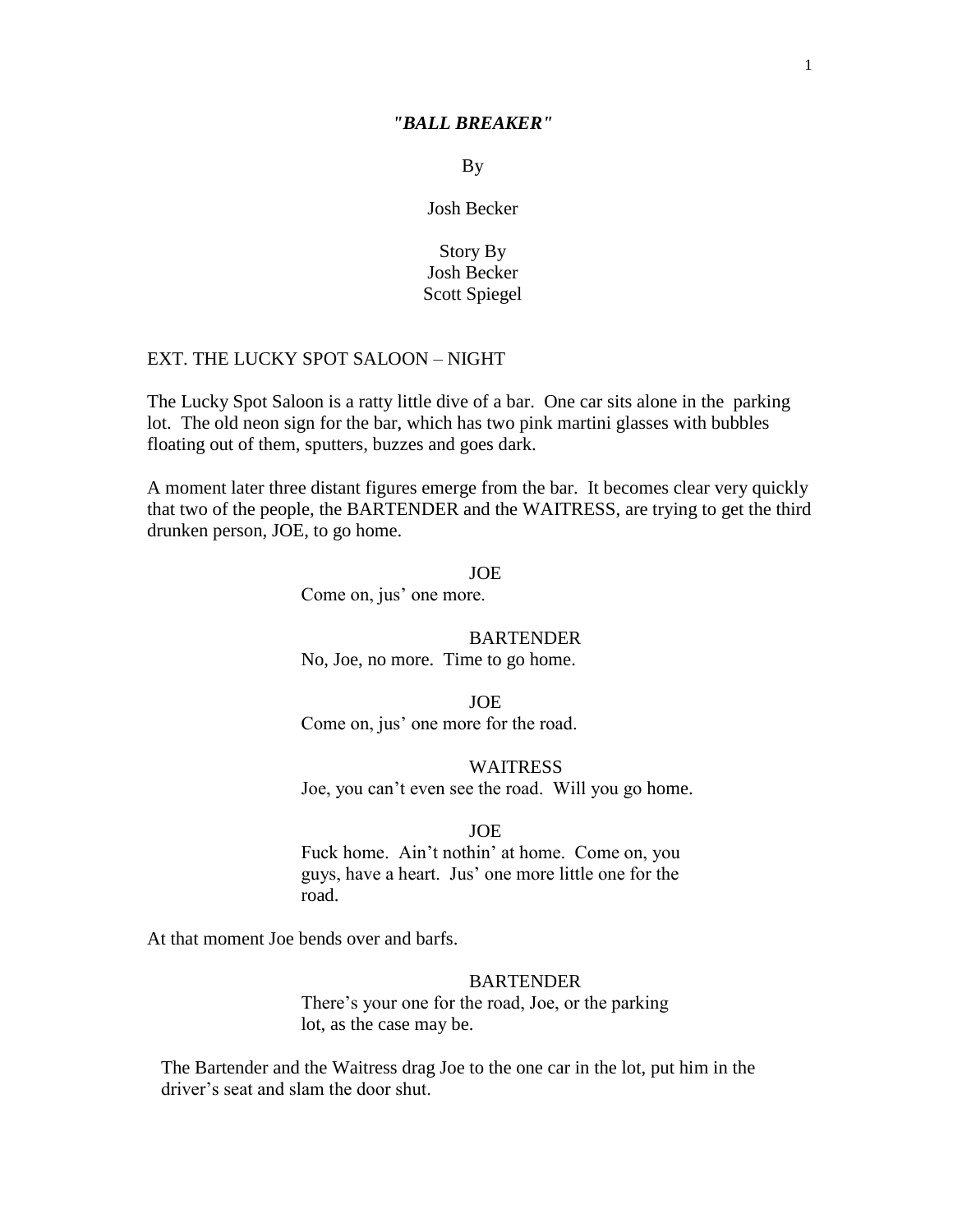***"BALL BREAKER"***

By

Josh Becker

Story By
Josh Becker
Scott Spiegel

EXT. THE LUCKY SPOT SALOON – NIGHT

The Lucky Spot Saloon is a ratty little dive of a bar. One car sits alone in the parking lot. The old neon sign for the bar, which has two pink martini glasses with bubbles floating out of them, sputters, buzzes and goes dark.

A moment later three distant figures emerge from the bar. It becomes clear very quickly that two of the people, the BARTENDER and the WAITRESS, are trying to get the third drunken person, JOE, to go home.

JOE
Come on, jus' one more.

BARTENDER
No, Joe, no more. Time to go home.

JOE
Come on, jus' one more for the road.

WAITRESS
Joe, you can't even see the road. Will you go home.

JOE
Fuck home. Ain't nothin' at home. Come on, you guys, have a heart. Jus' one more little one for the road.

At that moment Joe bends over and barfs.

BARTENDER
There's your one for the road, Joe, or the parking lot, as the case may be.

The Bartender and the Waitress drag Joe to the one car in the lot, put him in the driver's seat and slam the door shut.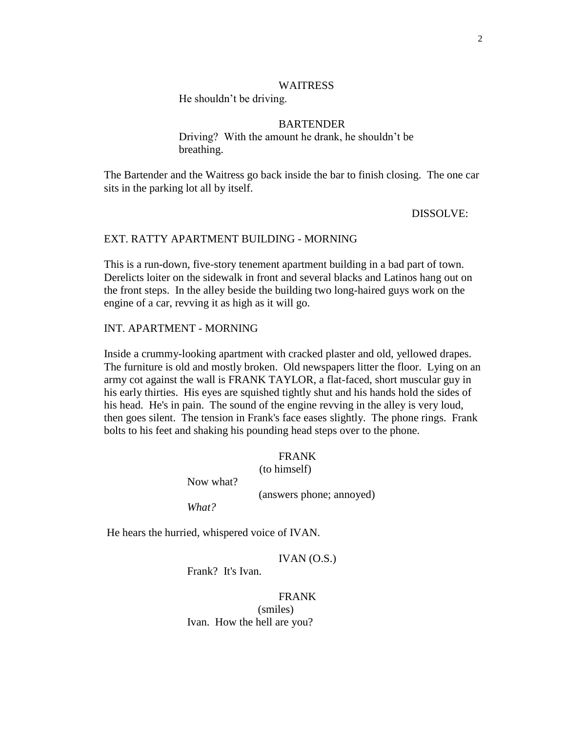WAITRESS

He shouldn't be driving.

BARTENDER

Driving? With the amount he drank, he shouldn't be breathing.

The Bartender and the Waitress go back inside the bar to finish closing. The one car sits in the parking lot all by itself.

DISSOLVE:

EXT. RATTY APARTMENT BUILDING - MORNING

This is a run-down, five-story tenement apartment building in a bad part of town. Derelicts loiter on the sidewalk in front and several blacks and Latinos hang out on the front steps. In the alley beside the building two long-haired guys work on the engine of a car, revving it as high as it will go.

INT. APARTMENT - MORNING

Inside a crummy-looking apartment with cracked plaster and old, yellowed drapes. The furniture is old and mostly broken. Old newspapers litter the floor. Lying on an army cot against the wall is FRANK TAYLOR, a flat-faced, short muscular guy in his early thirties. His eyes are squished tightly shut and his hands hold the sides of his head. He's in pain. The sound of the engine revving in the alley is very loud, then goes silent. The tension in Frank's face eases slightly. The phone rings. Frank bolts to his feet and shaking his pounding head steps over to the phone.

FRANK

(to himself)

Now what?

(answers phone; annoyed)

*What?*

He hears the hurried, whispered voice of IVAN.

IVAN (O.S.)

Frank? It's Ivan.

FRANK

(smiles)

Ivan. How the hell are you?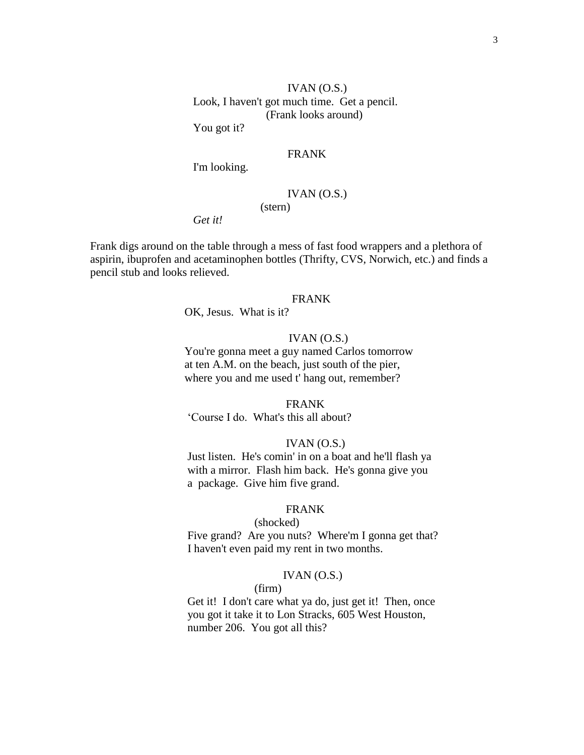IVAN (O.S.)

Look, I haven't got much time. Get a pencil.

(Frank looks around)

You got it?

FRANK

I'm looking.

IVAN (O.S.)

(stern)

*Get it!*

Frank digs around on the table through a mess of fast food wrappers and a plethora of aspirin, ibuprofen and acetaminophen bottles (Thrifty, CVS, Norwich, etc.) and finds a pencil stub and looks relieved.

FRANK

OK, Jesus. What is it?

IVAN (O.S.)

You're gonna meet a guy named Carlos tomorrow at ten A.M. on the beach, just south of the pier, where you and me used t' hang out, remember?

FRANK

'Course I do. What's this all about?

IVAN (O.S.)

Just listen. He's comin' in on a boat and he'll flash ya with a mirror. Flash him back. He's gonna give you a package. Give him five grand.

FRANK

(shocked)

Five grand? Are you nuts? Where'm I gonna get that? I haven't even paid my rent in two months.

IVAN (O.S.)

(firm)

Get it! I don't care what ya do, just get it! Then, once you got it take it to Lon Stracks, 605 West Houston, number 206. You got all this?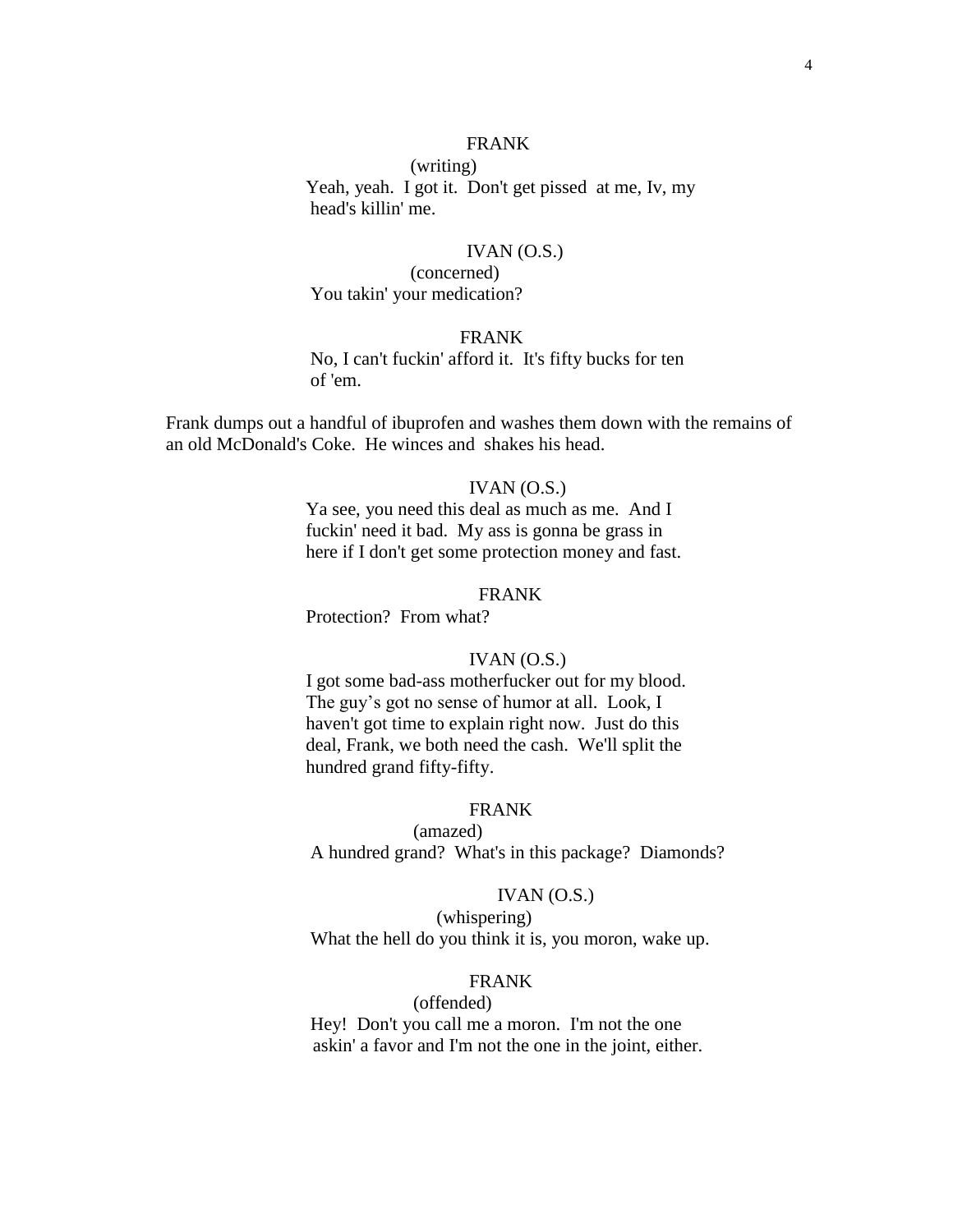FRANK
(writing)
Yeah, yeah. I got it. Don't get pissed at me, Iv, my head's killin' me.

IVAN (O.S.)
(concerned)
You takin' your medication?

FRANK
No, I can't fuckin' afford it. It's fifty bucks for ten of 'em.

Frank dumps out a handful of ibuprofen and washes them down with the remains of an old McDonald's Coke. He winces and shakes his head.

IVAN (O.S.)
Ya see, you need this deal as much as me. And I fuckin' need it bad. My ass is gonna be grass in here if I don't get some protection money and fast.

FRANK
Protection? From what?

IVAN (O.S.)
I got some bad-ass motherfucker out for my blood. The guy's got no sense of humor at all. Look, I haven't got time to explain right now. Just do this deal, Frank, we both need the cash. We'll split the hundred grand fifty-fifty.

FRANK
(amazed)
A hundred grand? What's in this package? Diamonds?

IVAN (O.S.)
(whispering)
What the hell do you think it is, you moron, wake up.

FRANK
(offended)
Hey! Don't you call me a moron. I'm not the one askin' a favor and I'm not the one in the joint, either.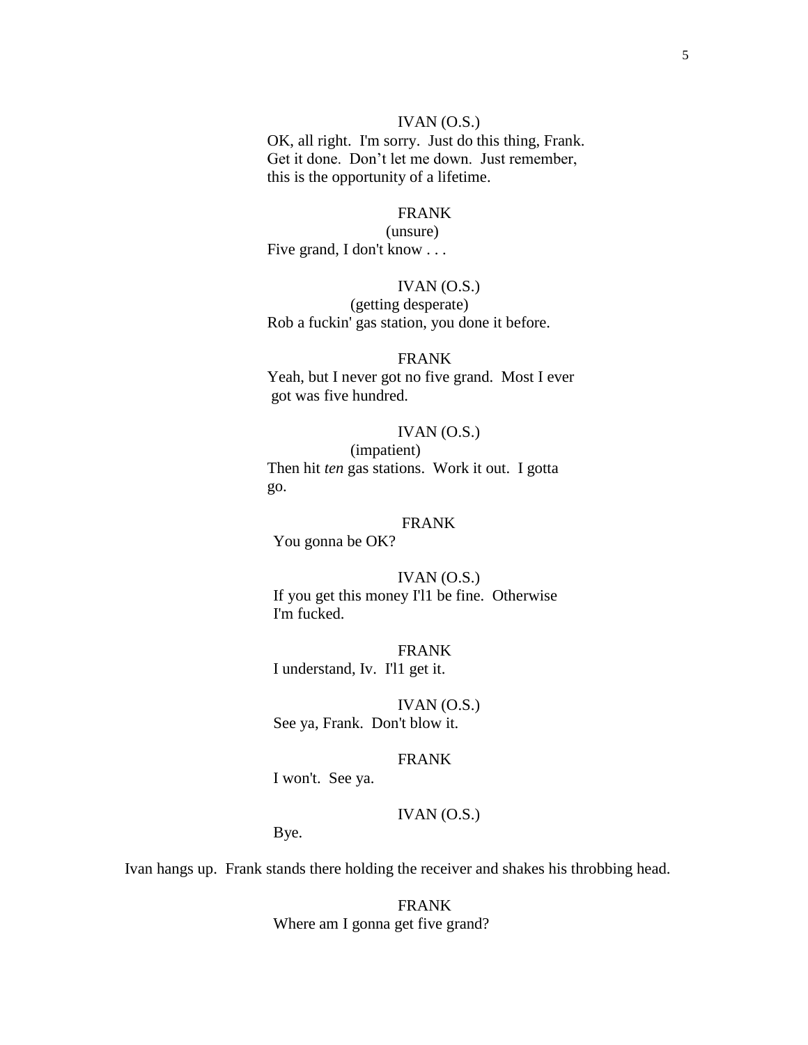IVAN (O.S.)
OK, all right. I'm sorry. Just do this thing, Frank. Get it done. Don't let me down. Just remember, this is the opportunity of a lifetime.

FRANK
(unsure)
Five grand, I don't know . . .

IVAN (O.S.)
(getting desperate)
Rob a fuckin' gas station, you done it before.

FRANK
Yeah, but I never got no five grand. Most I ever got was five hundred.

IVAN (O.S.)
(impatient)
Then hit *ten* gas stations. Work it out. I gotta go.

FRANK
You gonna be OK?

IVAN (O.S.)
If you get this money I'l1 be fine. Otherwise I'm fucked.

FRANK
I understand, Iv. I'l1 get it.

IVAN (O.S.)
See ya, Frank. Don't blow it.

FRANK
I won't. See ya.

IVAN (O.S.)
Bye.

Ivan hangs up. Frank stands there holding the receiver and shakes his throbbing head.

FRANK
Where am I gonna get five grand?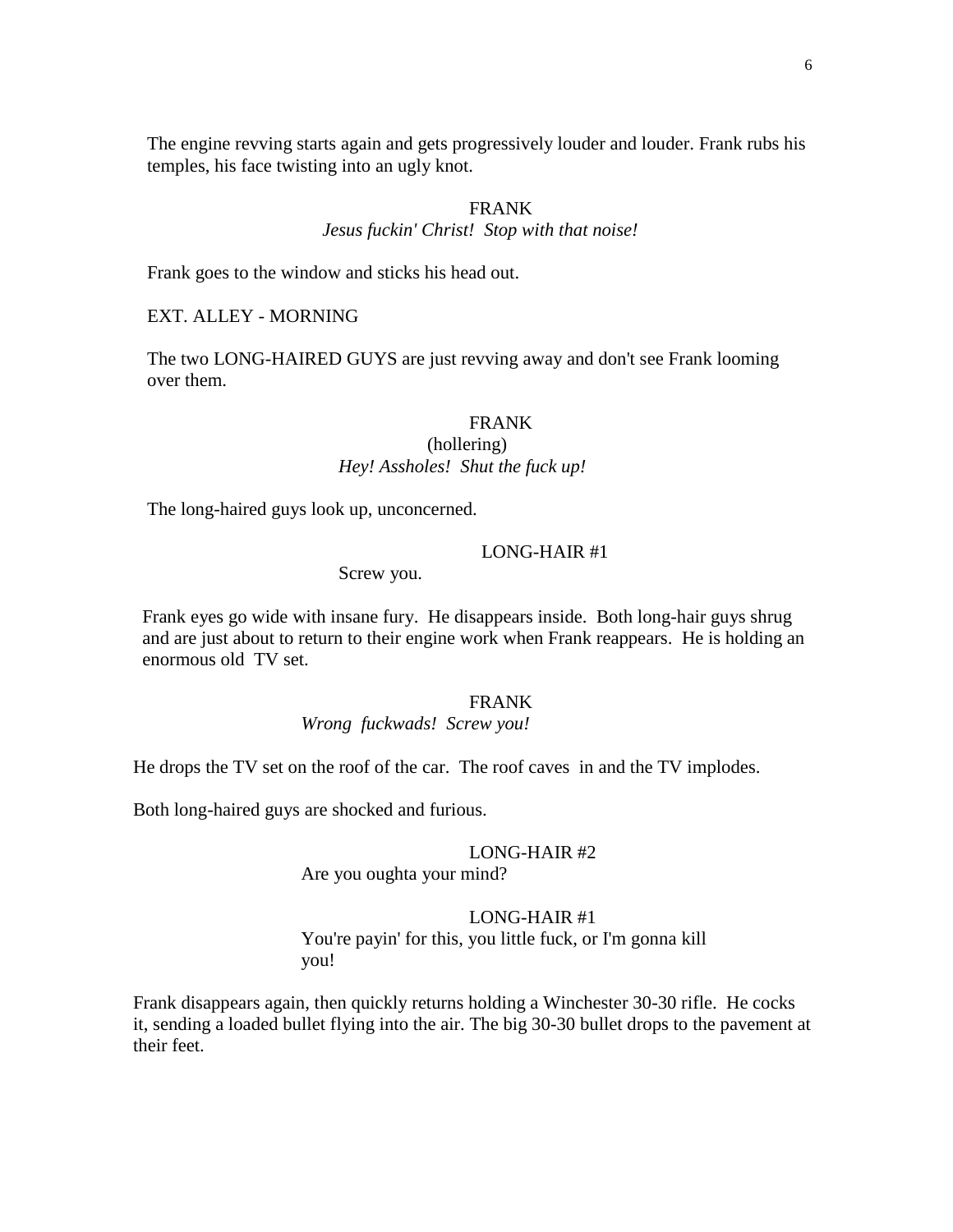The engine revving starts again and gets progressively louder and louder. Frank rubs his temples, his face twisting into an ugly knot.

FRANK
*Jesus fuckin' Christ!  Stop with that noise!*

Frank goes to the window and sticks his head out.

EXT. ALLEY - MORNING

The two LONG-HAIRED GUYS are just revving away and don't see Frank looming over them.

FRANK
(hollering)
*Hey! Assholes!  Shut the fuck up!*

The long-haired guys look up, unconcerned.

LONG-HAIR #1
Screw you.

Frank eyes go wide with insane fury.  He disappears inside.  Both long-hair guys shrug and are just about to return to their engine work when Frank reappears.  He is holding an enormous old  TV set.

FRANK
*Wrong  fuckwads!  Screw you!*

He drops the TV set on the roof of the car.  The roof caves  in and the TV implodes.

Both long-haired guys are shocked and furious.

LONG-HAIR #2
Are you oughta your mind?

LONG-HAIR #1
You're payin' for this, you little fuck, or I'm gonna kill you!

Frank disappears again, then quickly returns holding a Winchester 30-30 rifle.  He cocks it, sending a loaded bullet flying into the air. The big 30-30 bullet drops to the pavement at their feet.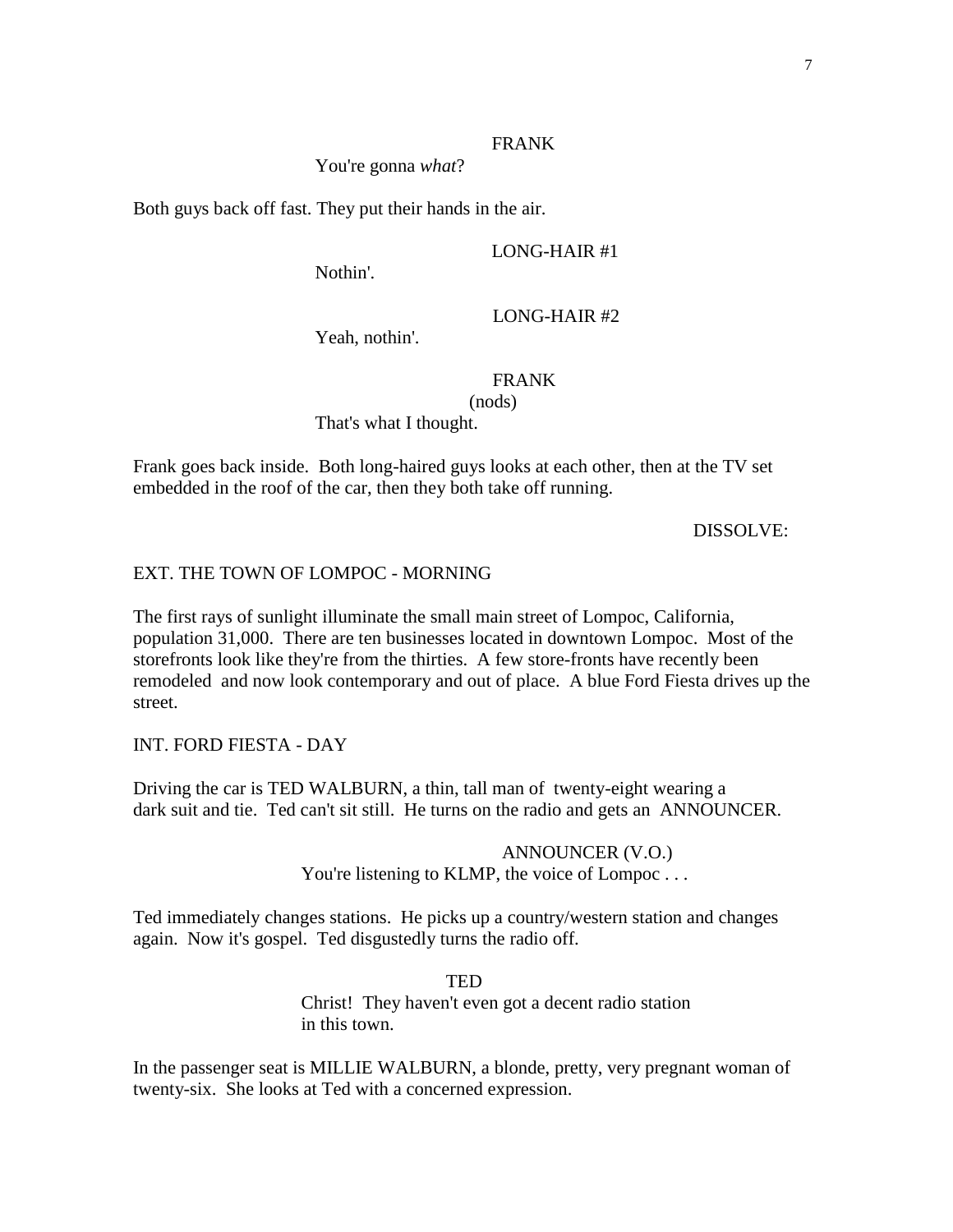FRANK

You're gonna *what*?

Both guys back off fast. They put their hands in the air.

LONG-HAIR #1

Nothin'.

LONG-HAIR #2

Yeah, nothin'.

FRANK

(nods)

That's what I thought.

Frank goes back inside. Both long-haired guys looks at each other, then at the TV set embedded in the roof of the car, then they both take off running.

DISSOLVE:

EXT. THE TOWN OF LOMPOC - MORNING

The first rays of sunlight illuminate the small main street of Lompoc, California, population 31,000. There are ten businesses located in downtown Lompoc. Most of the storefronts look like they're from the thirties. A few store-fronts have recently been remodeled and now look contemporary and out of place. A blue Ford Fiesta drives up the street.

INT. FORD FIESTA - DAY

Driving the car is TED WALBURN, a thin, tall man of twenty-eight wearing a dark suit and tie. Ted can't sit still. He turns on the radio and gets an ANNOUNCER.

ANNOUNCER (V.O.)

You're listening to KLMP, the voice of Lompoc . . .

Ted immediately changes stations. He picks up a country/western station and changes again. Now it's gospel. Ted disgustedly turns the radio off.

TED

Christ! They haven't even got a decent radio station in this town.

In the passenger seat is MILLIE WALBURN, a blonde, pretty, very pregnant woman of twenty-six. She looks at Ted with a concerned expression.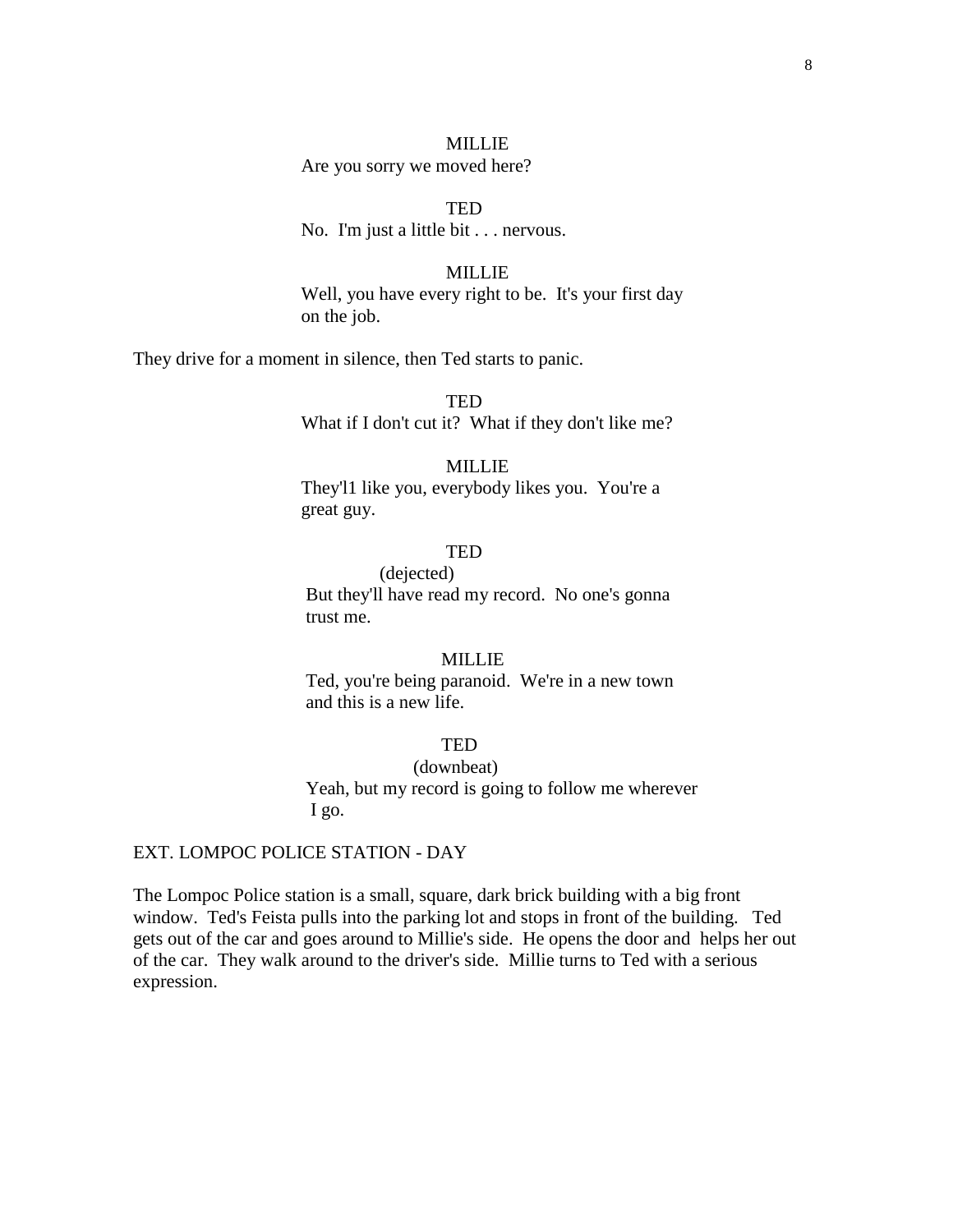MILLIE
Are you sorry we moved here?

TED
No.  I'm just a little bit . . . nervous.

MILLIE
Well, you have every right to be.  It's your first day on the job.

They drive for a moment in silence, then Ted starts to panic.

TED
What if I don't cut it?  What if they don't like me?

MILLIE
They'l1 like you, everybody likes you.  You're a great guy.

TED
(dejected)
But they'll have read my record.  No one's gonna trust me.

MILLIE
Ted, you're being paranoid.  We're in a new town and this is a new life.

TED
(downbeat)
Yeah, but my record is going to follow me wherever I go.

EXT. LOMPOC POLICE STATION - DAY

The Lompoc Police station is a small, square, dark brick building with a big front window.  Ted's Feista pulls into the parking lot and stops in front of the building.   Ted gets out of the car and goes around to Millie's side.  He opens the door and  helps her out of the car.  They walk around to the driver's side.  Millie turns to Ted with a serious expression.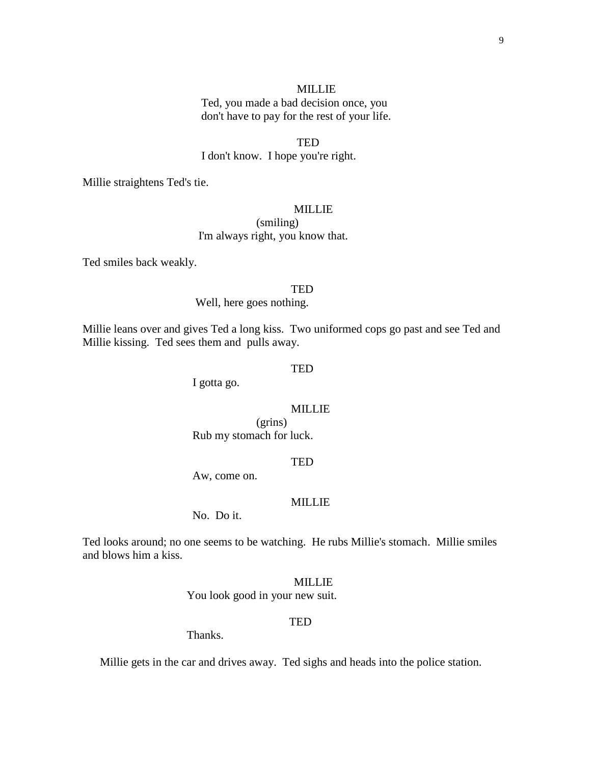MILLIE

Ted, you made a bad decision once, you don't have to pay for the rest of your life.

TED

I don't know. I hope you're right.

Millie straightens Ted's tie.

MILLIE

(smiling)

I'm always right, you know that.

Ted smiles back weakly.

TED

Well, here goes nothing.

Millie leans over and gives Ted a long kiss. Two uniformed cops go past and see Ted and Millie kissing. Ted sees them and pulls away.

TED

I gotta go.

MILLIE

(grins)

Rub my stomach for luck.

TED

Aw, come on.

MILLIE

No. Do it.

Ted looks around; no one seems to be watching. He rubs Millie's stomach. Millie smiles and blows him a kiss.

MILLIE

You look good in your new suit.

TED

Thanks.

Millie gets in the car and drives away. Ted sighs and heads into the police station.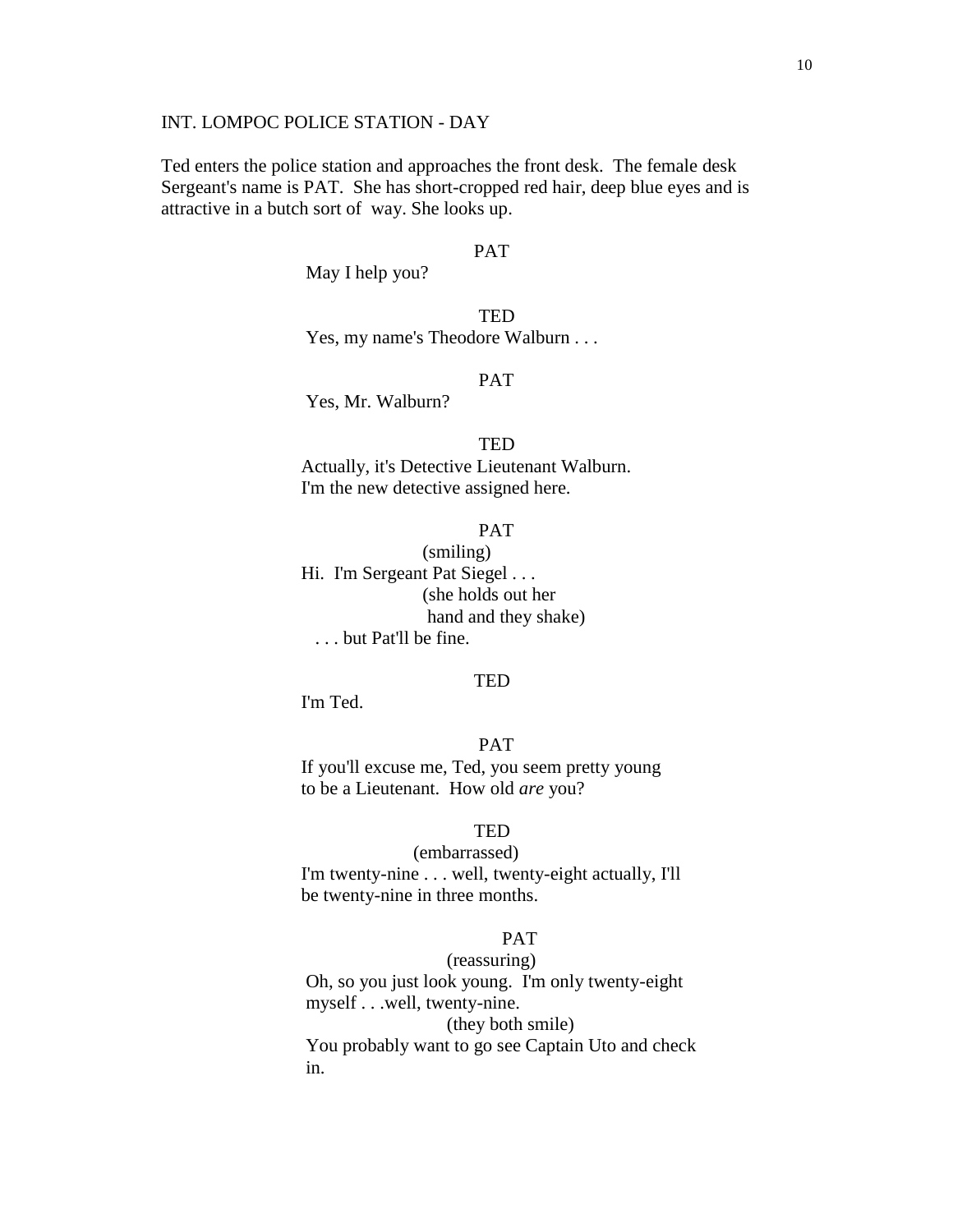INT. LOMPOC POLICE STATION - DAY

Ted enters the police station and approaches the front desk. The female desk Sergeant's name is PAT. She has short-cropped red hair, deep blue eyes and is attractive in a butch sort of way. She looks up.

PAT

May I help you?

TED

Yes, my name's Theodore Walburn . . .

PAT

Yes, Mr. Walburn?

TED

Actually, it's Detective Lieutenant Walburn. I'm the new detective assigned here.

PAT

(smiling)

Hi. I'm Sergeant Pat Siegel . . .

(she holds out her hand and they shake)

. . . but Pat'll be fine.

TED

I'm Ted.

PAT

If you'll excuse me, Ted, you seem pretty young to be a Lieutenant. How old *are* you?

TED

(embarrassed)

I'm twenty-nine . . . well, twenty-eight actually, I'll be twenty-nine in three months.

PAT

(reassuring)

Oh, so you just look young. I'm only twenty-eight myself . . .well, twenty-nine.

(they both smile)

You probably want to go see Captain Uto and check in.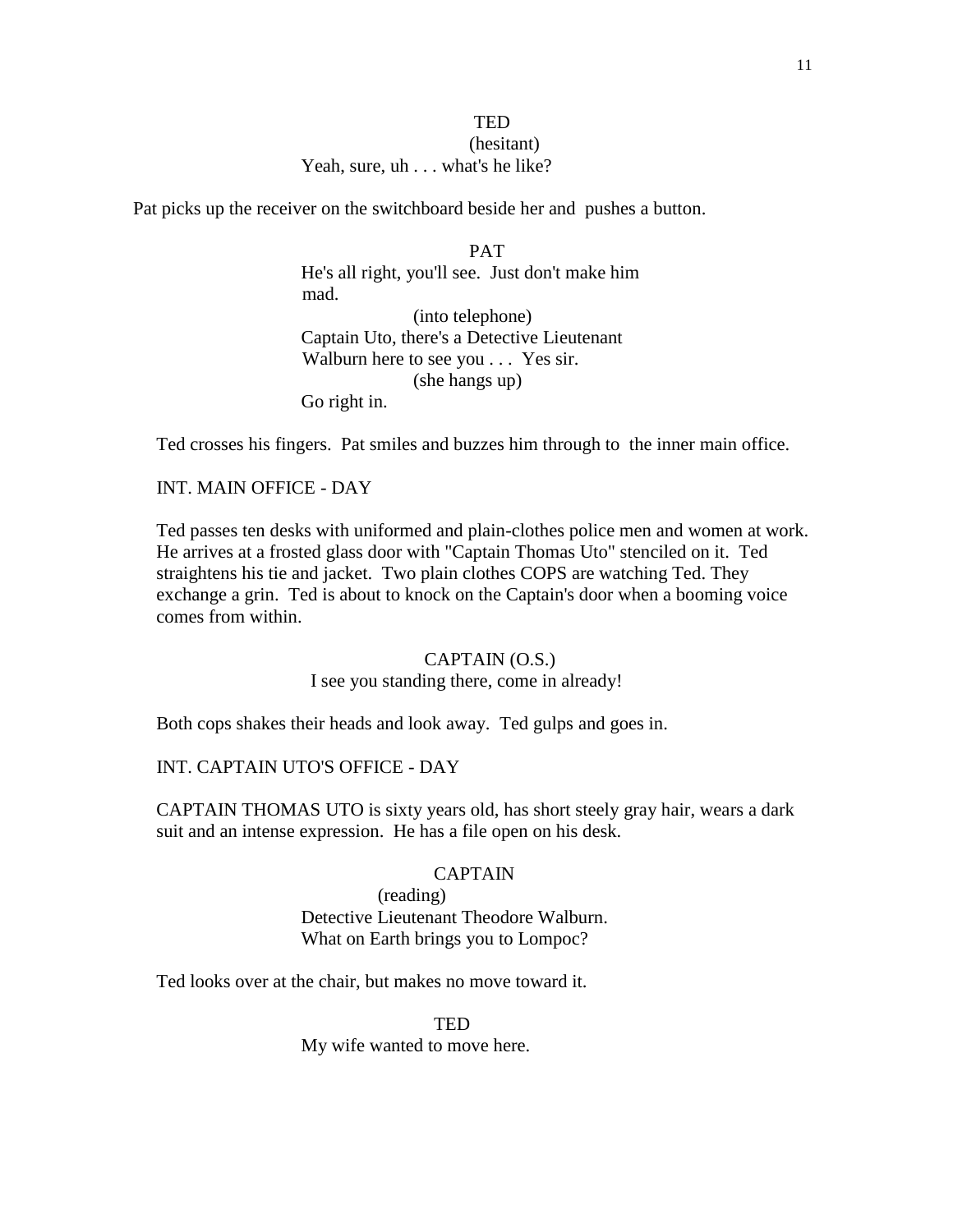TED
(hesitant)
Yeah, sure, uh . . . what's he like?

Pat picks up the receiver on the switchboard beside her and pushes a button.

PAT
He's all right, you'll see. Just don't make him mad.
(into telephone)
Captain Uto, there's a Detective Lieutenant Walburn here to see you . . . Yes sir.
(she hangs up)
Go right in.

Ted crosses his fingers. Pat smiles and buzzes him through to the inner main office.

INT. MAIN OFFICE - DAY

Ted passes ten desks with uniformed and plain-clothes police men and women at work. He arrives at a frosted glass door with "Captain Thomas Uto" stenciled on it. Ted straightens his tie and jacket. Two plain clothes COPS are watching Ted. They exchange a grin. Ted is about to knock on the Captain's door when a booming voice comes from within.

CAPTAIN (O.S.)
I see you standing there, come in already!

Both cops shakes their heads and look away. Ted gulps and goes in.

INT. CAPTAIN UTO'S OFFICE - DAY

CAPTAIN THOMAS UTO is sixty years old, has short steely gray hair, wears a dark suit and an intense expression. He has a file open on his desk.

CAPTAIN
(reading)
Detective Lieutenant Theodore Walburn.
What on Earth brings you to Lompoc?

Ted looks over at the chair, but makes no move toward it.

TED
My wife wanted to move here.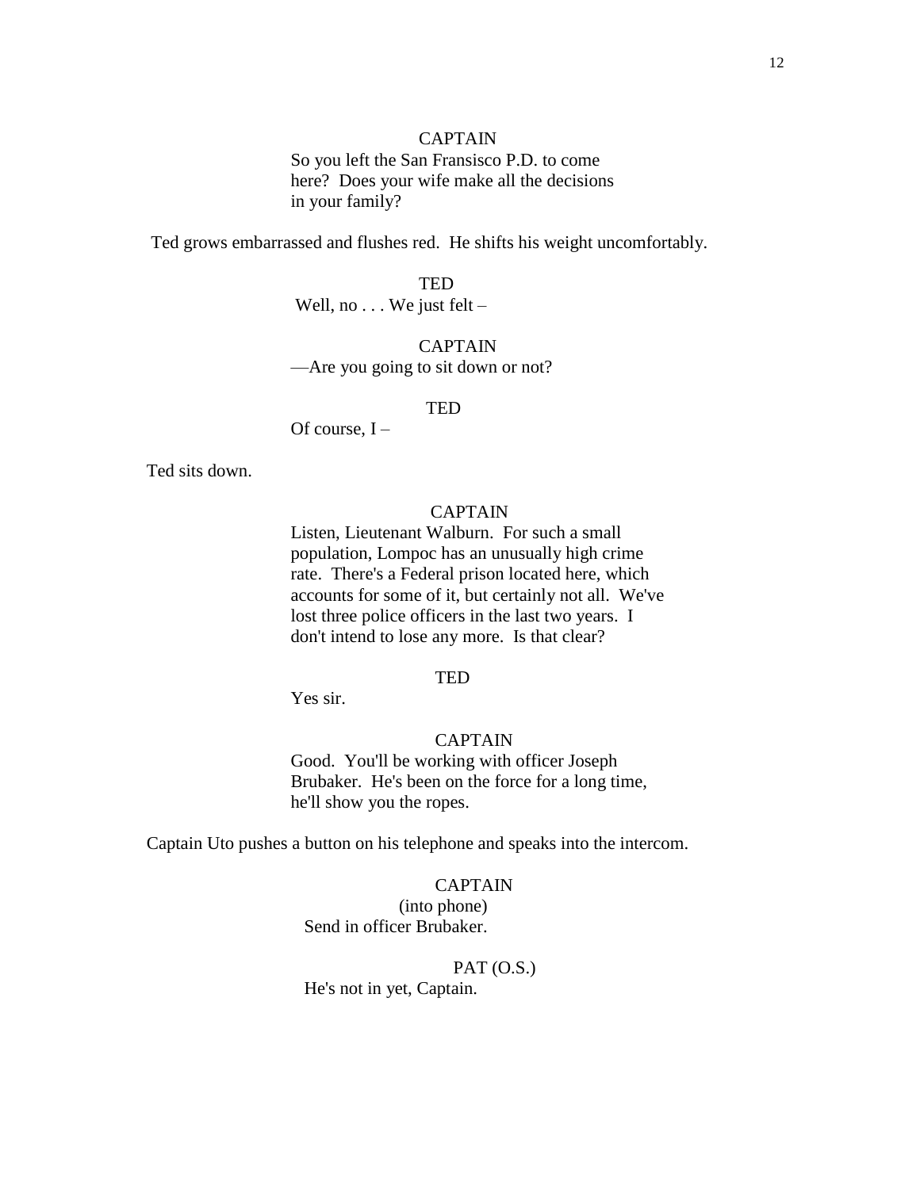CAPTAIN

So you left the San Fransisco P.D. to come here? Does your wife make all the decisions in your family?

Ted grows embarrassed and flushes red. He shifts his weight uncomfortably.

TED

Well, no . . . We just felt –

CAPTAIN

—Are you going to sit down or not?

TED

Of course, I –

Ted sits down.

CAPTAIN

Listen, Lieutenant Walburn. For such a small population, Lompoc has an unusually high crime rate. There's a Federal prison located here, which accounts for some of it, but certainly not all. We've lost three police officers in the last two years. I don't intend to lose any more. Is that clear?

TED

Yes sir.

CAPTAIN

Good. You'll be working with officer Joseph Brubaker. He's been on the force for a long time, he'll show you the ropes.

Captain Uto pushes a button on his telephone and speaks into the intercom.

CAPTAIN

(into phone)

Send in officer Brubaker.

PAT (O.S.)

He's not in yet, Captain.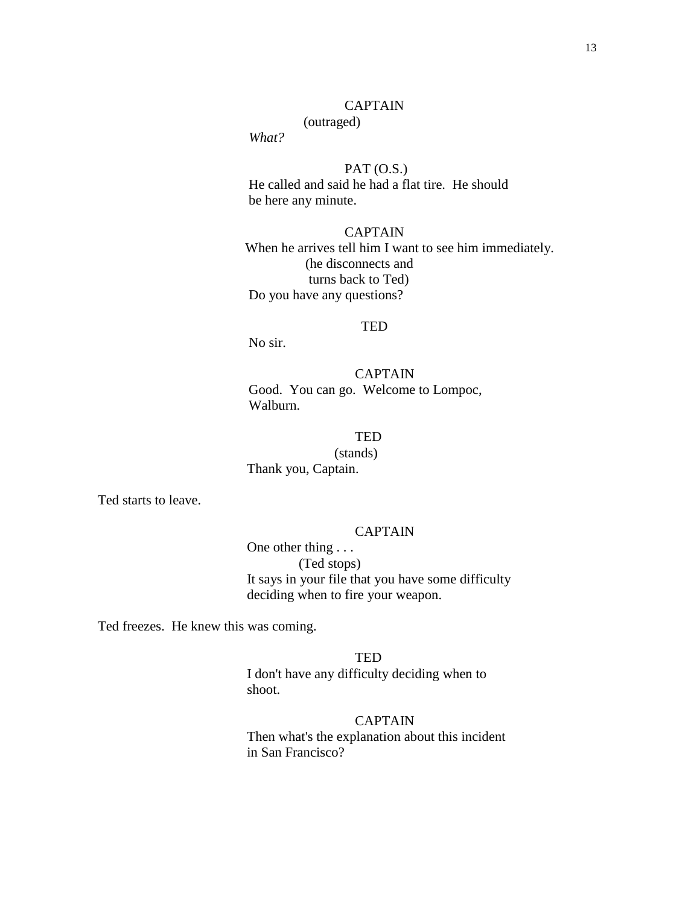CAPTAIN
(outraged)
*What?*

PAT (O.S.)
He called and said he had a flat tire.  He should be here any minute.

CAPTAIN
When he arrives tell him I want to see him immediately.
(he disconnects and turns back to Ted)
Do you have any questions?

TED
No sir.

CAPTAIN
Good.  You can go.  Welcome to Lompoc, Walburn.

TED
(stands)
Thank you, Captain.

Ted starts to leave.

CAPTAIN
One other thing . . .
(Ted stops)
It says in your file that you have some difficulty deciding when to fire your weapon.

Ted freezes.  He knew this was coming.

TED
I don't have any difficulty deciding when to shoot.

CAPTAIN
Then what's the explanation about this incident in San Francisco?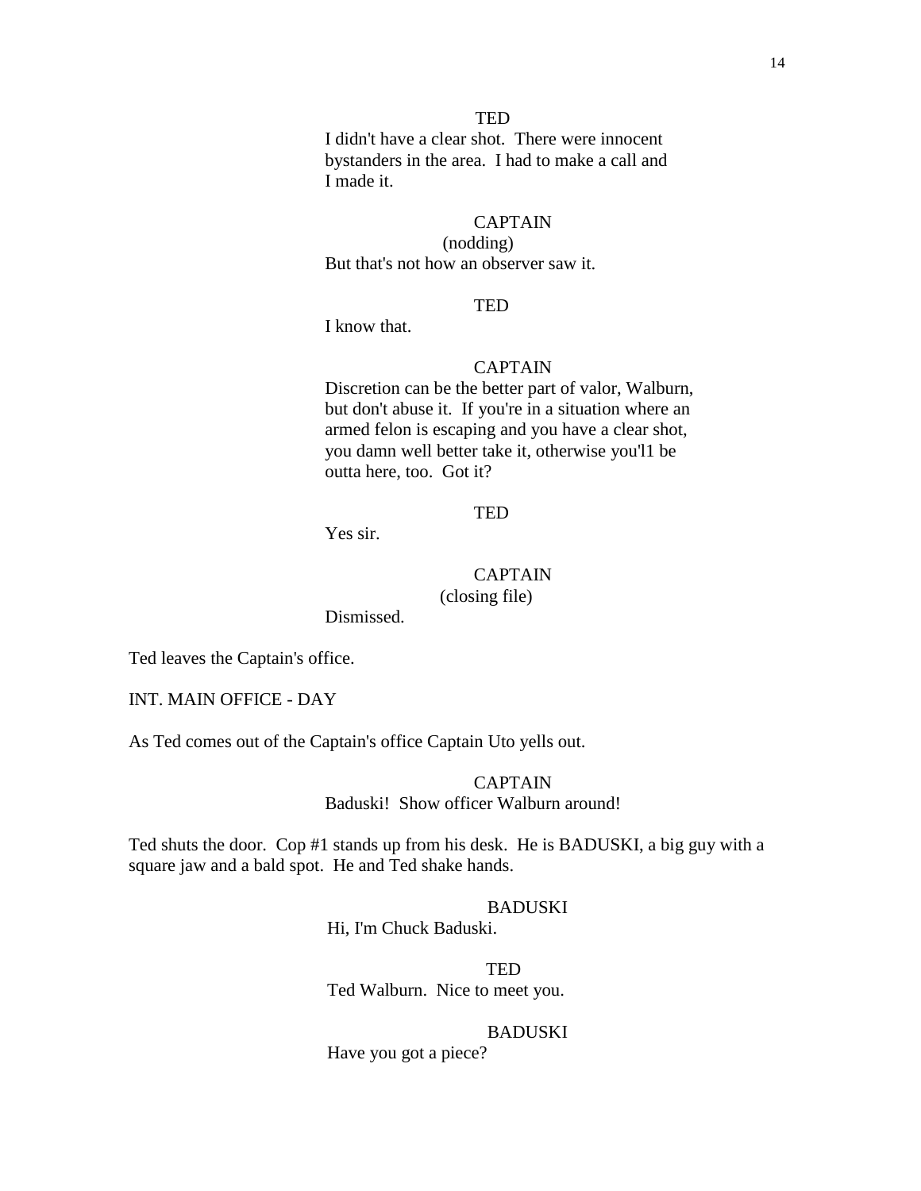TED

I didn't have a clear shot. There were innocent bystanders in the area. I had to make a call and I made it.

CAPTAIN

(nodding)

But that's not how an observer saw it.

TED

I know that.

CAPTAIN

Discretion can be the better part of valor, Walburn, but don't abuse it. If you're in a situation where an armed felon is escaping and you have a clear shot, you damn well better take it, otherwise you'l1 be outta here, too. Got it?

TED

Yes sir.

CAPTAIN

(closing file)

Dismissed.

Ted leaves the Captain's office.

INT. MAIN OFFICE - DAY

As Ted comes out of the Captain's office Captain Uto yells out.

CAPTAIN

Baduski! Show officer Walburn around!

Ted shuts the door. Cop #1 stands up from his desk. He is BADUSKI, a big guy with a square jaw and a bald spot. He and Ted shake hands.

BADUSKI

Hi, I'm Chuck Baduski.

TED

Ted Walburn. Nice to meet you.

BADUSKI

Have you got a piece?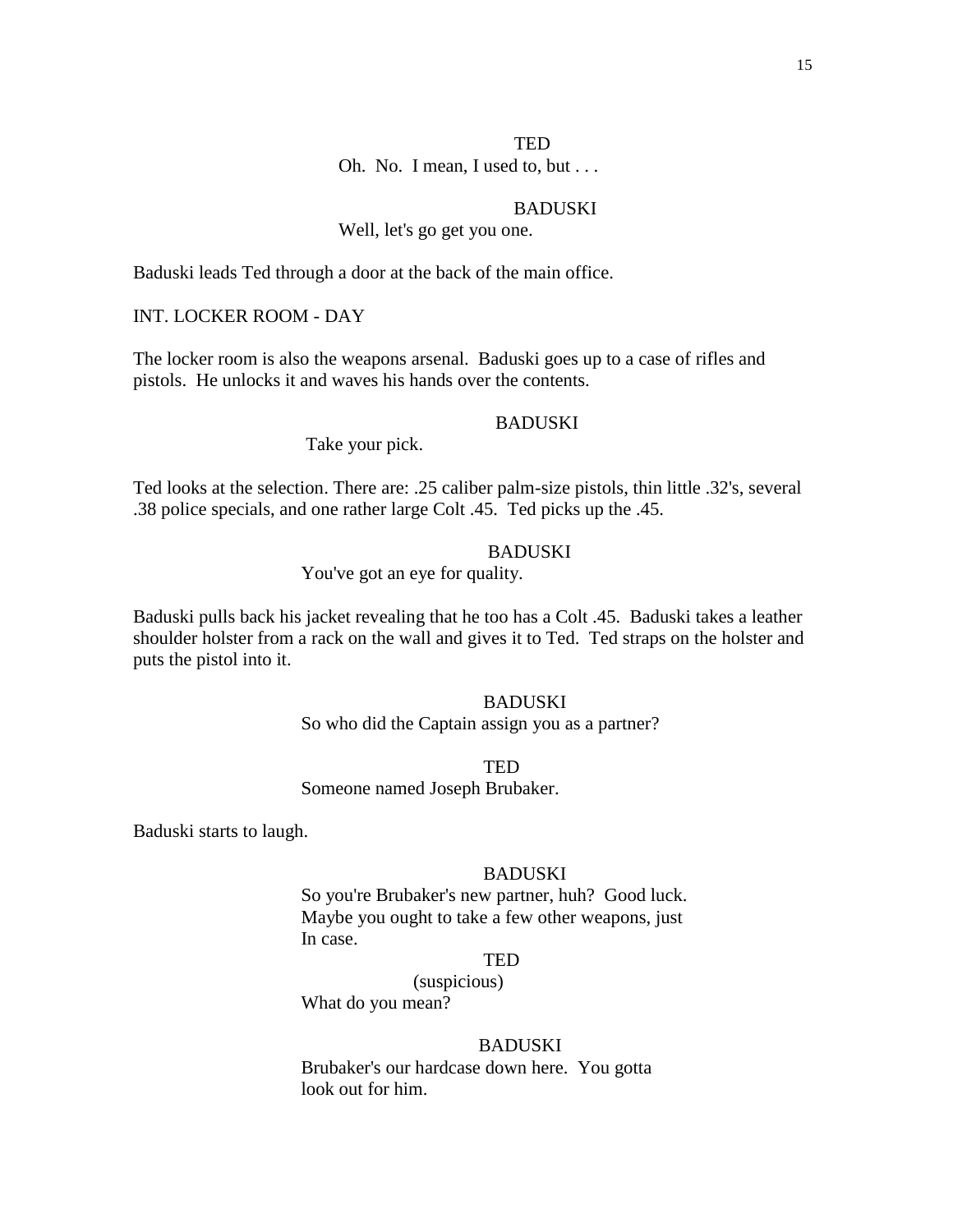TED

Oh. No. I mean, I used to, but . . .

BADUSKI

Well, let's go get you one.

Baduski leads Ted through a door at the back of the main office.

INT. LOCKER ROOM - DAY

The locker room is also the weapons arsenal. Baduski goes up to a case of rifles and pistols. He unlocks it and waves his hands over the contents.

BADUSKI

Take your pick.

Ted looks at the selection. There are: .25 caliber palm-size pistols, thin little .32's, several .38 police specials, and one rather large Colt .45. Ted picks up the .45.

BADUSKI

You've got an eye for quality.

Baduski pulls back his jacket revealing that he too has a Colt .45. Baduski takes a leather shoulder holster from a rack on the wall and gives it to Ted. Ted straps on the holster and puts the pistol into it.

BADUSKI

So who did the Captain assign you as a partner?

TED

Someone named Joseph Brubaker.

Baduski starts to laugh.

BADUSKI

So you're Brubaker's new partner, huh? Good luck. Maybe you ought to take a few other weapons, just In case.

TED

(suspicious)

What do you mean?

BADUSKI

Brubaker's our hardcase down here. You gotta look out for him.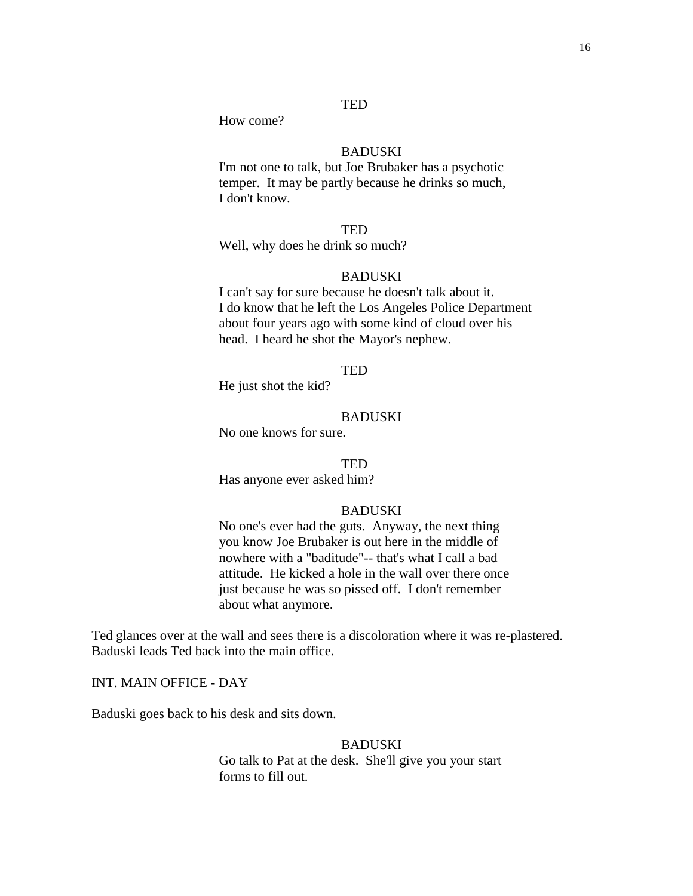TED

How come?

BADUSKI

I'm not one to talk, but Joe Brubaker has a psychotic temper. It may be partly because he drinks so much, I don't know.

TED

Well, why does he drink so much?

BADUSKI

I can't say for sure because he doesn't talk about it. I do know that he left the Los Angeles Police Department about four years ago with some kind of cloud over his head. I heard he shot the Mayor's nephew.

TED

He just shot the kid?

BADUSKI

No one knows for sure.

TED

Has anyone ever asked him?

BADUSKI

No one's ever had the guts. Anyway, the next thing you know Joe Brubaker is out here in the middle of nowhere with a "baditude"-- that's what I call a bad attitude. He kicked a hole in the wall over there once just because he was so pissed off. I don't remember about what anymore.

Ted glances over at the wall and sees there is a discoloration where it was re-plastered. Baduski leads Ted back into the main office.

INT. MAIN OFFICE - DAY

Baduski goes back to his desk and sits down.

BADUSKI

Go talk to Pat at the desk. She'll give you your start forms to fill out.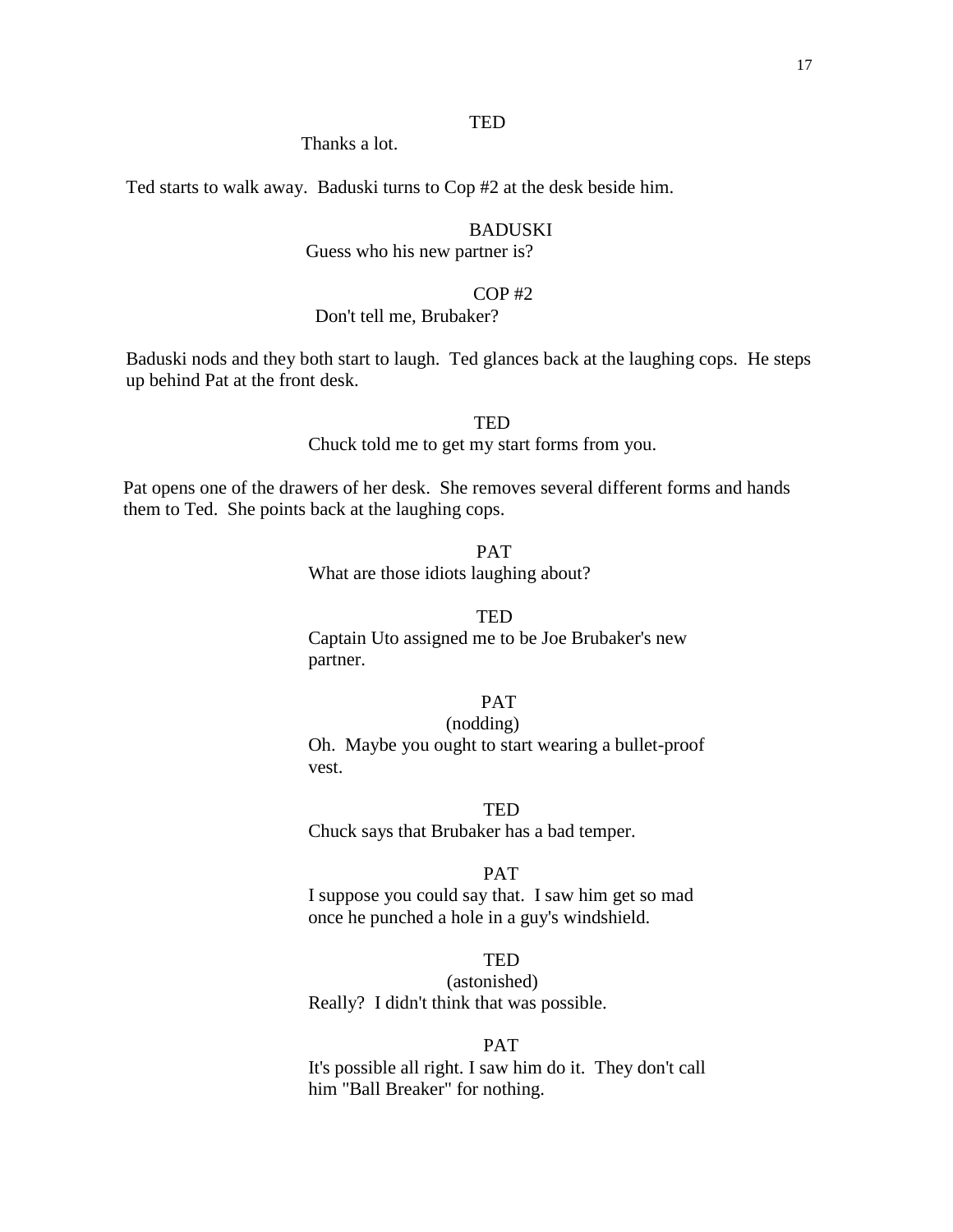TED

Thanks a lot.

Ted starts to walk away. Baduski turns to Cop #2 at the desk beside him.

BADUSKI

Guess who his new partner is?

COP #2

Don't tell me, Brubaker?

Baduski nods and they both start to laugh. Ted glances back at the laughing cops. He steps up behind Pat at the front desk.

TED

Chuck told me to get my start forms from you.

Pat opens one of the drawers of her desk. She removes several different forms and hands them to Ted. She points back at the laughing cops.

PAT

What are those idiots laughing about?

TED

Captain Uto assigned me to be Joe Brubaker's new partner.

PAT

(nodding)

Oh. Maybe you ought to start wearing a bullet-proof vest.

TED

Chuck says that Brubaker has a bad temper.

PAT

I suppose you could say that. I saw him get so mad once he punched a hole in a guy's windshield.

TED

(astonished)

Really? I didn't think that was possible.

PAT

It's possible all right. I saw him do it. They don't call him "Ball Breaker" for nothing.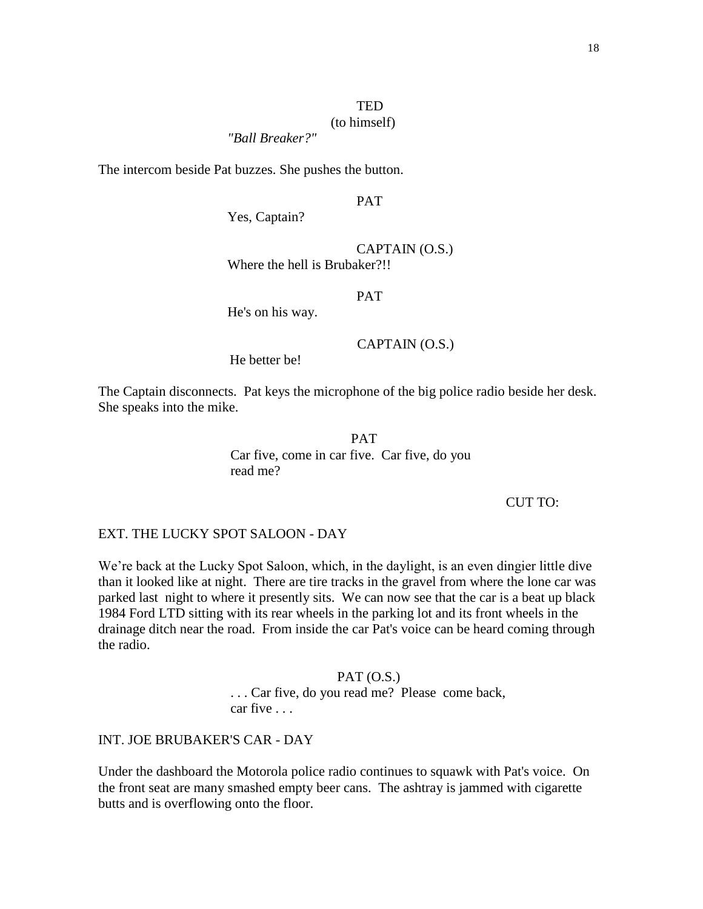TED
(to himself)
*"Ball Breaker?"*

The intercom beside Pat buzzes. She pushes the button.

PAT
Yes, Captain?

CAPTAIN (O.S.)
Where the hell is Brubaker?!!

PAT
He's on his way.

CAPTAIN (O.S.)
He better be!

The Captain disconnects. Pat keys the microphone of the big police radio beside her desk. She speaks into the mike.

PAT
Car five, come in car five. Car five, do you read me?

CUT TO:

EXT. THE LUCKY SPOT SALOON - DAY

We're back at the Lucky Spot Saloon, which, in the daylight, is an even dingier little dive than it looked like at night. There are tire tracks in the gravel from where the lone car was parked last night to where it presently sits. We can now see that the car is a beat up black 1984 Ford LTD sitting with its rear wheels in the parking lot and its front wheels in the drainage ditch near the road. From inside the car Pat's voice can be heard coming through the radio.

PAT (O.S.)
. . . Car five, do you read me? Please come back, car five . . .

INT. JOE BRUBAKER'S CAR - DAY

Under the dashboard the Motorola police radio continues to squawk with Pat's voice. On the front seat are many smashed empty beer cans. The ashtray is jammed with cigarette butts and is overflowing onto the floor.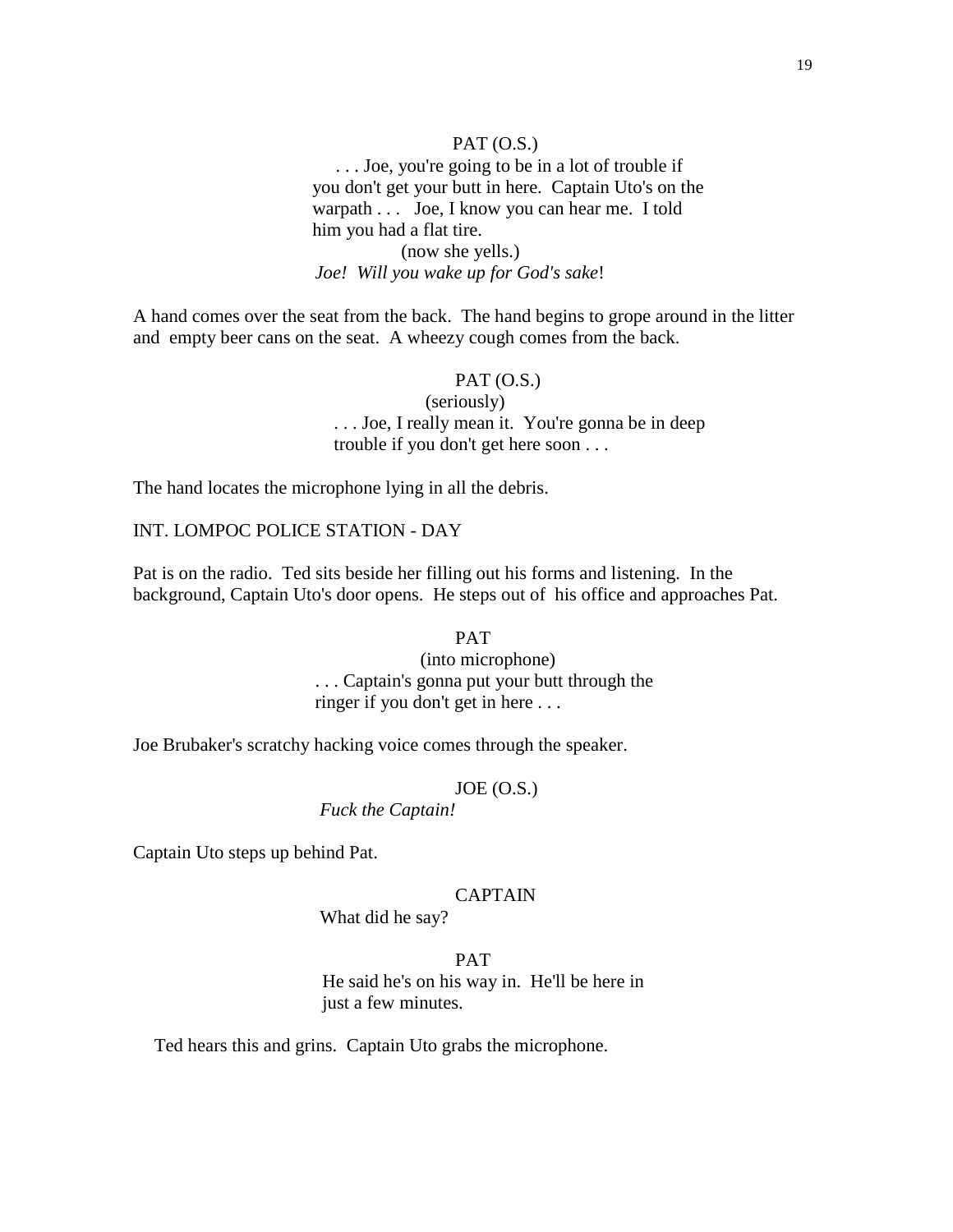PAT (O.S.)

. . . Joe, you're going to be in a lot of trouble if you don't get your butt in here. Captain Uto's on the warpath . . . Joe, I know you can hear me. I told him you had a flat tire.

(now she yells.)

*Joe! Will you wake up for God's sake*!

A hand comes over the seat from the back. The hand begins to grope around in the litter and empty beer cans on the seat. A wheezy cough comes from the back.

PAT (O.S.)

(seriously)

. . . Joe, I really mean it. You're gonna be in deep trouble if you don't get here soon . . .

The hand locates the microphone lying in all the debris.

INT. LOMPOC POLICE STATION - DAY

Pat is on the radio. Ted sits beside her filling out his forms and listening. In the background, Captain Uto's door opens. He steps out of his office and approaches Pat.

PAT

(into microphone)

. . . Captain's gonna put your butt through the ringer if you don't get in here . . .

Joe Brubaker's scratchy hacking voice comes through the speaker.

JOE (O.S.)

*Fuck the Captain!*

Captain Uto steps up behind Pat.

CAPTAIN

What did he say?

PAT

He said he's on his way in. He'll be here in just a few minutes.

Ted hears this and grins. Captain Uto grabs the microphone.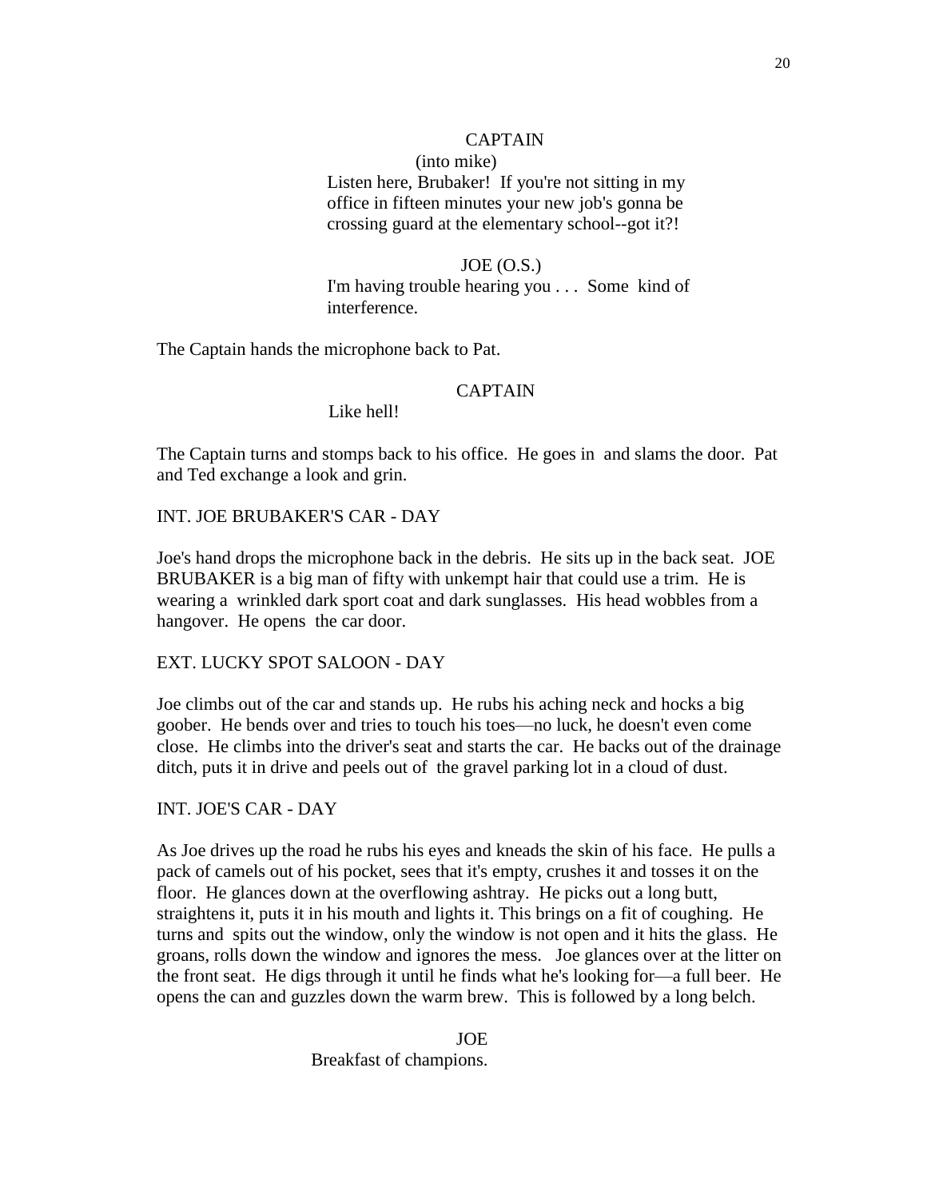CAPTAIN

(into mike)

Listen here, Brubaker! If you're not sitting in my office in fifteen minutes your new job's gonna be crossing guard at the elementary school--got it?!

JOE (O.S.)

I'm having trouble hearing you . . . Some kind of interference.

The Captain hands the microphone back to Pat.

CAPTAIN

Like hell!

The Captain turns and stomps back to his office. He goes in and slams the door. Pat and Ted exchange a look and grin.

INT. JOE BRUBAKER'S CAR - DAY

Joe's hand drops the microphone back in the debris. He sits up in the back seat. JOE BRUBAKER is a big man of fifty with unkempt hair that could use a trim. He is wearing a wrinkled dark sport coat and dark sunglasses. His head wobbles from a hangover. He opens the car door.

EXT. LUCKY SPOT SALOON - DAY

Joe climbs out of the car and stands up. He rubs his aching neck and hocks a big goober. He bends over and tries to touch his toes—no luck, he doesn't even come close. He climbs into the driver's seat and starts the car. He backs out of the drainage ditch, puts it in drive and peels out of the gravel parking lot in a cloud of dust.

INT. JOE'S CAR - DAY

As Joe drives up the road he rubs his eyes and kneads the skin of his face. He pulls a pack of camels out of his pocket, sees that it's empty, crushes it and tosses it on the floor. He glances down at the overflowing ashtray. He picks out a long butt, straightens it, puts it in his mouth and lights it. This brings on a fit of coughing. He turns and spits out the window, only the window is not open and it hits the glass. He groans, rolls down the window and ignores the mess. Joe glances over at the litter on the front seat. He digs through it until he finds what he's looking for—a full beer. He opens the can and guzzles down the warm brew. This is followed by a long belch.

JOE

Breakfast of champions.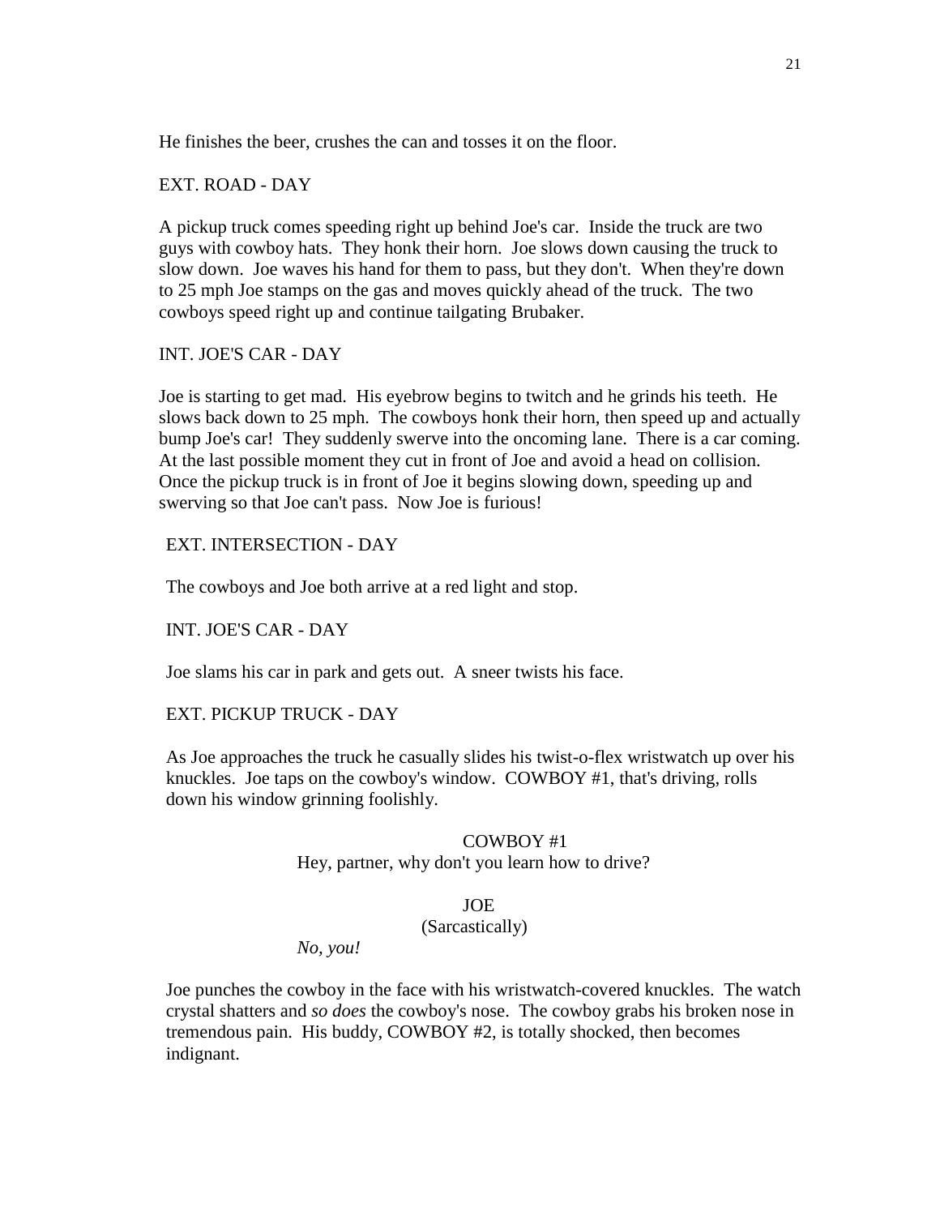He finishes the beer, crushes the can and tosses it on the floor.

EXT. ROAD - DAY

A pickup truck comes speeding right up behind Joe's car. Inside the truck are two guys with cowboy hats. They honk their horn. Joe slows down causing the truck to slow down. Joe waves his hand for them to pass, but they don't. When they're down to 25 mph Joe stamps on the gas and moves quickly ahead of the truck. The two cowboys speed right up and continue tailgating Brubaker.

INT. JOE'S CAR - DAY

Joe is starting to get mad. His eyebrow begins to twitch and he grinds his teeth. He slows back down to 25 mph. The cowboys honk their horn, then speed up and actually bump Joe's car! They suddenly swerve into the oncoming lane. There is a car coming. At the last possible moment they cut in front of Joe and avoid a head on collision. Once the pickup truck is in front of Joe it begins slowing down, speeding up and swerving so that Joe can't pass. Now Joe is furious!

EXT. INTERSECTION - DAY

The cowboys and Joe both arrive at a red light and stop.

INT. JOE'S CAR - DAY

Joe slams his car in park and gets out. A sneer twists his face.

EXT. PICKUP TRUCK - DAY

As Joe approaches the truck he casually slides his twist-o-flex wristwatch up over his knuckles. Joe taps on the cowboy's window. COWBOY #1, that's driving, rolls down his window grinning foolishly.

COWBOY #1
Hey, partner, why don't you learn how to drive?

JOE
(Sarcastically)
*No, you!*

Joe punches the cowboy in the face with his wristwatch-covered knuckles. The watch crystal shatters and *so does* the cowboy's nose. The cowboy grabs his broken nose in tremendous pain. His buddy, COWBOY #2, is totally shocked, then becomes indignant.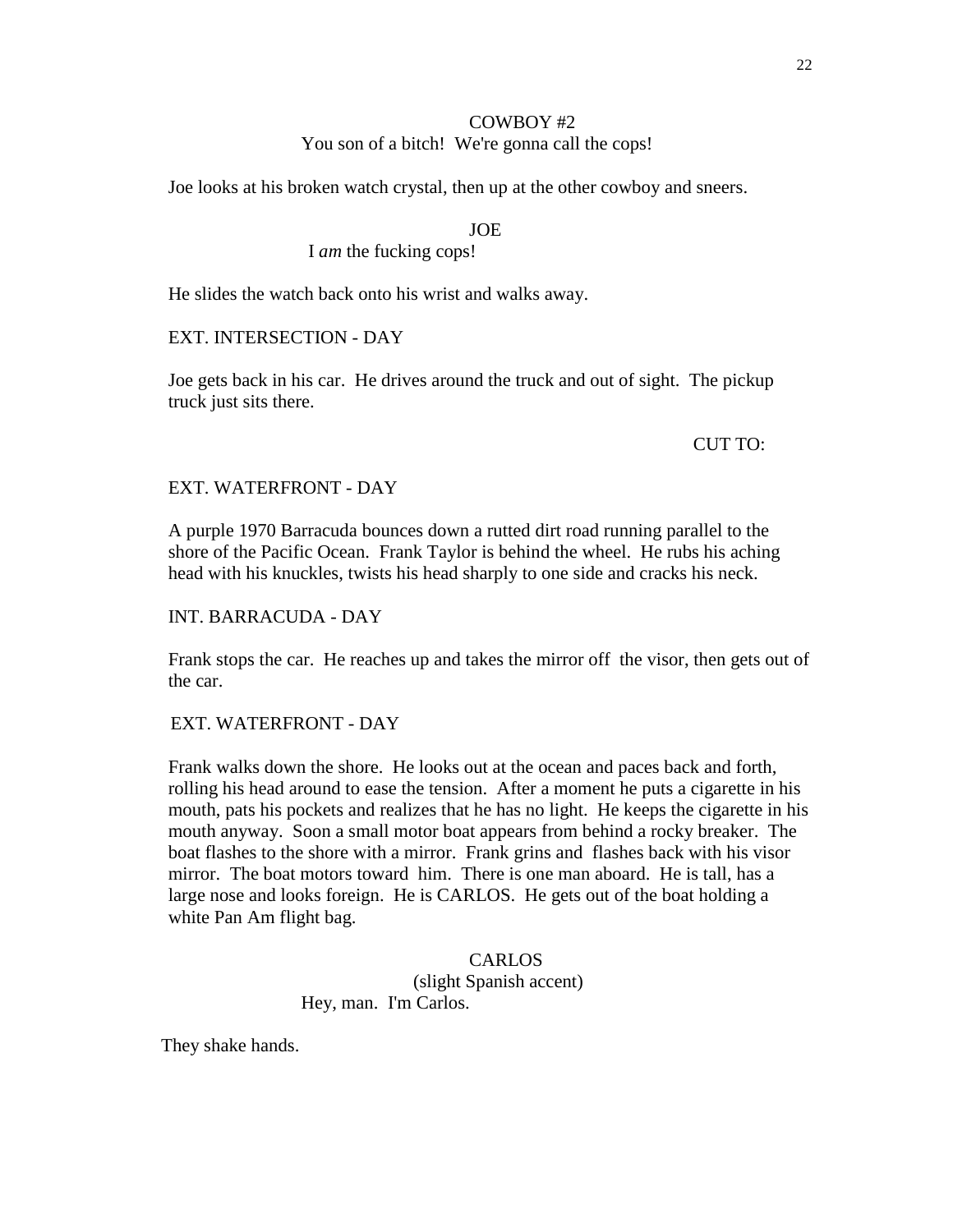COWBOY #2

You son of a bitch!  We're gonna call the cops!

Joe looks at his broken watch crystal, then up at the other cowboy and sneers.

JOE

I *am* the fucking cops!

He slides the watch back onto his wrist and walks away.

EXT. INTERSECTION - DAY

Joe gets back in his car.  He drives around the truck and out of sight.  The pickup truck just sits there.

CUT TO:

EXT. WATERFRONT - DAY

A purple 1970 Barracuda bounces down a rutted dirt road running parallel to the shore of the Pacific Ocean.  Frank Taylor is behind the wheel.  He rubs his aching head with his knuckles, twists his head sharply to one side and cracks his neck.

INT. BARRACUDA - DAY

Frank stops the car.  He reaches up and takes the mirror off  the visor, then gets out of the car.

EXT. WATERFRONT - DAY

Frank walks down the shore.  He looks out at the ocean and paces back and forth, rolling his head around to ease the tension.  After a moment he puts a cigarette in his mouth, pats his pockets and realizes that he has no light.  He keeps the cigarette in his mouth anyway.  Soon a small motor boat appears from behind a rocky breaker.  The boat flashes to the shore with a mirror.  Frank grins and  flashes back with his visor mirror.  The boat motors toward  him.  There is one man aboard.  He is tall, has a large nose and looks foreign.  He is CARLOS.  He gets out of the boat holding a white Pan Am flight bag.

CARLOS

(slight Spanish accent)

Hey, man.  I'm Carlos.

They shake hands.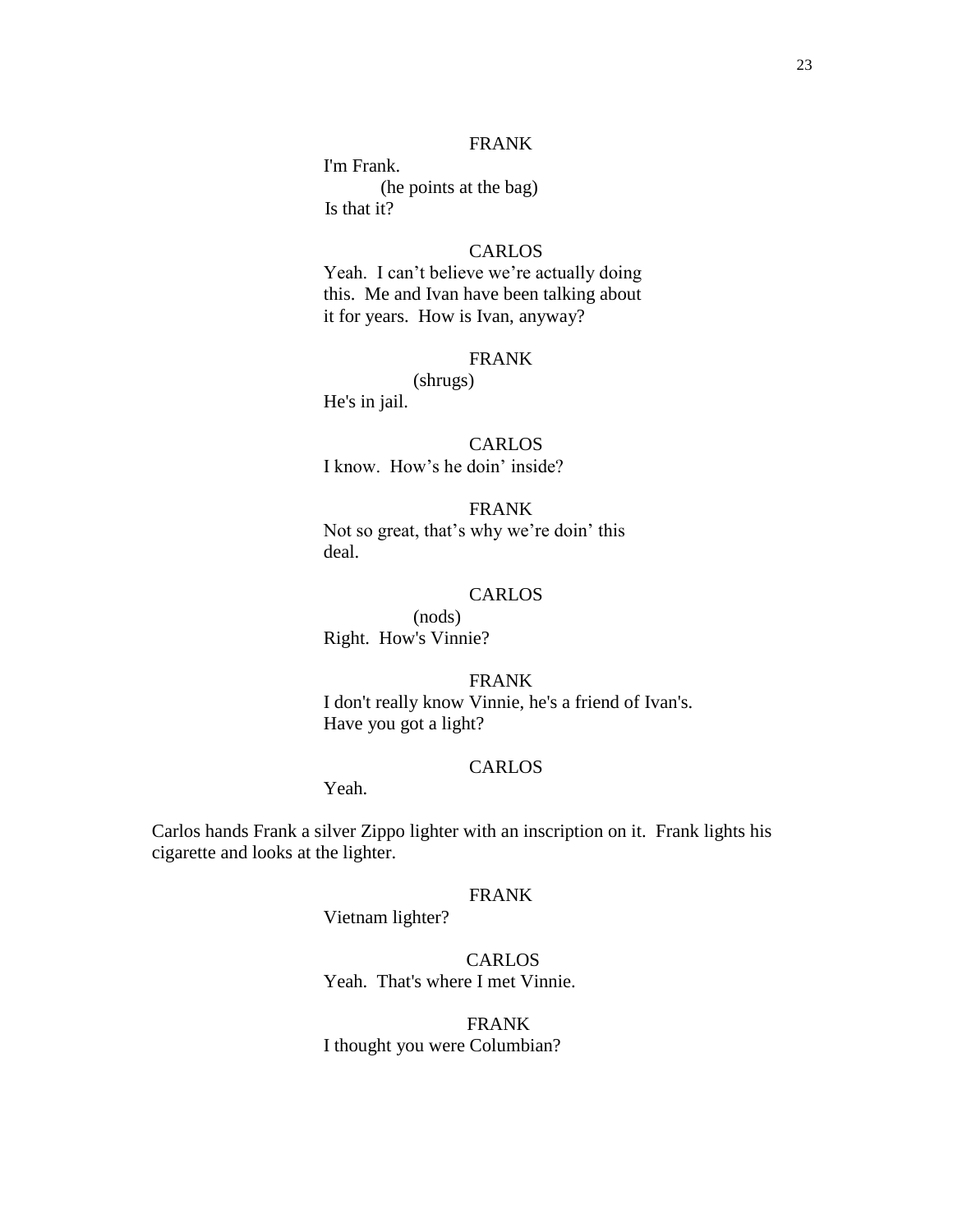FRANK

I'm Frank.

(he points at the bag)

Is that it?

CARLOS

Yeah. I can't believe we're actually doing this. Me and Ivan have been talking about it for years. How is Ivan, anyway?

FRANK

(shrugs)

He's in jail.

CARLOS

I know. How's he doin' inside?

FRANK

Not so great, that's why we're doin' this deal.

CARLOS

(nods)

Right. How's Vinnie?

FRANK

I don't really know Vinnie, he's a friend of Ivan's. Have you got a light?

CARLOS

Yeah.

Carlos hands Frank a silver Zippo lighter with an inscription on it. Frank lights his cigarette and looks at the lighter.

FRANK

Vietnam lighter?

CARLOS

Yeah. That's where I met Vinnie.

FRANK

I thought you were Columbian?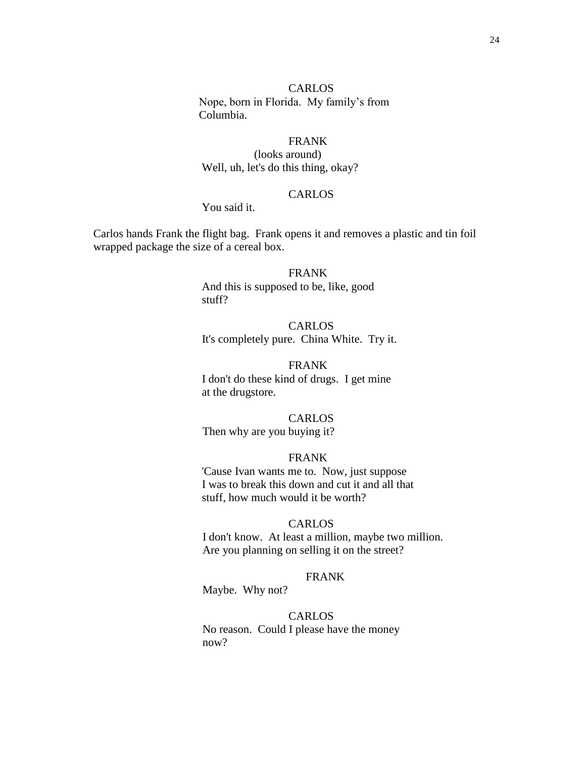CARLOS
Nope, born in Florida. My family's from Columbia.

FRANK
(looks around)
Well, uh, let's do this thing, okay?

CARLOS
You said it.

Carlos hands Frank the flight bag. Frank opens it and removes a plastic and tin foil wrapped package the size of a cereal box.

FRANK
And this is supposed to be, like, good stuff?

CARLOS
It's completely pure. China White. Try it.

FRANK
I don't do these kind of drugs. I get mine at the drugstore.

CARLOS
Then why are you buying it?

FRANK
'Cause Ivan wants me to. Now, just suppose I was to break this down and cut it and all that stuff, how much would it be worth?

CARLOS
I don't know. At least a million, maybe two million. Are you planning on selling it on the street?

FRANK
Maybe. Why not?

CARLOS
No reason. Could I please have the money now?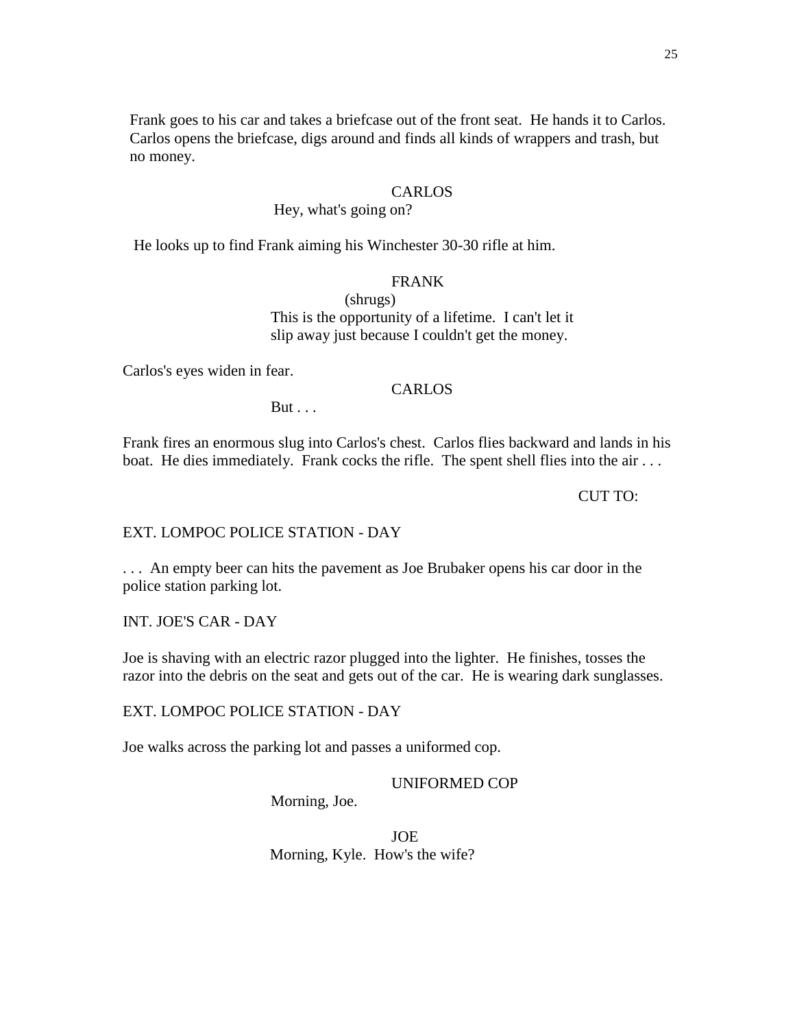Frank goes to his car and takes a briefcase out of the front seat. He hands it to Carlos. Carlos opens the briefcase, digs around and finds all kinds of wrappers and trash, but no money.

CARLOS

Hey, what's going on?

He looks up to find Frank aiming his Winchester 30-30 rifle at him.

FRANK

(shrugs)

This is the opportunity of a lifetime. I can't let it slip away just because I couldn't get the money.

Carlos's eyes widen in fear.

CARLOS

But . . .

Frank fires an enormous slug into Carlos's chest. Carlos flies backward and lands in his boat. He dies immediately. Frank cocks the rifle. The spent shell flies into the air . . .

CUT TO:

EXT. LOMPOC POLICE STATION - DAY

. . . An empty beer can hits the pavement as Joe Brubaker opens his car door in the police station parking lot.

INT. JOE'S CAR - DAY

Joe is shaving with an electric razor plugged into the lighter. He finishes, tosses the razor into the debris on the seat and gets out of the car. He is wearing dark sunglasses.

EXT. LOMPOC POLICE STATION - DAY

Joe walks across the parking lot and passes a uniformed cop.

UNIFORMED COP

Morning, Joe.

JOE

Morning, Kyle. How's the wife?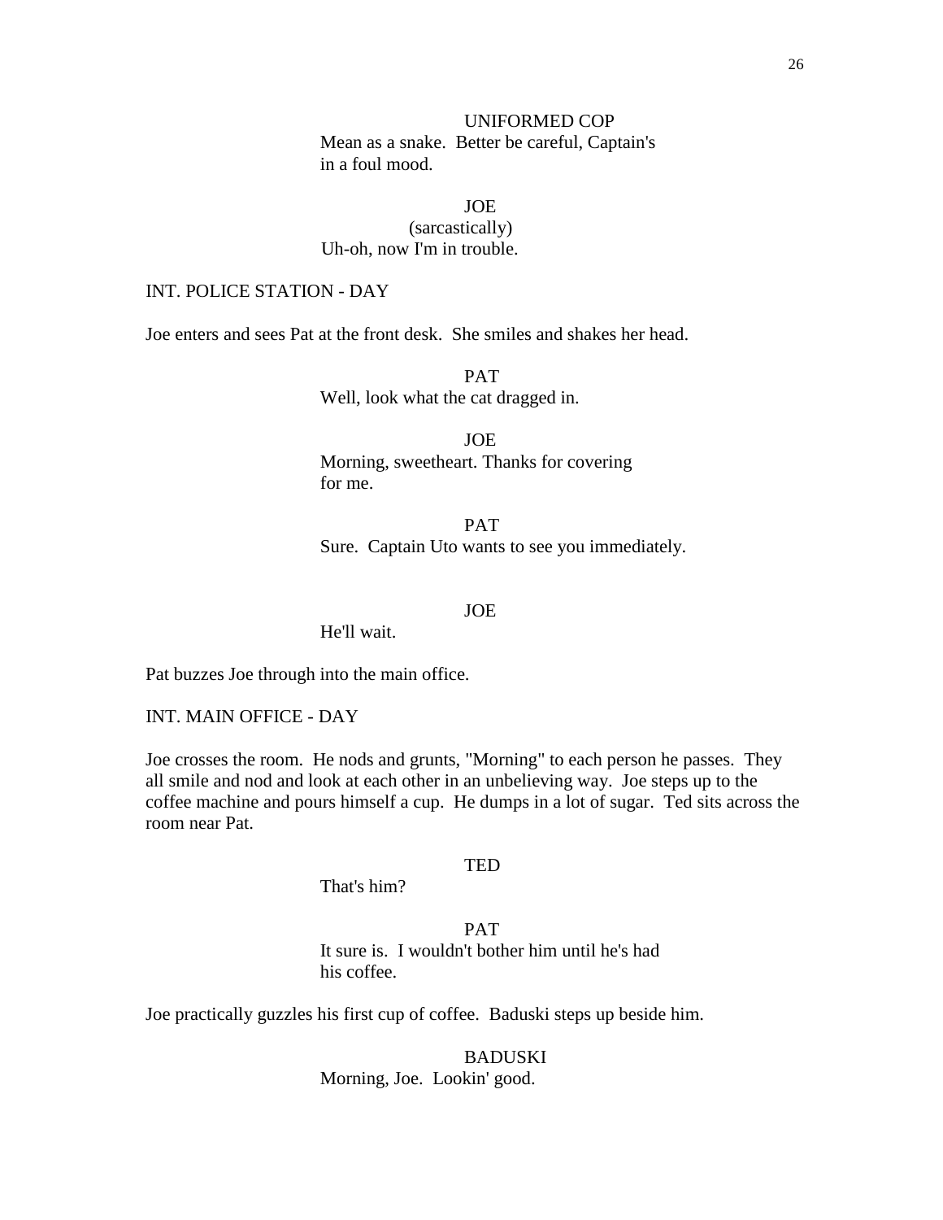UNIFORMED COP

Mean as a snake. Better be careful, Captain's in a foul mood.

JOE

(sarcastically)

Uh-oh, now I'm in trouble.

INT. POLICE STATION - DAY

Joe enters and sees Pat at the front desk. She smiles and shakes her head.

PAT

Well, look what the cat dragged in.

JOE

Morning, sweetheart. Thanks for covering for me.

PAT

Sure. Captain Uto wants to see you immediately.

JOE

He'll wait.

Pat buzzes Joe through into the main office.

INT. MAIN OFFICE - DAY

Joe crosses the room. He nods and grunts, "Morning" to each person he passes. They all smile and nod and look at each other in an unbelieving way. Joe steps up to the coffee machine and pours himself a cup. He dumps in a lot of sugar. Ted sits across the room near Pat.

TED

That's him?

PAT

It sure is. I wouldn't bother him until he's had his coffee.

Joe practically guzzles his first cup of coffee. Baduski steps up beside him.

BADUSKI

Morning, Joe. Lookin' good.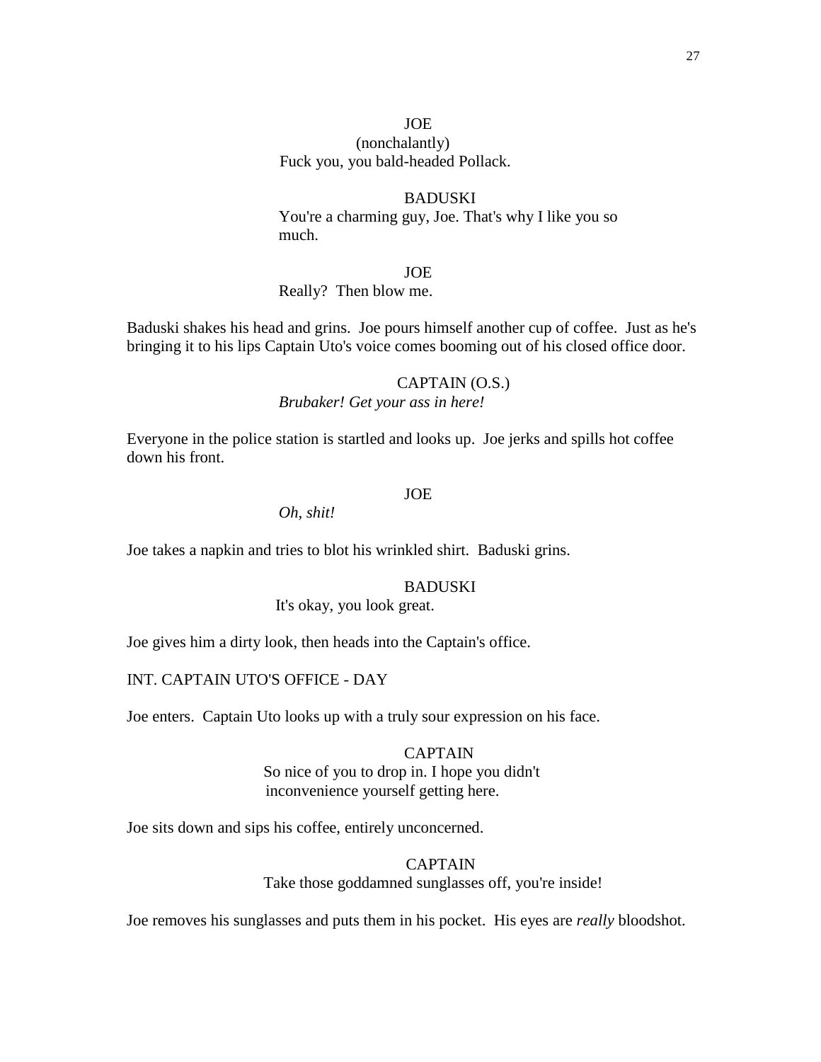JOE
(nonchalantly)
Fuck you, you bald-headed Pollack.

BADUSKI
You're a charming guy, Joe. That's why I like you so much.

JOE
Really?  Then blow me.

Baduski shakes his head and grins.  Joe pours himself another cup of coffee.  Just as he's bringing it to his lips Captain Uto's voice comes booming out of his closed office door.

CAPTAIN (O.S.)
*Brubaker! Get your ass in here!*

Everyone in the police station is startled and looks up.  Joe jerks and spills hot coffee down his front.

JOE
*Oh, shit!*

Joe takes a napkin and tries to blot his wrinkled shirt.  Baduski grins.

BADUSKI
It's okay, you look great.

Joe gives him a dirty look, then heads into the Captain's office.

INT. CAPTAIN UTO'S OFFICE - DAY

Joe enters.  Captain Uto looks up with a truly sour expression on his face.

CAPTAIN
So nice of you to drop in. I hope you didn't inconvenience yourself getting here.

Joe sits down and sips his coffee, entirely unconcerned.

CAPTAIN
Take those goddamned sunglasses off, you're inside!

Joe removes his sunglasses and puts them in his pocket.  His eyes are *really* bloodshot.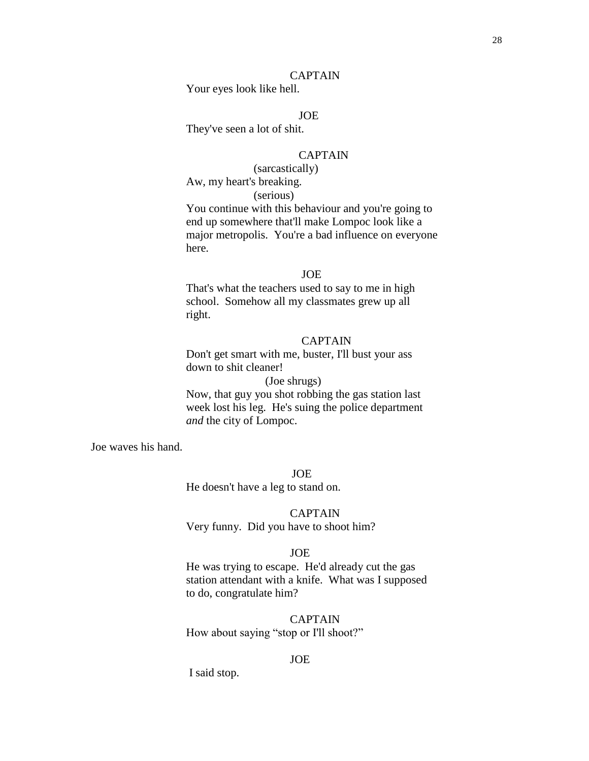CAPTAIN

Your eyes look like hell.

JOE

They've seen a lot of shit.

CAPTAIN

(sarcastically)

Aw, my heart's breaking.

(serious)

You continue with this behaviour and you're going to end up somewhere that'll make Lompoc look like a major metropolis. You're a bad influence on everyone here.

JOE

That's what the teachers used to say to me in high school. Somehow all my classmates grew up all right.

CAPTAIN

Don't get smart with me, buster, I'll bust your ass down to shit cleaner!

(Joe shrugs)

Now, that guy you shot robbing the gas station last week lost his leg. He's suing the police department *and* the city of Lompoc.

Joe waves his hand.

JOE

He doesn't have a leg to stand on.

CAPTAIN

Very funny. Did you have to shoot him?

JOE

He was trying to escape. He'd already cut the gas station attendant with a knife. What was I supposed to do, congratulate him?

CAPTAIN

How about saying "stop or I'll shoot?"

JOE

I said stop.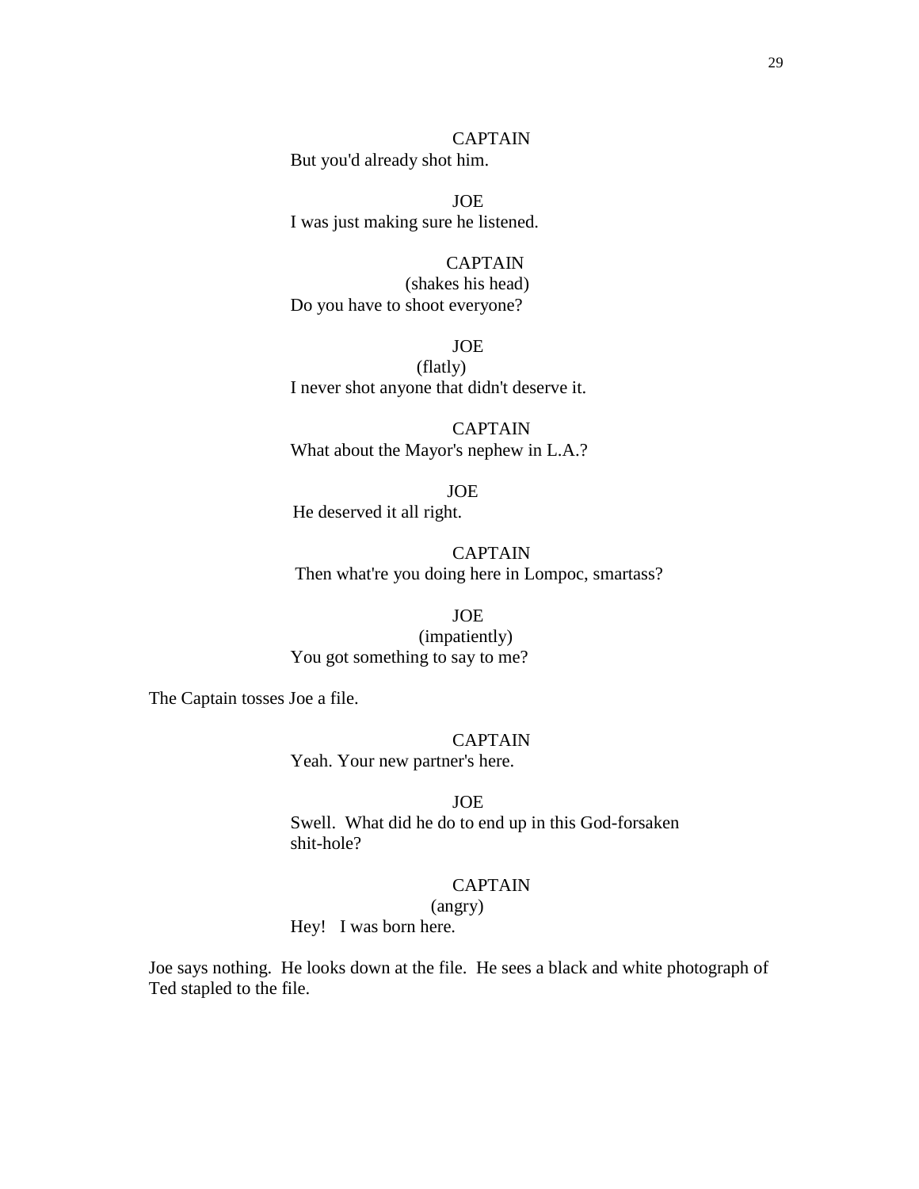CAPTAIN

But you'd already shot him.

JOE

I was just making sure he listened.

CAPTAIN

(shakes his head)

Do you have to shoot everyone?

JOE

(flatly)

I never shot anyone that didn't deserve it.

CAPTAIN

What about the Mayor's nephew in L.A.?

JOE

He deserved it all right.

CAPTAIN

Then what're you doing here in Lompoc, smartass?

JOE

(impatiently)

You got something to say to me?

The Captain tosses Joe a file.

CAPTAIN

Yeah. Your new partner's here.

JOE

Swell. What did he do to end up in this God-forsaken shit-hole?

CAPTAIN

(angry)

Hey! I was born here.

Joe says nothing. He looks down at the file. He sees a black and white photograph of Ted stapled to the file.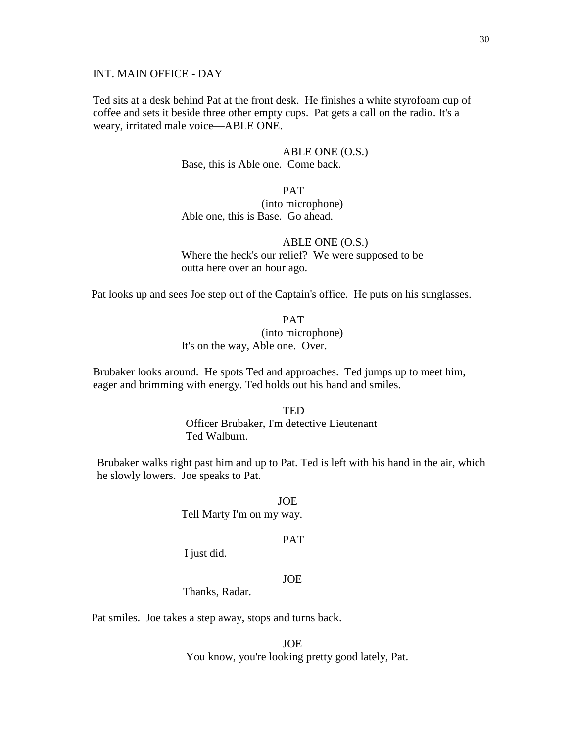INT. MAIN OFFICE - DAY

Ted sits at a desk behind Pat at the front desk. He finishes a white styrofoam cup of coffee and sets it beside three other empty cups. Pat gets a call on the radio. It's a weary, irritated male voice—ABLE ONE.

ABLE ONE (O.S.)
Base, this is Able one. Come back.

PAT
(into microphone)
Able one, this is Base. Go ahead.

ABLE ONE (O.S.)
Where the heck's our relief? We were supposed to be outta here over an hour ago.

Pat looks up and sees Joe step out of the Captain's office. He puts on his sunglasses.

PAT
(into microphone)
It's on the way, Able one. Over.

Brubaker looks around. He spots Ted and approaches. Ted jumps up to meet him, eager and brimming with energy. Ted holds out his hand and smiles.

TED
Officer Brubaker, I'm detective Lieutenant Ted Walburn.

Brubaker walks right past him and up to Pat. Ted is left with his hand in the air, which he slowly lowers. Joe speaks to Pat.

JOE
Tell Marty I'm on my way.

PAT
I just did.

JOE
Thanks, Radar.

Pat smiles. Joe takes a step away, stops and turns back.

JOE
You know, you're looking pretty good lately, Pat.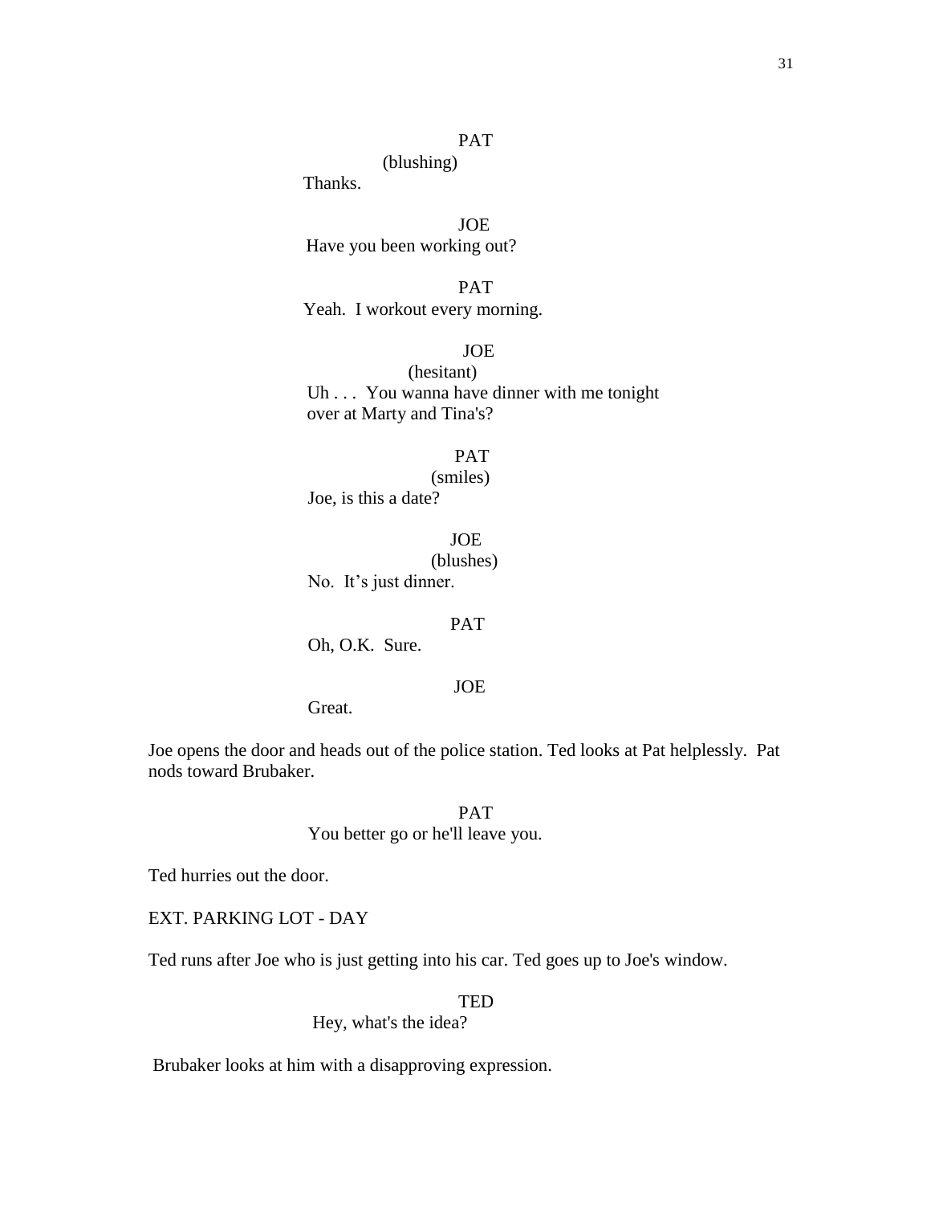PAT
(blushing)
Thanks.

JOE
Have you been working out?

PAT
Yeah. I workout every morning.

JOE
(hesitant)
Uh . . . You wanna have dinner with me tonight over at Marty and Tina's?

PAT
(smiles)
Joe, is this a date?

JOE
(blushes)
No. It's just dinner.

PAT
Oh, O.K. Sure.

JOE
Great.

Joe opens the door and heads out of the police station. Ted looks at Pat helplessly. Pat nods toward Brubaker.

PAT
You better go or he'll leave you.

Ted hurries out the door.

EXT. PARKING LOT - DAY

Ted runs after Joe who is just getting into his car. Ted goes up to Joe's window.

TED
Hey, what's the idea?

Brubaker looks at him with a disapproving expression.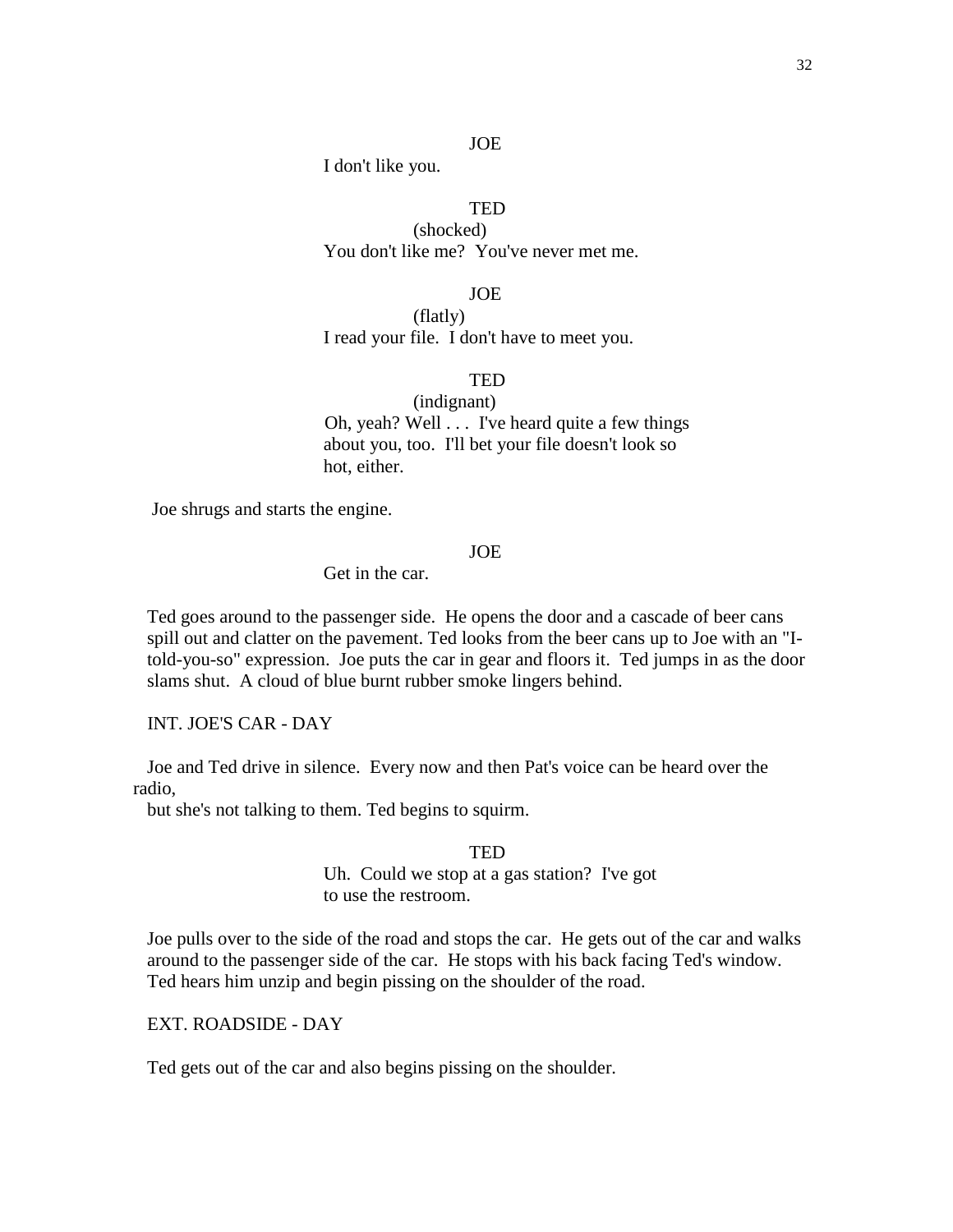JOE

I don't like you.

TED

(shocked)

You don't like me? You've never met me.

JOE

(flatly)

I read your file. I don't have to meet you.

TED

(indignant)

Oh, yeah? Well . . . I've heard quite a few things about you, too. I'll bet your file doesn't look so hot, either.

Joe shrugs and starts the engine.

JOE

Get in the car.

Ted goes around to the passenger side. He opens the door and a cascade of beer cans spill out and clatter on the pavement. Ted looks from the beer cans up to Joe with an "I-told-you-so" expression. Joe puts the car in gear and floors it. Ted jumps in as the door slams shut. A cloud of blue burnt rubber smoke lingers behind.

INT. JOE'S CAR - DAY

Joe and Ted drive in silence. Every now and then Pat's voice can be heard over the radio,
but she's not talking to them. Ted begins to squirm.

TED

Uh. Could we stop at a gas station? I've got to use the restroom.

Joe pulls over to the side of the road and stops the car. He gets out of the car and walks around to the passenger side of the car. He stops with his back facing Ted's window. Ted hears him unzip and begin pissing on the shoulder of the road.

EXT. ROADSIDE - DAY

Ted gets out of the car and also begins pissing on the shoulder.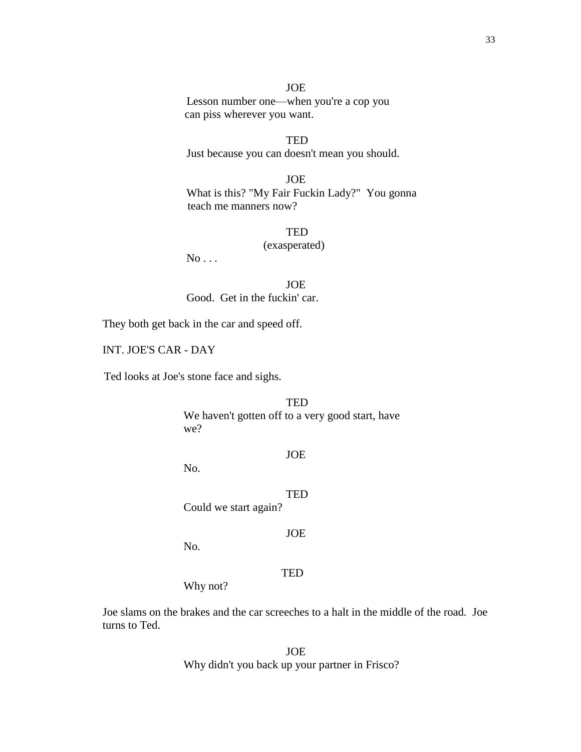JOE

Lesson number one—when you're a cop you can piss wherever you want.

TED

Just because you can doesn't mean you should.

JOE

What is this? "My Fair Fuckin Lady?" You gonna teach me manners now?

TED

(exasperated)

No . . .

JOE

Good. Get in the fuckin' car.

They both get back in the car and speed off.

INT. JOE'S CAR - DAY

Ted looks at Joe's stone face and sighs.

TED

We haven't gotten off to a very good start, have we?

JOE

No.

TED

Could we start again?

JOE

No.

TED

Why not?

Joe slams on the brakes and the car screeches to a halt in the middle of the road. Joe turns to Ted.

JOE

Why didn't you back up your partner in Frisco?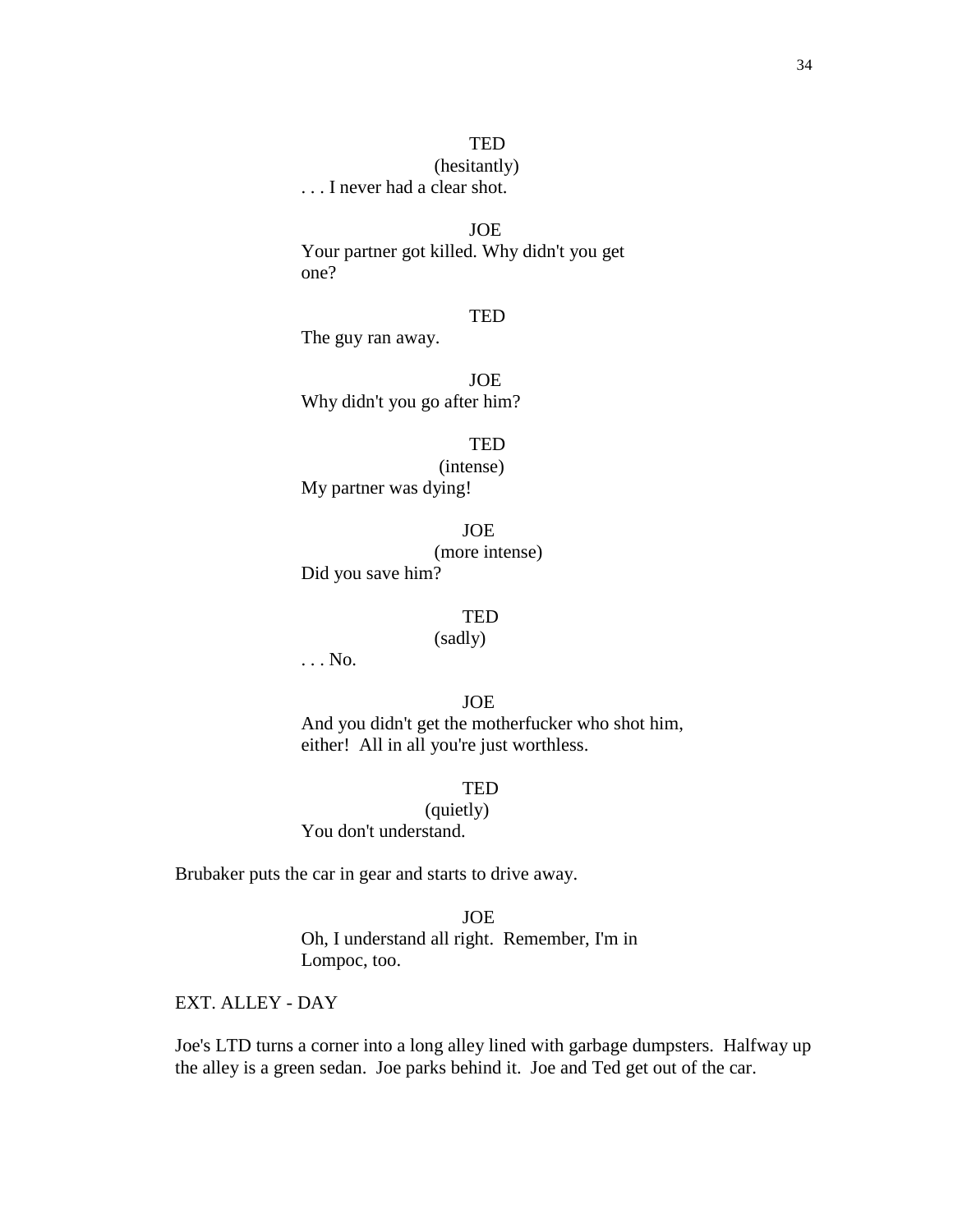TED
(hesitantly)
. . . I never had a clear shot.

JOE
Your partner got killed. Why didn't you get one?

TED
The guy ran away.

JOE
Why didn't you go after him?

TED
(intense)
My partner was dying!

JOE
(more intense)
Did you save him?

TED
(sadly)
. . . No.

JOE
And you didn't get the motherfucker who shot him, either! All in all you're just worthless.

TED
(quietly)
You don't understand.

Brubaker puts the car in gear and starts to drive away.

JOE
Oh, I understand all right. Remember, I'm in Lompoc, too.

EXT. ALLEY - DAY

Joe's LTD turns a corner into a long alley lined with garbage dumpsters. Halfway up the alley is a green sedan. Joe parks behind it. Joe and Ted get out of the car.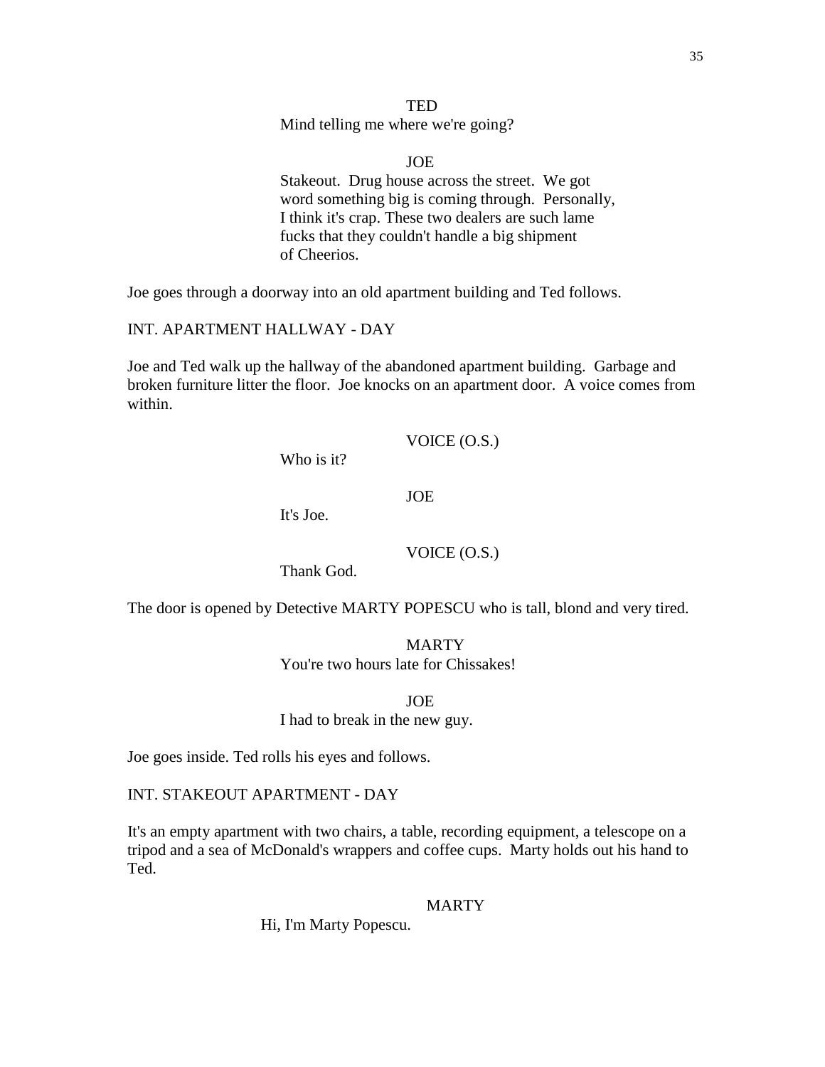TED

Mind telling me where we're going?

JOE

Stakeout. Drug house across the street. We got word something big is coming through. Personally, I think it's crap. These two dealers are such lame fucks that they couldn't handle a big shipment of Cheerios.

Joe goes through a doorway into an old apartment building and Ted follows.

INT. APARTMENT HALLWAY - DAY

Joe and Ted walk up the hallway of the abandoned apartment building. Garbage and broken furniture litter the floor. Joe knocks on an apartment door. A voice comes from within.

VOICE (O.S.)

Who is it?

JOE

It's Joe.

VOICE (O.S.)

Thank God.

The door is opened by Detective MARTY POPESCU who is tall, blond and very tired.

MARTY

You're two hours late for Chissakes!

JOE

I had to break in the new guy.

Joe goes inside. Ted rolls his eyes and follows.

INT. STAKEOUT APARTMENT - DAY

It's an empty apartment with two chairs, a table, recording equipment, a telescope on a tripod and a sea of McDonald's wrappers and coffee cups. Marty holds out his hand to Ted.

MARTY

Hi, I'm Marty Popescu.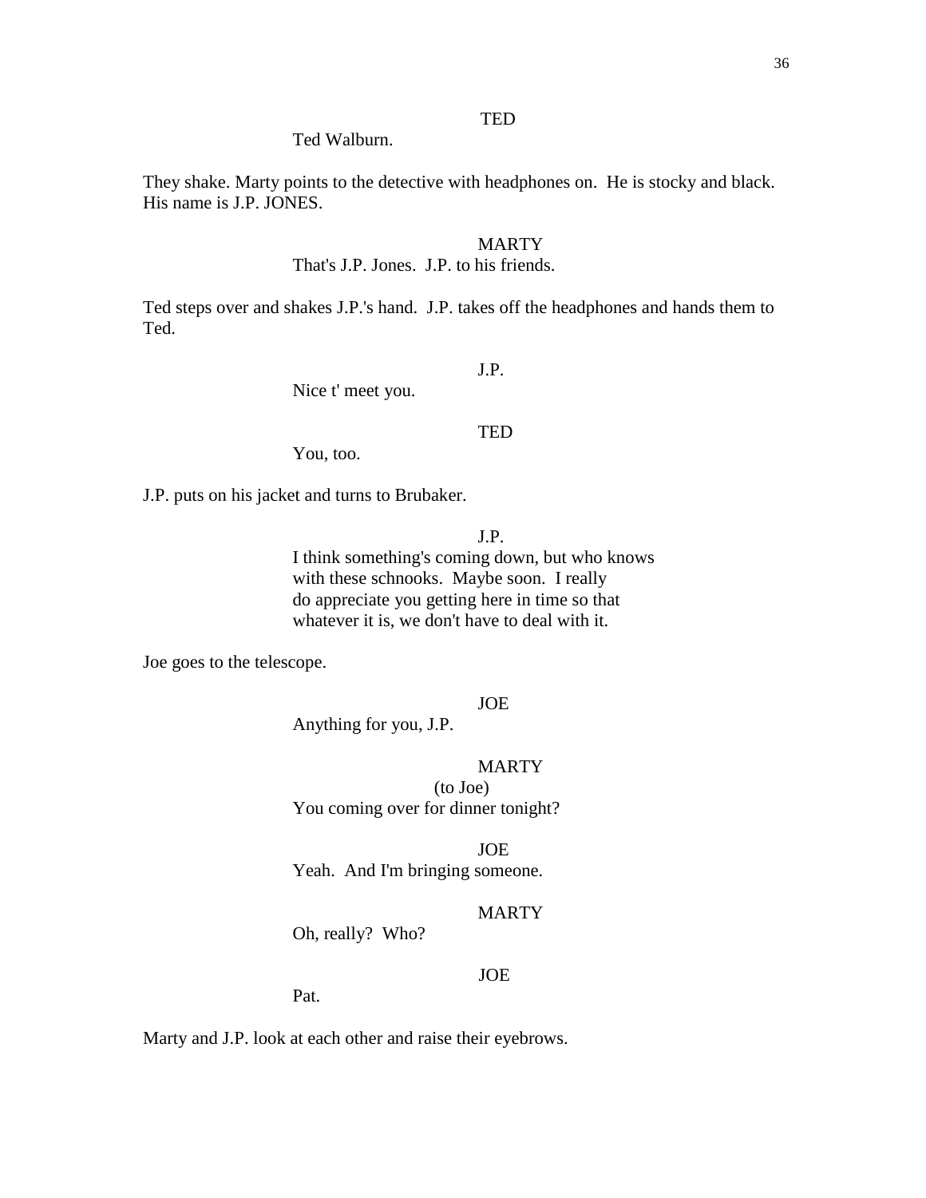TED

Ted Walburn.

They shake. Marty points to the detective with headphones on. He is stocky and black. His name is J.P. JONES.

MARTY

That's J.P. Jones. J.P. to his friends.

Ted steps over and shakes J.P.'s hand. J.P. takes off the headphones and hands them to Ted.

J.P.

Nice t' meet you.

TED

You, too.

J.P. puts on his jacket and turns to Brubaker.

J.P.

I think something's coming down, but who knows with these schnooks. Maybe soon. I really do appreciate you getting here in time so that whatever it is, we don't have to deal with it.

Joe goes to the telescope.

JOE

Anything for you, J.P.

MARTY

(to Joe)

You coming over for dinner tonight?

JOE

Yeah. And I'm bringing someone.

MARTY

Oh, really? Who?

JOE

Pat.

Marty and J.P. look at each other and raise their eyebrows.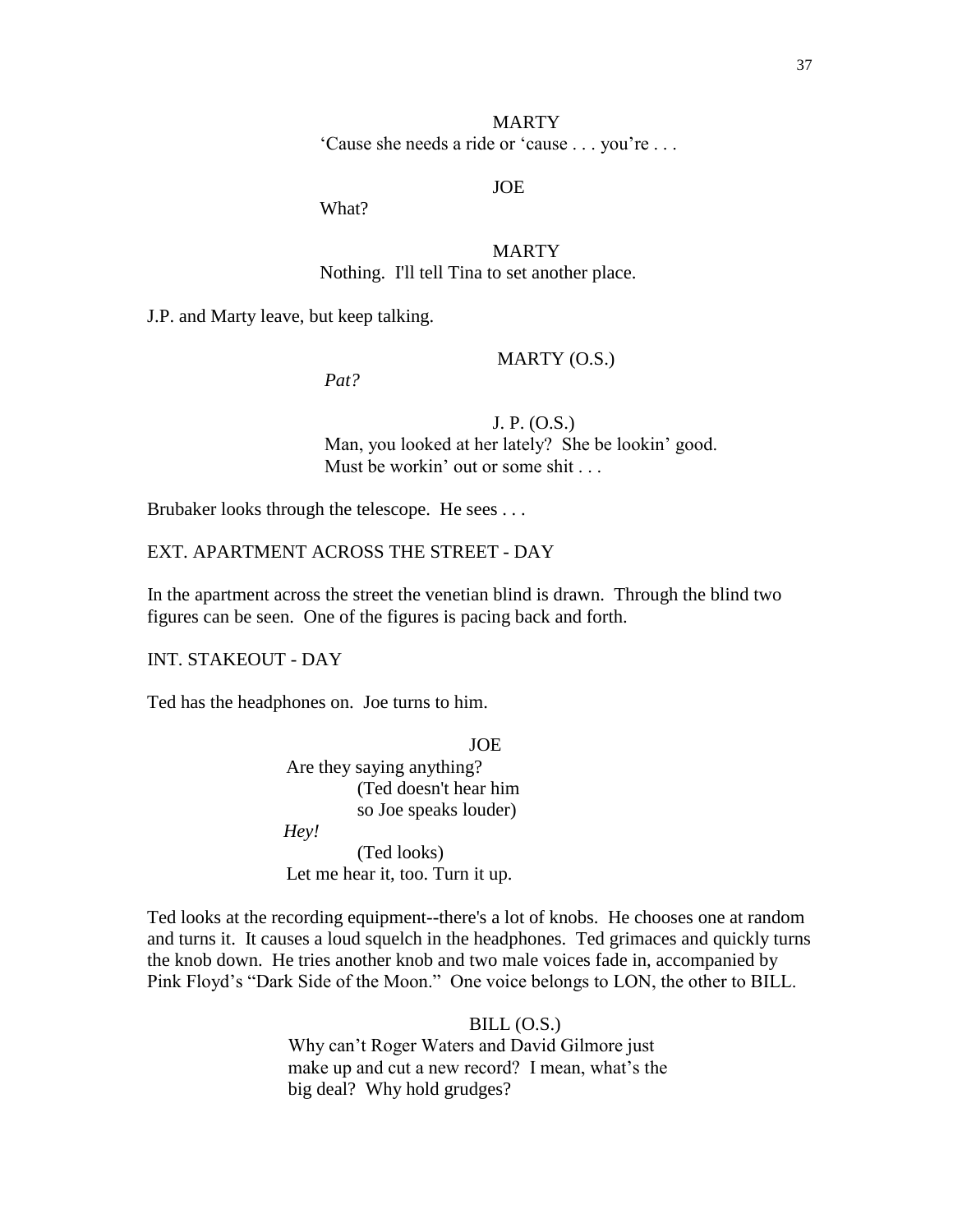MARTY
'Cause she needs a ride or 'cause . . . you're . . .

JOE
What?

MARTY
Nothing. I'll tell Tina to set another place.

J.P. and Marty leave, but keep talking.

MARTY (O.S.)
*Pat?*

J. P. (O.S.)
Man, you looked at her lately? She be lookin' good. Must be workin' out or some shit . . .

Brubaker looks through the telescope. He sees . . .

EXT. APARTMENT ACROSS THE STREET - DAY

In the apartment across the street the venetian blind is drawn. Through the blind two figures can be seen. One of the figures is pacing back and forth.

INT. STAKEOUT - DAY

Ted has the headphones on. Joe turns to him.

JOE
Are they saying anything?
(Ted doesn't hear him so Joe speaks louder)
*Hey!*
(Ted looks)
Let me hear it, too. Turn it up.

Ted looks at the recording equipment--there's a lot of knobs. He chooses one at random and turns it. It causes a loud squelch in the headphones. Ted grimaces and quickly turns the knob down. He tries another knob and two male voices fade in, accompanied by Pink Floyd's "Dark Side of the Moon." One voice belongs to LON, the other to BILL.

BILL (O.S.)
Why can't Roger Waters and David Gilmore just make up and cut a new record? I mean, what's the big deal? Why hold grudges?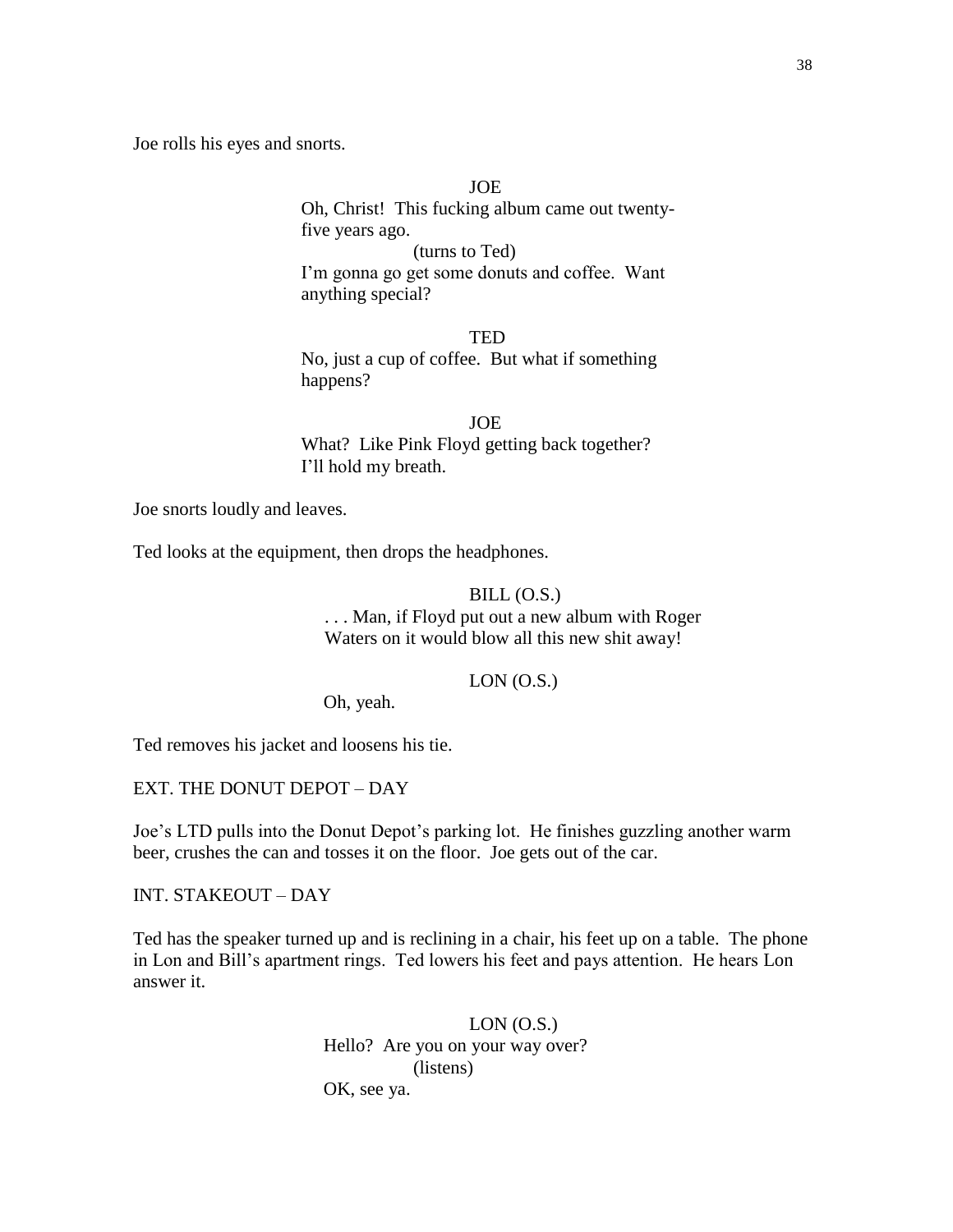Joe rolls his eyes and snorts.

JOE

Oh, Christ! This fucking album came out twenty-five years ago.

(turns to Ted)

I'm gonna go get some donuts and coffee. Want anything special?

TED

No, just a cup of coffee. But what if something happens?

JOE

What? Like Pink Floyd getting back together? I'll hold my breath.

Joe snorts loudly and leaves.

Ted looks at the equipment, then drops the headphones.

BILL (O.S.)

. . . Man, if Floyd put out a new album with Roger Waters on it would blow all this new shit away!

LON (O.S.)

Oh, yeah.

Ted removes his jacket and loosens his tie.

EXT. THE DONUT DEPOT – DAY

Joe's LTD pulls into the Donut Depot's parking lot. He finishes guzzling another warm beer, crushes the can and tosses it on the floor. Joe gets out of the car.

INT. STAKEOUT – DAY

Ted has the speaker turned up and is reclining in a chair, his feet up on a table. The phone in Lon and Bill's apartment rings. Ted lowers his feet and pays attention. He hears Lon answer it.

LON (O.S.)

Hello? Are you on your way over?

(listens)

OK, see ya.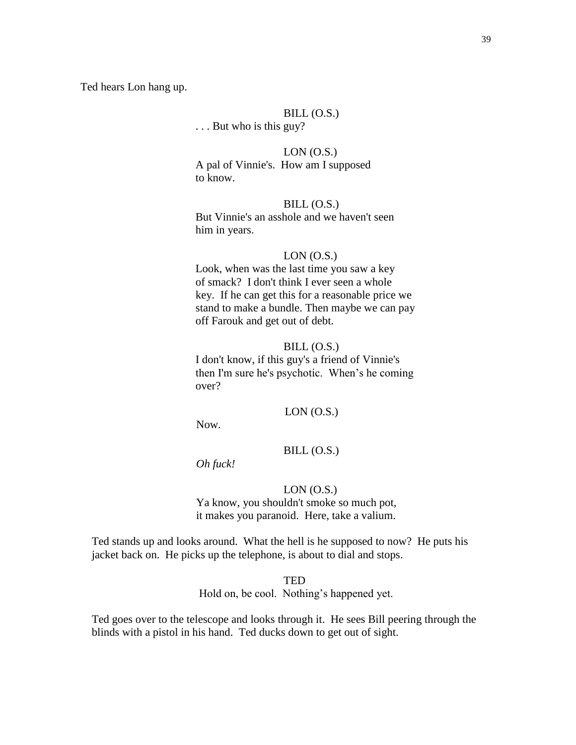Ted hears Lon hang up.

BILL (O.S.)
. . . But who is this guy?

LON (O.S.)
A pal of Vinnie's. How am I supposed to know.

BILL (O.S.)
But Vinnie's an asshole and we haven't seen him in years.

LON (O.S.)
Look, when was the last time you saw a key of smack? I don't think I ever seen a whole key. If he can get this for a reasonable price we stand to make a bundle. Then maybe we can pay off Farouk and get out of debt.

BILL (O.S.)
I don't know, if this guy's a friend of Vinnie's then I'm sure he's psychotic. When's he coming over?

LON (O.S.)
Now.

BILL (O.S.)
*Oh fuck!*

LON (O.S.)
Ya know, you shouldn't smoke so much pot, it makes you paranoid. Here, take a valium.

Ted stands up and looks around. What the hell is he supposed to now? He puts his jacket back on. He picks up the telephone, is about to dial and stops.

TED
Hold on, be cool. Nothing's happened yet.

Ted goes over to the telescope and looks through it. He sees Bill peering through the blinds with a pistol in his hand. Ted ducks down to get out of sight.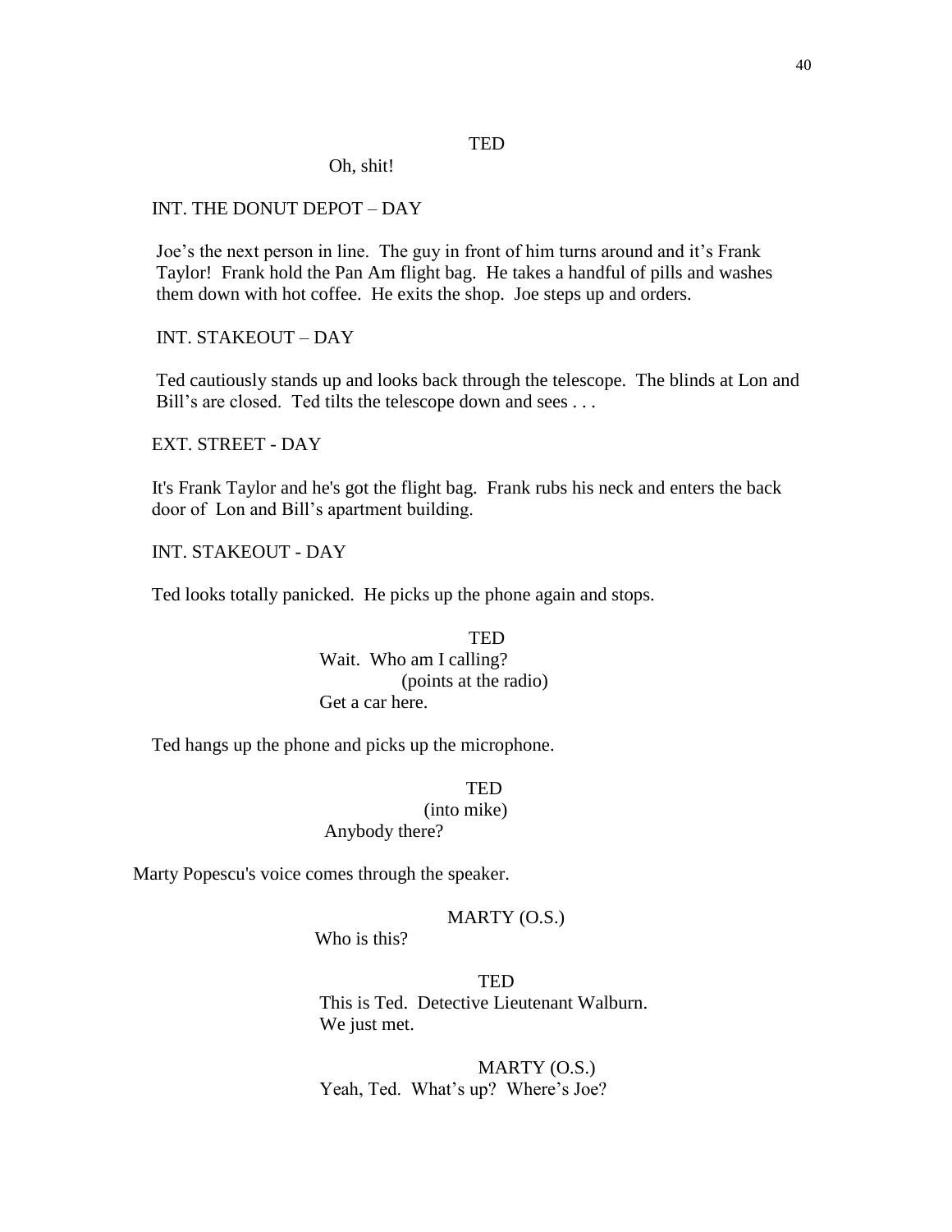TED

Oh, shit!

INT. THE DONUT DEPOT – DAY

Joe's the next person in line. The guy in front of him turns around and it's Frank Taylor! Frank hold the Pan Am flight bag. He takes a handful of pills and washes them down with hot coffee. He exits the shop. Joe steps up and orders.

INT. STAKEOUT – DAY

Ted cautiously stands up and looks back through the telescope. The blinds at Lon and Bill's are closed. Ted tilts the telescope down and sees . . .

EXT. STREET - DAY

It's Frank Taylor and he's got the flight bag. Frank rubs his neck and enters the back door of Lon and Bill's apartment building.

INT. STAKEOUT - DAY

Ted looks totally panicked. He picks up the phone again and stops.

TED

Wait. Who am I calling?

(points at the radio)

Get a car here.

Ted hangs up the phone and picks up the microphone.

TED

(into mike)

Anybody there?

Marty Popescu's voice comes through the speaker.

MARTY (O.S.)

Who is this?

TED

This is Ted. Detective Lieutenant Walburn. We just met.

MARTY (O.S.)

Yeah, Ted. What's up? Where's Joe?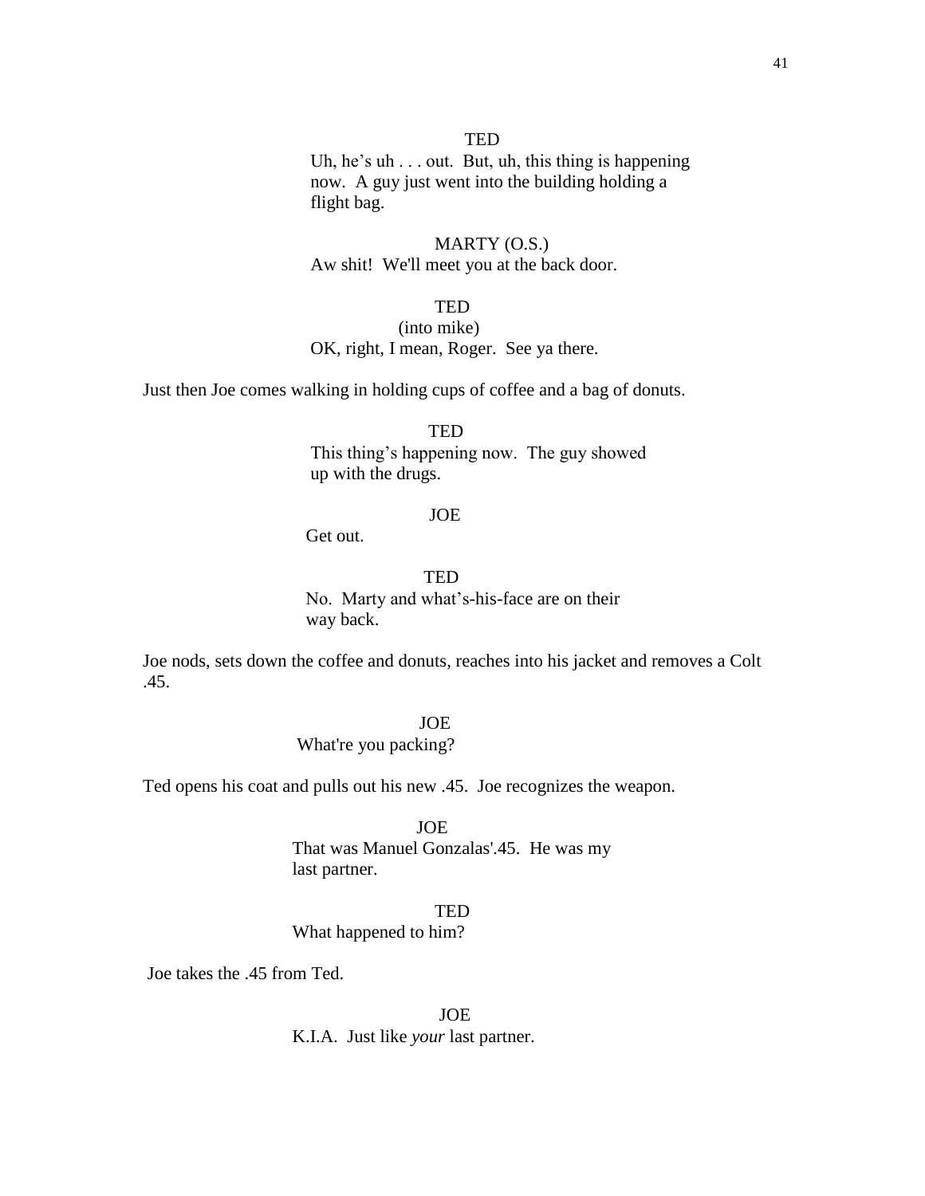TED

Uh, he's uh . . . out. But, uh, this thing is happening now. A guy just went into the building holding a flight bag.

MARTY (O.S.)

Aw shit! We'll meet you at the back door.

TED

(into mike)

OK, right, I mean, Roger. See ya there.

Just then Joe comes walking in holding cups of coffee and a bag of donuts.

TED

This thing's happening now. The guy showed up with the drugs.

JOE

Get out.

TED

No. Marty and what's-his-face are on their way back.

Joe nods, sets down the coffee and donuts, reaches into his jacket and removes a Colt .45.

JOE

What're you packing?

Ted opens his coat and pulls out his new .45. Joe recognizes the weapon.

JOE

That was Manuel Gonzalas'.45. He was my last partner.

TED

What happened to him?

Joe takes the .45 from Ted.

JOE

K.I.A. Just like *your* last partner.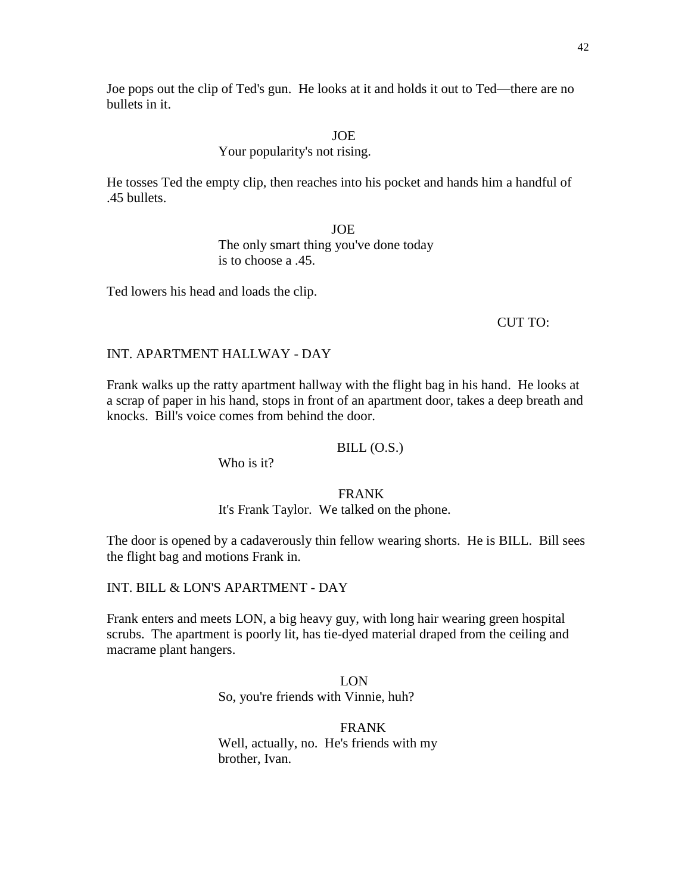Joe pops out the clip of Ted's gun. He looks at it and holds it out to Ted—there are no bullets in it.

JOE
Your popularity's not rising.

He tosses Ted the empty clip, then reaches into his pocket and hands him a handful of .45 bullets.

JOE
The only smart thing you've done today is to choose a .45.

Ted lowers his head and loads the clip.

CUT TO:

INT. APARTMENT HALLWAY - DAY

Frank walks up the ratty apartment hallway with the flight bag in his hand. He looks at a scrap of paper in his hand, stops in front of an apartment door, takes a deep breath and knocks. Bill's voice comes from behind the door.

BILL (O.S.)
Who is it?

FRANK
It's Frank Taylor. We talked on the phone.

The door is opened by a cadaverously thin fellow wearing shorts. He is BILL. Bill sees the flight bag and motions Frank in.

INT. BILL & LON'S APARTMENT - DAY

Frank enters and meets LON, a big heavy guy, with long hair wearing green hospital scrubs. The apartment is poorly lit, has tie-dyed material draped from the ceiling and macrame plant hangers.

LON
So, you're friends with Vinnie, huh?

FRANK
Well, actually, no. He's friends with my brother, Ivan.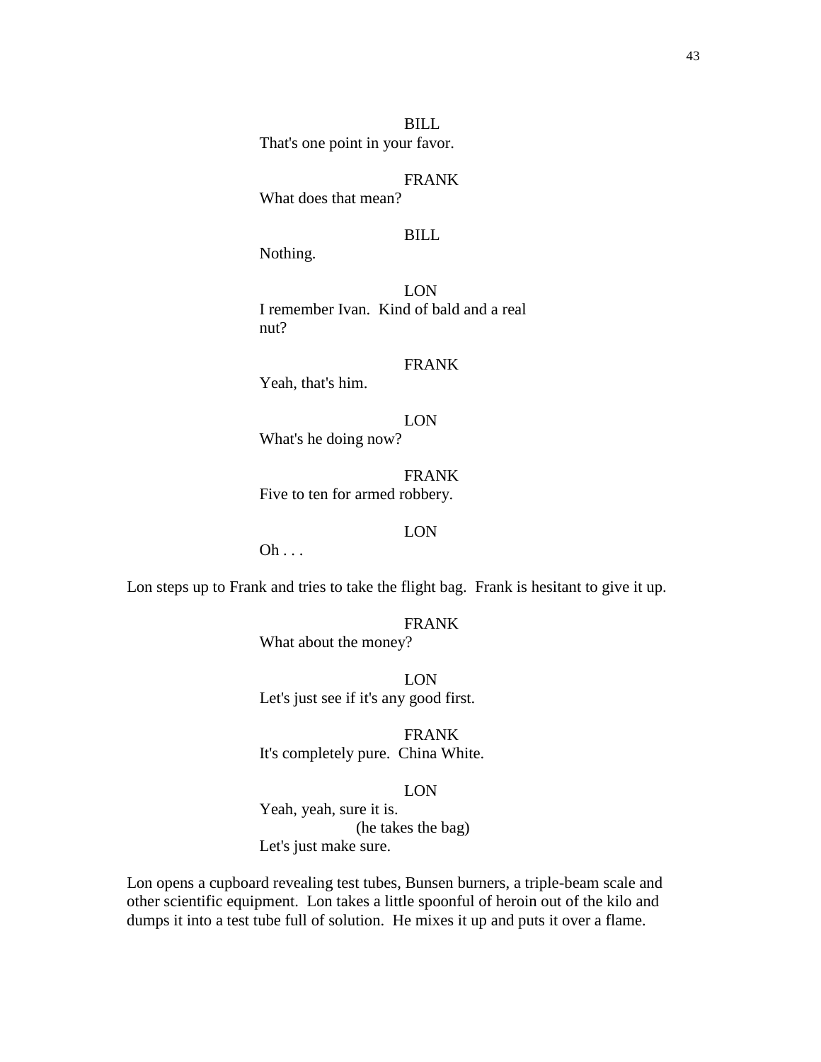BILL
That's one point in your favor.

FRANK
What does that mean?

BILL
Nothing.

LON
I remember Ivan. Kind of bald and a real nut?

FRANK
Yeah, that's him.

LON
What's he doing now?

FRANK
Five to ten for armed robbery.

LON
Oh . . .

Lon steps up to Frank and tries to take the flight bag. Frank is hesitant to give it up.

FRANK
What about the money?

LON
Let's just see if it's any good first.

FRANK
It's completely pure. China White.

LON
Yeah, yeah, sure it is.
(he takes the bag)
Let's just make sure.

Lon opens a cupboard revealing test tubes, Bunsen burners, a triple-beam scale and other scientific equipment. Lon takes a little spoonful of heroin out of the kilo and dumps it into a test tube full of solution. He mixes it up and puts it over a flame.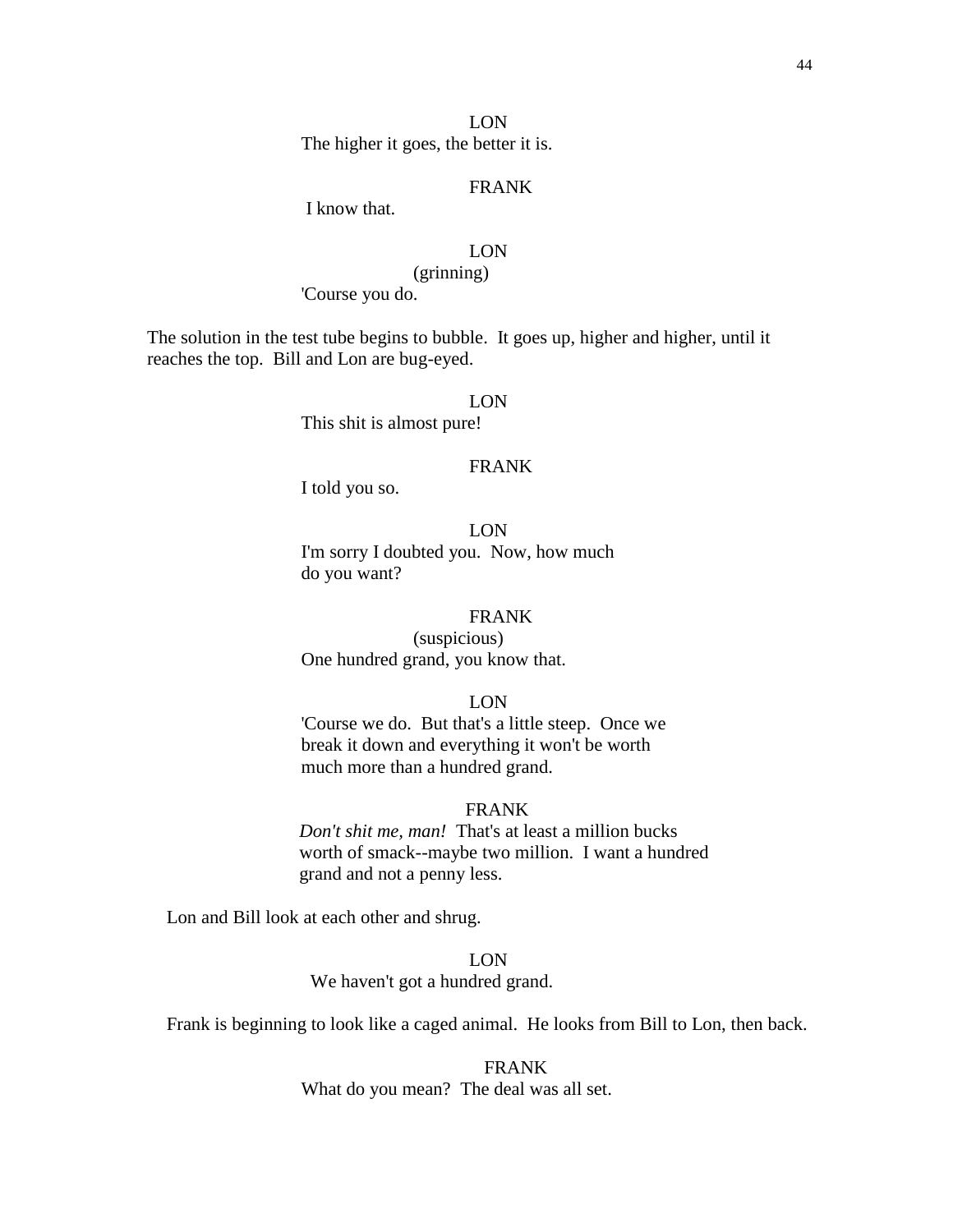LON

The higher it goes, the better it is.

FRANK

I know that.

LON

(grinning)

'Course you do.

The solution in the test tube begins to bubble. It goes up, higher and higher, until it reaches the top. Bill and Lon are bug-eyed.

LON

This shit is almost pure!

FRANK

I told you so.

LON

I'm sorry I doubted you. Now, how much do you want?

FRANK

(suspicious)

One hundred grand, you know that.

LON

'Course we do. But that's a little steep. Once we break it down and everything it won't be worth much more than a hundred grand.

FRANK

*Don't shit me, man!* That's at least a million bucks worth of smack--maybe two million. I want a hundred grand and not a penny less.

Lon and Bill look at each other and shrug.

LON

We haven't got a hundred grand.

Frank is beginning to look like a caged animal. He looks from Bill to Lon, then back.

FRANK

What do you mean? The deal was all set.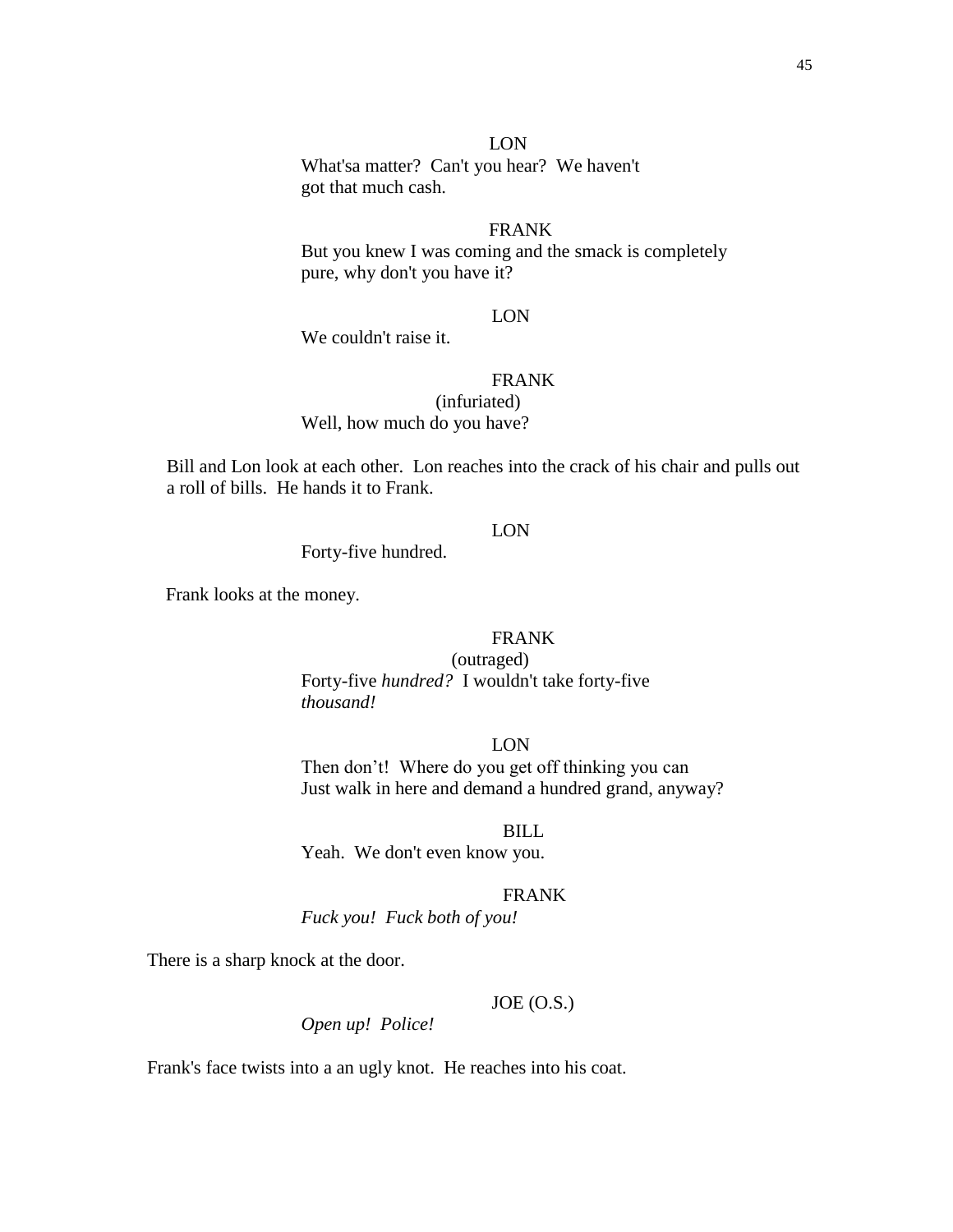LON

What'sa matter? Can't you hear? We haven't got that much cash.

FRANK

But you knew I was coming and the smack is completely pure, why don't you have it?

LON

We couldn't raise it.

FRANK

(infuriated)

Well, how much do you have?

Bill and Lon look at each other. Lon reaches into the crack of his chair and pulls out a roll of bills. He hands it to Frank.

LON

Forty-five hundred.

Frank looks at the money.

FRANK

(outraged)

Forty-five *hundred?* I wouldn't take forty-five *thousand!*

LON

Then don't! Where do you get off thinking you can Just walk in here and demand a hundred grand, anyway?

BILL

Yeah. We don't even know you.

FRANK

*Fuck you! Fuck both of you!*

There is a sharp knock at the door.

JOE (O.S.)

*Open up! Police!*

Frank's face twists into a an ugly knot. He reaches into his coat.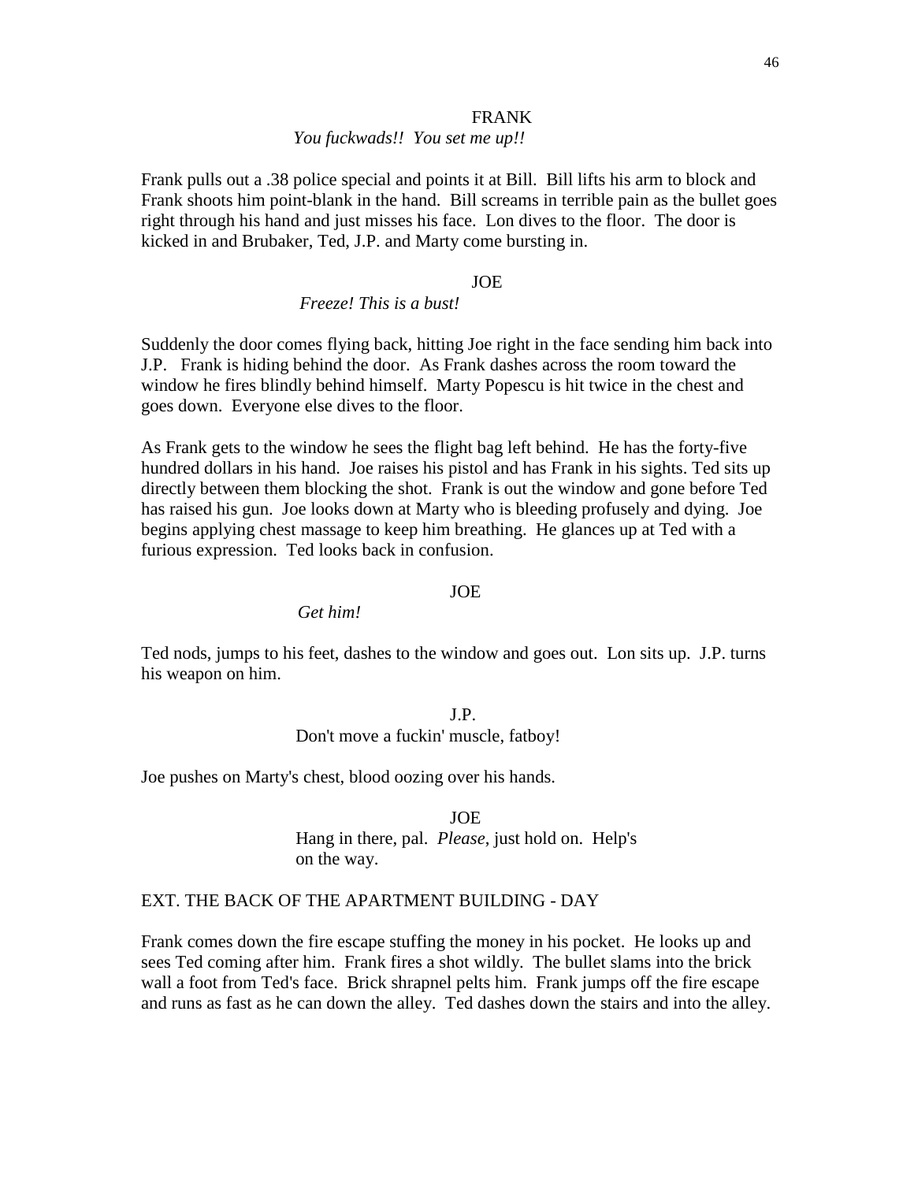FRANK

*You fuckwads!! You set me up!!*

Frank pulls out a .38 police special and points it at Bill. Bill lifts his arm to block and Frank shoots him point-blank in the hand. Bill screams in terrible pain as the bullet goes right through his hand and just misses his face. Lon dives to the floor. The door is kicked in and Brubaker, Ted, J.P. and Marty come bursting in.

JOE

*Freeze! This is a bust!*

Suddenly the door comes flying back, hitting Joe right in the face sending him back into J.P. Frank is hiding behind the door. As Frank dashes across the room toward the window he fires blindly behind himself. Marty Popescu is hit twice in the chest and goes down. Everyone else dives to the floor.

As Frank gets to the window he sees the flight bag left behind. He has the forty-five hundred dollars in his hand. Joe raises his pistol and has Frank in his sights. Ted sits up directly between them blocking the shot. Frank is out the window and gone before Ted has raised his gun. Joe looks down at Marty who is bleeding profusely and dying. Joe begins applying chest massage to keep him breathing. He glances up at Ted with a furious expression. Ted looks back in confusion.

JOE

*Get him!*

Ted nods, jumps to his feet, dashes to the window and goes out. Lon sits up. J.P. turns his weapon on him.

J.P.

Don't move a fuckin' muscle, fatboy!

Joe pushes on Marty's chest, blood oozing over his hands.

JOE

Hang in there, pal. *Please*, just hold on. Help's on the way.

EXT. THE BACK OF THE APARTMENT BUILDING - DAY

Frank comes down the fire escape stuffing the money in his pocket. He looks up and sees Ted coming after him. Frank fires a shot wildly. The bullet slams into the brick wall a foot from Ted's face. Brick shrapnel pelts him. Frank jumps off the fire escape and runs as fast as he can down the alley. Ted dashes down the stairs and into the alley.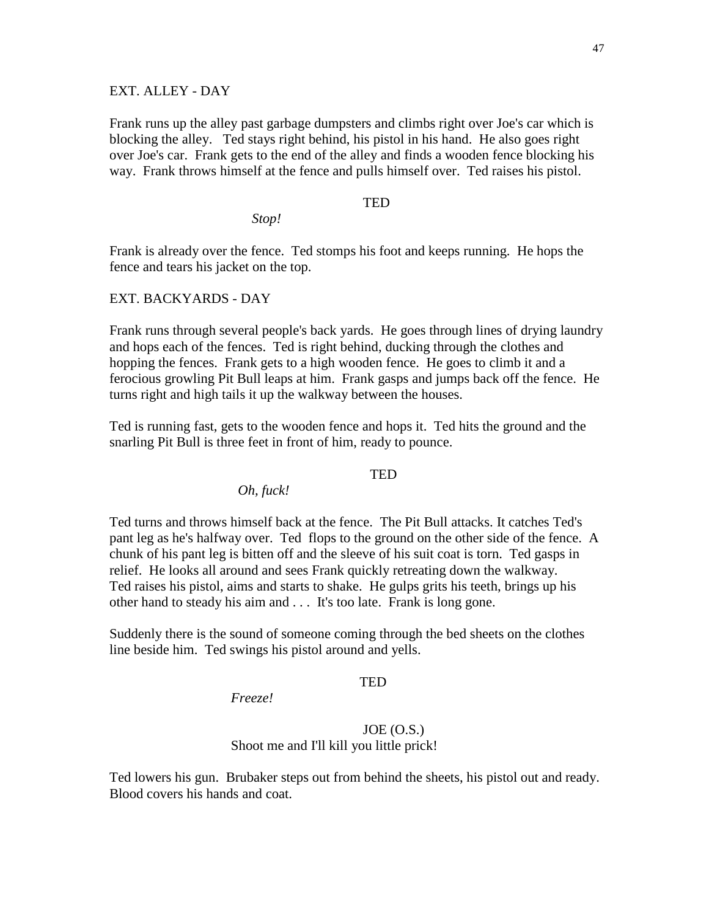EXT. ALLEY - DAY

Frank runs up the alley past garbage dumpsters and climbs right over Joe's car which is blocking the alley.  Ted stays right behind, his pistol in his hand.  He also goes right over Joe's car.  Frank gets to the end of the alley and finds a wooden fence blocking his way.  Frank throws himself at the fence and pulls himself over.  Ted raises his pistol.

TED

*Stop!*

Frank is already over the fence.  Ted stomps his foot and keeps running.  He hops the fence and tears his jacket on the top.

EXT. BACKYARDS - DAY

Frank runs through several people's back yards.  He goes through lines of drying laundry and hops each of the fences.  Ted is right behind, ducking through the clothes and hopping the fences.  Frank gets to a high wooden fence.  He goes to climb it and a ferocious growling Pit Bull leaps at him.  Frank gasps and jumps back off the fence.  He turns right and high tails it up the walkway between the houses.

Ted is running fast, gets to the wooden fence and hops it.  Ted hits the ground and the snarling Pit Bull is three feet in front of him, ready to pounce.

TED

*Oh, fuck!*

Ted turns and throws himself back at the fence.  The Pit Bull attacks. It catches Ted's pant leg as he's halfway over.  Ted flops to the ground on the other side of the fence.  A chunk of his pant leg is bitten off and the sleeve of his suit coat is torn.  Ted gasps in relief.  He looks all around and sees Frank quickly retreating down the walkway. Ted raises his pistol, aims and starts to shake.  He gulps grits his teeth, brings up his other hand to steady his aim and . . .  It's too late.  Frank is long gone.

Suddenly there is the sound of someone coming through the bed sheets on the clothes line beside him.  Ted swings his pistol around and yells.

TED

*Freeze!*

JOE (O.S.)

Shoot me and I'll kill you little prick!

Ted lowers his gun.  Brubaker steps out from behind the sheets, his pistol out and ready. Blood covers his hands and coat.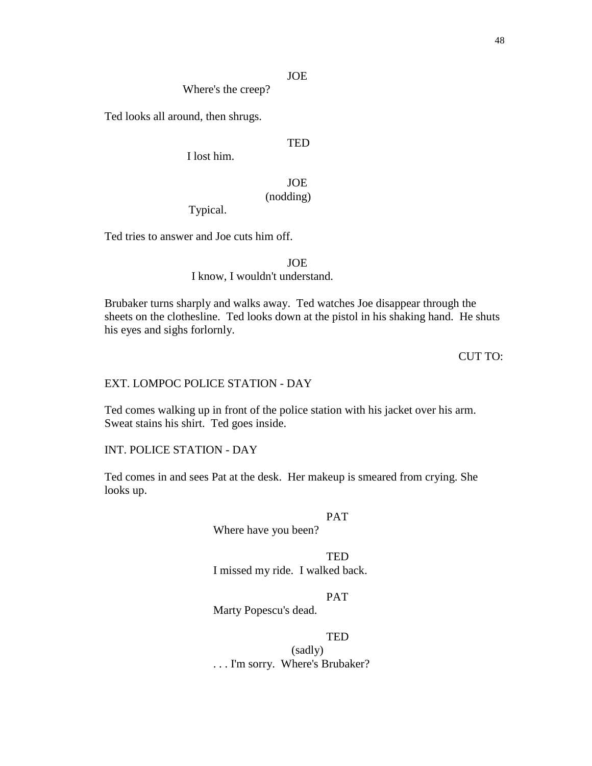JOE

Where's the creep?

Ted looks all around, then shrugs.

TED

I lost him.

JOE

(nodding)

Typical.

Ted tries to answer and Joe cuts him off.

JOE

I know, I wouldn't understand.

Brubaker turns sharply and walks away. Ted watches Joe disappear through the sheets on the clothesline. Ted looks down at the pistol in his shaking hand. He shuts his eyes and sighs forlornly.

CUT TO:

EXT. LOMPOC POLICE STATION - DAY

Ted comes walking up in front of the police station with his jacket over his arm. Sweat stains his shirt. Ted goes inside.

INT. POLICE STATION - DAY

Ted comes in and sees Pat at the desk. Her makeup is smeared from crying. She looks up.

PAT

Where have you been?

TED

I missed my ride. I walked back.

PAT

Marty Popescu's dead.

TED

(sadly)

. . . I'm sorry. Where's Brubaker?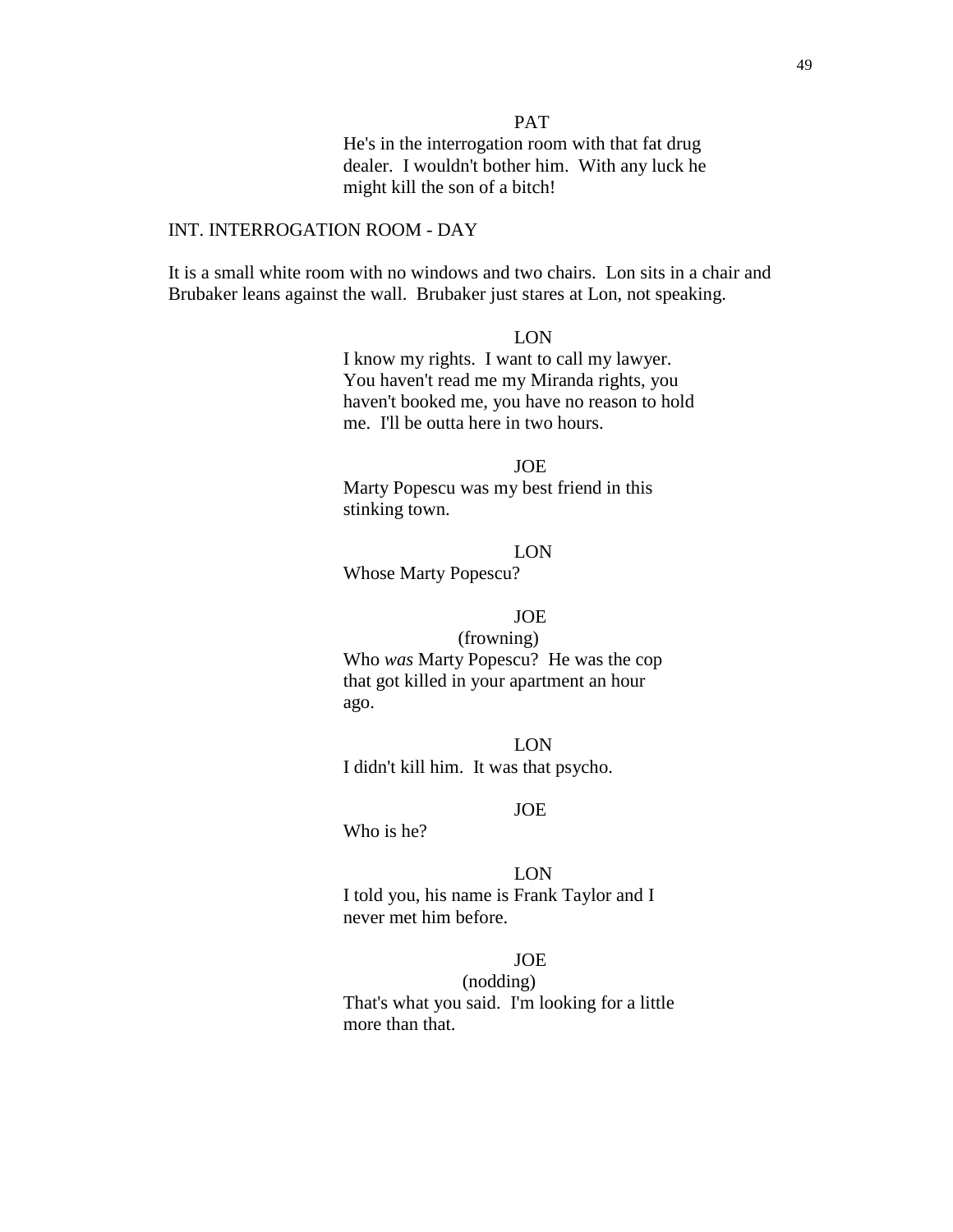PAT

He's in the interrogation room with that fat drug dealer. I wouldn't bother him. With any luck he might kill the son of a bitch!

INT. INTERROGATION ROOM - DAY

It is a small white room with no windows and two chairs. Lon sits in a chair and Brubaker leans against the wall. Brubaker just stares at Lon, not speaking.

LON

I know my rights. I want to call my lawyer. You haven't read me my Miranda rights, you haven't booked me, you have no reason to hold me. I'll be outta here in two hours.

JOE

Marty Popescu was my best friend in this stinking town.

LON

Whose Marty Popescu?

JOE

(frowning)

Who *was* Marty Popescu? He was the cop that got killed in your apartment an hour ago.

LON

I didn't kill him. It was that psycho.

JOE

Who is he?

LON

I told you, his name is Frank Taylor and I never met him before.

JOE

(nodding)

That's what you said. I'm looking for a little more than that.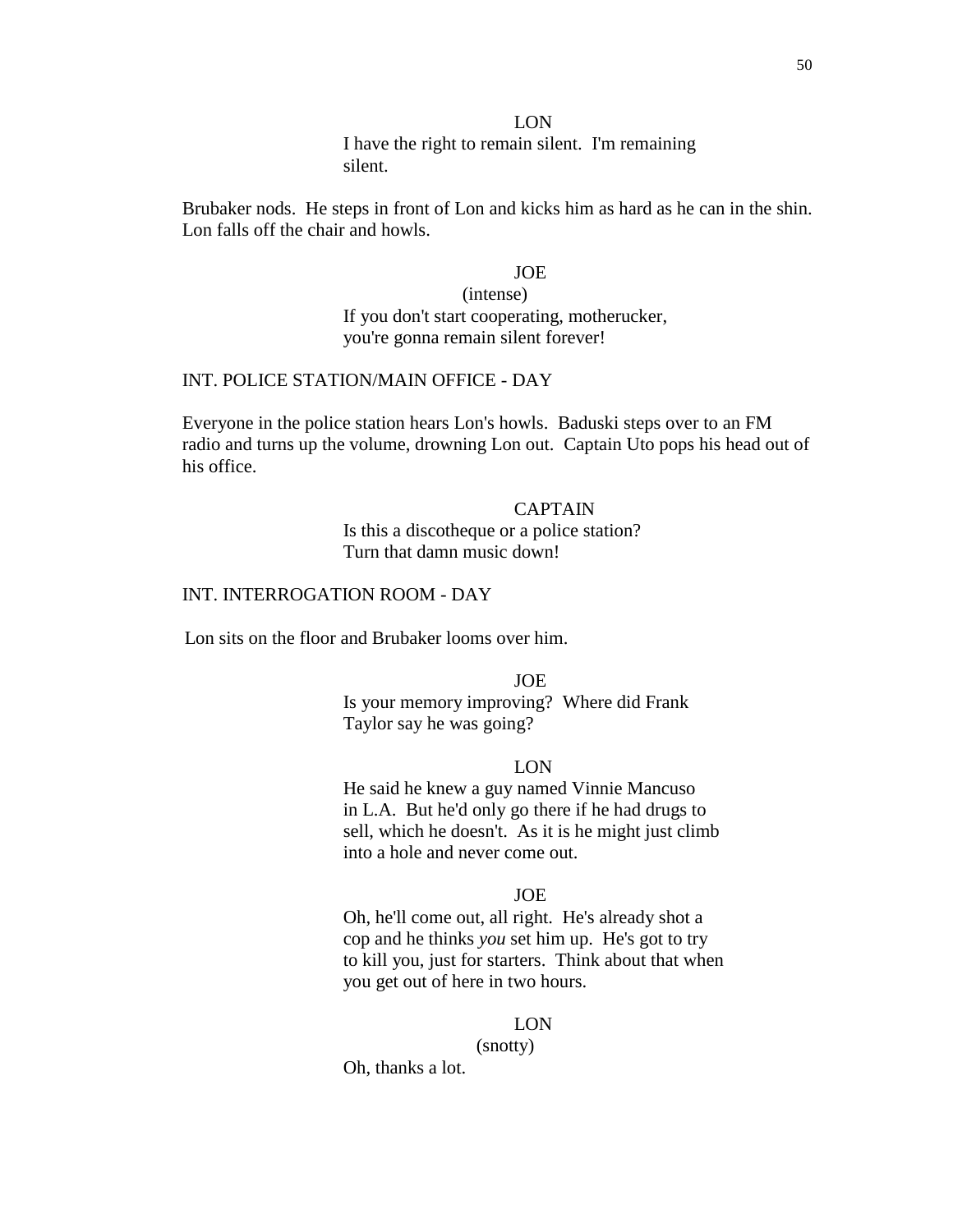LON

I have the right to remain silent. I'm remaining silent.

Brubaker nods. He steps in front of Lon and kicks him as hard as he can in the shin. Lon falls off the chair and howls.

JOE

(intense)

If you don't start cooperating, motherucker, you're gonna remain silent forever!

INT. POLICE STATION/MAIN OFFICE - DAY

Everyone in the police station hears Lon's howls. Baduski steps over to an FM radio and turns up the volume, drowning Lon out. Captain Uto pops his head out of his office.

CAPTAIN

Is this a discotheque or a police station? Turn that damn music down!

INT. INTERROGATION ROOM - DAY

Lon sits on the floor and Brubaker looms over him.

JOE

Is your memory improving? Where did Frank Taylor say he was going?

LON

He said he knew a guy named Vinnie Mancuso in L.A. But he'd only go there if he had drugs to sell, which he doesn't. As it is he might just climb into a hole and never come out.

JOE

Oh, he'll come out, all right. He's already shot a cop and he thinks *you* set him up. He's got to try to kill you, just for starters. Think about that when you get out of here in two hours.

LON

(snotty)

Oh, thanks a lot.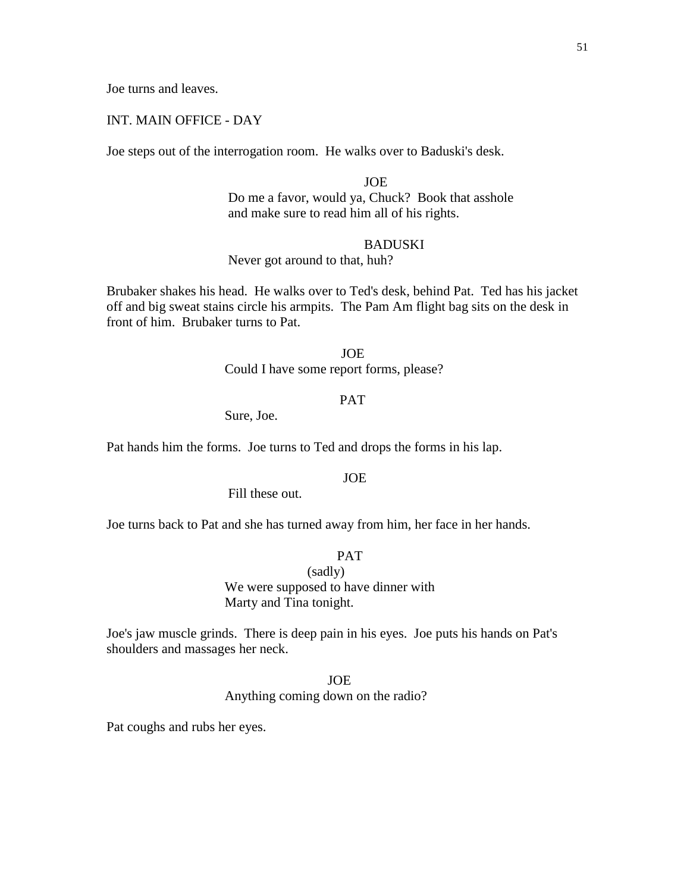Joe turns and leaves.

INT. MAIN OFFICE - DAY

Joe steps out of the interrogation room. He walks over to Baduski's desk.

JOE
Do me a favor, would ya, Chuck? Book that asshole and make sure to read him all of his rights.

BADUSKI
Never got around to that, huh?

Brubaker shakes his head. He walks over to Ted's desk, behind Pat. Ted has his jacket off and big sweat stains circle his armpits. The Pam Am flight bag sits on the desk in front of him. Brubaker turns to Pat.

JOE
Could I have some report forms, please?

PAT
Sure, Joe.

Pat hands him the forms. Joe turns to Ted and drops the forms in his lap.

JOE
Fill these out.

Joe turns back to Pat and she has turned away from him, her face in her hands.

PAT
(sadly)
We were supposed to have dinner with Marty and Tina tonight.

Joe's jaw muscle grinds. There is deep pain in his eyes. Joe puts his hands on Pat's shoulders and massages her neck.

JOE
Anything coming down on the radio?

Pat coughs and rubs her eyes.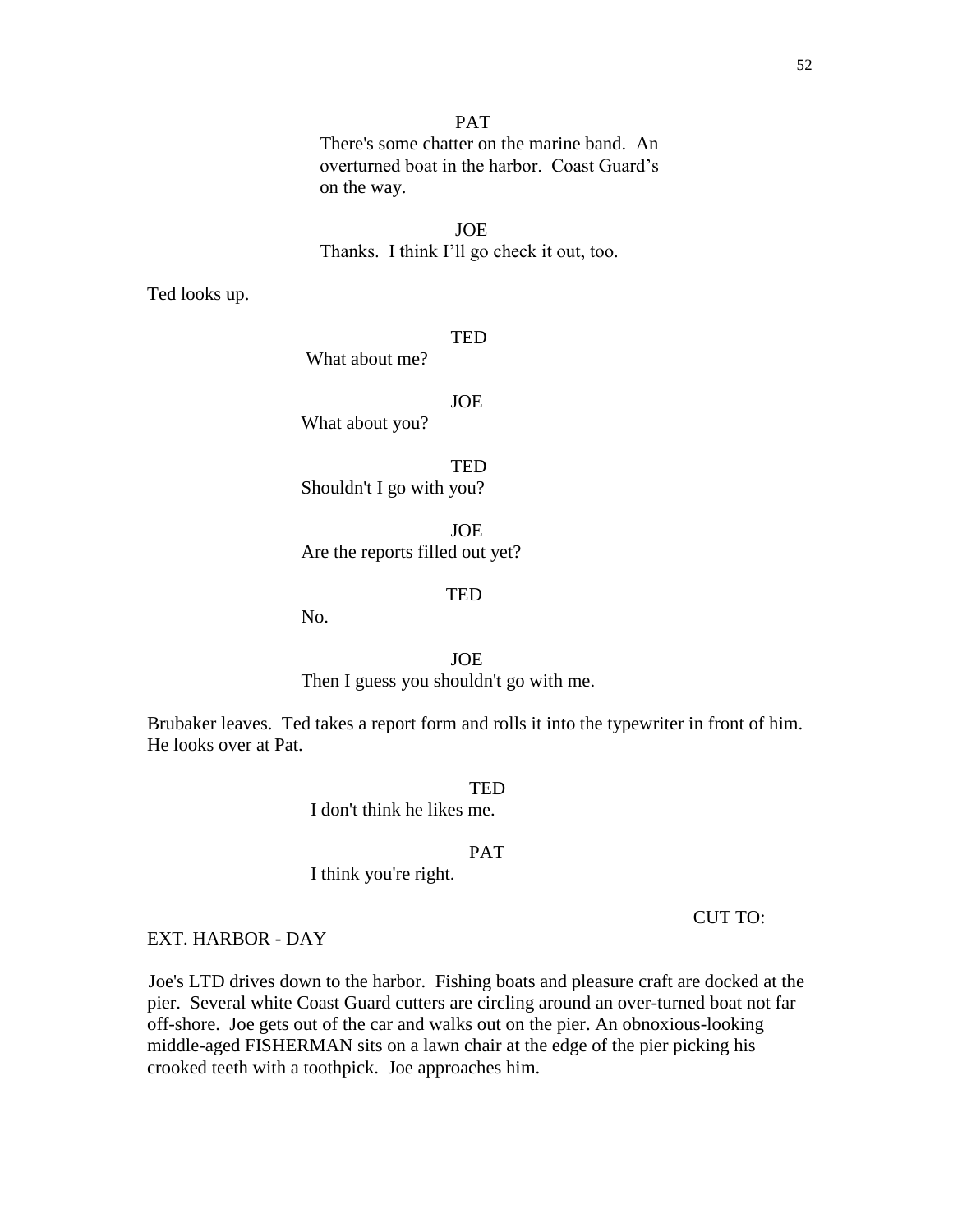PAT

There's some chatter on the marine band. An overturned boat in the harbor. Coast Guard's on the way.

JOE

Thanks. I think I'll go check it out, too.

Ted looks up.

TED

What about me?

JOE

What about you?

TED

Shouldn't I go with you?

JOE

Are the reports filled out yet?

TED

No.

JOE

Then I guess you shouldn't go with me.

Brubaker leaves. Ted takes a report form and rolls it into the typewriter in front of him. He looks over at Pat.

TED

I don't think he likes me.

PAT

I think you're right.

CUT TO:

EXT. HARBOR - DAY

Joe's LTD drives down to the harbor. Fishing boats and pleasure craft are docked at the pier. Several white Coast Guard cutters are circling around an over-turned boat not far off-shore. Joe gets out of the car and walks out on the pier. An obnoxious-looking middle-aged FISHERMAN sits on a lawn chair at the edge of the pier picking his crooked teeth with a toothpick. Joe approaches him.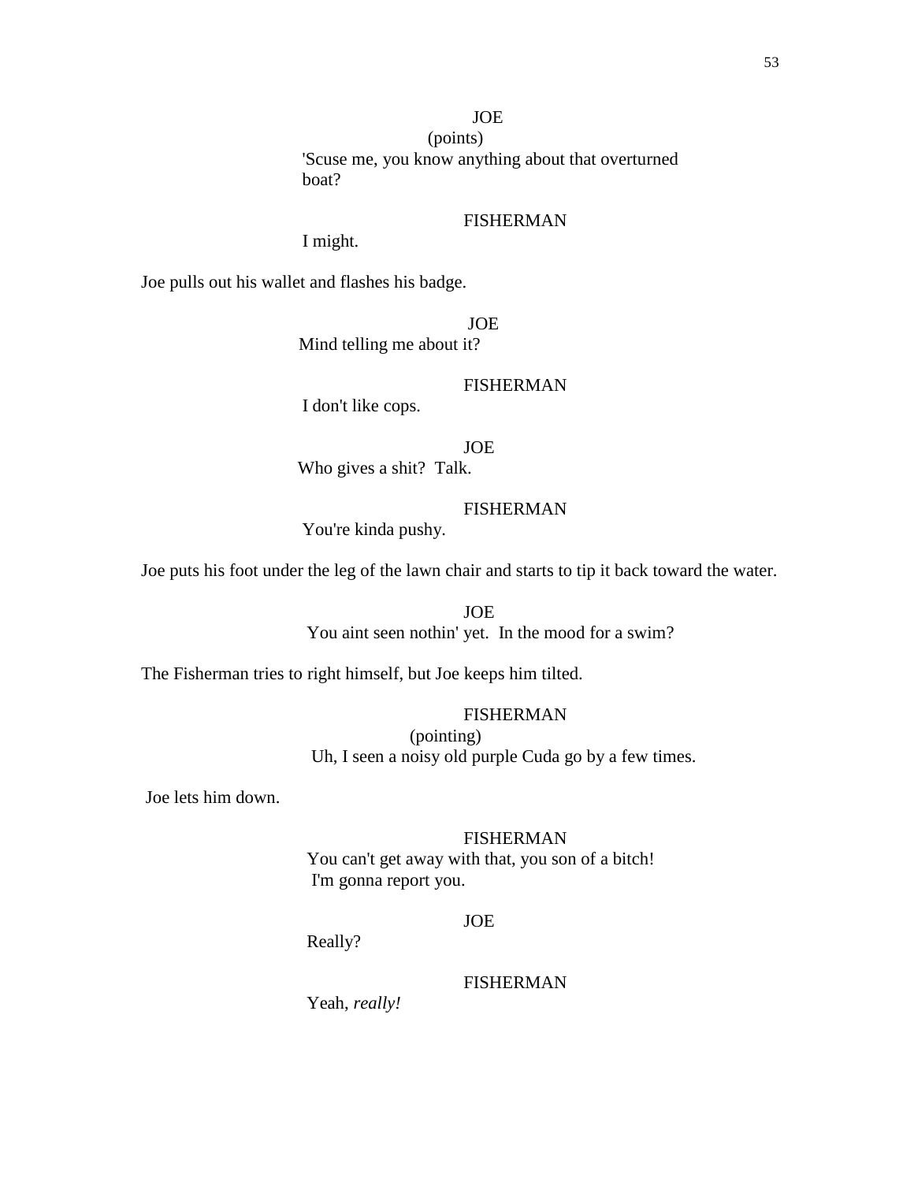JOE
(points)
'Scuse me, you know anything about that overturned boat?

FISHERMAN
I might.

Joe pulls out his wallet and flashes his badge.

JOE
Mind telling me about it?

FISHERMAN
I don't like cops.

JOE
Who gives a shit?  Talk.

FISHERMAN
You're kinda pushy.

Joe puts his foot under the leg of the lawn chair and starts to tip it back toward the water.

JOE
You aint seen nothin' yet.  In the mood for a swim?

The Fisherman tries to right himself, but Joe keeps him tilted.

FISHERMAN
(pointing)
Uh, I seen a noisy old purple Cuda go by a few times.

Joe lets him down.

FISHERMAN
You can't get away with that, you son of a bitch!
I'm gonna report you.

JOE
Really?

FISHERMAN
Yeah, *really!*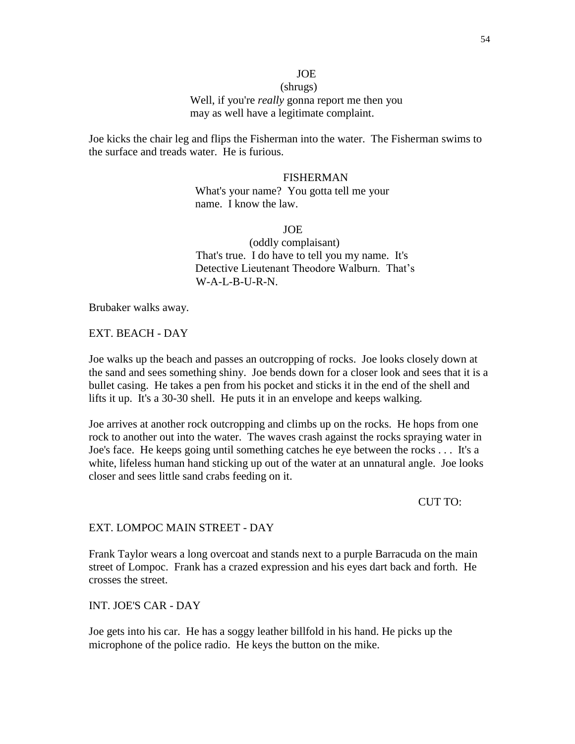JOE
(shrugs)
Well, if you're *really* gonna report me then you may as well have a legitimate complaint.

Joe kicks the chair leg and flips the Fisherman into the water. The Fisherman swims to the surface and treads water. He is furious.

FISHERMAN
What's your name? You gotta tell me your name. I know the law.

JOE
(oddly complaisant)
That's true. I do have to tell you my name. It's Detective Lieutenant Theodore Walburn. That's W-A-L-B-U-R-N.

Brubaker walks away.

EXT. BEACH - DAY

Joe walks up the beach and passes an outcropping of rocks. Joe looks closely down at the sand and sees something shiny. Joe bends down for a closer look and sees that it is a bullet casing. He takes a pen from his pocket and sticks it in the end of the shell and lifts it up. It's a 30-30 shell. He puts it in an envelope and keeps walking.

Joe arrives at another rock outcropping and climbs up on the rocks. He hops from one rock to another out into the water. The waves crash against the rocks spraying water in Joe's face. He keeps going until something catches he eye between the rocks . . . It's a white, lifeless human hand sticking up out of the water at an unnatural angle. Joe looks closer and sees little sand crabs feeding on it.

CUT TO:

EXT. LOMPOC MAIN STREET - DAY

Frank Taylor wears a long overcoat and stands next to a purple Barracuda on the main street of Lompoc. Frank has a crazed expression and his eyes dart back and forth. He crosses the street.

INT. JOE'S CAR - DAY

Joe gets into his car. He has a soggy leather billfold in his hand. He picks up the microphone of the police radio. He keys the button on the mike.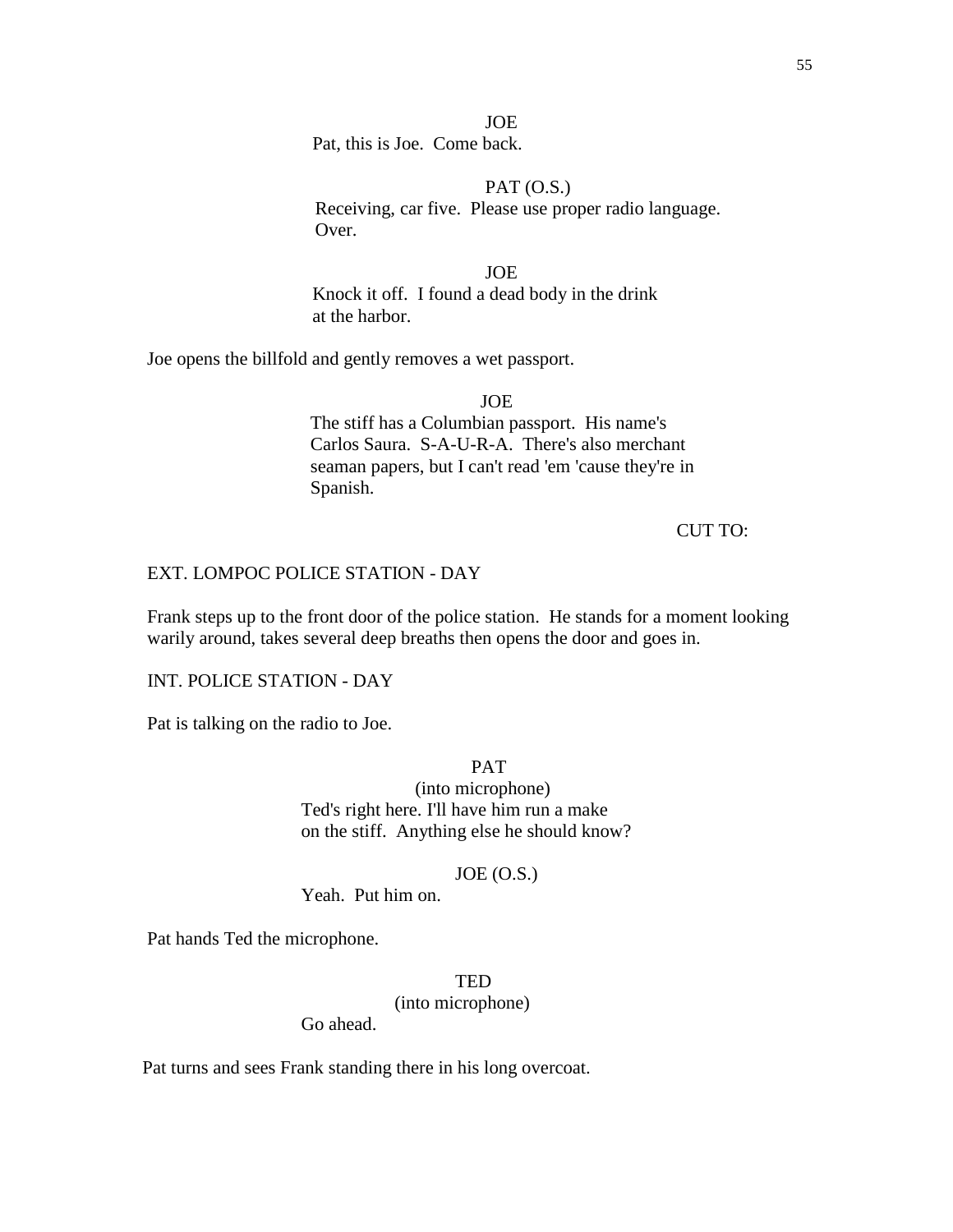JOE
Pat, this is Joe. Come back.

PAT (O.S.)
Receiving, car five. Please use proper radio language. Over.

JOE
Knock it off. I found a dead body in the drink at the harbor.

Joe opens the billfold and gently removes a wet passport.

JOE
The stiff has a Columbian passport. His name's Carlos Saura. S-A-U-R-A. There's also merchant seaman papers, but I can't read 'em 'cause they're in Spanish.

CUT TO:

EXT. LOMPOC POLICE STATION - DAY

Frank steps up to the front door of the police station. He stands for a moment looking warily around, takes several deep breaths then opens the door and goes in.

INT. POLICE STATION - DAY

Pat is talking on the radio to Joe.

PAT
(into microphone)
Ted's right here. I'll have him run a make on the stiff. Anything else he should know?

JOE (O.S.)
Yeah. Put him on.

Pat hands Ted the microphone.

TED
(into microphone)
Go ahead.

Pat turns and sees Frank standing there in his long overcoat.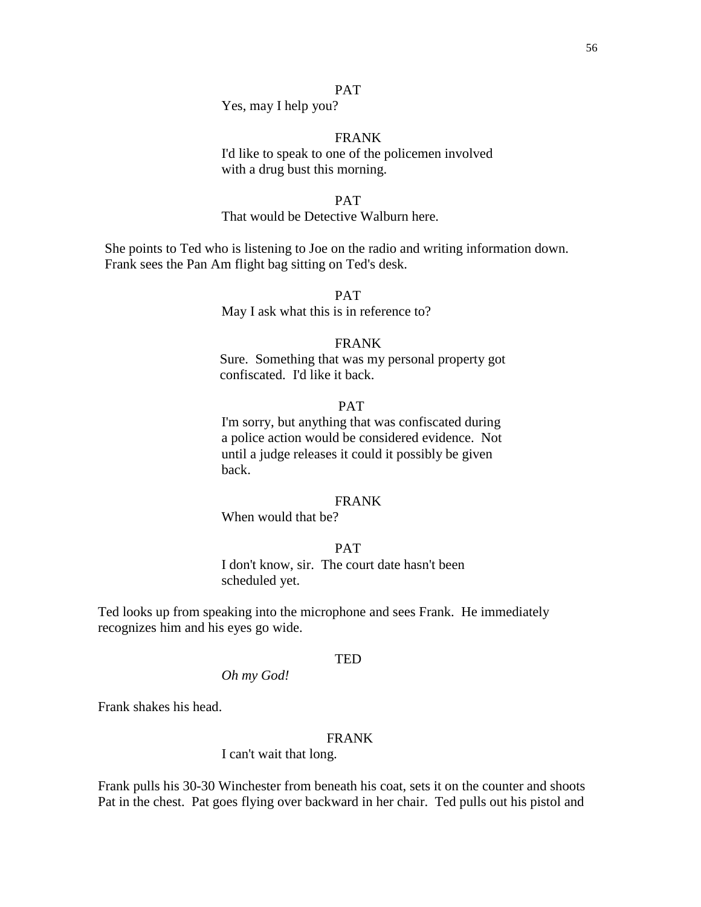PAT

Yes, may I help you?

FRANK

I'd like to speak to one of the policemen involved with a drug bust this morning.

PAT

That would be Detective Walburn here.

She points to Ted who is listening to Joe on the radio and writing information down. Frank sees the Pan Am flight bag sitting on Ted's desk.

PAT

May I ask what this is in reference to?

FRANK

Sure. Something that was my personal property got confiscated. I'd like it back.

PAT

I'm sorry, but anything that was confiscated during a police action would be considered evidence. Not until a judge releases it could it possibly be given back.

FRANK

When would that be?

PAT

I don't know, sir. The court date hasn't been scheduled yet.

Ted looks up from speaking into the microphone and sees Frank. He immediately recognizes him and his eyes go wide.

TED

*Oh my God!*

Frank shakes his head.

FRANK

I can't wait that long.

Frank pulls his 30-30 Winchester from beneath his coat, sets it on the counter and shoots Pat in the chest. Pat goes flying over backward in her chair. Ted pulls out his pistol and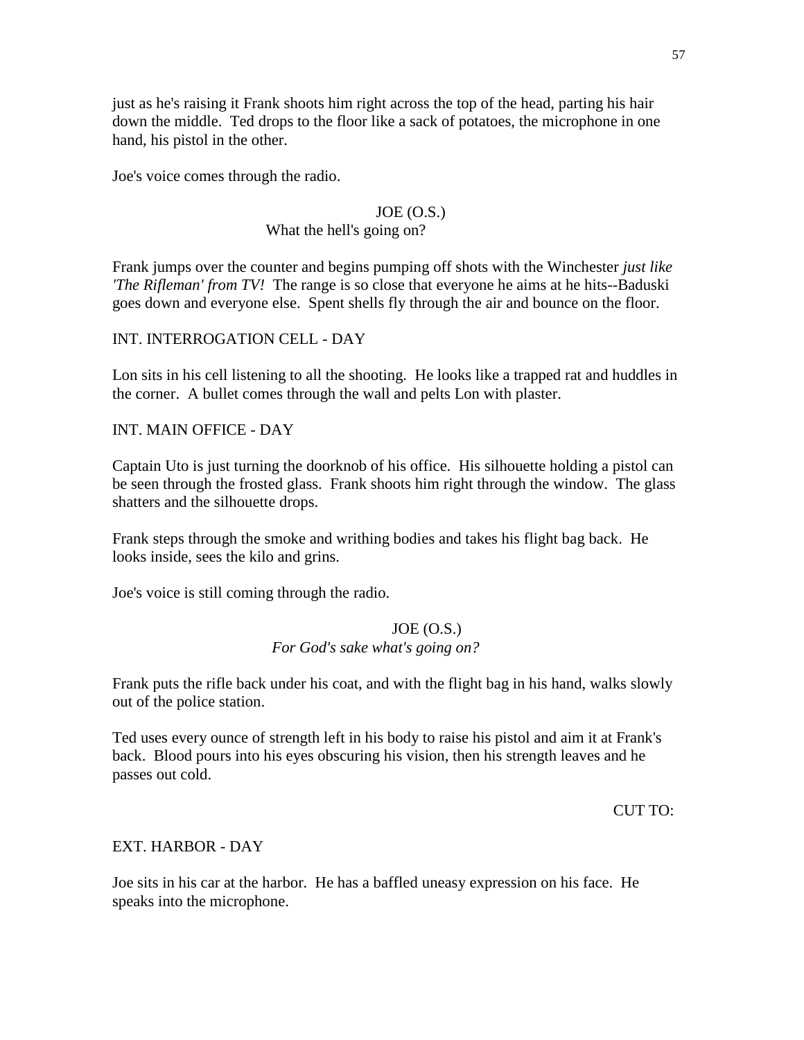just as he's raising it Frank shoots him right across the top of the head, parting his hair down the middle. Ted drops to the floor like a sack of potatoes, the microphone in one hand, his pistol in the other.

Joe's voice comes through the radio.

JOE (O.S.)
What the hell's going on?

Frank jumps over the counter and begins pumping off shots with the Winchester *just like 'The Rifleman' from TV!* The range is so close that everyone he aims at he hits--Baduski goes down and everyone else. Spent shells fly through the air and bounce on the floor.

INT. INTERROGATION CELL - DAY

Lon sits in his cell listening to all the shooting. He looks like a trapped rat and huddles in the corner. A bullet comes through the wall and pelts Lon with plaster.

INT. MAIN OFFICE - DAY

Captain Uto is just turning the doorknob of his office. His silhouette holding a pistol can be seen through the frosted glass. Frank shoots him right through the window. The glass shatters and the silhouette drops.

Frank steps through the smoke and writhing bodies and takes his flight bag back. He looks inside, sees the kilo and grins.

Joe's voice is still coming through the radio.

JOE (O.S.)
*For God's sake what's going on?*

Frank puts the rifle back under his coat, and with the flight bag in his hand, walks slowly out of the police station.

Ted uses every ounce of strength left in his body to raise his pistol and aim it at Frank's back. Blood pours into his eyes obscuring his vision, then his strength leaves and he passes out cold.

CUT TO:

EXT. HARBOR - DAY

Joe sits in his car at the harbor. He has a baffled uneasy expression on his face. He speaks into the microphone.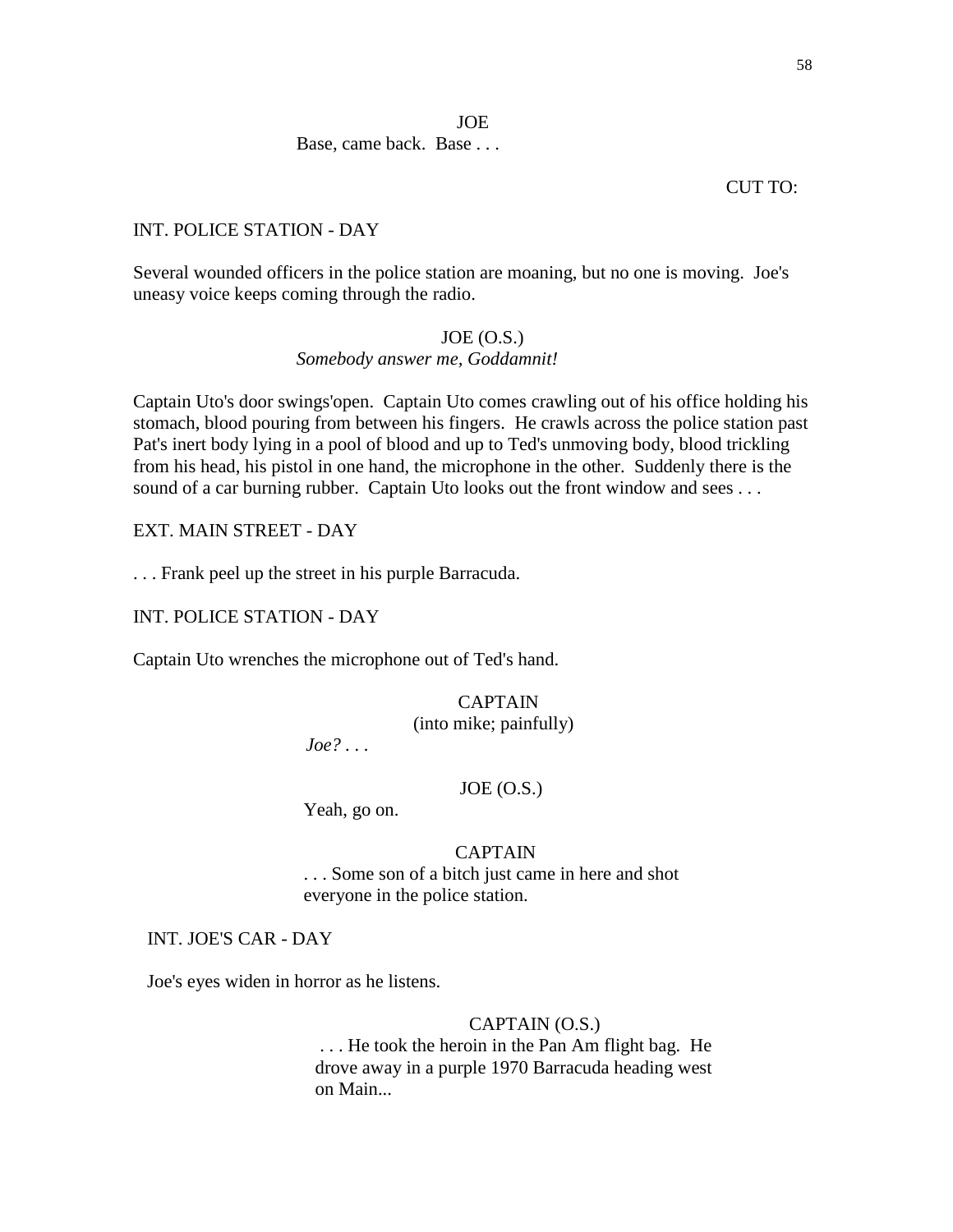JOE
Base, came back. Base . . .

CUT TO:

INT. POLICE STATION - DAY

Several wounded officers in the police station are moaning, but no one is moving. Joe's uneasy voice keeps coming through the radio.

JOE (O.S.)
*Somebody answer me, Goddamnit!*

Captain Uto's door swings'open. Captain Uto comes crawling out of his office holding his stomach, blood pouring from between his fingers. He crawls across the police station past Pat's inert body lying in a pool of blood and up to Ted's unmoving body, blood trickling from his head, his pistol in one hand, the microphone in the other. Suddenly there is the sound of a car burning rubber. Captain Uto looks out the front window and sees . . .

EXT. MAIN STREET - DAY

. . . Frank peel up the street in his purple Barracuda.

INT. POLICE STATION - DAY

Captain Uto wrenches the microphone out of Ted's hand.

CAPTAIN
(into mike; painfully)
*Joe?* . . .

JOE (O.S.)
Yeah, go on.

CAPTAIN
. . . Some son of a bitch just came in here and shot everyone in the police station.

INT. JOE'S CAR - DAY

Joe's eyes widen in horror as he listens.

CAPTAIN (O.S.)
. . . He took the heroin in the Pan Am flight bag. He drove away in a purple 1970 Barracuda heading west on Main...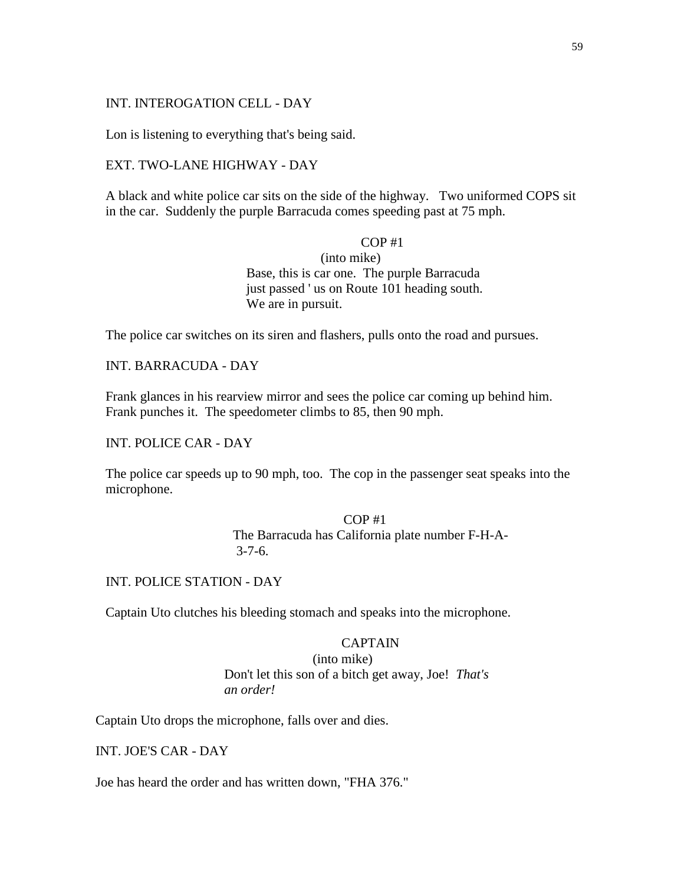INT. INTEROGATION CELL - DAY

Lon is listening to everything that's being said.

EXT. TWO-LANE HIGHWAY - DAY

A black and white police car sits on the side of the highway. Two uniformed COPS sit in the car. Suddenly the purple Barracuda comes speeding past at 75 mph.

COP #1
(into mike)
Base, this is car one. The purple Barracuda just passed ' us on Route 101 heading south. We are in pursuit.

The police car switches on its siren and flashers, pulls onto the road and pursues.

INT. BARRACUDA - DAY

Frank glances in his rearview mirror and sees the police car coming up behind him. Frank punches it. The speedometer climbs to 85, then 90 mph.

INT. POLICE CAR - DAY

The police car speeds up to 90 mph, too. The cop in the passenger seat speaks into the microphone.

COP #1
The Barracuda has California plate number F-H-A- 3-7-6.

INT. POLICE STATION - DAY

Captain Uto clutches his bleeding stomach and speaks into the microphone.

CAPTAIN
(into mike)
Don't let this son of a bitch get away, Joe! *That's an order!*

Captain Uto drops the microphone, falls over and dies.

INT. JOE'S CAR - DAY

Joe has heard the order and has written down, "FHA 376."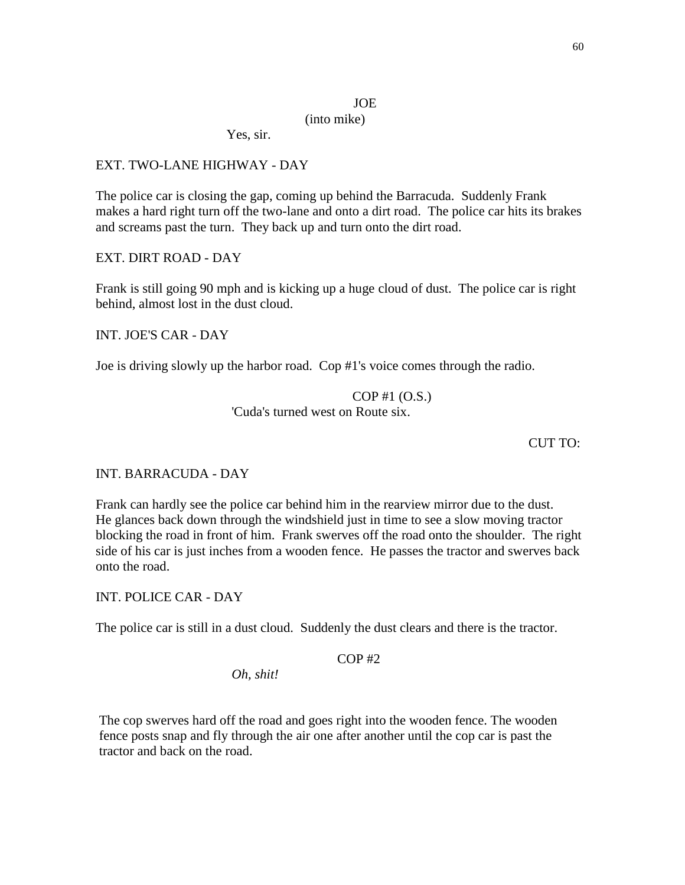JOE
(into mike)
Yes, sir.

EXT. TWO-LANE HIGHWAY - DAY

The police car is closing the gap, coming up behind the Barracuda. Suddenly Frank makes a hard right turn off the two-lane and onto a dirt road. The police car hits its brakes and screams past the turn. They back up and turn onto the dirt road.

EXT. DIRT ROAD - DAY

Frank is still going 90 mph and is kicking up a huge cloud of dust. The police car is right behind, almost lost in the dust cloud.

INT. JOE'S CAR - DAY

Joe is driving slowly up the harbor road. Cop #1's voice comes through the radio.

COP #1 (O.S.)
'Cuda's turned west on Route six.

CUT TO:

INT. BARRACUDA - DAY

Frank can hardly see the police car behind him in the rearview mirror due to the dust. He glances back down through the windshield just in time to see a slow moving tractor blocking the road in front of him. Frank swerves off the road onto the shoulder. The right side of his car is just inches from a wooden fence. He passes the tractor and swerves back onto the road.

INT. POLICE CAR - DAY

The police car is still in a dust cloud. Suddenly the dust clears and there is the tractor.

COP #2
*Oh, shit!*

The cop swerves hard off the road and goes right into the wooden fence. The wooden fence posts snap and fly through the air one after another until the cop car is past the tractor and back on the road.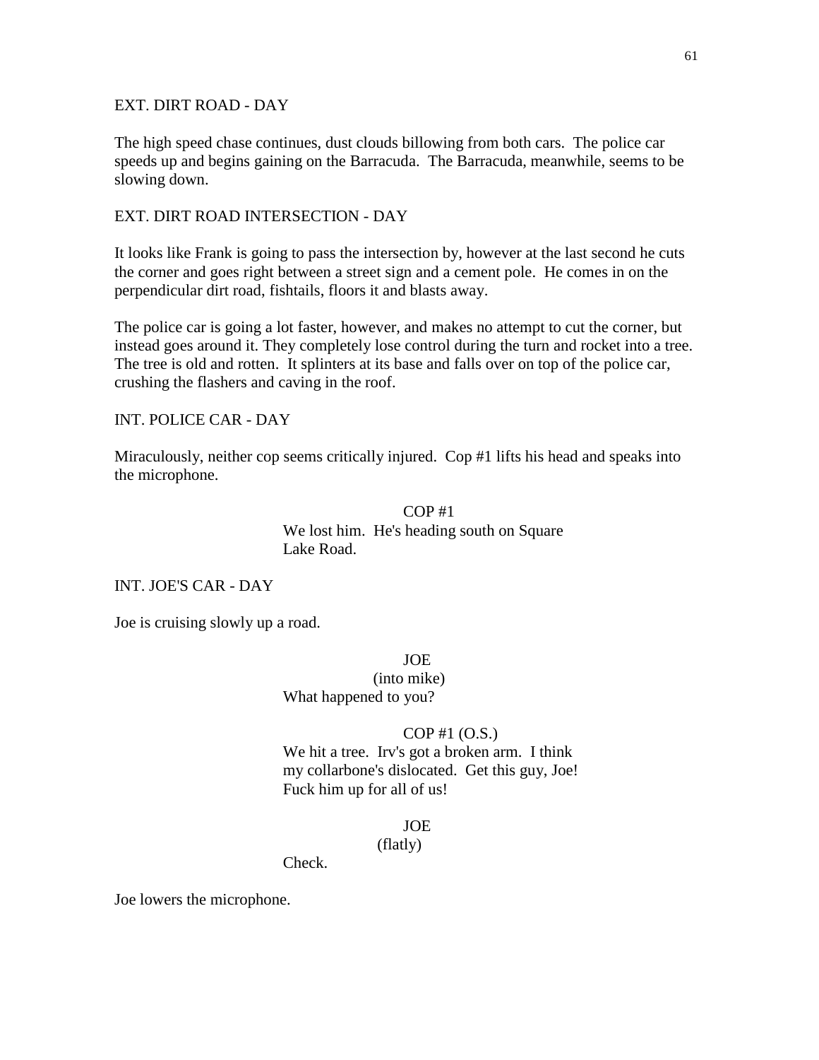EXT. DIRT ROAD - DAY

The high speed chase continues, dust clouds billowing from both cars. The police car speeds up and begins gaining on the Barracuda. The Barracuda, meanwhile, seems to be slowing down.

EXT. DIRT ROAD INTERSECTION - DAY

It looks like Frank is going to pass the intersection by, however at the last second he cuts the corner and goes right between a street sign and a cement pole. He comes in on the perpendicular dirt road, fishtails, floors it and blasts away.

The police car is going a lot faster, however, and makes no attempt to cut the corner, but instead goes around it. They completely lose control during the turn and rocket into a tree. The tree is old and rotten. It splinters at its base and falls over on top of the police car, crushing the flashers and caving in the roof.

INT. POLICE CAR - DAY

Miraculously, neither cop seems critically injured. Cop #1 lifts his head and speaks into the microphone.

COP #1
We lost him. He's heading south on Square Lake Road.

INT. JOE'S CAR - DAY

Joe is cruising slowly up a road.

JOE
(into mike)
What happened to you?

COP #1 (O.S.)
We hit a tree. Irv's got a broken arm. I think my collarbone's dislocated. Get this guy, Joe! Fuck him up for all of us!

JOE
(flatly)
Check.

Joe lowers the microphone.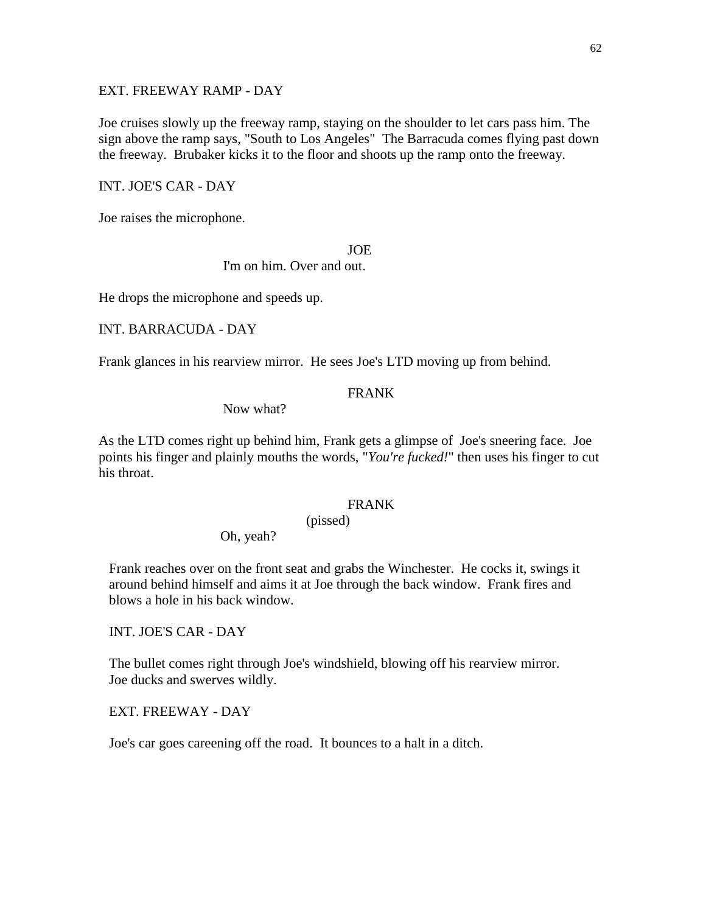EXT. FREEWAY RAMP - DAY

Joe cruises slowly up the freeway ramp, staying on the shoulder to let cars pass him. The sign above the ramp says, "South to Los Angeles" The Barracuda comes flying past down the freeway. Brubaker kicks it to the floor and shoots up the ramp onto the freeway.

INT. JOE'S CAR - DAY

Joe raises the microphone.

JOE
I'm on him. Over and out.

He drops the microphone and speeds up.

INT. BARRACUDA - DAY

Frank glances in his rearview mirror. He sees Joe's LTD moving up from behind.

FRANK
Now what?

As the LTD comes right up behind him, Frank gets a glimpse of Joe's sneering face. Joe points his finger and plainly mouths the words, "*You're fucked!*" then uses his finger to cut his throat.

FRANK
(pissed)
Oh, yeah?

Frank reaches over on the front seat and grabs the Winchester. He cocks it, swings it around behind himself and aims it at Joe through the back window. Frank fires and blows a hole in his back window.

INT. JOE'S CAR - DAY

The bullet comes right through Joe's windshield, blowing off his rearview mirror. Joe ducks and swerves wildly.

EXT. FREEWAY - DAY

Joe's car goes careening off the road. It bounces to a halt in a ditch.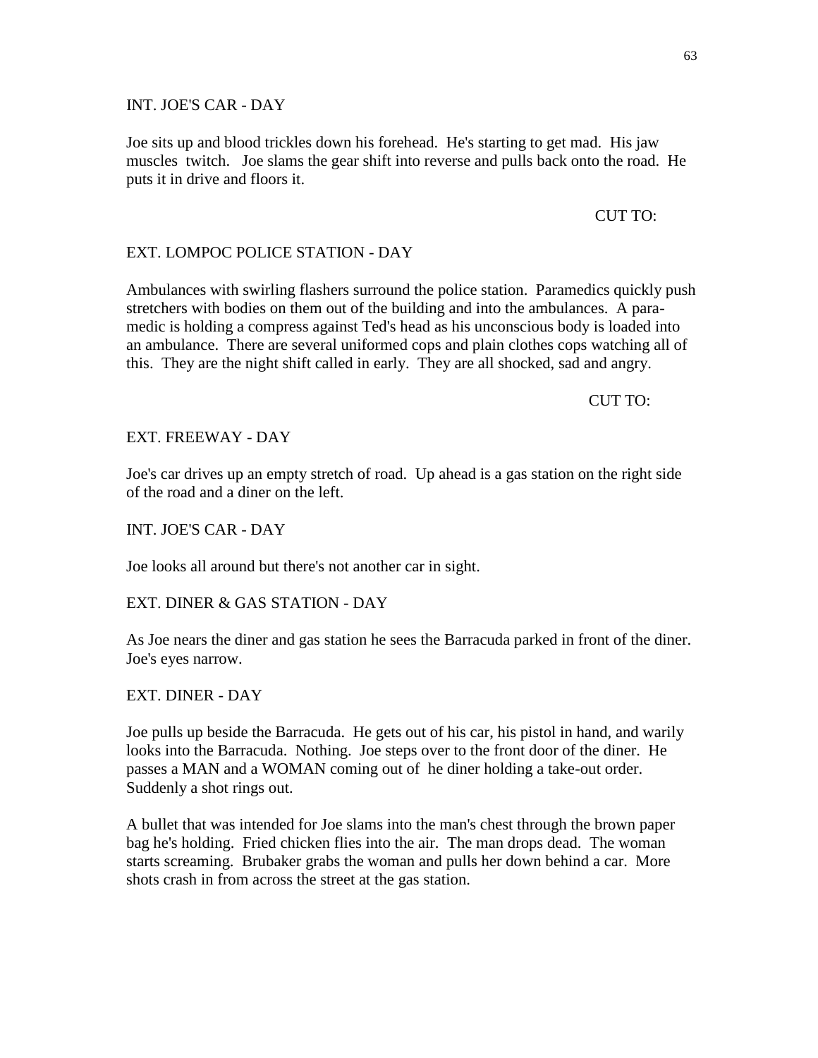INT. JOE'S CAR - DAY

Joe sits up and blood trickles down his forehead. He's starting to get mad. His jaw muscles twitch. Joe slams the gear shift into reverse and pulls back onto the road. He puts it in drive and floors it.

CUT TO:

EXT. LOMPOC POLICE STATION - DAY

Ambulances with swirling flashers surround the police station. Paramedics quickly push stretchers with bodies on them out of the building and into the ambulances. A para-medic is holding a compress against Ted's head as his unconscious body is loaded into an ambulance. There are several uniformed cops and plain clothes cops watching all of this. They are the night shift called in early. They are all shocked, sad and angry.

CUT TO:

EXT. FREEWAY - DAY

Joe's car drives up an empty stretch of road. Up ahead is a gas station on the right side of the road and a diner on the left.

INT. JOE'S CAR - DAY

Joe looks all around but there's not another car in sight.

EXT. DINER & GAS STATION - DAY

As Joe nears the diner and gas station he sees the Barracuda parked in front of the diner. Joe's eyes narrow.

EXT. DINER - DAY

Joe pulls up beside the Barracuda. He gets out of his car, his pistol in hand, and warily looks into the Barracuda. Nothing. Joe steps over to the front door of the diner. He passes a MAN and a WOMAN coming out of he diner holding a take-out order. Suddenly a shot rings out.

A bullet that was intended for Joe slams into the man's chest through the brown paper bag he's holding. Fried chicken flies into the air. The man drops dead. The woman starts screaming. Brubaker grabs the woman and pulls her down behind a car. More shots crash in from across the street at the gas station.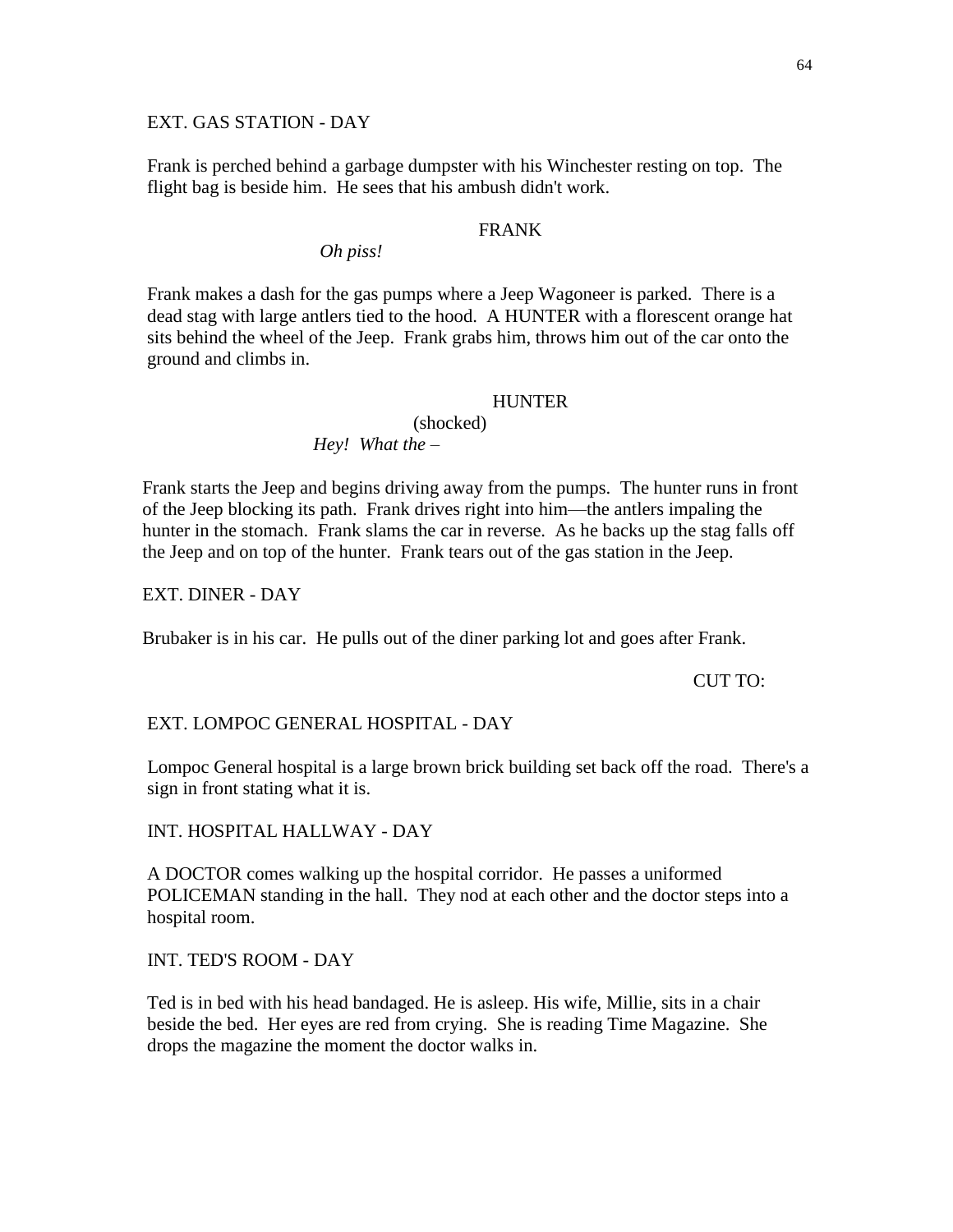EXT. GAS STATION - DAY

Frank is perched behind a garbage dumpster with his Winchester resting on top. The flight bag is beside him. He sees that his ambush didn't work.

FRANK

*Oh piss!*

Frank makes a dash for the gas pumps where a Jeep Wagoneer is parked. There is a dead stag with large antlers tied to the hood. A HUNTER with a florescent orange hat sits behind the wheel of the Jeep. Frank grabs him, throws him out of the car onto the ground and climbs in.

HUNTER

(shocked)

*Hey! What the –*

Frank starts the Jeep and begins driving away from the pumps. The hunter runs in front of the Jeep blocking its path. Frank drives right into him—the antlers impaling the hunter in the stomach. Frank slams the car in reverse. As he backs up the stag falls off the Jeep and on top of the hunter. Frank tears out of the gas station in the Jeep.

EXT. DINER - DAY

Brubaker is in his car. He pulls out of the diner parking lot and goes after Frank.

CUT TO:

EXT. LOMPOC GENERAL HOSPITAL - DAY

Lompoc General hospital is a large brown brick building set back off the road. There's a sign in front stating what it is.

INT. HOSPITAL HALLWAY - DAY

A DOCTOR comes walking up the hospital corridor. He passes a uniformed POLICEMAN standing in the hall. They nod at each other and the doctor steps into a hospital room.

INT. TED'S ROOM - DAY

Ted is in bed with his head bandaged. He is asleep. His wife, Millie, sits in a chair beside the bed. Her eyes are red from crying. She is reading Time Magazine. She drops the magazine the moment the doctor walks in.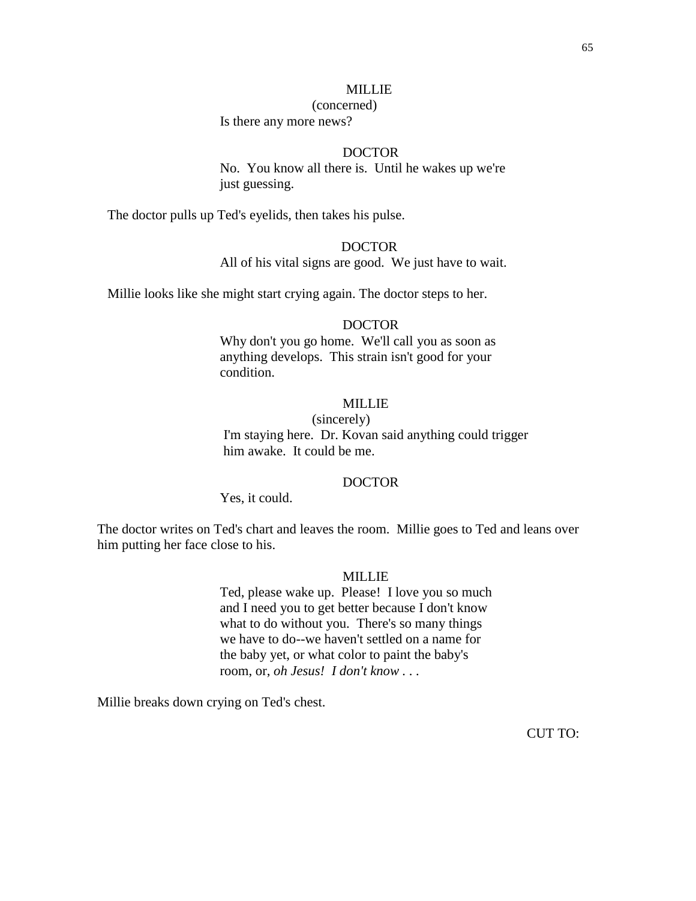MILLIE
(concerned)
Is there any more news?

DOCTOR
No. You know all there is. Until he wakes up we're just guessing.

The doctor pulls up Ted's eyelids, then takes his pulse.

DOCTOR
All of his vital signs are good. We just have to wait.

Millie looks like she might start crying again. The doctor steps to her.

DOCTOR
Why don't you go home. We'll call you as soon as anything develops. This strain isn't good for your condition.

MILLIE
(sincerely)
I'm staying here. Dr. Kovan said anything could trigger him awake. It could be me.

DOCTOR
Yes, it could.

The doctor writes on Ted's chart and leaves the room. Millie goes to Ted and leans over him putting her face close to his.

MILLIE
Ted, please wake up. Please! I love you so much and I need you to get better because I don't know what to do without you. There's so many things we have to do--we haven't settled on a name for the baby yet, or what color to paint the baby's room, or, *oh Jesus! I don't know* . . .

Millie breaks down crying on Ted's chest.

CUT TO: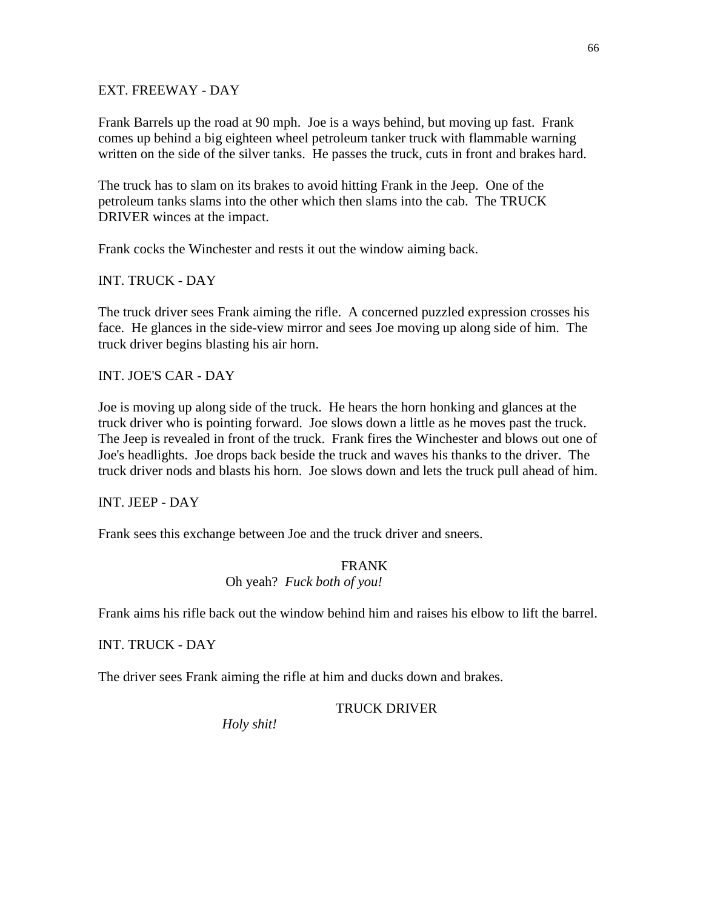EXT. FREEWAY - DAY

Frank Barrels up the road at 90 mph. Joe is a ways behind, but moving up fast. Frank comes up behind a big eighteen wheel petroleum tanker truck with flammable warning written on the side of the silver tanks. He passes the truck, cuts in front and brakes hard.

The truck has to slam on its brakes to avoid hitting Frank in the Jeep. One of the petroleum tanks slams into the other which then slams into the cab. The TRUCK DRIVER winces at the impact.

Frank cocks the Winchester and rests it out the window aiming back.

INT. TRUCK - DAY

The truck driver sees Frank aiming the rifle. A concerned puzzled expression crosses his face. He glances in the side-view mirror and sees Joe moving up along side of him. The truck driver begins blasting his air horn.

INT. JOE'S CAR - DAY

Joe is moving up along side of the truck. He hears the horn honking and glances at the truck driver who is pointing forward. Joe slows down a little as he moves past the truck. The Jeep is revealed in front of the truck. Frank fires the Winchester and blows out one of Joe's headlights. Joe drops back beside the truck and waves his thanks to the driver. The truck driver nods and blasts his horn. Joe slows down and lets the truck pull ahead of him.

INT. JEEP - DAY

Frank sees this exchange between Joe and the truck driver and sneers.

FRANK

Oh yeah? *Fuck both of you!*

Frank aims his rifle back out the window behind him and raises his elbow to lift the barrel.

INT. TRUCK - DAY

The driver sees Frank aiming the rifle at him and ducks down and brakes.

TRUCK DRIVER

*Holy shit!*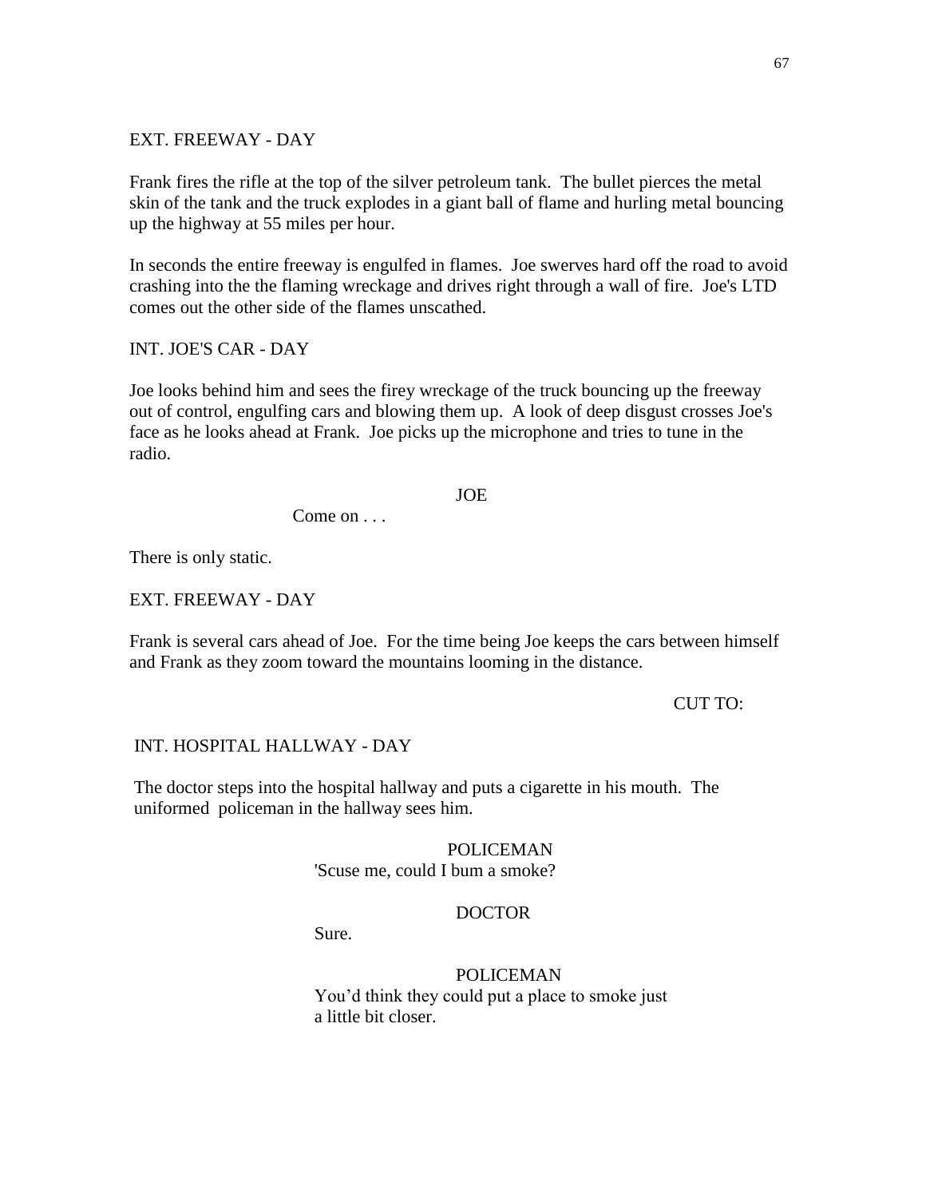EXT. FREEWAY - DAY

Frank fires the rifle at the top of the silver petroleum tank. The bullet pierces the metal skin of the tank and the truck explodes in a giant ball of flame and hurling metal bouncing up the highway at 55 miles per hour.

In seconds the entire freeway is engulfed in flames. Joe swerves hard off the road to avoid crashing into the the flaming wreckage and drives right through a wall of fire. Joe's LTD comes out the other side of the flames unscathed.

INT. JOE'S CAR - DAY

Joe looks behind him and sees the firey wreckage of the truck bouncing up the freeway out of control, engulfing cars and blowing them up. A look of deep disgust crosses Joe's face as he looks ahead at Frank. Joe picks up the microphone and tries to tune in the radio.

JOE

Come on . . .

There is only static.

EXT. FREEWAY - DAY

Frank is several cars ahead of Joe. For the time being Joe keeps the cars between himself and Frank as they zoom toward the mountains looming in the distance.

CUT TO:

INT. HOSPITAL HALLWAY - DAY

The doctor steps into the hospital hallway and puts a cigarette in his mouth. The uniformed policeman in the hallway sees him.

POLICEMAN

'Scuse me, could I bum a smoke?

DOCTOR

Sure.

POLICEMAN

You'd think they could put a place to smoke just a little bit closer.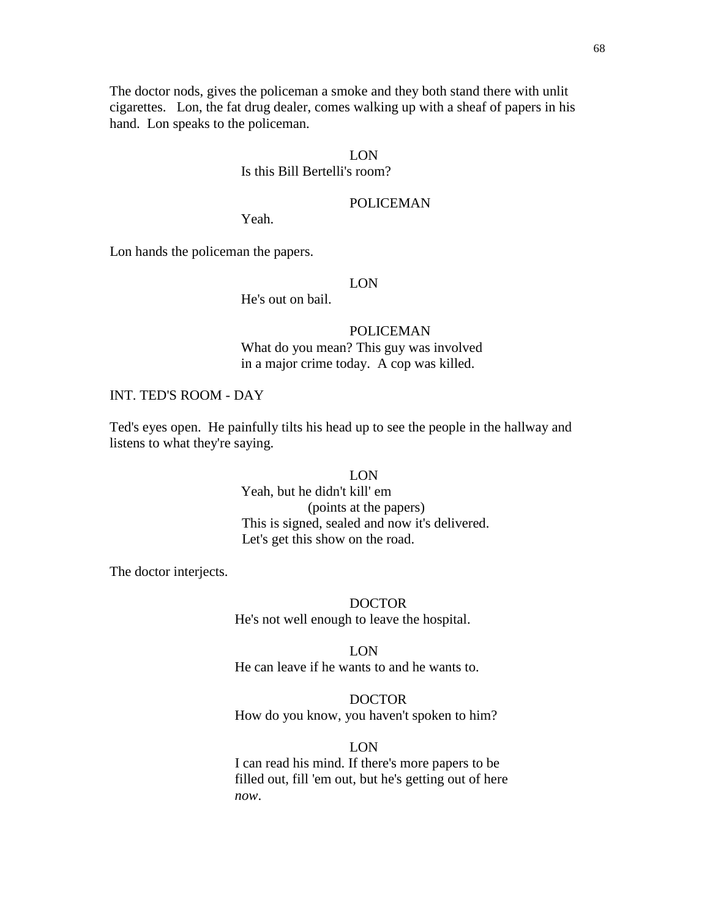The doctor nods, gives the policeman a smoke and they both stand there with unlit cigarettes. Lon, the fat drug dealer, comes walking up with a sheaf of papers in his hand. Lon speaks to the policeman.

LON
Is this Bill Bertelli's room?

POLICEMAN
Yeah.

Lon hands the policeman the papers.

LON
He's out on bail.

POLICEMAN
What do you mean? This guy was involved in a major crime today. A cop was killed.

INT. TED'S ROOM - DAY

Ted's eyes open. He painfully tilts his head up to see the people in the hallway and listens to what they're saying.

LON
Yeah, but he didn't kill' em
(points at the papers)
This is signed, sealed and now it's delivered.
Let's get this show on the road.

The doctor interjects.

DOCTOR
He's not well enough to leave the hospital.

LON
He can leave if he wants to and he wants to.

DOCTOR
How do you know, you haven't spoken to him?

LON
I can read his mind. If there's more papers to be filled out, fill 'em out, but he's getting out of here *now*.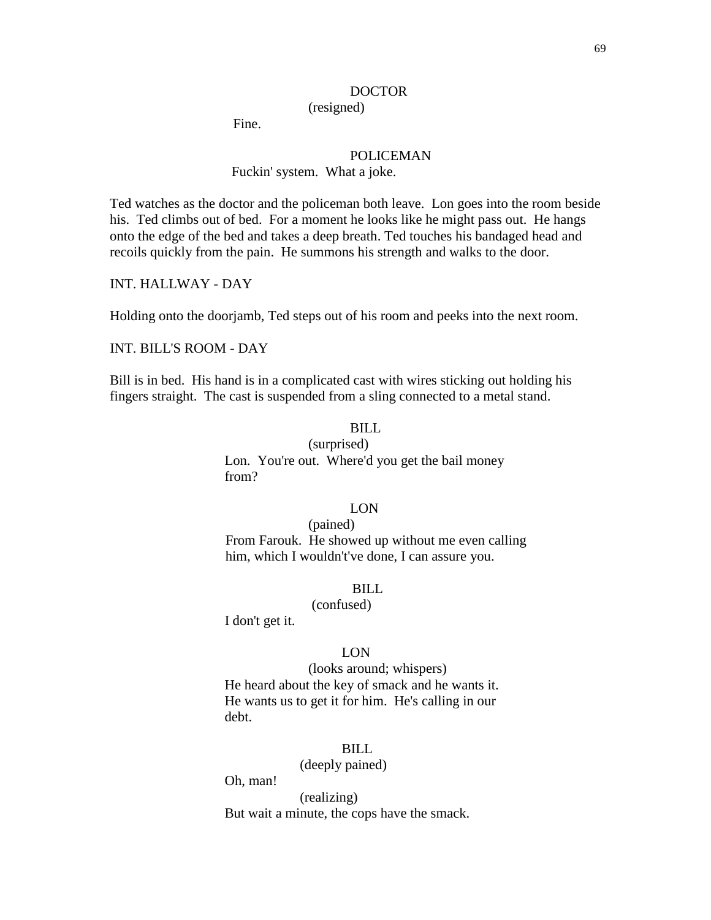DOCTOR
(resigned)
Fine.

POLICEMAN
Fuckin' system. What a joke.

Ted watches as the doctor and the policeman both leave. Lon goes into the room beside his. Ted climbs out of bed. For a moment he looks like he might pass out. He hangs onto the edge of the bed and takes a deep breath. Ted touches his bandaged head and recoils quickly from the pain. He summons his strength and walks to the door.

INT. HALLWAY - DAY

Holding onto the doorjamb, Ted steps out of his room and peeks into the next room.

INT. BILL'S ROOM - DAY

Bill is in bed. His hand is in a complicated cast with wires sticking out holding his fingers straight. The cast is suspended from a sling connected to a metal stand.

BILL
(surprised)
Lon. You're out. Where'd you get the bail money from?

LON
(pained)
From Farouk. He showed up without me even calling him, which I wouldn't've done, I can assure you.

BILL
(confused)
I don't get it.

LON
(looks around; whispers)
He heard about the key of smack and he wants it. He wants us to get it for him. He's calling in our debt.

BILL
(deeply pained)
Oh, man!
(realizing)
But wait a minute, the cops have the smack.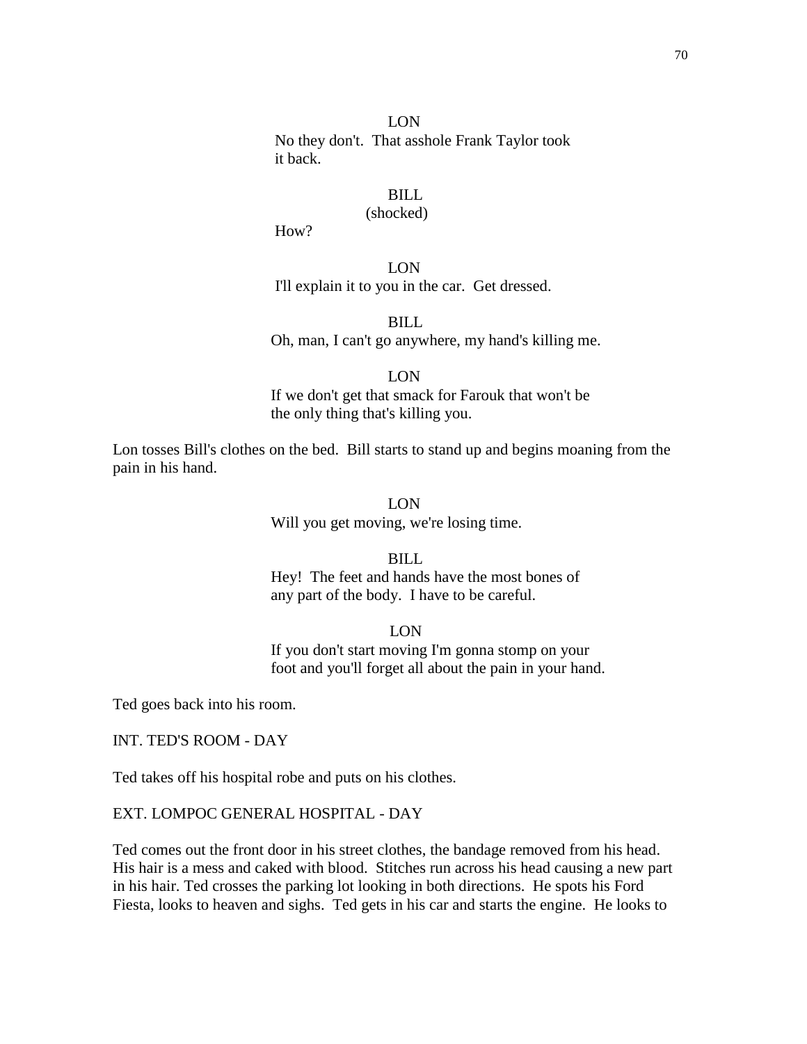LON

No they don't. That asshole Frank Taylor took it back.

BILL

(shocked)

How?

LON

I'll explain it to you in the car. Get dressed.

BILL

Oh, man, I can't go anywhere, my hand's killing me.

LON

If we don't get that smack for Farouk that won't be the only thing that's killing you.

Lon tosses Bill's clothes on the bed. Bill starts to stand up and begins moaning from the pain in his hand.

LON

Will you get moving, we're losing time.

BILL

Hey! The feet and hands have the most bones of any part of the body. I have to be careful.

LON

If you don't start moving I'm gonna stomp on your foot and you'll forget all about the pain in your hand.

Ted goes back into his room.

INT. TED'S ROOM - DAY

Ted takes off his hospital robe and puts on his clothes.

EXT. LOMPOC GENERAL HOSPITAL - DAY

Ted comes out the front door in his street clothes, the bandage removed from his head. His hair is a mess and caked with blood. Stitches run across his head causing a new part in his hair. Ted crosses the parking lot looking in both directions. He spots his Ford Fiesta, looks to heaven and sighs. Ted gets in his car and starts the engine. He looks to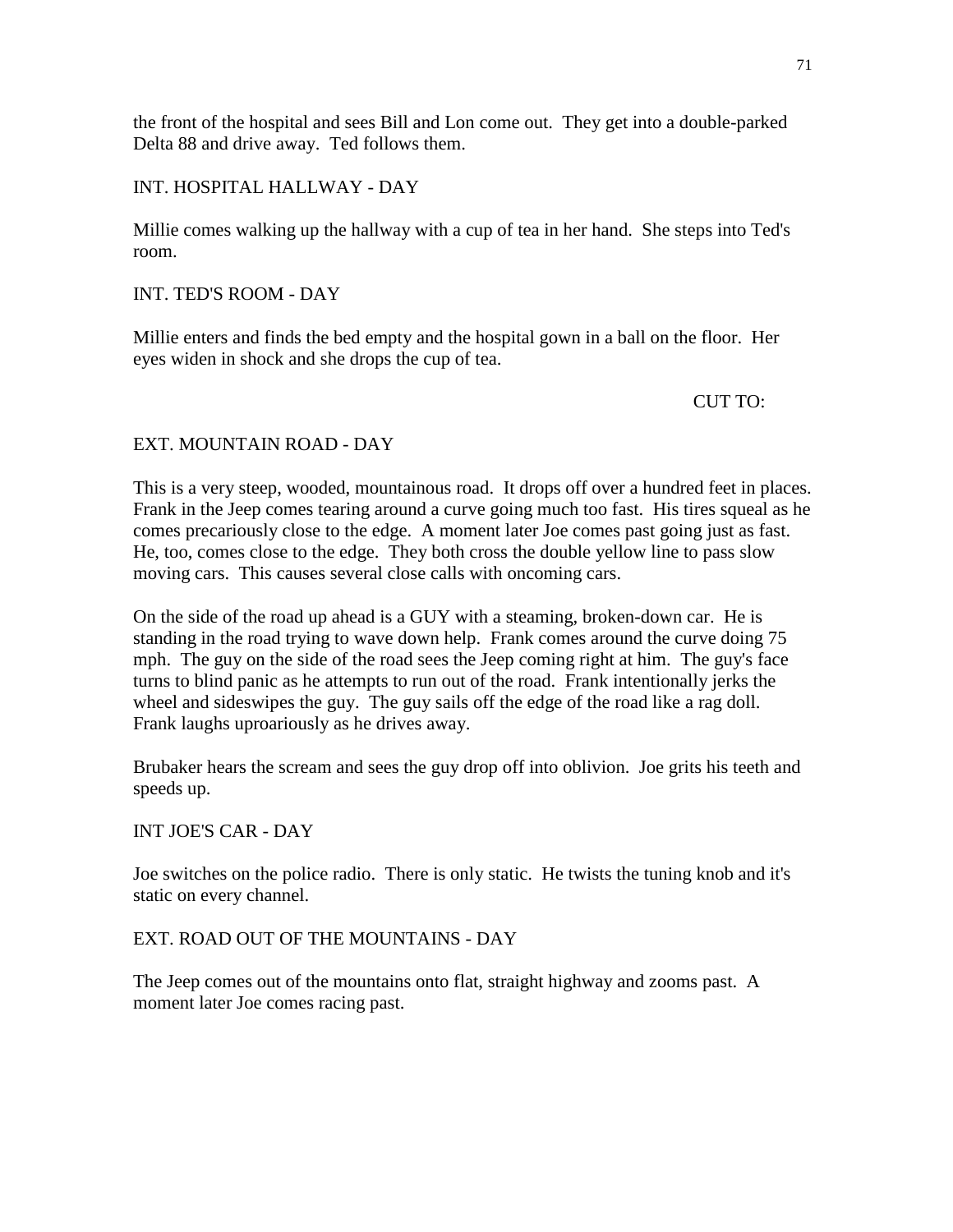the front of the hospital and sees Bill and Lon come out. They get into a double-parked Delta 88 and drive away. Ted follows them.

INT. HOSPITAL HALLWAY - DAY

Millie comes walking up the hallway with a cup of tea in her hand. She steps into Ted's room.

INT. TED'S ROOM - DAY

Millie enters and finds the bed empty and the hospital gown in a ball on the floor. Her eyes widen in shock and she drops the cup of tea.

CUT TO:

EXT. MOUNTAIN ROAD - DAY

This is a very steep, wooded, mountainous road. It drops off over a hundred feet in places. Frank in the Jeep comes tearing around a curve going much too fast. His tires squeal as he comes precariously close to the edge. A moment later Joe comes past going just as fast. He, too, comes close to the edge. They both cross the double yellow line to pass slow moving cars. This causes several close calls with oncoming cars.

On the side of the road up ahead is a GUY with a steaming, broken-down car. He is standing in the road trying to wave down help. Frank comes around the curve doing 75 mph. The guy on the side of the road sees the Jeep coming right at him. The guy's face turns to blind panic as he attempts to run out of the road. Frank intentionally jerks the wheel and sideswipes the guy. The guy sails off the edge of the road like a rag doll. Frank laughs uproariously as he drives away.

Brubaker hears the scream and sees the guy drop off into oblivion. Joe grits his teeth and speeds up.

INT JOE'S CAR - DAY

Joe switches on the police radio. There is only static. He twists the tuning knob and it's static on every channel.

EXT. ROAD OUT OF THE MOUNTAINS - DAY

The Jeep comes out of the mountains onto flat, straight highway and zooms past. A moment later Joe comes racing past.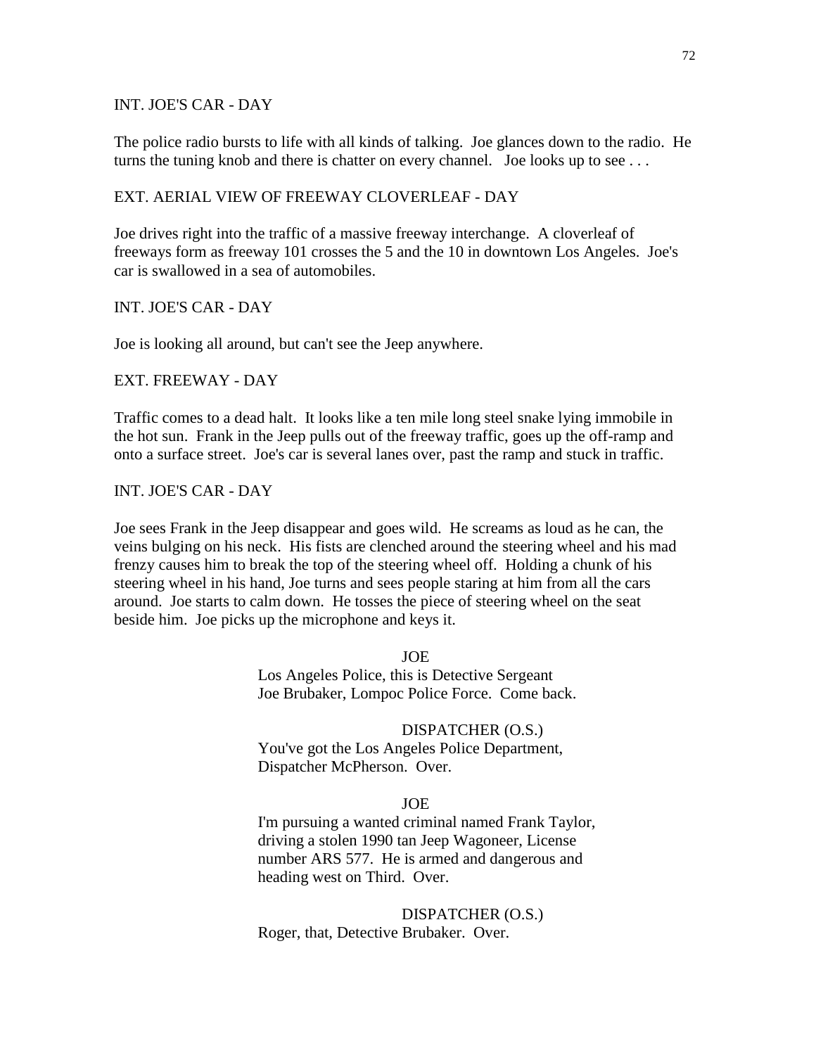INT. JOE'S CAR - DAY

The police radio bursts to life with all kinds of talking. Joe glances down to the radio. He turns the tuning knob and there is chatter on every channel. Joe looks up to see . . .

EXT. AERIAL VIEW OF FREEWAY CLOVERLEAF - DAY

Joe drives right into the traffic of a massive freeway interchange. A cloverleaf of freeways form as freeway 101 crosses the 5 and the 10 in downtown Los Angeles. Joe's car is swallowed in a sea of automobiles.

INT. JOE'S CAR - DAY

Joe is looking all around, but can't see the Jeep anywhere.

EXT. FREEWAY - DAY

Traffic comes to a dead halt. It looks like a ten mile long steel snake lying immobile in the hot sun. Frank in the Jeep pulls out of the freeway traffic, goes up the off-ramp and onto a surface street. Joe's car is several lanes over, past the ramp and stuck in traffic.

INT. JOE'S CAR - DAY

Joe sees Frank in the Jeep disappear and goes wild. He screams as loud as he can, the veins bulging on his neck. His fists are clenched around the steering wheel and his mad frenzy causes him to break the top of the steering wheel off. Holding a chunk of his steering wheel in his hand, Joe turns and sees people staring at him from all the cars around. Joe starts to calm down. He tosses the piece of steering wheel on the seat beside him. Joe picks up the microphone and keys it.

JOE

Los Angeles Police, this is Detective Sergeant Joe Brubaker, Lompoc Police Force. Come back.

DISPATCHER (O.S.)

You've got the Los Angeles Police Department, Dispatcher McPherson. Over.

JOE

I'm pursuing a wanted criminal named Frank Taylor, driving a stolen 1990 tan Jeep Wagoneer, License number ARS 577. He is armed and dangerous and heading west on Third. Over.

DISPATCHER (O.S.)

Roger, that, Detective Brubaker. Over.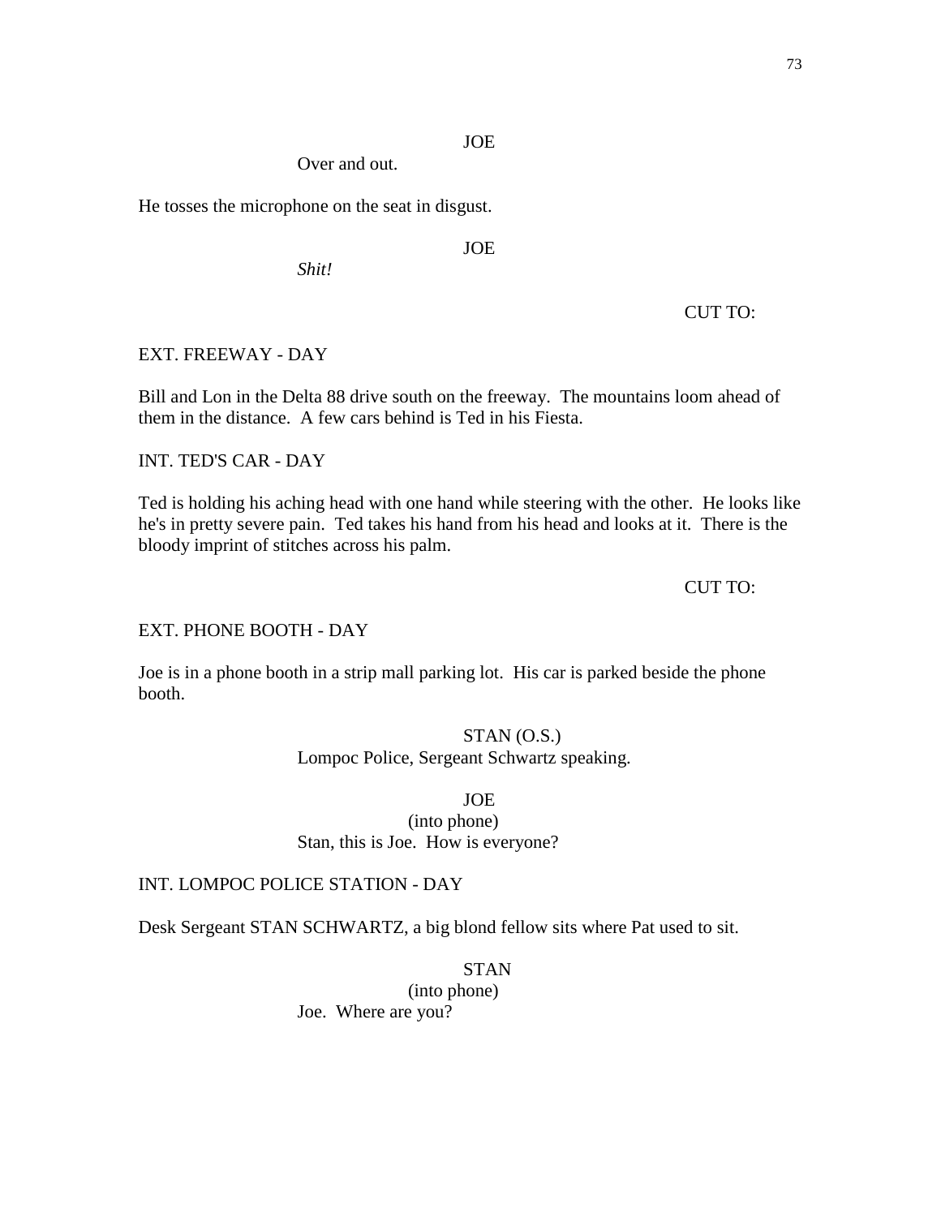JOE

Over and out.

He tosses the microphone on the seat in disgust.

JOE

*Shit!*

CUT TO:

EXT. FREEWAY - DAY

Bill and Lon in the Delta 88 drive south on the freeway. The mountains loom ahead of them in the distance. A few cars behind is Ted in his Fiesta.

INT. TED'S CAR - DAY

Ted is holding his aching head with one hand while steering with the other. He looks like he's in pretty severe pain. Ted takes his hand from his head and looks at it. There is the bloody imprint of stitches across his palm.

CUT TO:

EXT. PHONE BOOTH - DAY

Joe is in a phone booth in a strip mall parking lot. His car is parked beside the phone booth.

STAN (O.S.)

Lompoc Police, Sergeant Schwartz speaking.

JOE

(into phone)

Stan, this is Joe. How is everyone?

INT. LOMPOC POLICE STATION - DAY

Desk Sergeant STAN SCHWARTZ, a big blond fellow sits where Pat used to sit.

STAN

(into phone)

Joe. Where are you?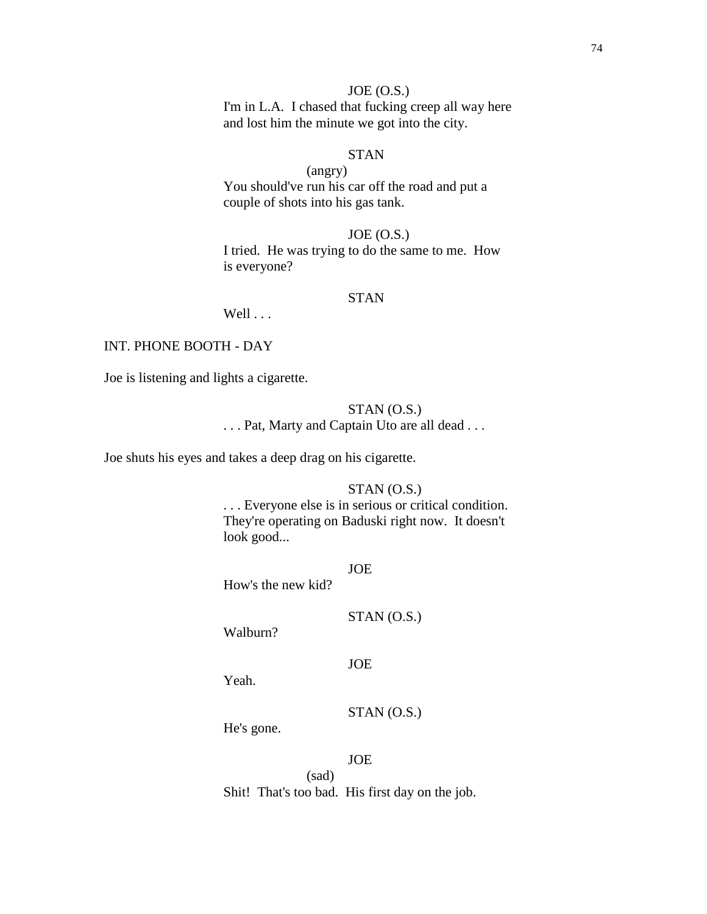JOE (O.S.)
I'm in L.A.  I chased that fucking creep all way here and lost him the minute we got into the city.

STAN
(angry)
You should've run his car off the road and put a couple of shots into his gas tank.

JOE (O.S.)
I tried.  He was trying to do the same to me.  How is everyone?

STAN
Well . . .

INT. PHONE BOOTH - DAY

Joe is listening and lights a cigarette.

STAN (O.S.)
. . . Pat, Marty and Captain Uto are all dead . . .

Joe shuts his eyes and takes a deep drag on his cigarette.

STAN (O.S.)
. . . Everyone else is in serious or critical condition. They're operating on Baduski right now.  It doesn't look good...

JOE
How's the new kid?

STAN (O.S.)
Walburn?

JOE
Yeah.

STAN (O.S.)
He's gone.

JOE
(sad)
Shit!  That's too bad.  His first day on the job.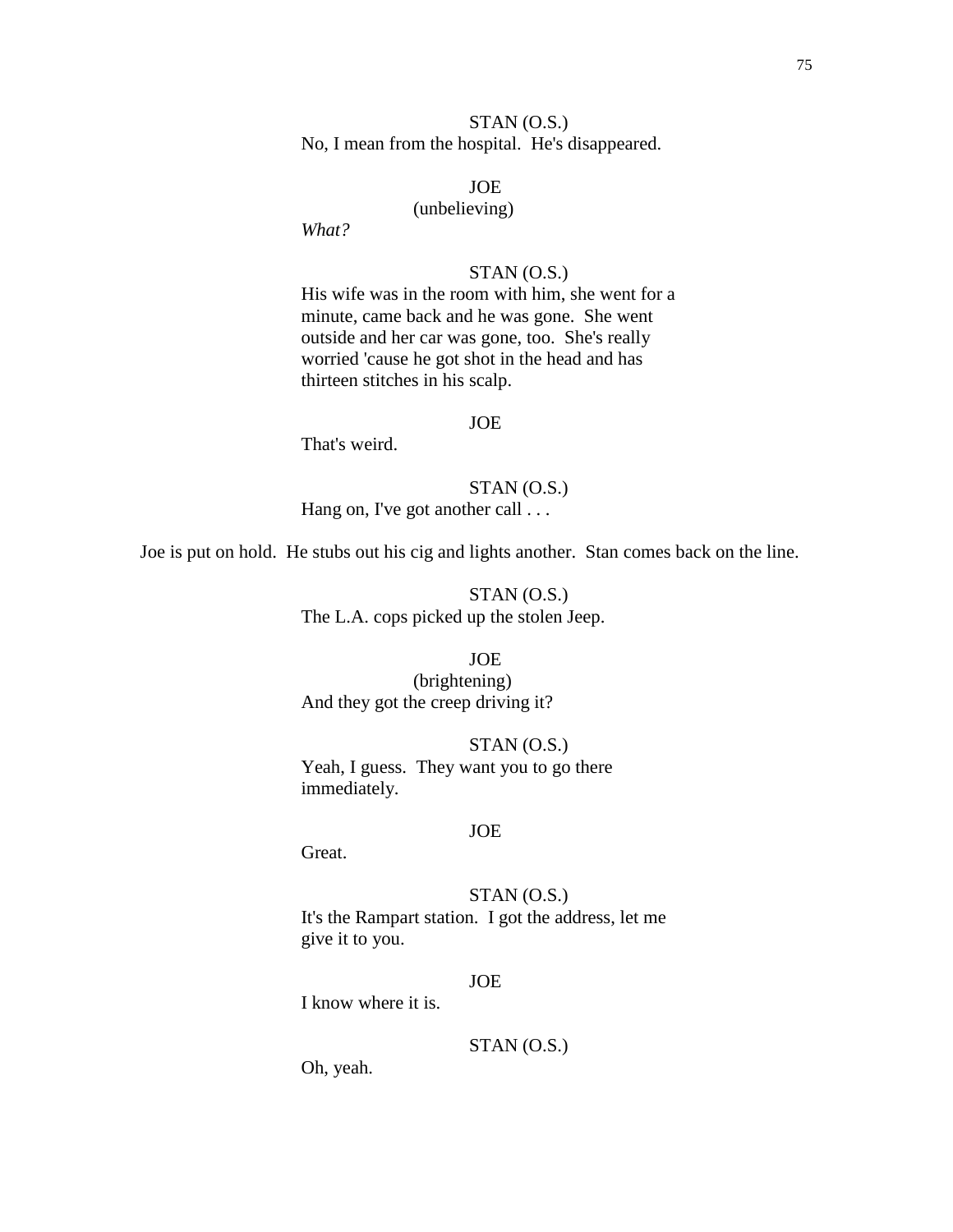STAN (O.S.)
No, I mean from the hospital. He's disappeared.

JOE
(unbelieving)
*What?*

STAN (O.S.)
His wife was in the room with him, she went for a minute, came back and he was gone. She went outside and her car was gone, too. She's really worried 'cause he got shot in the head and has thirteen stitches in his scalp.

JOE
That's weird.

STAN (O.S.)
Hang on, I've got another call . . .

Joe is put on hold. He stubs out his cig and lights another. Stan comes back on the line.

STAN (O.S.)
The L.A. cops picked up the stolen Jeep.

JOE
(brightening)
And they got the creep driving it?

STAN (O.S.)
Yeah, I guess. They want you to go there immediately.

JOE
Great.

STAN (O.S.)
It's the Rampart station. I got the address, let me give it to you.

JOE
I know where it is.

STAN (O.S.)
Oh, yeah.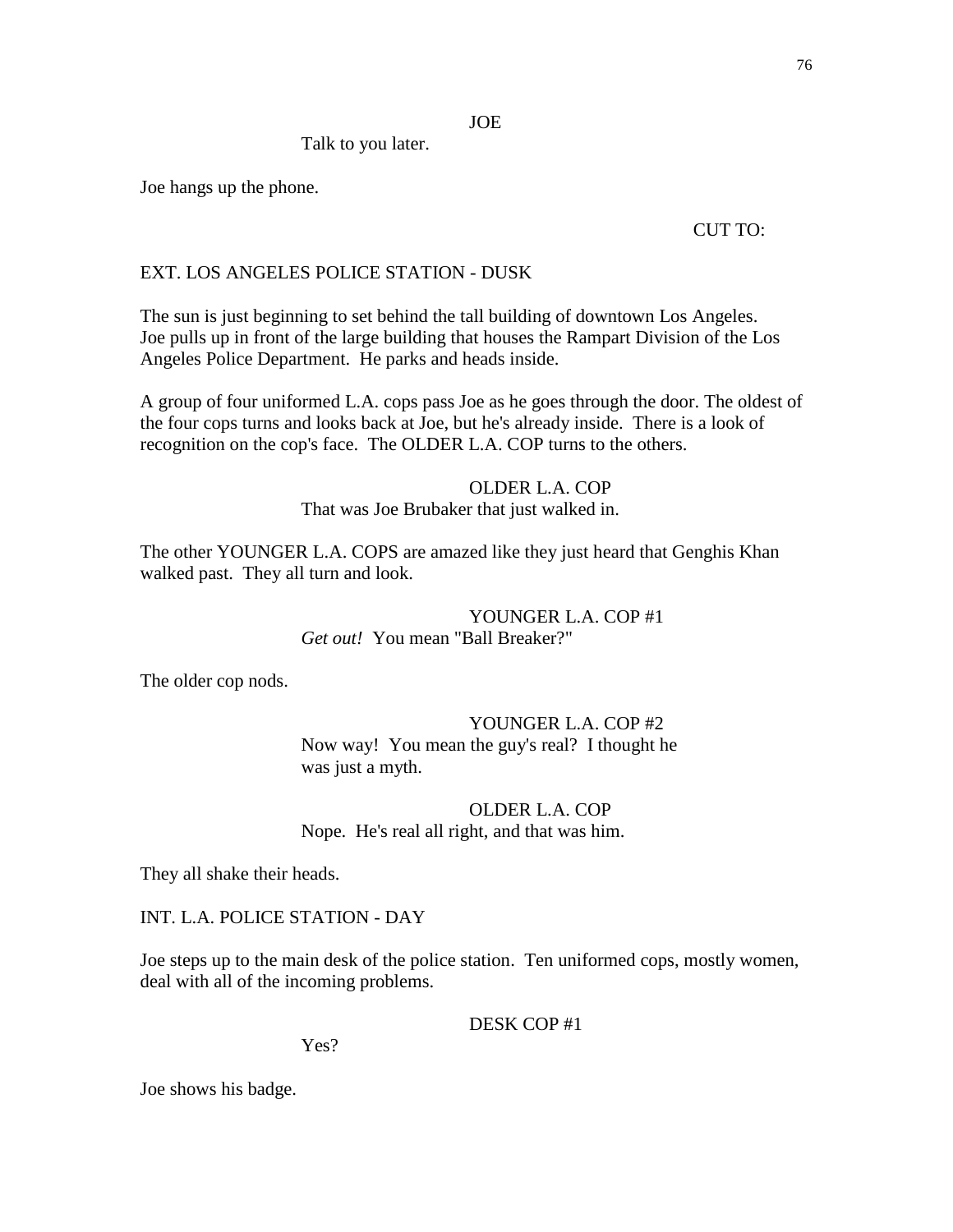JOE

Talk to you later.

Joe hangs up the phone.

CUT TO:

EXT. LOS ANGELES POLICE STATION - DUSK

The sun is just beginning to set behind the tall building of downtown Los Angeles. Joe pulls up in front of the large building that houses the Rampart Division of the Los Angeles Police Department. He parks and heads inside.

A group of four uniformed L.A. cops pass Joe as he goes through the door. The oldest of the four cops turns and looks back at Joe, but he's already inside. There is a look of recognition on the cop's face. The OLDER L.A. COP turns to the others.

OLDER L.A. COP

That was Joe Brubaker that just walked in.

The other YOUNGER L.A. COPS are amazed like they just heard that Genghis Khan walked past. They all turn and look.

YOUNGER L.A. COP #1

*Get out!* You mean "Ball Breaker?"

The older cop nods.

YOUNGER L.A. COP #2

Now way! You mean the guy's real? I thought he was just a myth.

OLDER L.A. COP

Nope. He's real all right, and that was him.

They all shake their heads.

INT. L.A. POLICE STATION - DAY

Joe steps up to the main desk of the police station. Ten uniformed cops, mostly women, deal with all of the incoming problems.

DESK COP #1

Yes?

Joe shows his badge.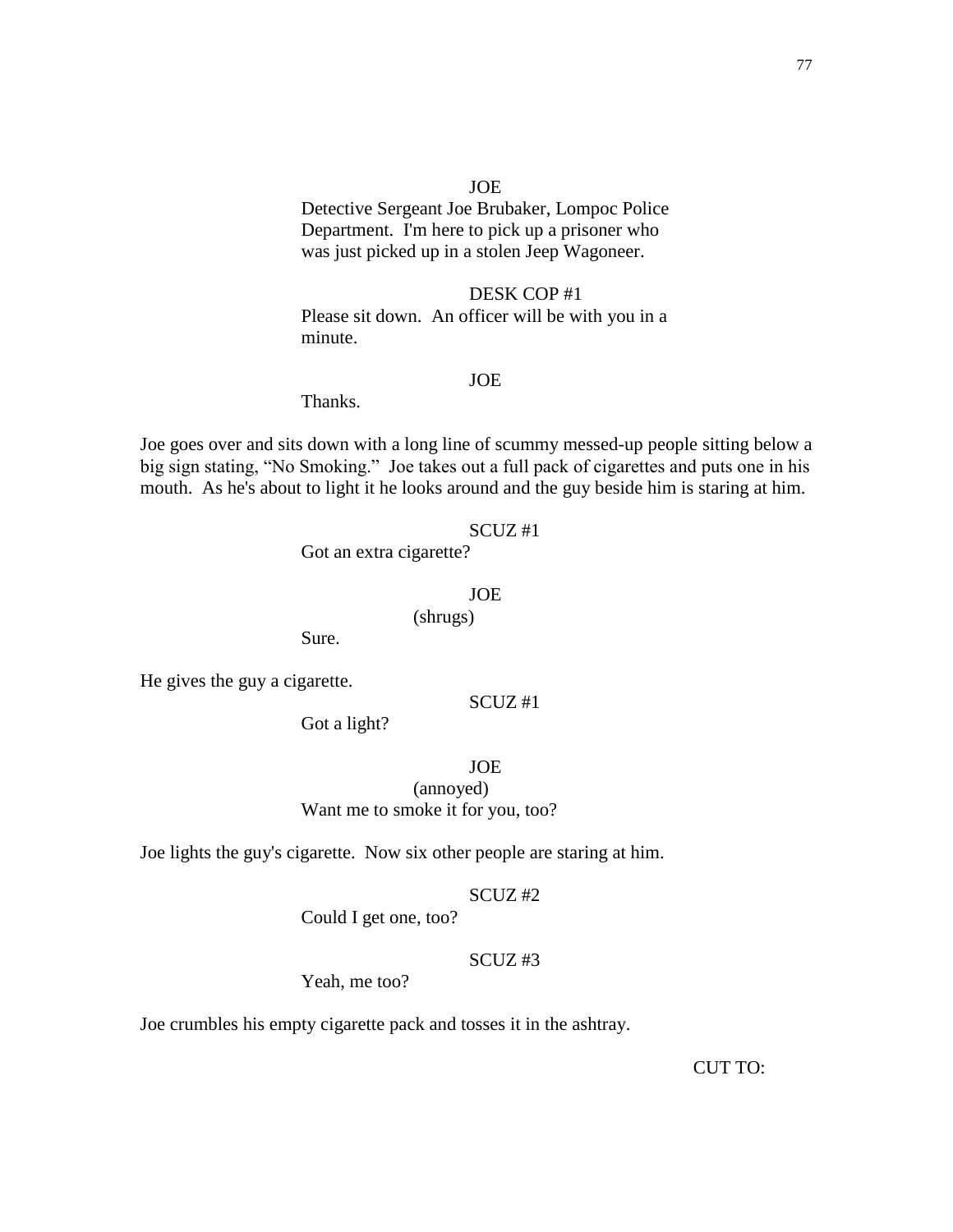JOE

Detective Sergeant Joe Brubaker, Lompoc Police Department. I'm here to pick up a prisoner who was just picked up in a stolen Jeep Wagoneer.

DESK COP #1

Please sit down. An officer will be with you in a minute.

JOE

Thanks.

Joe goes over and sits down with a long line of scummy messed-up people sitting below a big sign stating, "No Smoking." Joe takes out a full pack of cigarettes and puts one in his mouth. As he's about to light it he looks around and the guy beside him is staring at him.

SCUZ #1

Got an extra cigarette?

JOE

(shrugs)

Sure.

He gives the guy a cigarette.

SCUZ #1

Got a light?

JOE

(annoyed)

Want me to smoke it for you, too?

Joe lights the guy's cigarette. Now six other people are staring at him.

SCUZ #2

Could I get one, too?

SCUZ #3

Yeah, me too?

Joe crumbles his empty cigarette pack and tosses it in the ashtray.

CUT TO: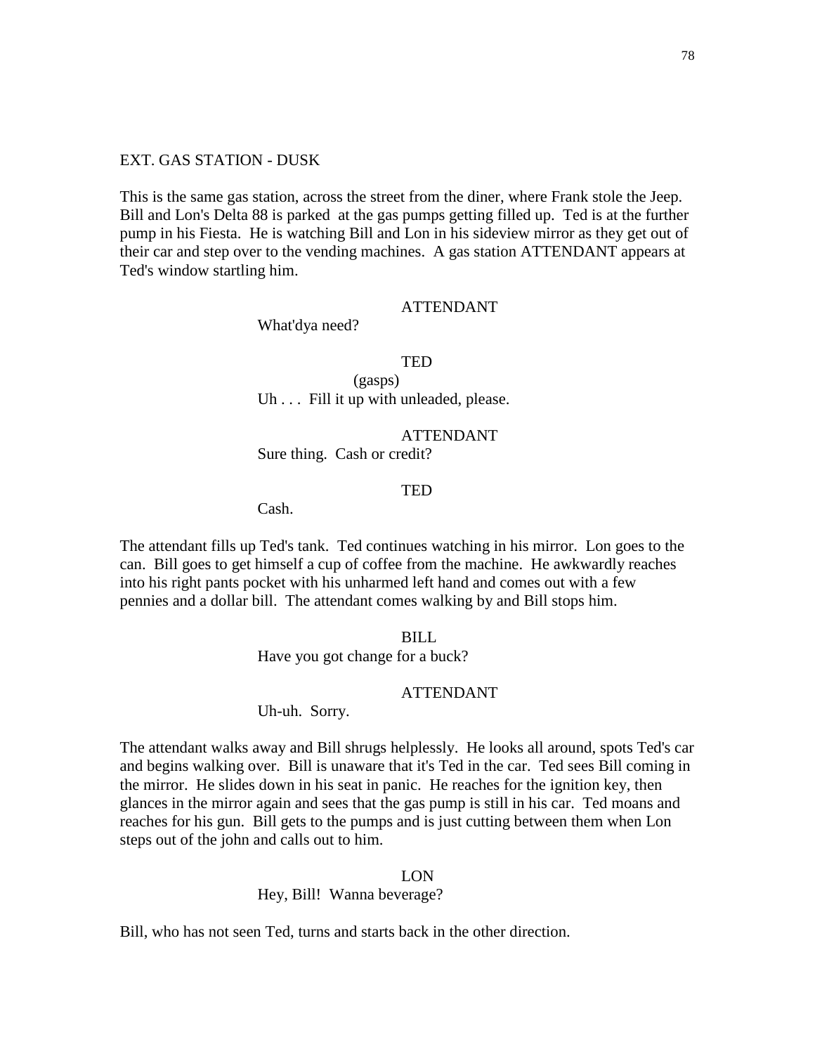EXT. GAS STATION - DUSK

This is the same gas station, across the street from the diner, where Frank stole the Jeep. Bill and Lon's Delta 88 is parked at the gas pumps getting filled up. Ted is at the further pump in his Fiesta. He is watching Bill and Lon in his sideview mirror as they get out of their car and step over to the vending machines. A gas station ATTENDANT appears at Ted's window startling him.

ATTENDANT

What'dya need?

TED

(gasps)

Uh . . . Fill it up with unleaded, please.

ATTENDANT

Sure thing. Cash or credit?

TED

Cash.

The attendant fills up Ted's tank. Ted continues watching in his mirror. Lon goes to the can. Bill goes to get himself a cup of coffee from the machine. He awkwardly reaches into his right pants pocket with his unharmed left hand and comes out with a few pennies and a dollar bill. The attendant comes walking by and Bill stops him.

BILL

Have you got change for a buck?

ATTENDANT

Uh-uh. Sorry.

The attendant walks away and Bill shrugs helplessly. He looks all around, spots Ted's car and begins walking over. Bill is unaware that it's Ted in the car. Ted sees Bill coming in the mirror. He slides down in his seat in panic. He reaches for the ignition key, then glances in the mirror again and sees that the gas pump is still in his car. Ted moans and reaches for his gun. Bill gets to the pumps and is just cutting between them when Lon steps out of the john and calls out to him.

LON

Hey, Bill! Wanna beverage?

Bill, who has not seen Ted, turns and starts back in the other direction.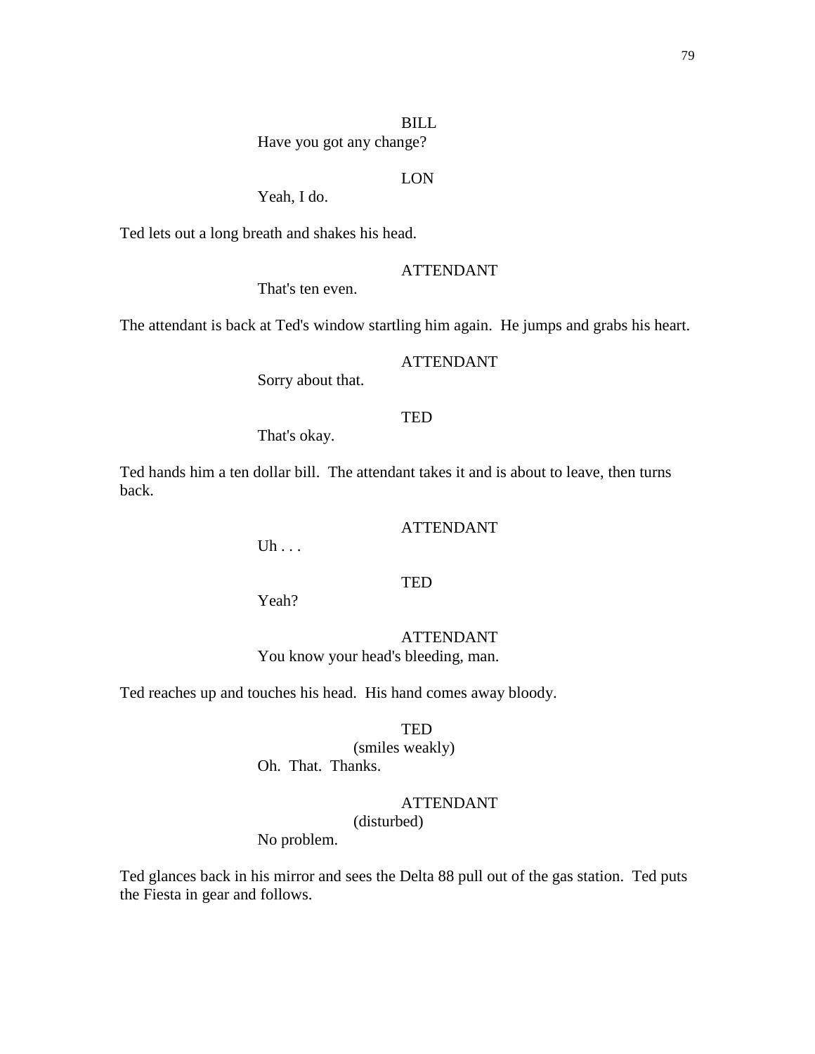BILL
Have you got any change?

LON
Yeah, I do.

Ted lets out a long breath and shakes his head.

ATTENDANT
That's ten even.

The attendant is back at Ted's window startling him again. He jumps and grabs his heart.

ATTENDANT
Sorry about that.

TED
That's okay.

Ted hands him a ten dollar bill. The attendant takes it and is about to leave, then turns back.

ATTENDANT
Uh . . .

TED
Yeah?

ATTENDANT
You know your head's bleeding, man.

Ted reaches up and touches his head. His hand comes away bloody.

TED
(smiles weakly)
Oh. That. Thanks.

ATTENDANT
(disturbed)
No problem.

Ted glances back in his mirror and sees the Delta 88 pull out of the gas station. Ted puts the Fiesta in gear and follows.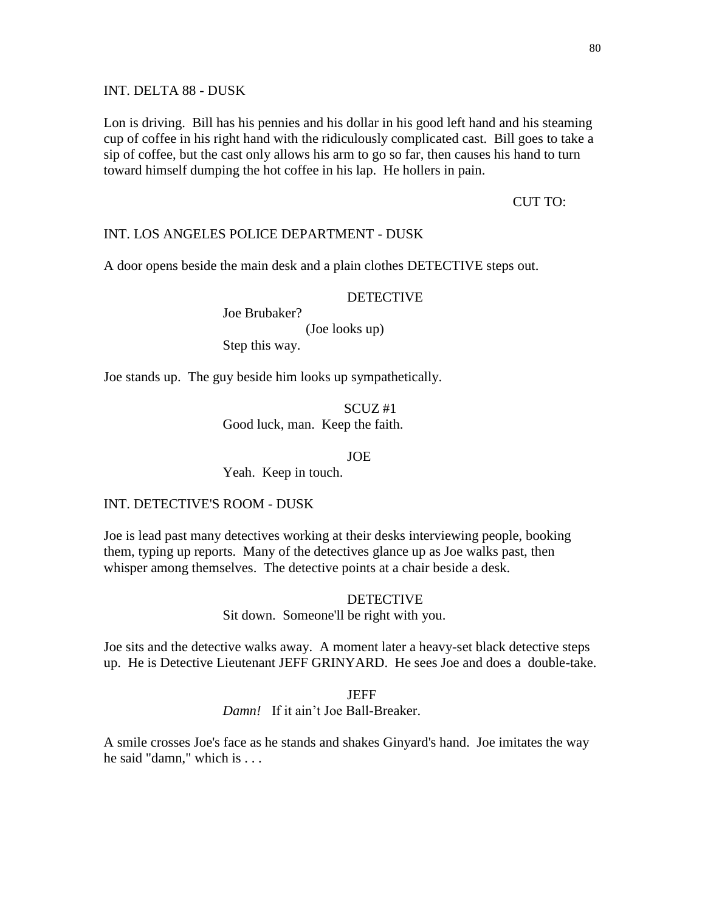INT. DELTA 88 - DUSK

Lon is driving. Bill has his pennies and his dollar in his good left hand and his steaming cup of coffee in his right hand with the ridiculously complicated cast. Bill goes to take a sip of coffee, but the cast only allows his arm to go so far, then causes his hand to turn toward himself dumping the hot coffee in his lap. He hollers in pain.

CUT TO:

INT. LOS ANGELES POLICE DEPARTMENT - DUSK

A door opens beside the main desk and a plain clothes DETECTIVE steps out.

DETECTIVE

Joe Brubaker?

(Joe looks up)

Step this way.

Joe stands up. The guy beside him looks up sympathetically.

SCUZ #1

Good luck, man. Keep the faith.

JOE

Yeah. Keep in touch.

INT. DETECTIVE'S ROOM - DUSK

Joe is lead past many detectives working at their desks interviewing people, booking them, typing up reports. Many of the detectives glance up as Joe walks past, then whisper among themselves. The detective points at a chair beside a desk.

DETECTIVE

Sit down. Someone'll be right with you.

Joe sits and the detective walks away. A moment later a heavy-set black detective steps up. He is Detective Lieutenant JEFF GRINYARD. He sees Joe and does a double-take.

JEFF

*Damn!* If it ain't Joe Ball-Breaker.

A smile crosses Joe's face as he stands and shakes Ginyard's hand. Joe imitates the way he said "damn," which is . . .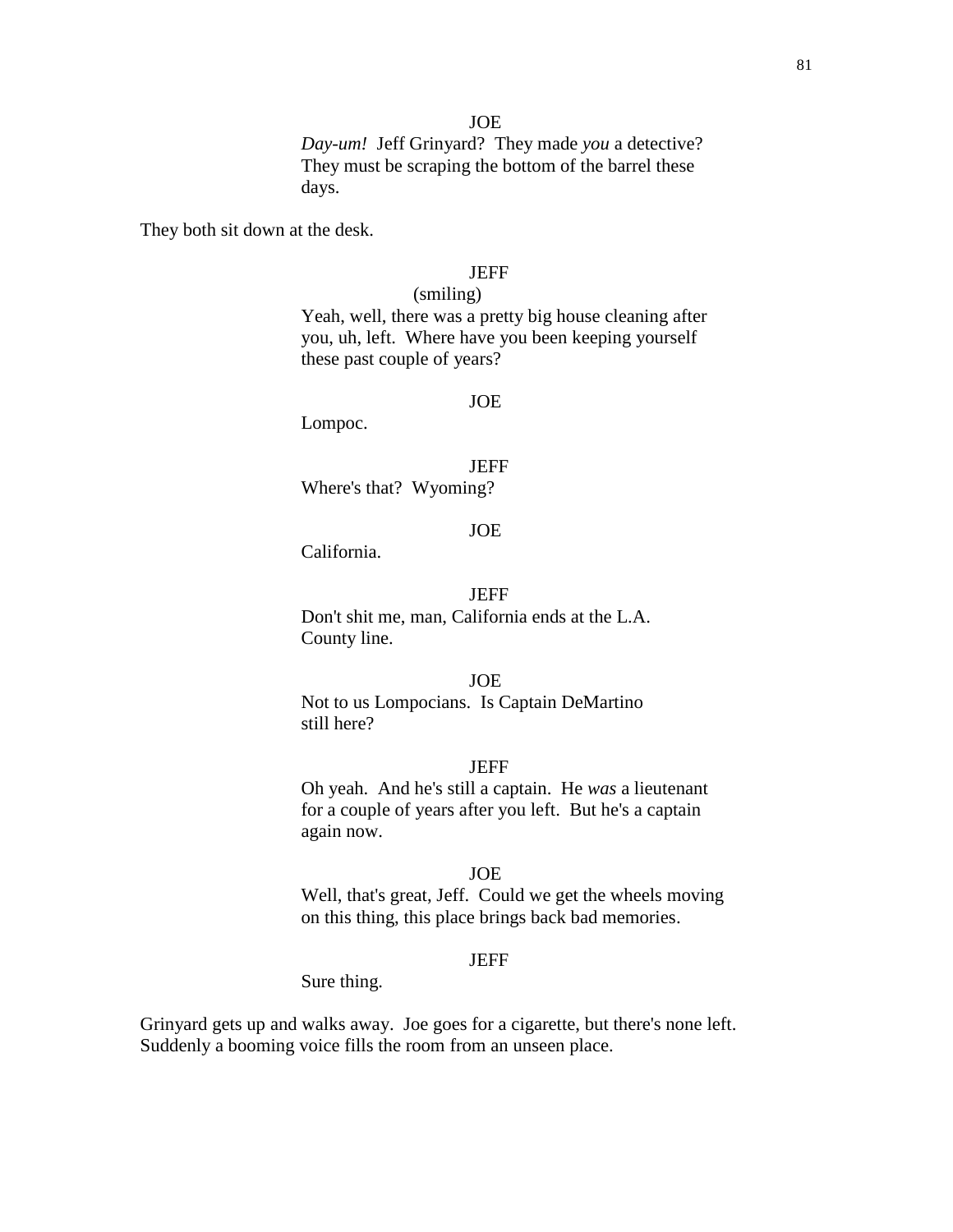JOE

*Day-um!* Jeff Grinyard? They made *you* a detective? They must be scraping the bottom of the barrel these days.

They both sit down at the desk.

JEFF

(smiling)

Yeah, well, there was a pretty big house cleaning after you, uh, left. Where have you been keeping yourself these past couple of years?

JOE

Lompoc.

JEFF

Where's that? Wyoming?

JOE

California.

JEFF

Don't shit me, man, California ends at the L.A. County line.

JOE

Not to us Lompocians. Is Captain DeMartino still here?

JEFF

Oh yeah. And he's still a captain. He *was* a lieutenant for a couple of years after you left. But he's a captain again now.

JOE

Well, that's great, Jeff. Could we get the wheels moving on this thing, this place brings back bad memories.

JEFF

Sure thing.

Grinyard gets up and walks away. Joe goes for a cigarette, but there's none left. Suddenly a booming voice fills the room from an unseen place.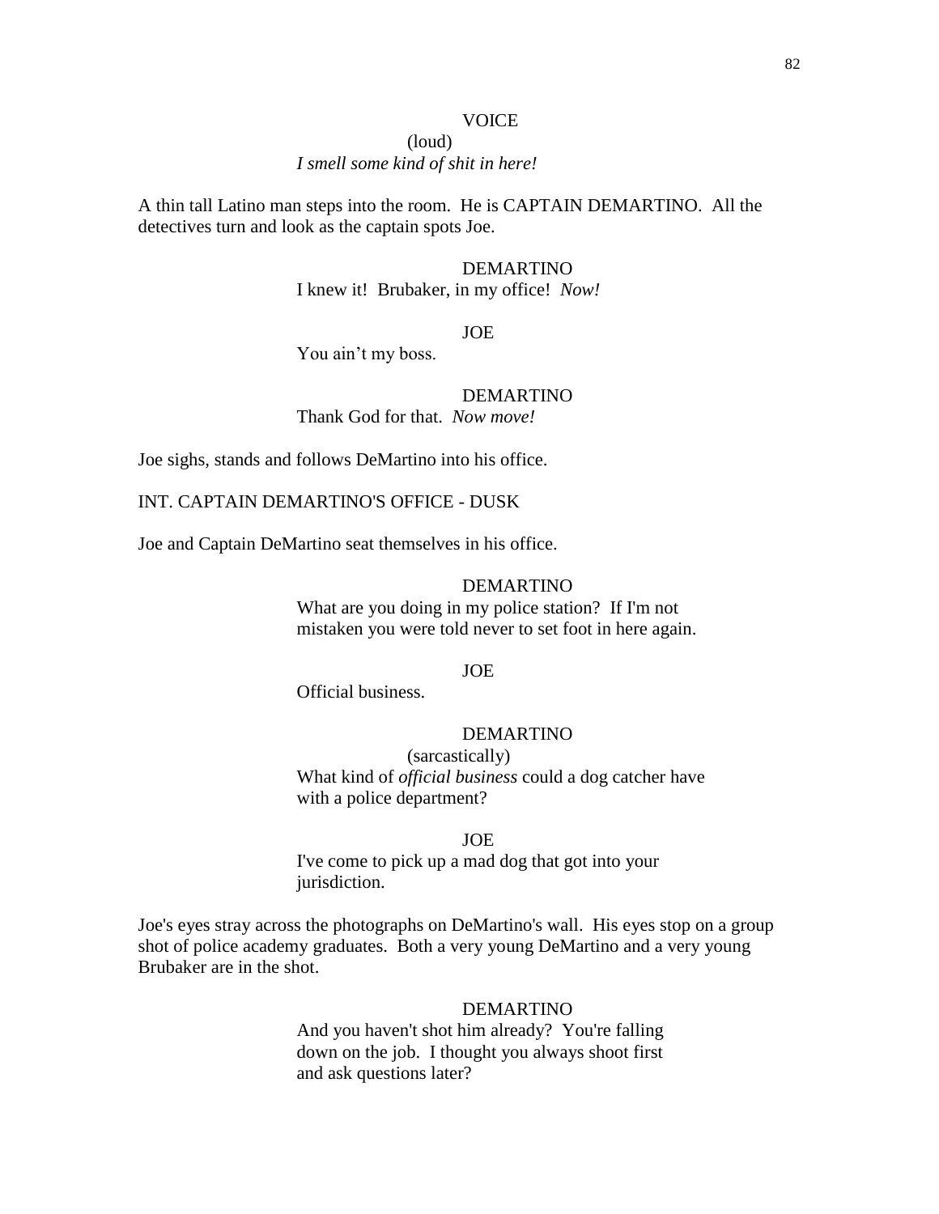VOICE

(loud)

*I smell some kind of shit in here!*

A thin tall Latino man steps into the room. He is CAPTAIN DEMARTINO. All the detectives turn and look as the captain spots Joe.

DEMARTINO

I knew it! Brubaker, in my office! *Now!*

JOE

You ain't my boss.

DEMARTINO

Thank God for that. *Now move!*

Joe sighs, stands and follows DeMartino into his office.

INT. CAPTAIN DEMARTINO'S OFFICE - DUSK

Joe and Captain DeMartino seat themselves in his office.

DEMARTINO

What are you doing in my police station? If I'm not mistaken you were told never to set foot in here again.

JOE

Official business.

DEMARTINO

(sarcastically)

What kind of *official business* could a dog catcher have with a police department?

JOE

I've come to pick up a mad dog that got into your jurisdiction.

Joe's eyes stray across the photographs on DeMartino's wall. His eyes stop on a group shot of police academy graduates. Both a very young DeMartino and a very young Brubaker are in the shot.

DEMARTINO

And you haven't shot him already? You're falling down on the job. I thought you always shoot first and ask questions later?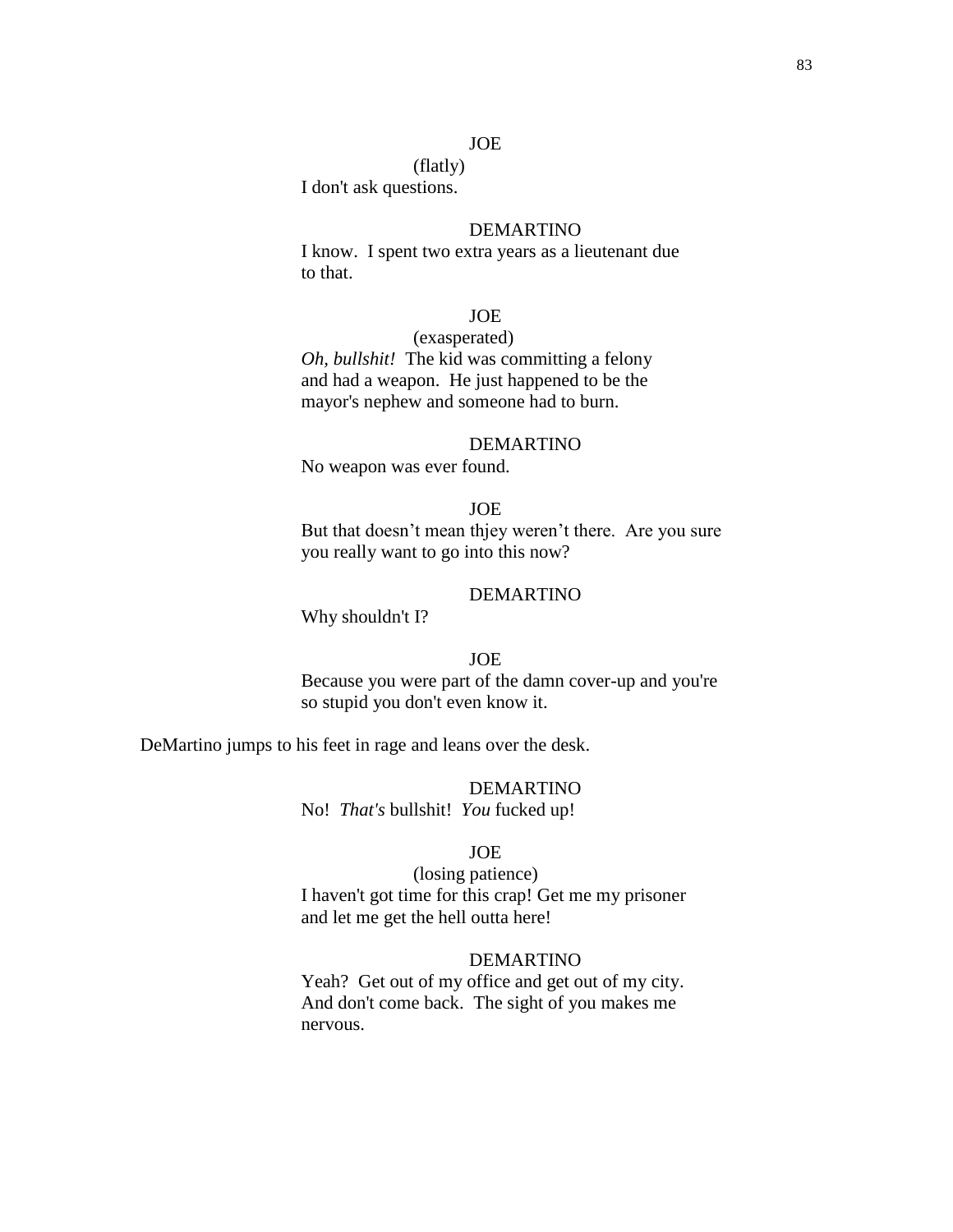JOE

(flatly)

I don't ask questions.

DEMARTINO

I know. I spent two extra years as a lieutenant due to that.

JOE

(exasperated)

*Oh, bullshit!* The kid was committing a felony and had a weapon. He just happened to be the mayor's nephew and someone had to burn.

DEMARTINO

No weapon was ever found.

JOE

But that doesn't mean thjey weren't there. Are you sure you really want to go into this now?

DEMARTINO

Why shouldn't I?

JOE

Because you were part of the damn cover-up and you're so stupid you don't even know it.

DeMartino jumps to his feet in rage and leans over the desk.

DEMARTINO

No! *That's* bullshit! *You* fucked up!

JOE

(losing patience)

I haven't got time for this crap! Get me my prisoner and let me get the hell outta here!

DEMARTINO

Yeah? Get out of my office and get out of my city. And don't come back. The sight of you makes me nervous.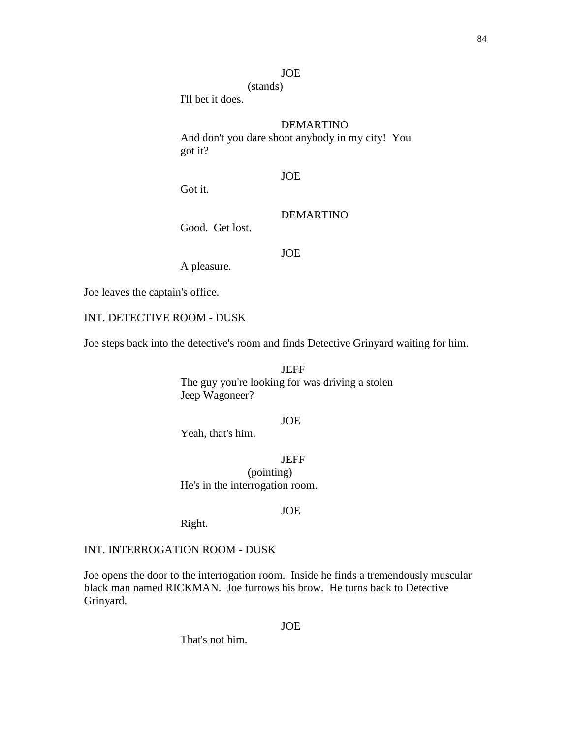JOE
(stands)
I'll bet it does.

DEMARTINO
And don't you dare shoot anybody in my city! You got it?

JOE
Got it.

DEMARTINO
Good. Get lost.

JOE
A pleasure.

Joe leaves the captain's office.

INT. DETECTIVE ROOM - DUSK

Joe steps back into the detective's room and finds Detective Grinyard waiting for him.

JEFF
The guy you're looking for was driving a stolen Jeep Wagoneer?

JOE
Yeah, that's him.

JEFF
(pointing)
He's in the interrogation room.

JOE
Right.

INT. INTERROGATION ROOM - DUSK

Joe opens the door to the interrogation room. Inside he finds a tremendously muscular black man named RICKMAN. Joe furrows his brow. He turns back to Detective Grinyard.

JOE
That's not him.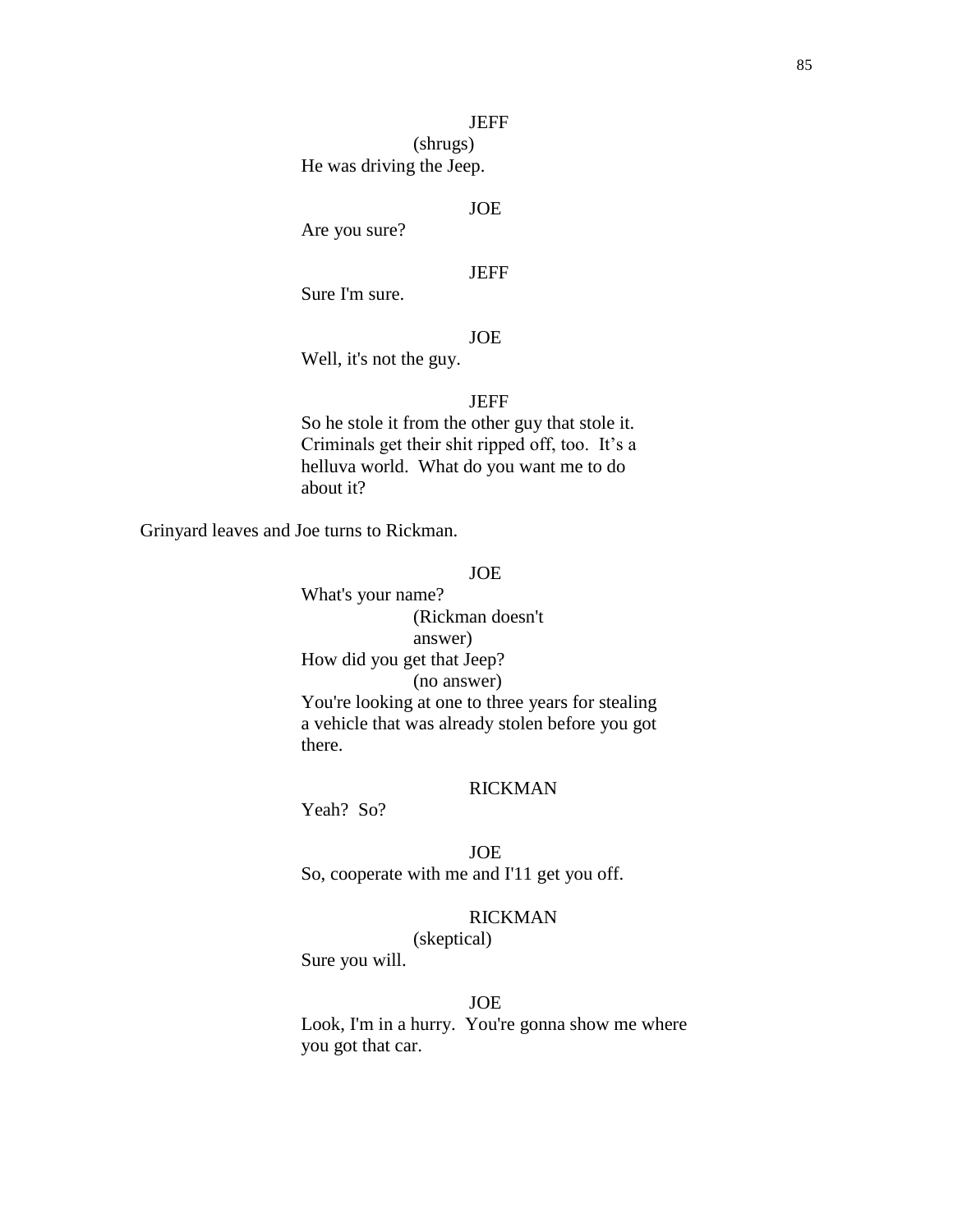JEFF

(shrugs)

He was driving the Jeep.

JOE

Are you sure?

JEFF

Sure I'm sure.

JOE

Well, it's not the guy.

JEFF

So he stole it from the other guy that stole it. Criminals get their shit ripped off, too. It's a helluva world. What do you want me to do about it?

Grinyard leaves and Joe turns to Rickman.

JOE

What's your name?

(Rickman doesn't answer)

How did you get that Jeep?

(no answer)

You're looking at one to three years for stealing a vehicle that was already stolen before you got there.

RICKMAN

Yeah? So?

JOE

So, cooperate with me and I'11 get you off.

RICKMAN

(skeptical)

Sure you will.

JOE

Look, I'm in a hurry. You're gonna show me where you got that car.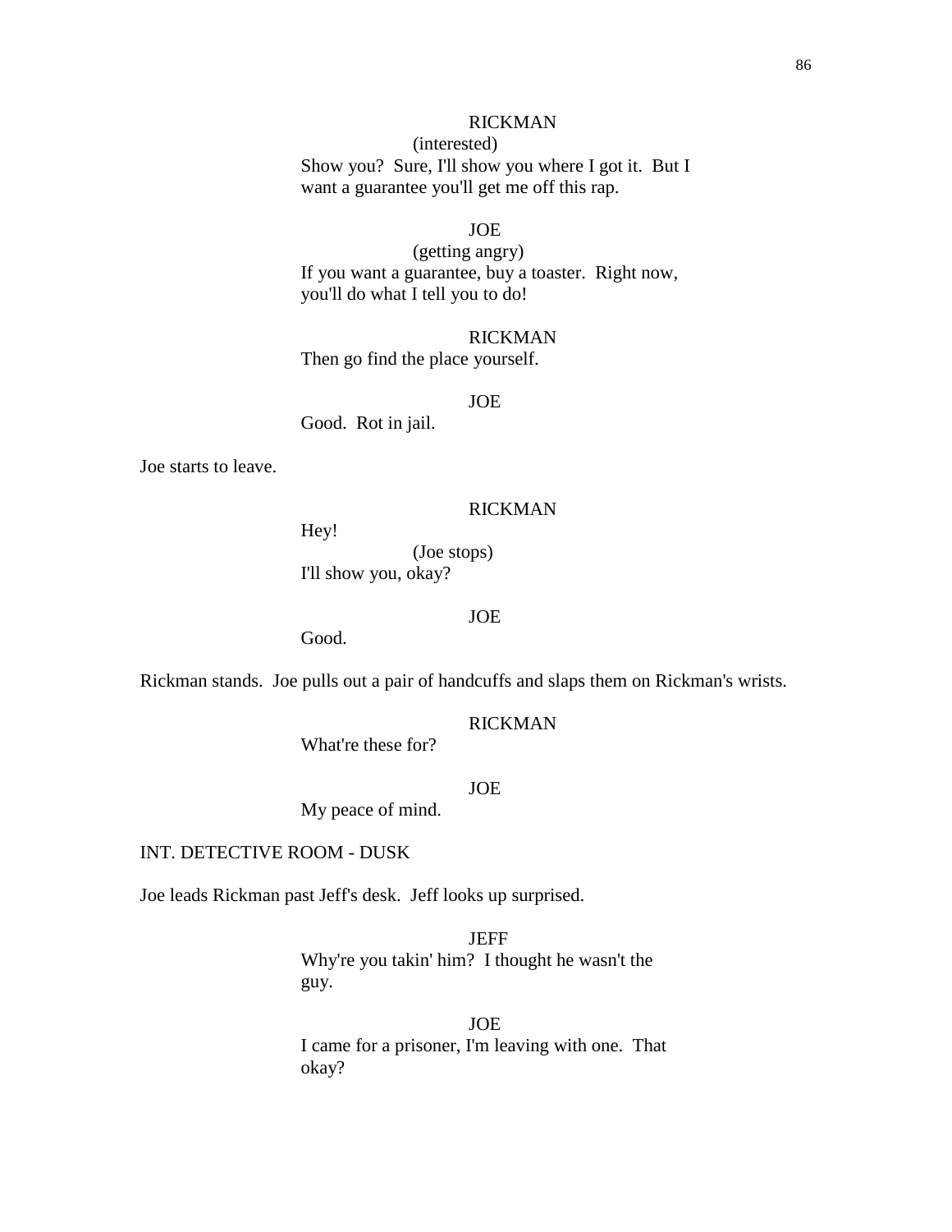RICKMAN

(interested)

Show you? Sure, I'll show you where I got it. But I want a guarantee you'll get me off this rap.

JOE

(getting angry)

If you want a guarantee, buy a toaster. Right now, you'll do what I tell you to do!

RICKMAN

Then go find the place yourself.

JOE

Good. Rot in jail.

Joe starts to leave.

RICKMAN

Hey!

(Joe stops)

I'll show you, okay?

JOE

Good.

Rickman stands. Joe pulls out a pair of handcuffs and slaps them on Rickman's wrists.

RICKMAN

What're these for?

JOE

My peace of mind.

INT. DETECTIVE ROOM - DUSK

Joe leads Rickman past Jeff's desk. Jeff looks up surprised.

JEFF

Why're you takin' him? I thought he wasn't the guy.

JOE

I came for a prisoner, I'm leaving with one. That okay?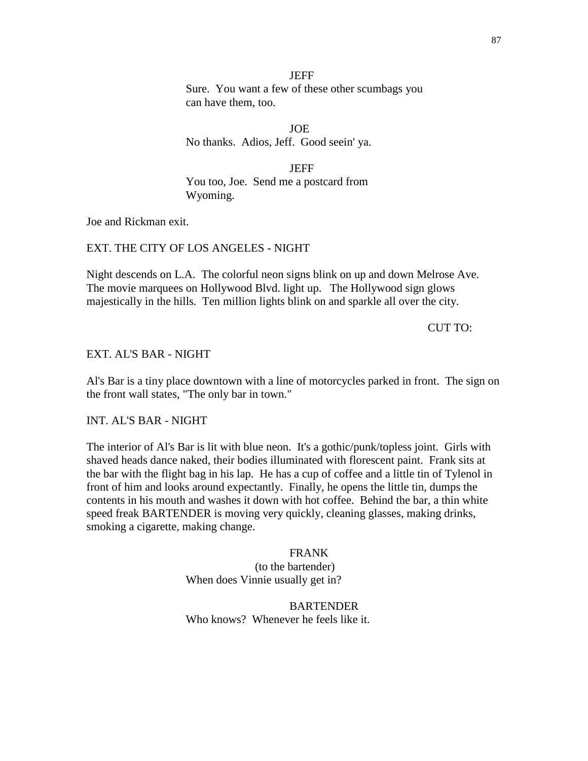JEFF
Sure. You want a few of these other scumbags you can have them, too.

JOE
No thanks. Adios, Jeff. Good seein' ya.

JEFF
You too, Joe. Send me a postcard from Wyoming.

Joe and Rickman exit.

EXT. THE CITY OF LOS ANGELES - NIGHT

Night descends on L.A. The colorful neon signs blink on up and down Melrose Ave. The movie marquees on Hollywood Blvd. light up. The Hollywood sign glows majestically in the hills. Ten million lights blink on and sparkle all over the city.

CUT TO:

EXT. AL'S BAR - NIGHT

Al's Bar is a tiny place downtown with a line of motorcycles parked in front. The sign on the front wall states, "The only bar in town."

INT. AL'S BAR - NIGHT

The interior of Al's Bar is lit with blue neon. It's a gothic/punk/topless joint. Girls with shaved heads dance naked, their bodies illuminated with florescent paint. Frank sits at the bar with the flight bag in his lap. He has a cup of coffee and a little tin of Tylenol in front of him and looks around expectantly. Finally, he opens the little tin, dumps the contents in his mouth and washes it down with hot coffee. Behind the bar, a thin white speed freak BARTENDER is moving very quickly, cleaning glasses, making drinks, smoking a cigarette, making change.

FRANK
(to the bartender)
When does Vinnie usually get in?

BARTENDER
Who knows? Whenever he feels like it.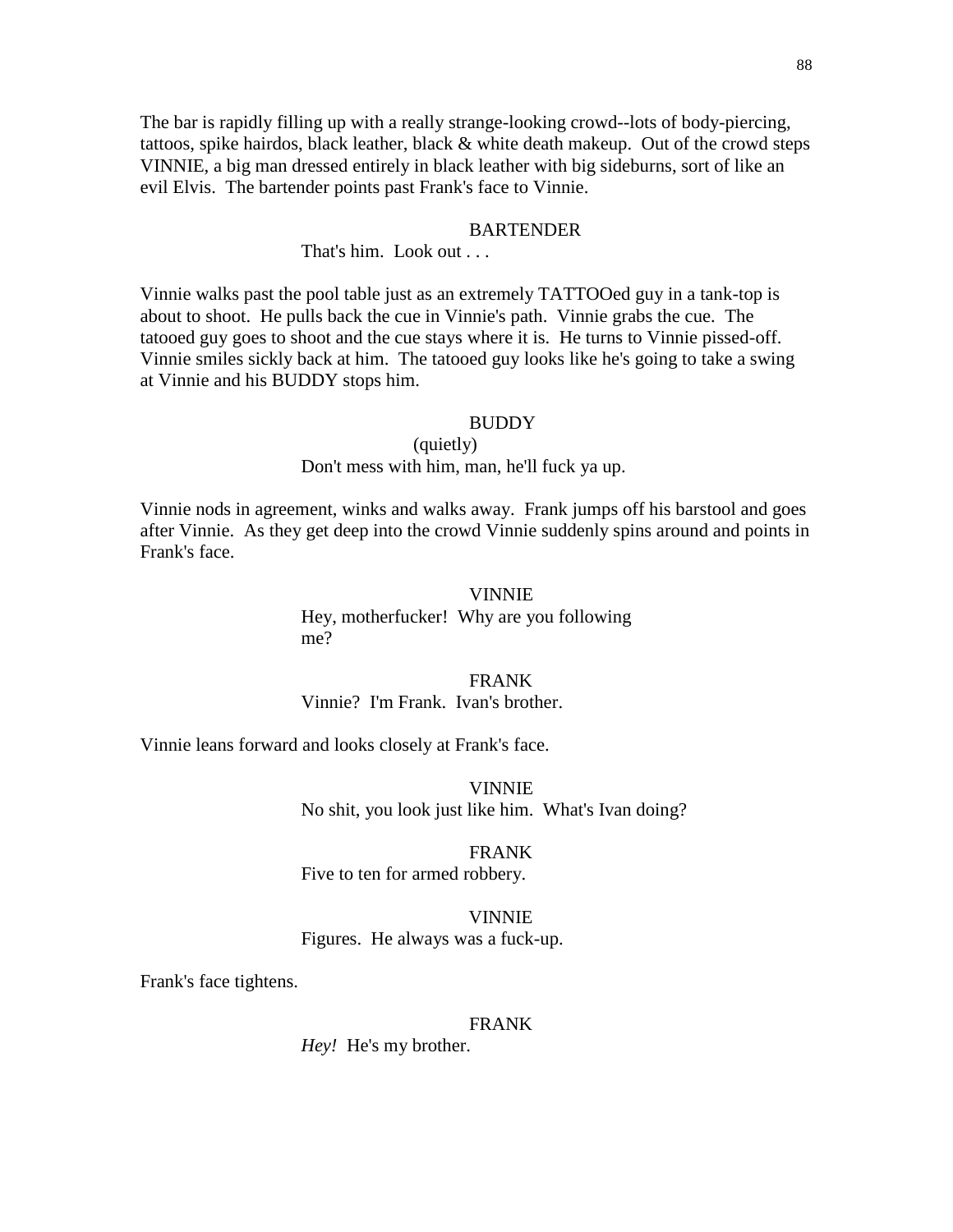The bar is rapidly filling up with a really strange-looking crowd--lots of body-piercing, tattoos, spike hairdos, black leather, black & white death makeup. Out of the crowd steps VINNIE, a big man dressed entirely in black leather with big sideburns, sort of like an evil Elvis. The bartender points past Frank's face to Vinnie.

BARTENDER
That's him. Look out . . .

Vinnie walks past the pool table just as an extremely TATTOOed guy in a tank-top is about to shoot. He pulls back the cue in Vinnie's path. Vinnie grabs the cue. The tatooed guy goes to shoot and the cue stays where it is. He turns to Vinnie pissed-off. Vinnie smiles sickly back at him. The tatooed guy looks like he's going to take a swing at Vinnie and his BUDDY stops him.

BUDDY
(quietly)
Don't mess with him, man, he'll fuck ya up.

Vinnie nods in agreement, winks and walks away. Frank jumps off his barstool and goes after Vinnie. As they get deep into the crowd Vinnie suddenly spins around and points in Frank's face.

VINNIE
Hey, motherfucker! Why are you following me?

FRANK
Vinnie? I'm Frank. Ivan's brother.

Vinnie leans forward and looks closely at Frank's face.

VINNIE
No shit, you look just like him. What's Ivan doing?

FRANK
Five to ten for armed robbery.

VINNIE
Figures. He always was a fuck-up.

Frank's face tightens.

FRANK
*Hey!* He's my brother.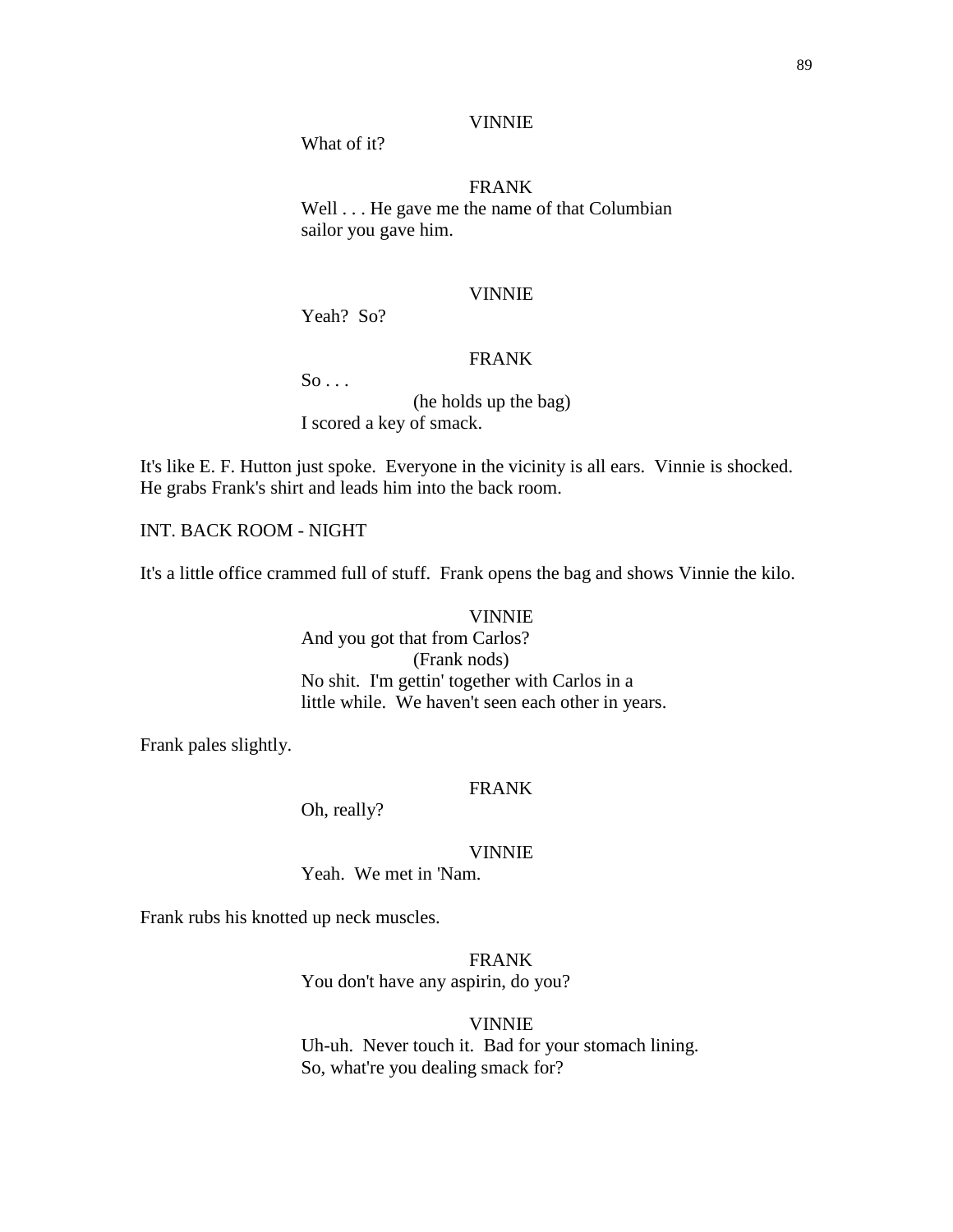VINNIE

What of it?

FRANK

Well . . . He gave me the name of that Columbian sailor you gave him.

VINNIE

Yeah? So?

FRANK

So . . .

(he holds up the bag)

I scored a key of smack.

It's like E. F. Hutton just spoke. Everyone in the vicinity is all ears. Vinnie is shocked. He grabs Frank's shirt and leads him into the back room.

INT. BACK ROOM - NIGHT

It's a little office crammed full of stuff. Frank opens the bag and shows Vinnie the kilo.

VINNIE

And you got that from Carlos?

(Frank nods)

No shit. I'm gettin' together with Carlos in a little while. We haven't seen each other in years.

Frank pales slightly.

FRANK

Oh, really?

VINNIE

Yeah. We met in 'Nam.

Frank rubs his knotted up neck muscles.

FRANK

You don't have any aspirin, do you?

VINNIE

Uh-uh. Never touch it. Bad for your stomach lining. So, what're you dealing smack for?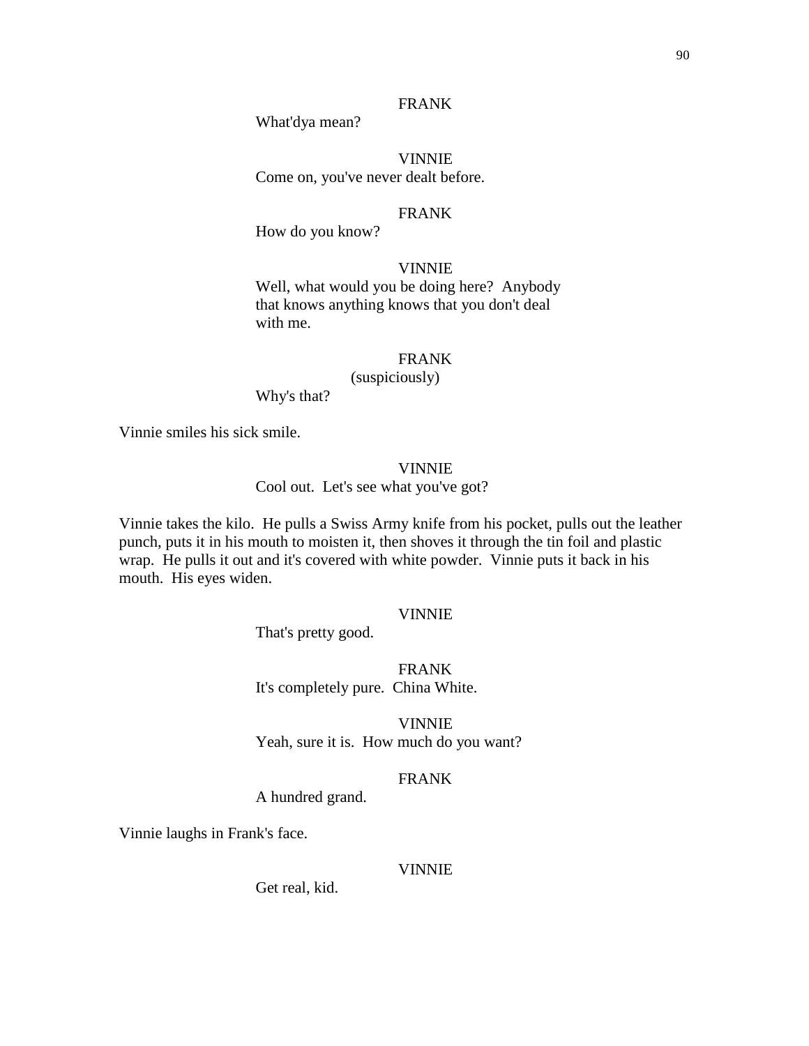FRANK

What'dya mean?

VINNIE

Come on, you've never dealt before.

FRANK

How do you know?

VINNIE

Well, what would you be doing here? Anybody that knows anything knows that you don't deal with me.

FRANK

(suspiciously)

Why's that?

Vinnie smiles his sick smile.

VINNIE

Cool out. Let's see what you've got?

Vinnie takes the kilo. He pulls a Swiss Army knife from his pocket, pulls out the leather punch, puts it in his mouth to moisten it, then shoves it through the tin foil and plastic wrap. He pulls it out and it's covered with white powder. Vinnie puts it back in his mouth. His eyes widen.

VINNIE

That's pretty good.

FRANK

It's completely pure. China White.

VINNIE

Yeah, sure it is. How much do you want?

FRANK

A hundred grand.

Vinnie laughs in Frank's face.

VINNIE

Get real, kid.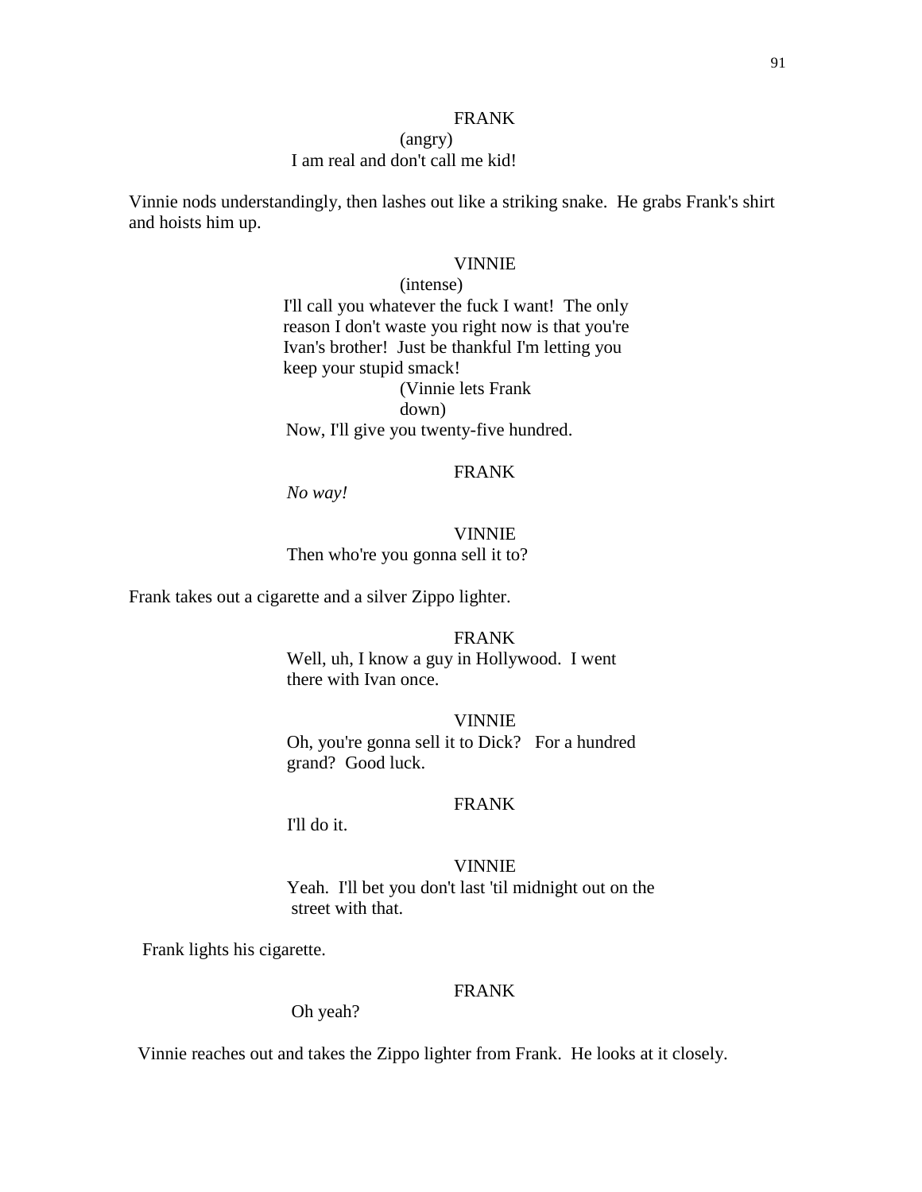FRANK

(angry)

I am real and don't call me kid!

Vinnie nods understandingly, then lashes out like a striking snake. He grabs Frank's shirt and hoists him up.

VINNIE

(intense)

I'll call you whatever the fuck I want! The only reason I don't waste you right now is that you're Ivan's brother! Just be thankful I'm letting you keep your stupid smack!

(Vinnie lets Frank down)

Now, I'll give you twenty-five hundred.

FRANK

*No way!*

VINNIE

Then who're you gonna sell it to?

Frank takes out a cigarette and a silver Zippo lighter.

FRANK

Well, uh, I know a guy in Hollywood. I went there with Ivan once.

VINNIE

Oh, you're gonna sell it to Dick? For a hundred grand? Good luck.

FRANK

I'll do it.

VINNIE

Yeah. I'll bet you don't last 'til midnight out on the street with that.

Frank lights his cigarette.

FRANK

Oh yeah?

Vinnie reaches out and takes the Zippo lighter from Frank. He looks at it closely.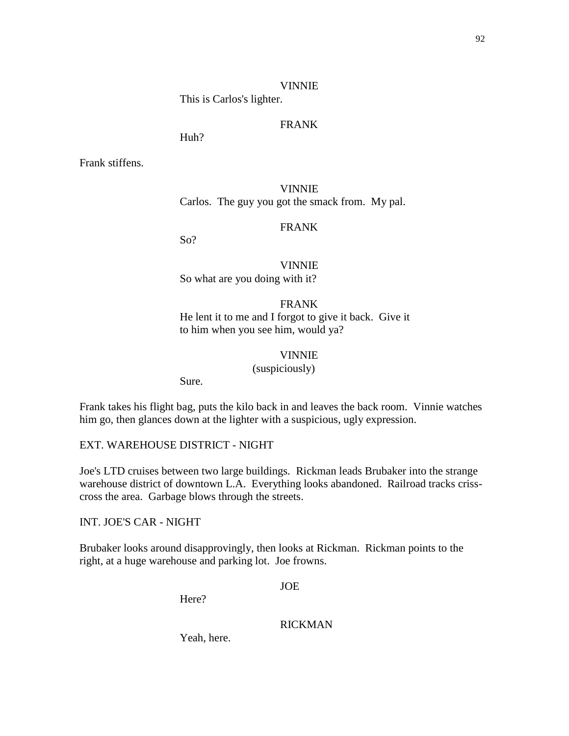VINNIE
This is Carlos's lighter.

FRANK
Huh?

Frank stiffens.

VINNIE
Carlos. The guy you got the smack from. My pal.

FRANK
So?

VINNIE
So what are you doing with it?

FRANK
He lent it to me and I forgot to give it back. Give it to him when you see him, would ya?

VINNIE
(suspiciously)
Sure.

Frank takes his flight bag, puts the kilo back in and leaves the back room. Vinnie watches him go, then glances down at the lighter with a suspicious, ugly expression.

EXT. WAREHOUSE DISTRICT - NIGHT

Joe's LTD cruises between two large buildings. Rickman leads Brubaker into the strange warehouse district of downtown L.A. Everything looks abandoned. Railroad tracks criss-cross the area. Garbage blows through the streets.

INT. JOE'S CAR - NIGHT

Brubaker looks around disapprovingly, then looks at Rickman. Rickman points to the right, at a huge warehouse and parking lot. Joe frowns.

JOE
Here?

RICKMAN
Yeah, here.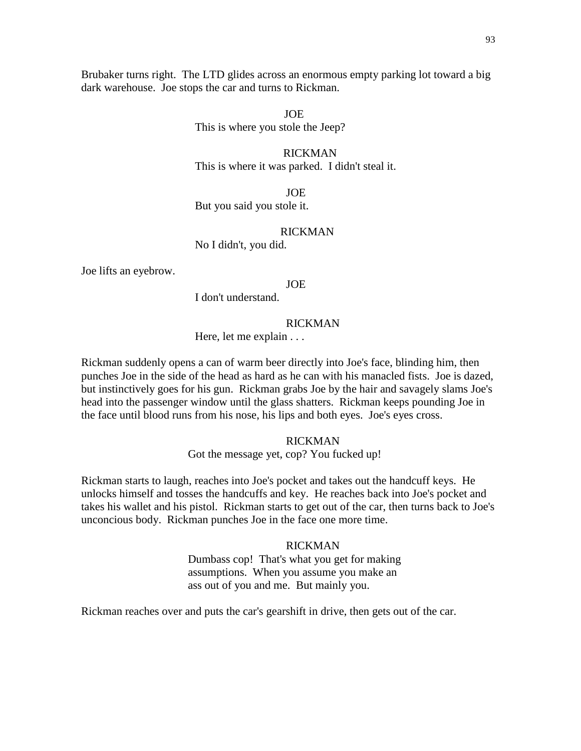Brubaker turns right. The LTD glides across an enormous empty parking lot toward a big dark warehouse. Joe stops the car and turns to Rickman.

JOE
This is where you stole the Jeep?

RICKMAN
This is where it was parked. I didn't steal it.

JOE
But you said you stole it.

RICKMAN
No I didn't, you did.

Joe lifts an eyebrow.

JOE
I don't understand.

RICKMAN
Here, let me explain . . .

Rickman suddenly opens a can of warm beer directly into Joe's face, blinding him, then punches Joe in the side of the head as hard as he can with his manacled fists. Joe is dazed, but instinctively goes for his gun. Rickman grabs Joe by the hair and savagely slams Joe's head into the passenger window until the glass shatters. Rickman keeps pounding Joe in the face until blood runs from his nose, his lips and both eyes. Joe's eyes cross.

RICKMAN
Got the message yet, cop? You fucked up!

Rickman starts to laugh, reaches into Joe's pocket and takes out the handcuff keys. He unlocks himself and tosses the handcuffs and key. He reaches back into Joe's pocket and takes his wallet and his pistol. Rickman starts to get out of the car, then turns back to Joe's unconcious body. Rickman punches Joe in the face one more time.

RICKMAN
Dumbass cop! That's what you get for making assumptions. When you assume you make an ass out of you and me. But mainly you.

Rickman reaches over and puts the car's gearshift in drive, then gets out of the car.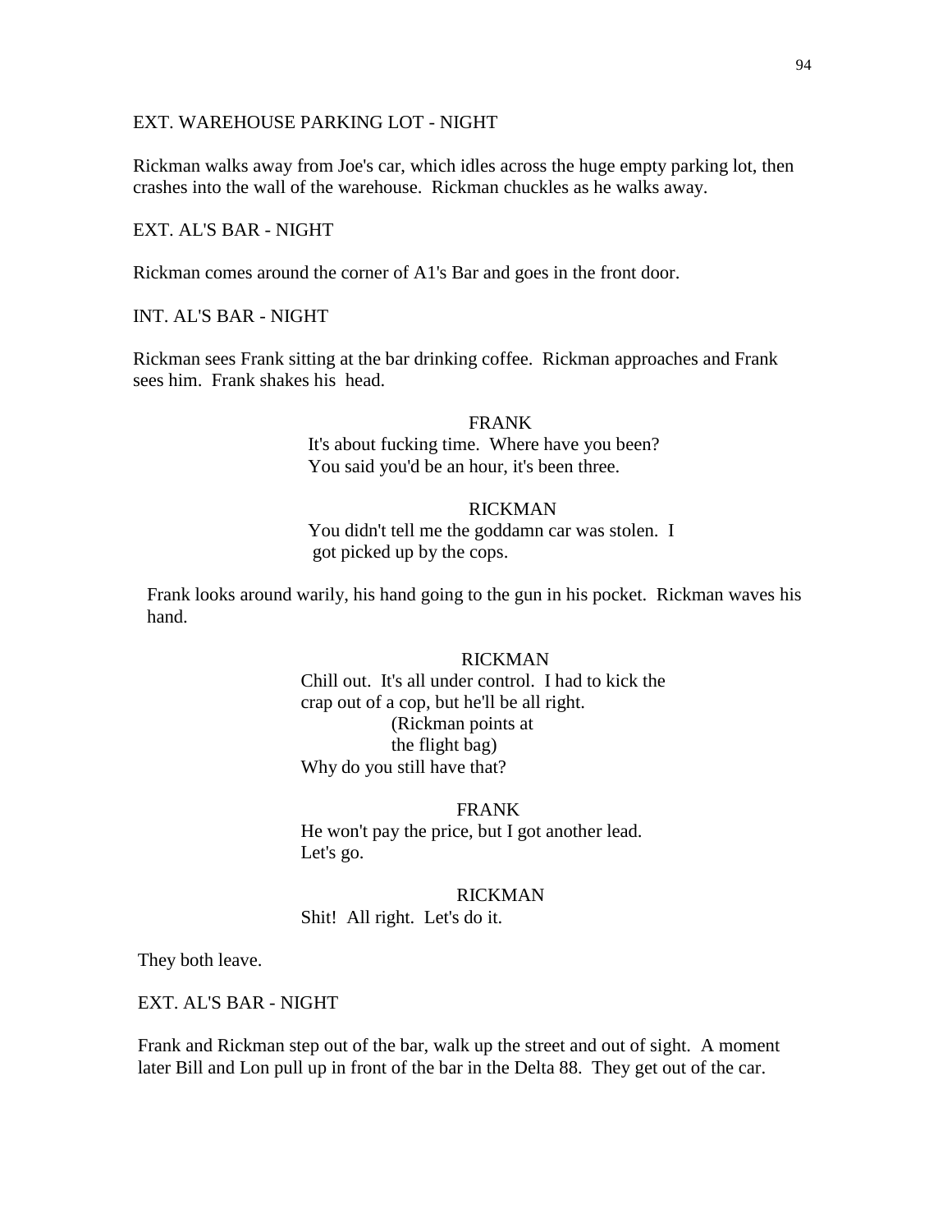EXT. WAREHOUSE PARKING LOT - NIGHT

Rickman walks away from Joe's car, which idles across the huge empty parking lot, then crashes into the wall of the warehouse. Rickman chuckles as he walks away.

EXT. AL'S BAR - NIGHT

Rickman comes around the corner of A1's Bar and goes in the front door.

INT. AL'S BAR - NIGHT

Rickman sees Frank sitting at the bar drinking coffee. Rickman approaches and Frank sees him. Frank shakes his head.

FRANK
It's about fucking time. Where have you been? You said you'd be an hour, it's been three.

RICKMAN
You didn't tell me the goddamn car was stolen. I got picked up by the cops.

Frank looks around warily, his hand going to the gun in his pocket. Rickman waves his hand.

RICKMAN
Chill out. It's all under control. I had to kick the crap out of a cop, but he'll be all right.
(Rickman points at the flight bag)
Why do you still have that?

FRANK
He won't pay the price, but I got another lead. Let's go.

RICKMAN
Shit! All right. Let's do it.

They both leave.

EXT. AL'S BAR - NIGHT

Frank and Rickman step out of the bar, walk up the street and out of sight. A moment later Bill and Lon pull up in front of the bar in the Delta 88. They get out of the car.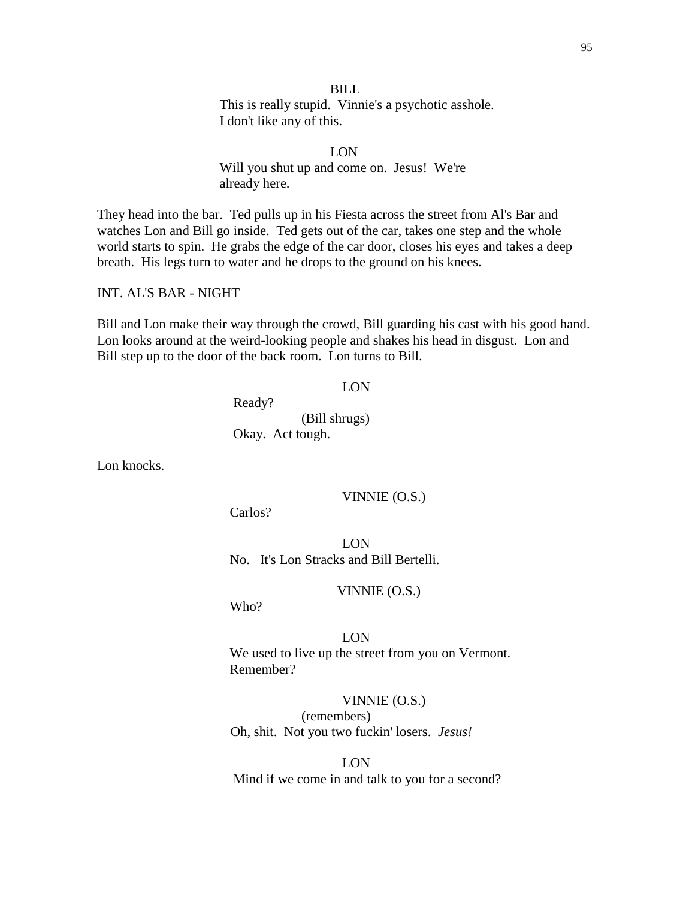BILL

This is really stupid. Vinnie's a psychotic asshole. I don't like any of this.

LON

Will you shut up and come on. Jesus! We're already here.

They head into the bar. Ted pulls up in his Fiesta across the street from Al's Bar and watches Lon and Bill go inside. Ted gets out of the car, takes one step and the whole world starts to spin. He grabs the edge of the car door, closes his eyes and takes a deep breath. His legs turn to water and he drops to the ground on his knees.

INT. AL'S BAR - NIGHT

Bill and Lon make their way through the crowd, Bill guarding his cast with his good hand. Lon looks around at the weird-looking people and shakes his head in disgust. Lon and Bill step up to the door of the back room. Lon turns to Bill.

LON

Ready?

(Bill shrugs)

Okay. Act tough.

Lon knocks.

VINNIE (O.S.)

Carlos?

LON

No. It's Lon Stracks and Bill Bertelli.

VINNIE (O.S.)

Who?

LON

We used to live up the street from you on Vermont. Remember?

VINNIE (O.S.)

(remembers)

Oh, shit. Not you two fuckin' losers. *Jesus!*

LON

Mind if we come in and talk to you for a second?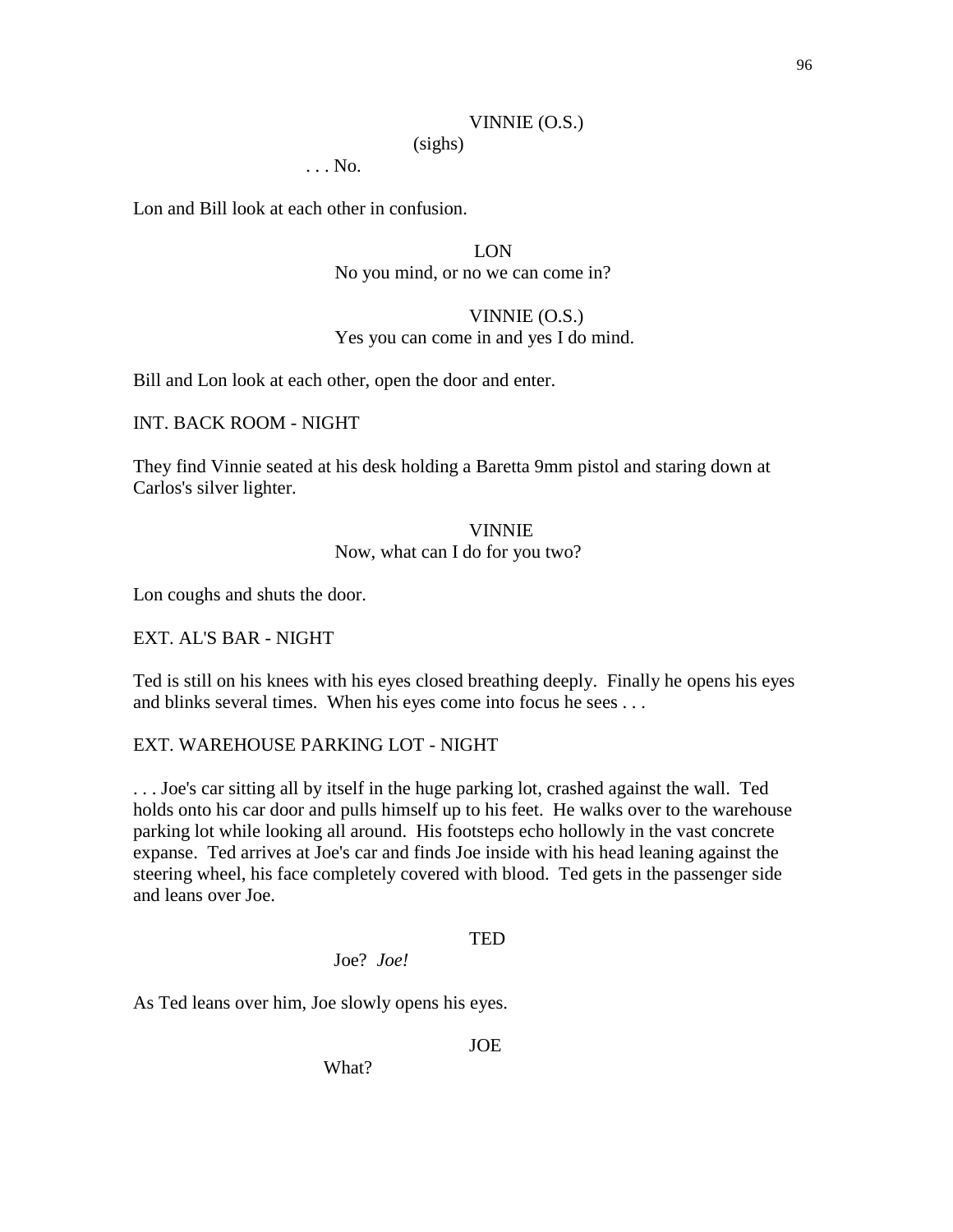VINNIE (O.S.)
(sighs)
. . . No.

Lon and Bill look at each other in confusion.

LON
No you mind, or no we can come in?

VINNIE (O.S.)
Yes you can come in and yes I do mind.

Bill and Lon look at each other, open the door and enter.

INT. BACK ROOM - NIGHT

They find Vinnie seated at his desk holding a Baretta 9mm pistol and staring down at Carlos's silver lighter.

VINNIE
Now, what can I do for you two?

Lon coughs and shuts the door.

EXT. AL'S BAR - NIGHT

Ted is still on his knees with his eyes closed breathing deeply. Finally he opens his eyes and blinks several times. When his eyes come into focus he sees . . .

EXT. WAREHOUSE PARKING LOT - NIGHT

. . . Joe's car sitting all by itself in the huge parking lot, crashed against the wall. Ted holds onto his car door and pulls himself up to his feet. He walks over to the warehouse parking lot while looking all around. His footsteps echo hollowly in the vast concrete expanse. Ted arrives at Joe's car and finds Joe inside with his head leaning against the steering wheel, his face completely covered with blood. Ted gets in the passenger side and leans over Joe.

TED
Joe? *Joe!*

As Ted leans over him, Joe slowly opens his eyes.

JOE
What?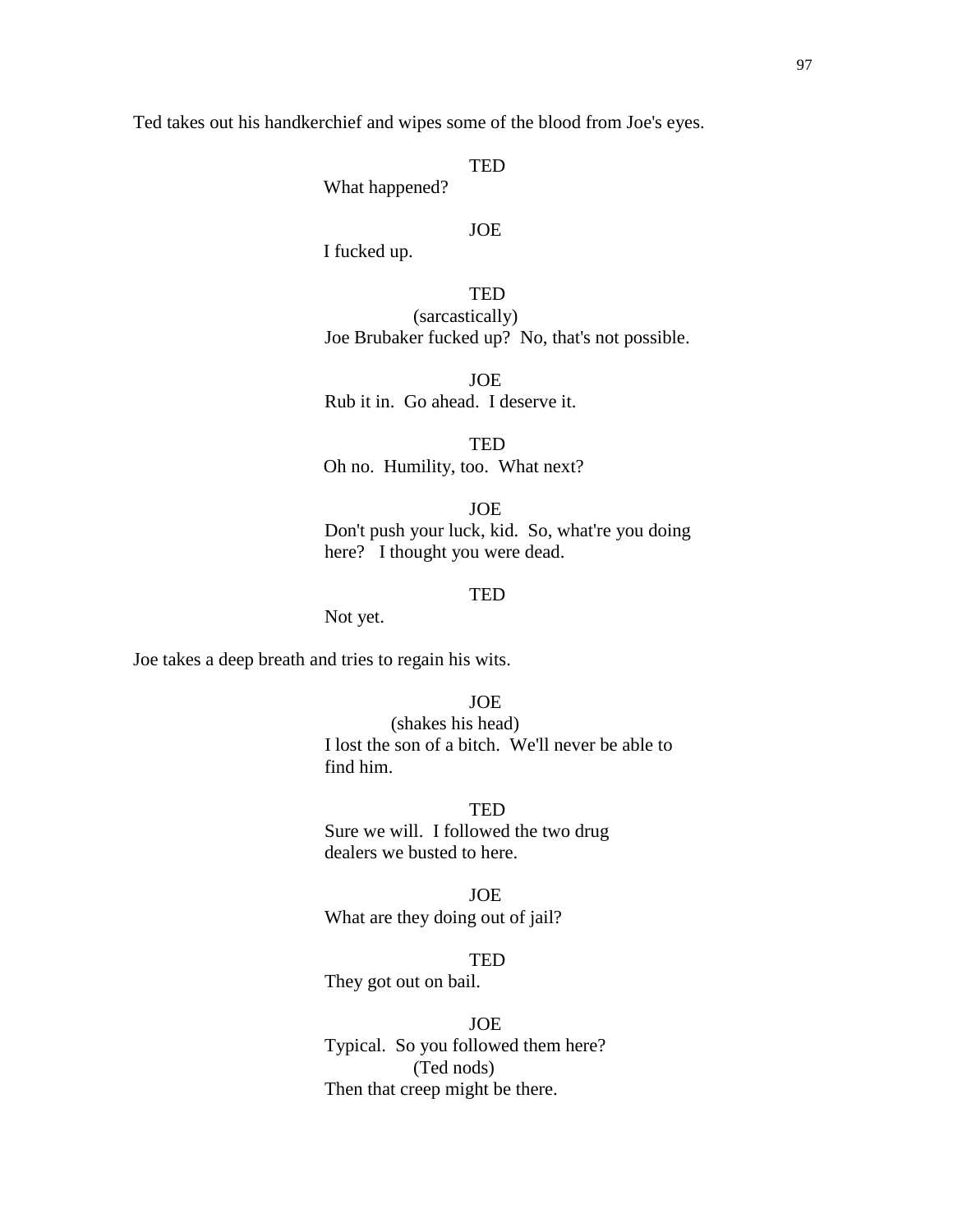Ted takes out his handkerchief and wipes some of the blood from Joe's eyes.

TED

What happened?

JOE

I fucked up.

TED

(sarcastically)

Joe Brubaker fucked up? No, that's not possible.

JOE

Rub it in. Go ahead. I deserve it.

TED

Oh no. Humility, too. What next?

JOE

Don't push your luck, kid. So, what're you doing here? I thought you were dead.

TED

Not yet.

Joe takes a deep breath and tries to regain his wits.

JOE

(shakes his head)

I lost the son of a bitch. We'll never be able to find him.

TED

Sure we will. I followed the two drug dealers we busted to here.

JOE

What are they doing out of jail?

TED

They got out on bail.

JOE

Typical. So you followed them here?

(Ted nods)

Then that creep might be there.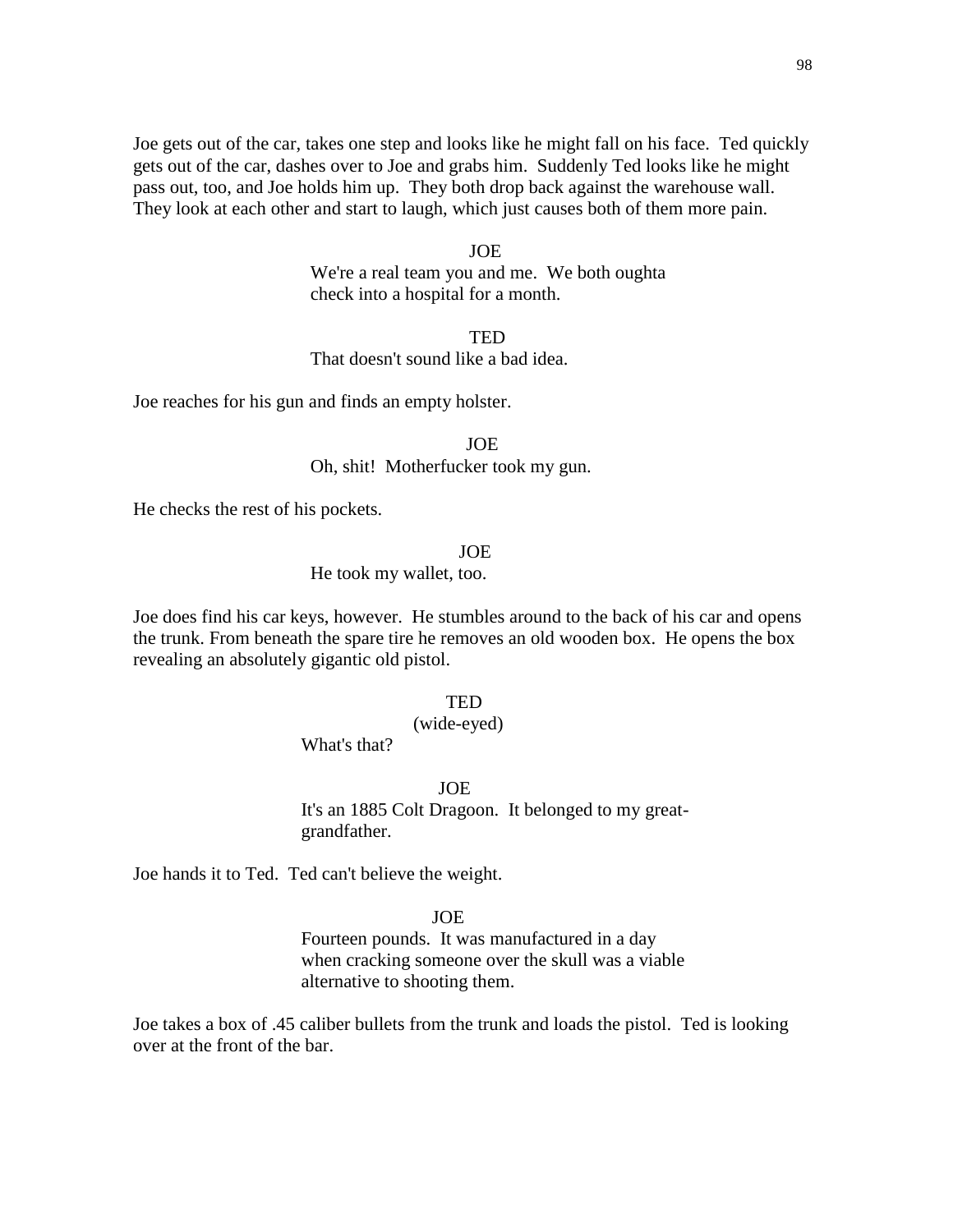Joe gets out of the car, takes one step and looks like he might fall on his face. Ted quickly gets out of the car, dashes over to Joe and grabs him. Suddenly Ted looks like he might pass out, too, and Joe holds him up. They both drop back against the warehouse wall. They look at each other and start to laugh, which just causes both of them more pain.

JOE

We're a real team you and me. We both oughta check into a hospital for a month.

TED

That doesn't sound like a bad idea.

Joe reaches for his gun and finds an empty holster.

JOE

Oh, shit! Motherfucker took my gun.

He checks the rest of his pockets.

JOE

He took my wallet, too.

Joe does find his car keys, however. He stumbles around to the back of his car and opens the trunk. From beneath the spare tire he removes an old wooden box. He opens the box revealing an absolutely gigantic old pistol.

TED

(wide-eyed)

What's that?

JOE

It's an 1885 Colt Dragoon. It belonged to my great-grandfather.

Joe hands it to Ted. Ted can't believe the weight.

JOE

Fourteen pounds. It was manufactured in a day when cracking someone over the skull was a viable alternative to shooting them.

Joe takes a box of .45 caliber bullets from the trunk and loads the pistol. Ted is looking over at the front of the bar.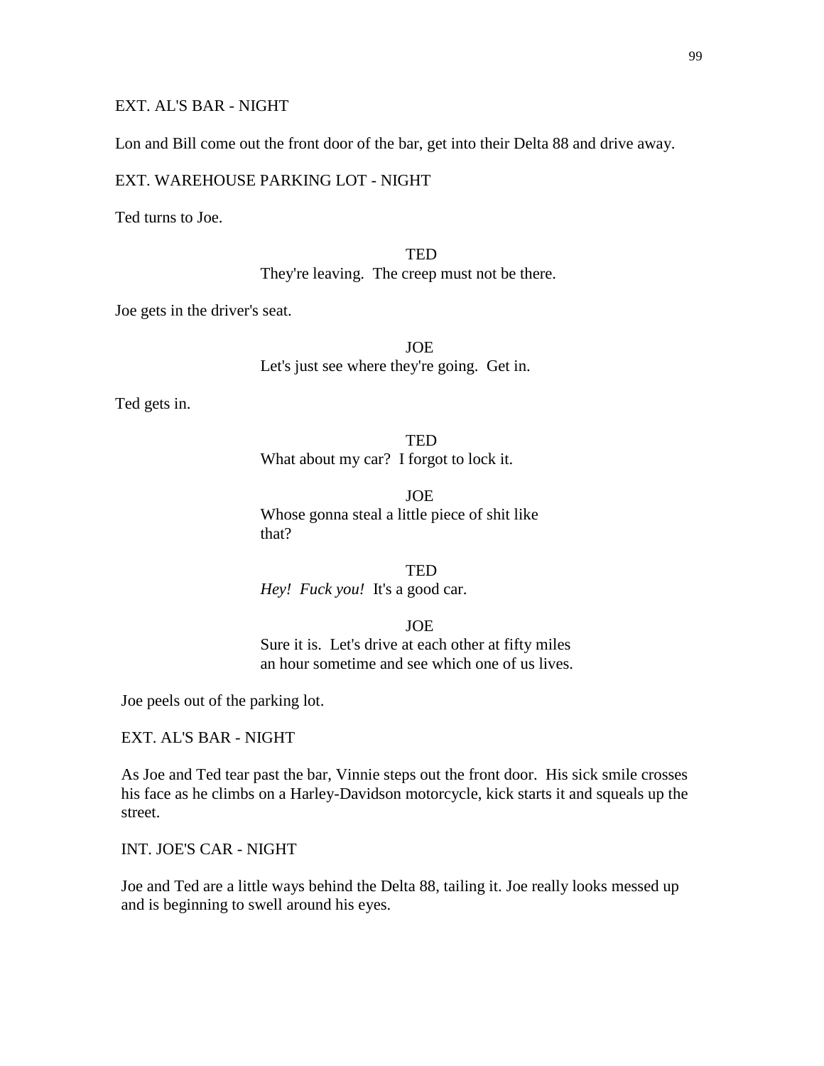EXT. AL'S BAR - NIGHT

Lon and Bill come out the front door of the bar, get into their Delta 88 and drive away.

EXT. WAREHOUSE PARKING LOT - NIGHT

Ted turns to Joe.

TED
They're leaving. The creep must not be there.

Joe gets in the driver's seat.

JOE
Let's just see where they're going. Get in.

Ted gets in.

TED
What about my car? I forgot to lock it.

JOE
Whose gonna steal a little piece of shit like that?

TED
*Hey! Fuck you!* It's a good car.

JOE
Sure it is. Let's drive at each other at fifty miles an hour sometime and see which one of us lives.

Joe peels out of the parking lot.

EXT. AL'S BAR - NIGHT

As Joe and Ted tear past the bar, Vinnie steps out the front door. His sick smile crosses his face as he climbs on a Harley-Davidson motorcycle, kick starts it and squeals up the street.

INT. JOE'S CAR - NIGHT

Joe and Ted are a little ways behind the Delta 88, tailing it. Joe really looks messed up and is beginning to swell around his eyes.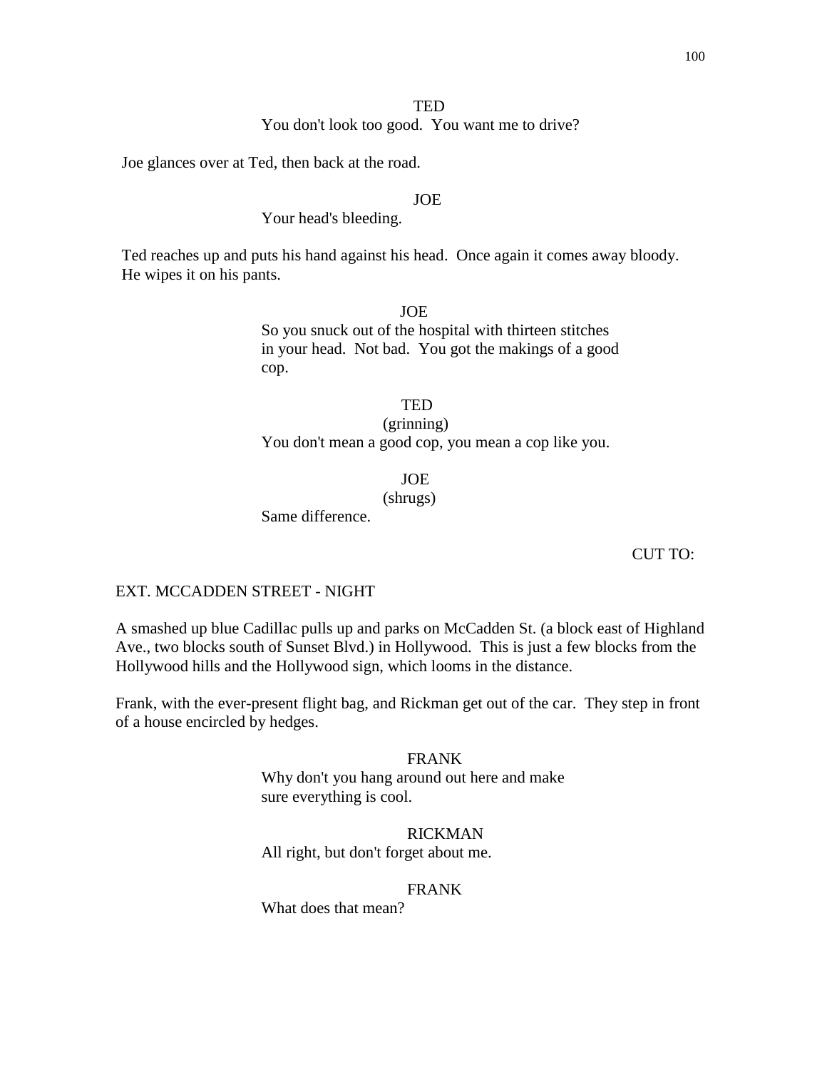TED

You don't look too good. You want me to drive?

Joe glances over at Ted, then back at the road.

JOE

Your head's bleeding.

Ted reaches up and puts his hand against his head. Once again it comes away bloody. He wipes it on his pants.

JOE

So you snuck out of the hospital with thirteen stitches in your head. Not bad. You got the makings of a good cop.

TED

(grinning)

You don't mean a good cop, you mean a cop like you.

JOE

(shrugs)

Same difference.

CUT TO:

EXT. MCCADDEN STREET - NIGHT

A smashed up blue Cadillac pulls up and parks on McCadden St. (a block east of Highland Ave., two blocks south of Sunset Blvd.) in Hollywood. This is just a few blocks from the Hollywood hills and the Hollywood sign, which looms in the distance.

Frank, with the ever-present flight bag, and Rickman get out of the car. They step in front of a house encircled by hedges.

FRANK

Why don't you hang around out here and make sure everything is cool.

RICKMAN

All right, but don't forget about me.

FRANK

What does that mean?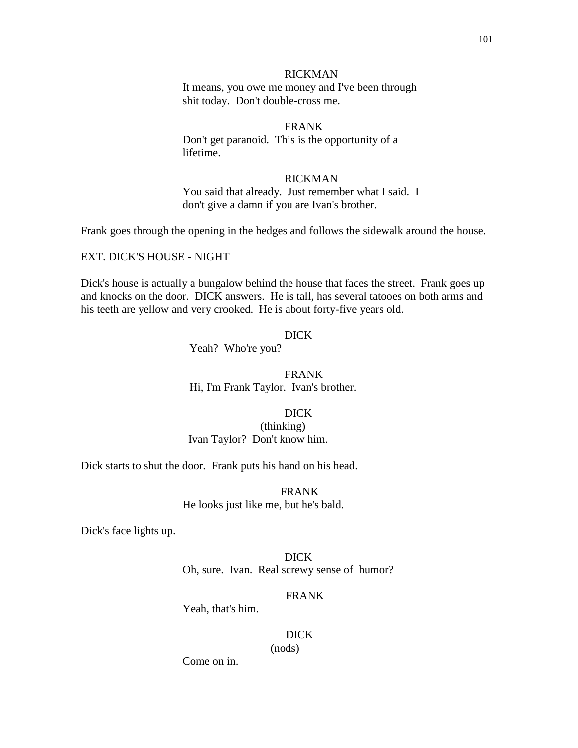RICKMAN

It means, you owe me money and I've been through shit today. Don't double-cross me.

FRANK

Don't get paranoid. This is the opportunity of a lifetime.

RICKMAN

You said that already. Just remember what I said. I don't give a damn if you are Ivan's brother.

Frank goes through the opening in the hedges and follows the sidewalk around the house.

EXT. DICK'S HOUSE - NIGHT

Dick's house is actually a bungalow behind the house that faces the street. Frank goes up and knocks on the door. DICK answers. He is tall, has several tatooes on both arms and his teeth are yellow and very crooked. He is about forty-five years old.

DICK

Yeah? Who're you?

FRANK

Hi, I'm Frank Taylor. Ivan's brother.

DICK

(thinking)

Ivan Taylor? Don't know him.

Dick starts to shut the door. Frank puts his hand on his head.

FRANK

He looks just like me, but he's bald.

Dick's face lights up.

DICK

Oh, sure. Ivan. Real screwy sense of humor?

FRANK

Yeah, that's him.

DICK

(nods)

Come on in.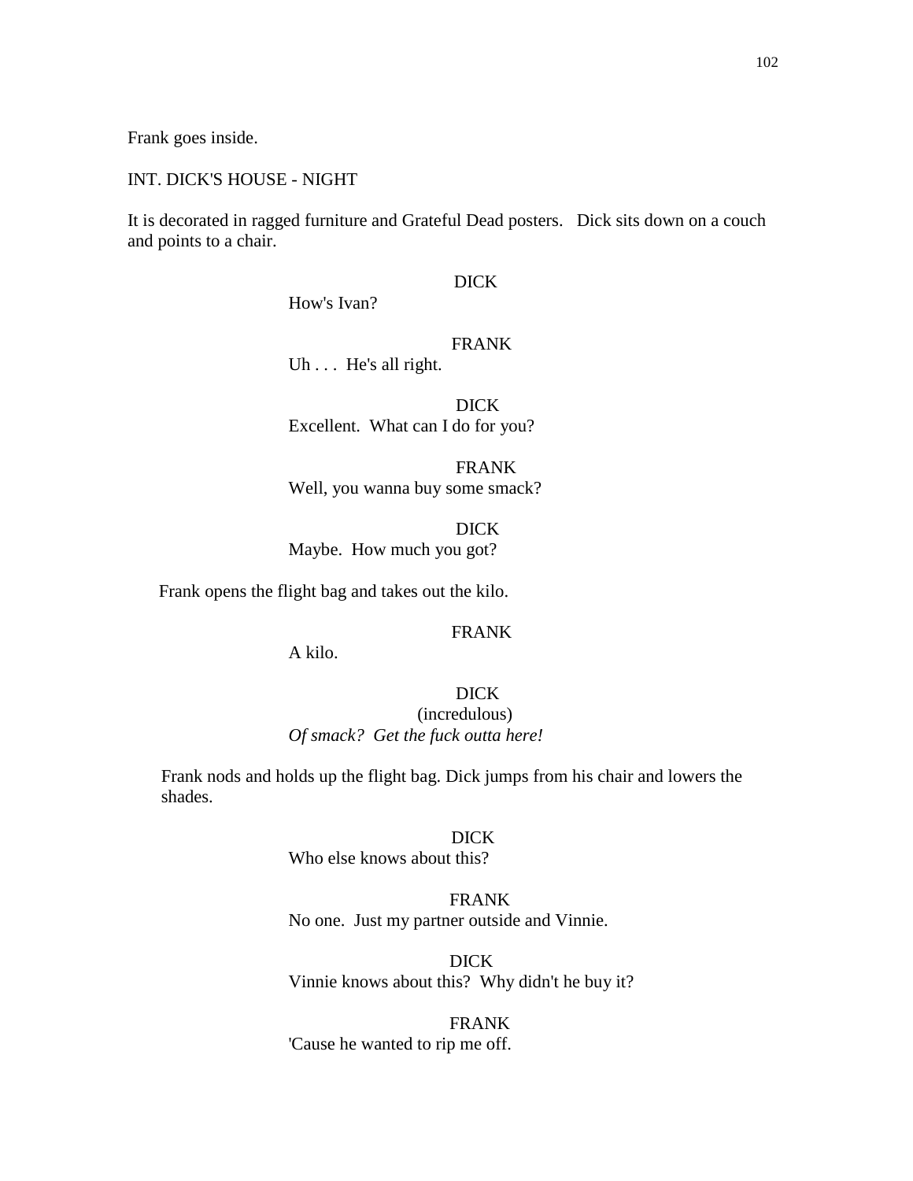Frank goes inside.

INT. DICK'S HOUSE - NIGHT

It is decorated in ragged furniture and Grateful Dead posters. Dick sits down on a couch and points to a chair.

DICK
How's Ivan?

FRANK
Uh . . . He's all right.

DICK
Excellent. What can I do for you?

FRANK
Well, you wanna buy some smack?

DICK
Maybe. How much you got?

Frank opens the flight bag and takes out the kilo.

FRANK
A kilo.

DICK
(incredulous)
*Of smack? Get the fuck outta here!*

Frank nods and holds up the flight bag. Dick jumps from his chair and lowers the shades.

DICK
Who else knows about this?

FRANK
No one. Just my partner outside and Vinnie.

DICK
Vinnie knows about this? Why didn't he buy it?

FRANK
'Cause he wanted to rip me off.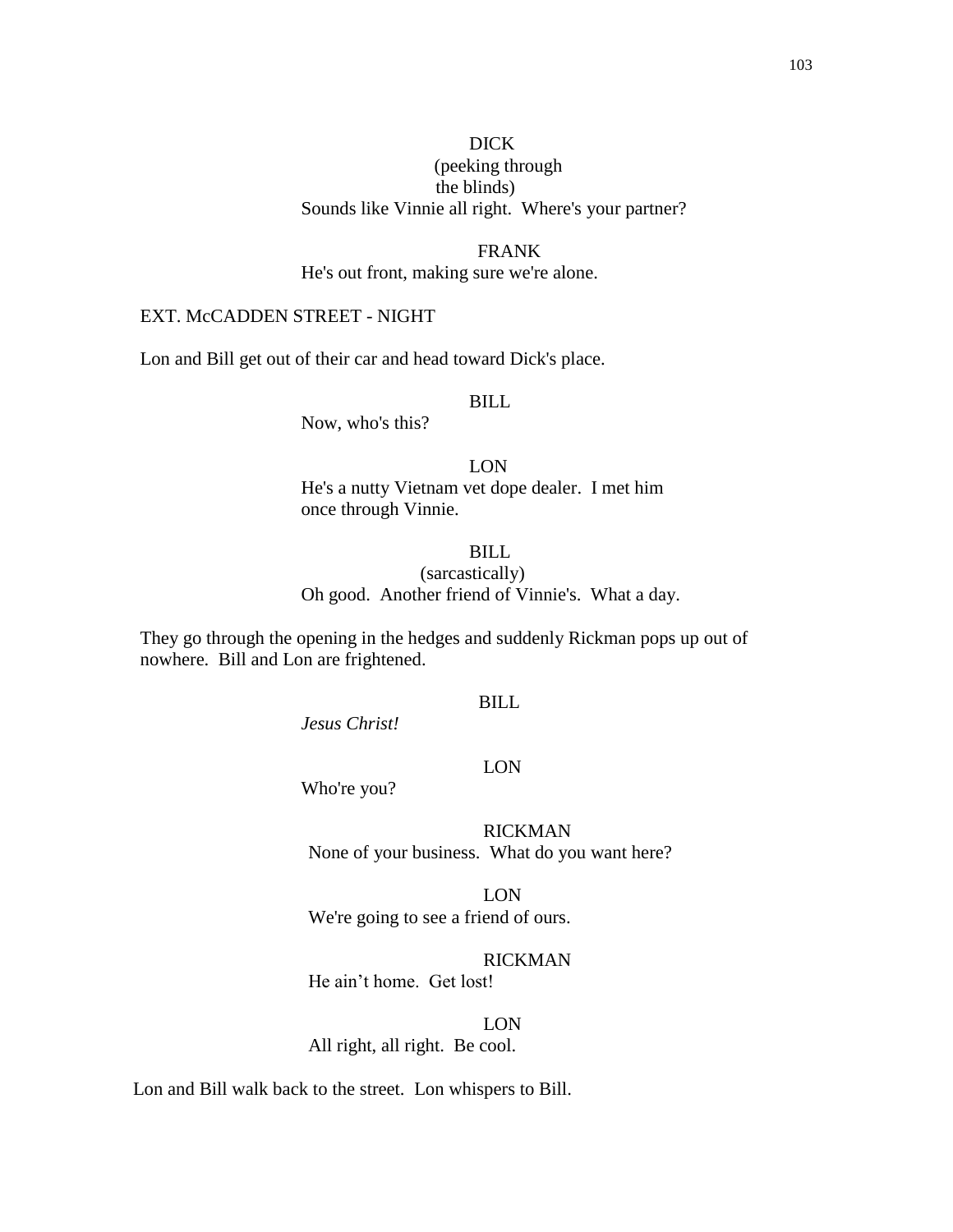DICK
(peeking through the blinds)
Sounds like Vinnie all right. Where's your partner?

FRANK
He's out front, making sure we're alone.

EXT. McCADDEN STREET - NIGHT

Lon and Bill get out of their car and head toward Dick's place.

BILL
Now, who's this?

LON
He's a nutty Vietnam vet dope dealer. I met him once through Vinnie.

BILL
(sarcastically)
Oh good. Another friend of Vinnie's. What a day.

They go through the opening in the hedges and suddenly Rickman pops up out of nowhere. Bill and Lon are frightened.

BILL
*Jesus Christ!*

LON
Who're you?

RICKMAN
None of your business. What do you want here?

LON
We're going to see a friend of ours.

RICKMAN
He ain't home. Get lost!

LON
All right, all right. Be cool.

Lon and Bill walk back to the street. Lon whispers to Bill.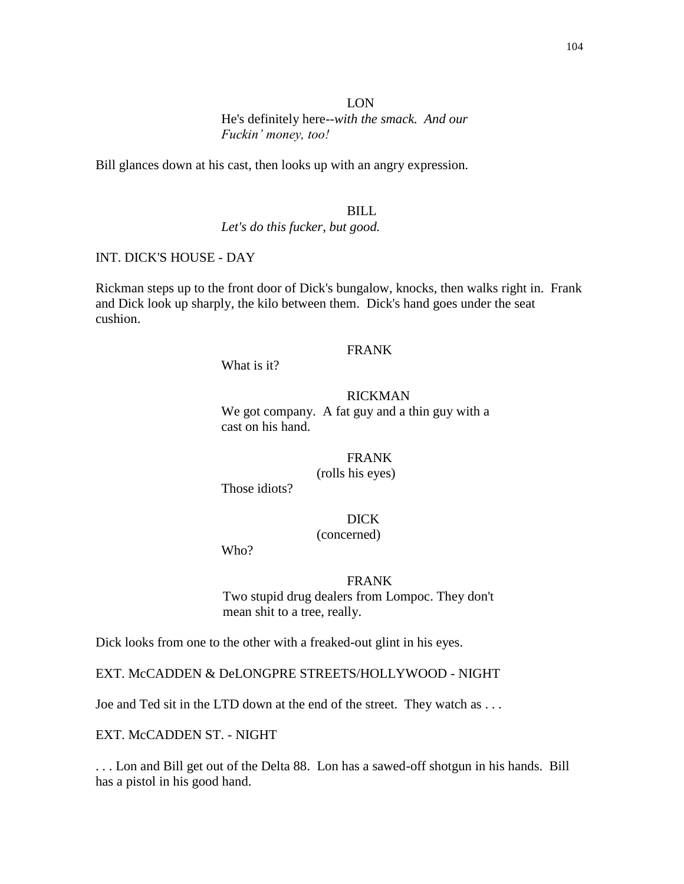LON

He's definitely here--*with the smack. And our Fuckin' money, too!*

Bill glances down at his cast, then looks up with an angry expression.

BILL

*Let's do this fucker, but good.*

INT. DICK'S HOUSE - DAY

Rickman steps up to the front door of Dick's bungalow, knocks, then walks right in. Frank and Dick look up sharply, the kilo between them. Dick's hand goes under the seat cushion.

FRANK

What is it?

RICKMAN

We got company. A fat guy and a thin guy with a cast on his hand.

FRANK

(rolls his eyes)

Those idiots?

DICK

(concerned)

Who?

FRANK

Two stupid drug dealers from Lompoc. They don't mean shit to a tree, really.

Dick looks from one to the other with a freaked-out glint in his eyes.

EXT. McCADDEN & DeLONGPRE STREETS/HOLLYWOOD - NIGHT

Joe and Ted sit in the LTD down at the end of the street. They watch as . . .

EXT. McCADDEN ST. - NIGHT

. . . Lon and Bill get out of the Delta 88. Lon has a sawed-off shotgun in his hands. Bill has a pistol in his good hand.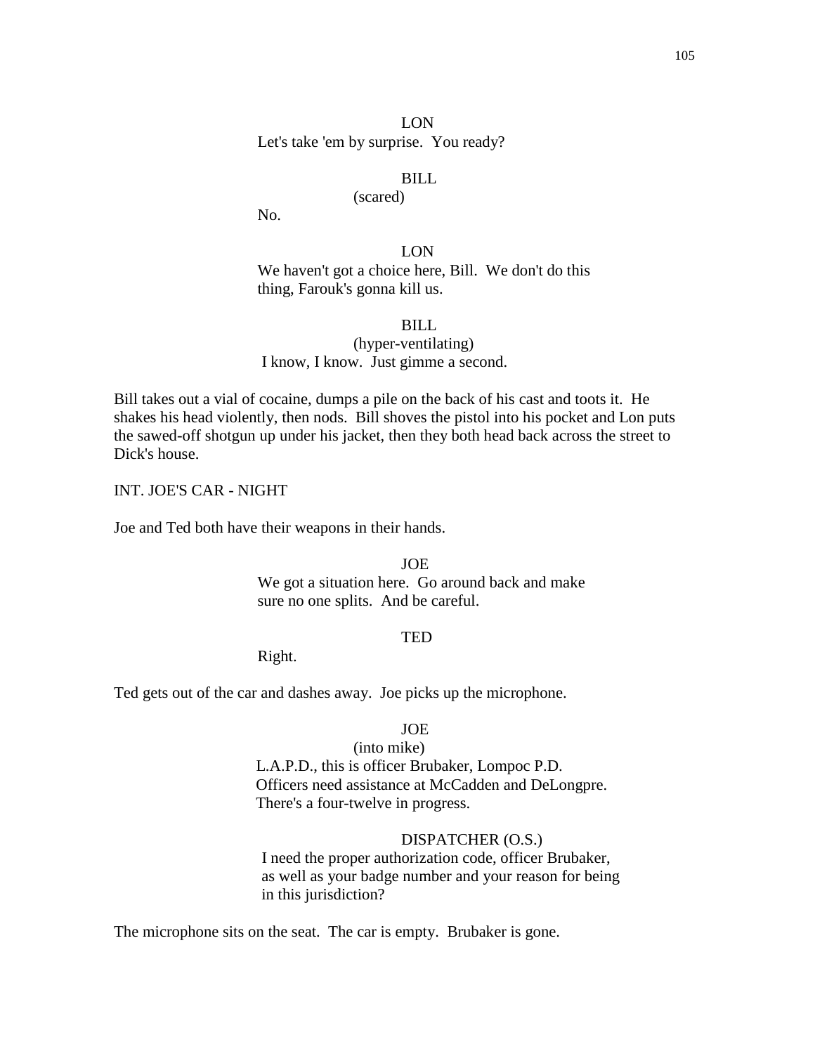LON
Let's take 'em by surprise. You ready?

BILL
(scared)
No.

LON
We haven't got a choice here, Bill. We don't do this thing, Farouk's gonna kill us.

BILL
(hyper-ventilating)
I know, I know. Just gimme a second.

Bill takes out a vial of cocaine, dumps a pile on the back of his cast and toots it. He shakes his head violently, then nods. Bill shoves the pistol into his pocket and Lon puts the sawed-off shotgun up under his jacket, then they both head back across the street to Dick's house.

INT. JOE'S CAR - NIGHT

Joe and Ted both have their weapons in their hands.

JOE
We got a situation here. Go around back and make sure no one splits. And be careful.

TED
Right.

Ted gets out of the car and dashes away. Joe picks up the microphone.

JOE
(into mike)
L.A.P.D., this is officer Brubaker, Lompoc P.D. Officers need assistance at McCadden and DeLongpre. There's a four-twelve in progress.

DISPATCHER (O.S.)
I need the proper authorization code, officer Brubaker, as well as your badge number and your reason for being in this jurisdiction?

The microphone sits on the seat. The car is empty. Brubaker is gone.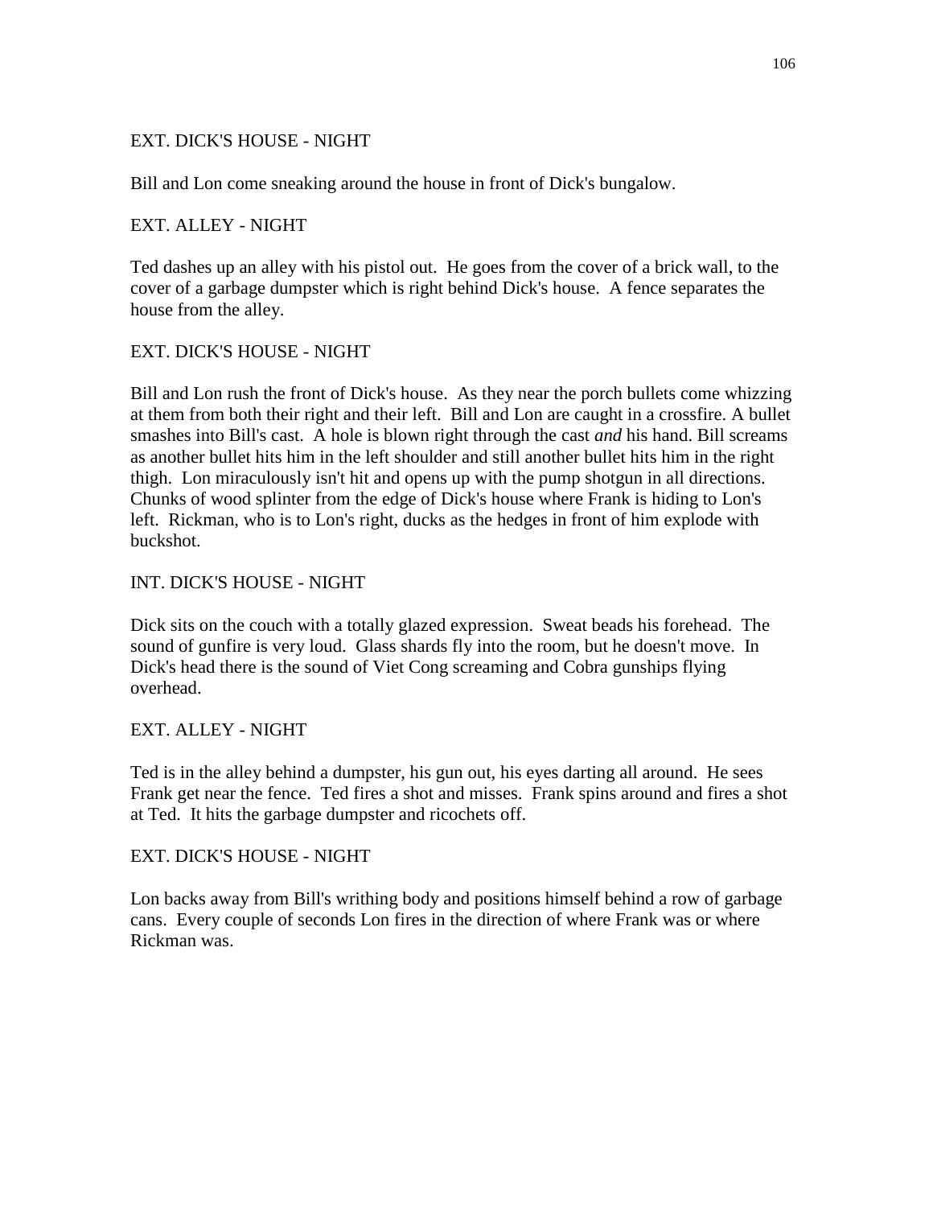EXT. DICK'S HOUSE - NIGHT

Bill and Lon come sneaking around the house in front of Dick's bungalow.

EXT. ALLEY - NIGHT

Ted dashes up an alley with his pistol out. He goes from the cover of a brick wall, to the cover of a garbage dumpster which is right behind Dick's house. A fence separates the house from the alley.

EXT. DICK'S HOUSE - NIGHT

Bill and Lon rush the front of Dick's house. As they near the porch bullets come whizzing at them from both their right and their left. Bill and Lon are caught in a crossfire. A bullet smashes into Bill's cast. A hole is blown right through the cast *and* his hand. Bill screams as another bullet hits him in the left shoulder and still another bullet hits him in the right thigh. Lon miraculously isn't hit and opens up with the pump shotgun in all directions. Chunks of wood splinter from the edge of Dick's house where Frank is hiding to Lon's left. Rickman, who is to Lon's right, ducks as the hedges in front of him explode with buckshot.

INT. DICK'S HOUSE - NIGHT

Dick sits on the couch with a totally glazed expression. Sweat beads his forehead. The sound of gunfire is very loud. Glass shards fly into the room, but he doesn't move. In Dick's head there is the sound of Viet Cong screaming and Cobra gunships flying overhead.

EXT. ALLEY - NIGHT

Ted is in the alley behind a dumpster, his gun out, his eyes darting all around. He sees Frank get near the fence. Ted fires a shot and misses. Frank spins around and fires a shot at Ted. It hits the garbage dumpster and ricochets off.

EXT. DICK'S HOUSE - NIGHT

Lon backs away from Bill's writhing body and positions himself behind a row of garbage cans. Every couple of seconds Lon fires in the direction of where Frank was or where Rickman was.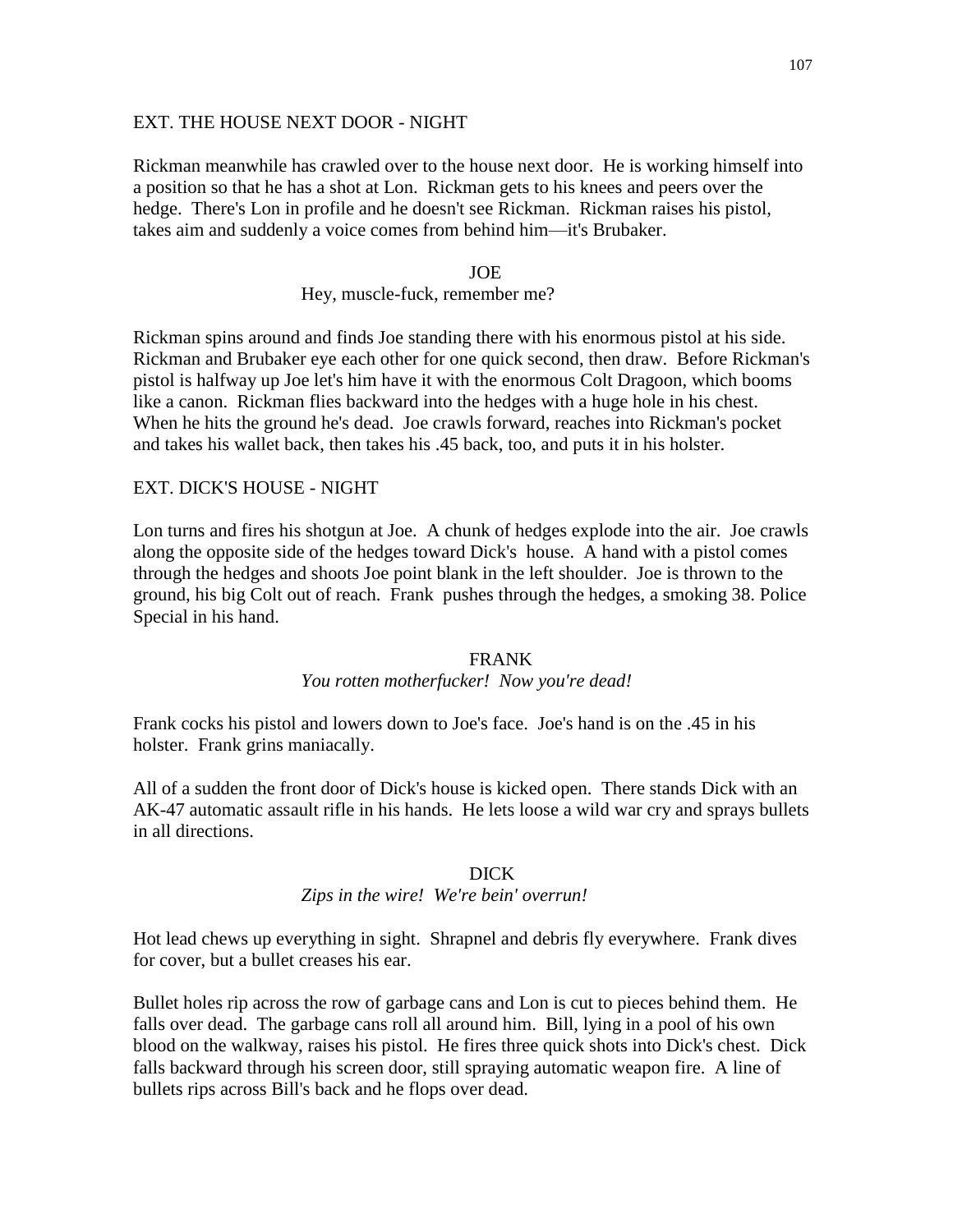EXT. THE HOUSE NEXT DOOR - NIGHT

Rickman meanwhile has crawled over to the house next door. He is working himself into a position so that he has a shot at Lon. Rickman gets to his knees and peers over the hedge. There's Lon in profile and he doesn't see Rickman. Rickman raises his pistol, takes aim and suddenly a voice comes from behind him—it's Brubaker.

JOE
Hey, muscle-fuck, remember me?

Rickman spins around and finds Joe standing there with his enormous pistol at his side. Rickman and Brubaker eye each other for one quick second, then draw. Before Rickman's pistol is halfway up Joe let's him have it with the enormous Colt Dragoon, which booms like a canon. Rickman flies backward into the hedges with a huge hole in his chest. When he hits the ground he's dead. Joe crawls forward, reaches into Rickman's pocket and takes his wallet back, then takes his .45 back, too, and puts it in his holster.

EXT. DICK'S HOUSE - NIGHT

Lon turns and fires his shotgun at Joe. A chunk of hedges explode into the air. Joe crawls along the opposite side of the hedges toward Dick's house. A hand with a pistol comes through the hedges and shoots Joe point blank in the left shoulder. Joe is thrown to the ground, his big Colt out of reach. Frank pushes through the hedges, a smoking 38. Police Special in his hand.

FRANK
*You rotten motherfucker! Now you're dead!*

Frank cocks his pistol and lowers down to Joe's face. Joe's hand is on the .45 in his holster. Frank grins maniacally.

All of a sudden the front door of Dick's house is kicked open. There stands Dick with an AK-47 automatic assault rifle in his hands. He lets loose a wild war cry and sprays bullets in all directions.

DICK
*Zips in the wire! We're bein' overrun!*

Hot lead chews up everything in sight. Shrapnel and debris fly everywhere. Frank dives for cover, but a bullet creases his ear.

Bullet holes rip across the row of garbage cans and Lon is cut to pieces behind them. He falls over dead. The garbage cans roll all around him. Bill, lying in a pool of his own blood on the walkway, raises his pistol. He fires three quick shots into Dick's chest. Dick falls backward through his screen door, still spraying automatic weapon fire. A line of bullets rips across Bill's back and he flops over dead.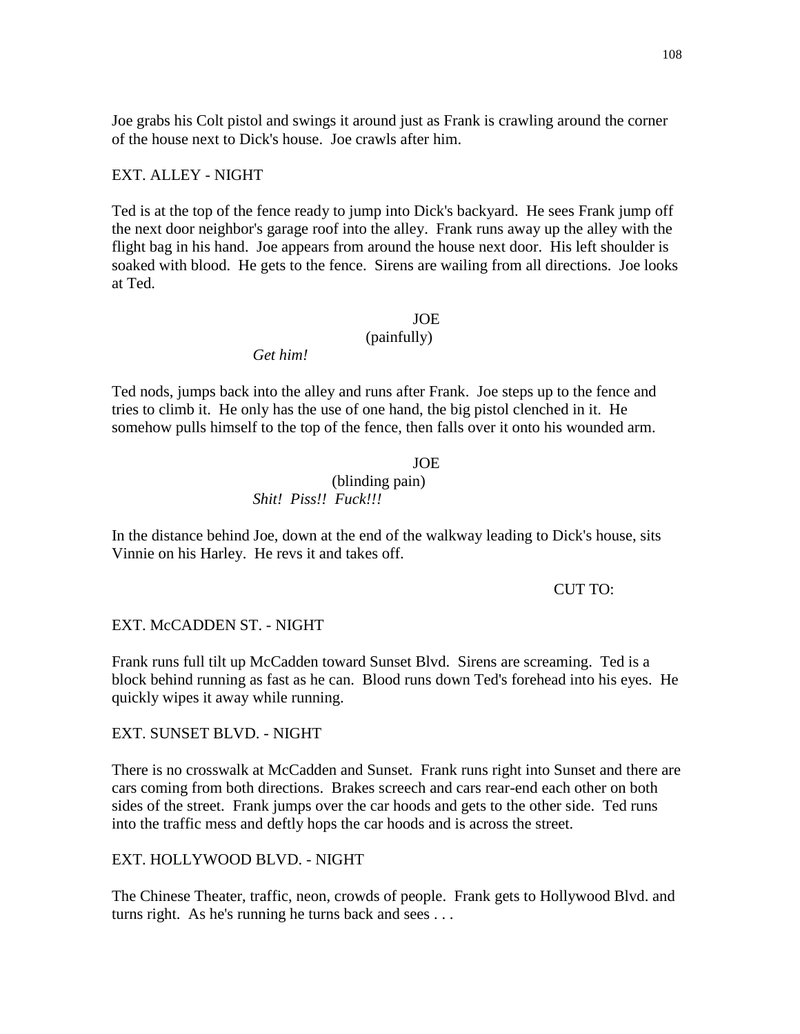Joe grabs his Colt pistol and swings it around just as Frank is crawling around the corner of the house next to Dick's house. Joe crawls after him.

EXT. ALLEY - NIGHT

Ted is at the top of the fence ready to jump into Dick's backyard. He sees Frank jump off the next door neighbor's garage roof into the alley. Frank runs away up the alley with the flight bag in his hand. Joe appears from around the house next door. His left shoulder is soaked with blood. He gets to the fence. Sirens are wailing from all directions. Joe looks at Ted.

JOE
(painfully)
*Get him!*

Ted nods, jumps back into the alley and runs after Frank. Joe steps up to the fence and tries to climb it. He only has the use of one hand, the big pistol clenched in it. He somehow pulls himself to the top of the fence, then falls over it onto his wounded arm.

JOE
(blinding pain)
*Shit! Piss!! Fuck!!!*

In the distance behind Joe, down at the end of the walkway leading to Dick's house, sits Vinnie on his Harley. He revs it and takes off.

CUT TO:

EXT. McCADDEN ST. - NIGHT

Frank runs full tilt up McCadden toward Sunset Blvd. Sirens are screaming. Ted is a block behind running as fast as he can. Blood runs down Ted's forehead into his eyes. He quickly wipes it away while running.

EXT. SUNSET BLVD. - NIGHT

There is no crosswalk at McCadden and Sunset. Frank runs right into Sunset and there are cars coming from both directions. Brakes screech and cars rear-end each other on both sides of the street. Frank jumps over the car hoods and gets to the other side. Ted runs into the traffic mess and deftly hops the car hoods and is across the street.

EXT. HOLLYWOOD BLVD. - NIGHT

The Chinese Theater, traffic, neon, crowds of people. Frank gets to Hollywood Blvd. and turns right. As he's running he turns back and sees . . .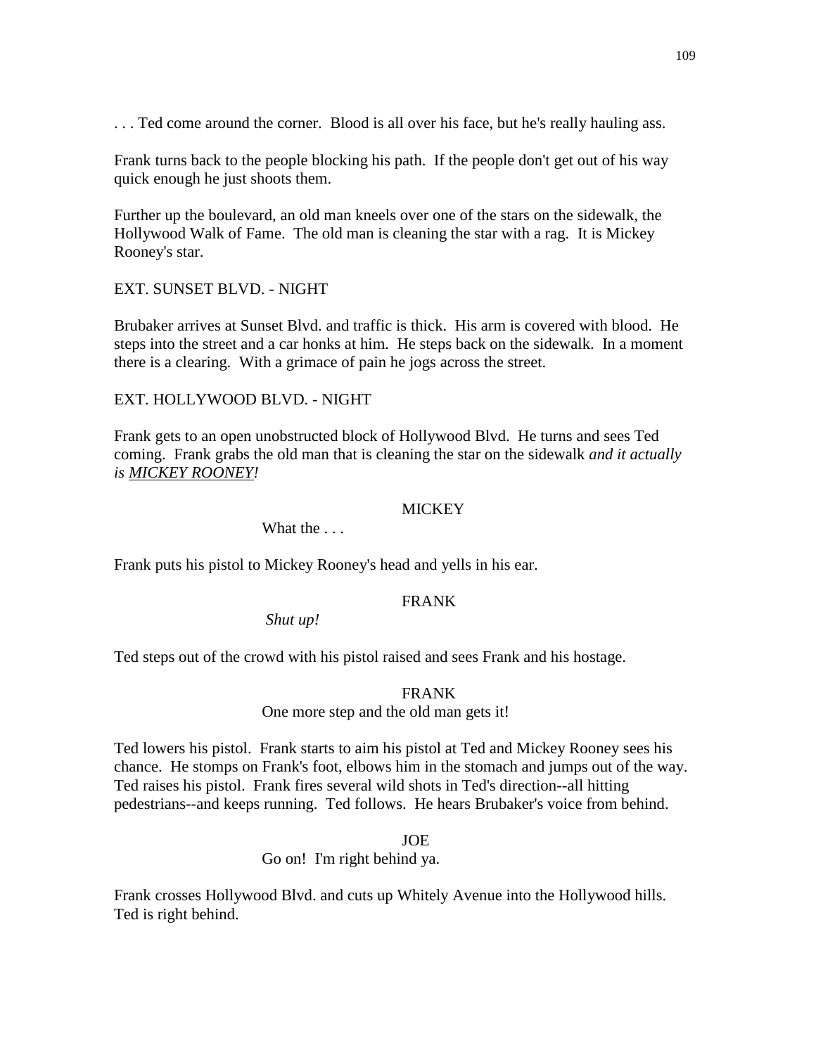. . . Ted come around the corner.  Blood is all over his face, but he's really hauling ass.

Frank turns back to the people blocking his path.  If the people don't get out of his way quick enough he just shoots them.

Further up the boulevard, an old man kneels over one of the stars on the sidewalk, the Hollywood Walk of Fame.  The old man is cleaning the star with a rag.  It is Mickey Rooney's star.

EXT. SUNSET BLVD. - NIGHT

Brubaker arrives at Sunset Blvd. and traffic is thick.  His arm is covered with blood.  He steps into the street and a car honks at him.  He steps back on the sidewalk.  In a moment there is a clearing.  With a grimace of pain he jogs across the street.

EXT. HOLLYWOOD BLVD. - NIGHT

Frank gets to an open unobstructed block of Hollywood Blvd.  He turns and sees Ted coming.  Frank grabs the old man that is cleaning the star on the sidewalk *and it actually is <u>MICKEY ROONEY</u>!*

MICKEY

What the . . .

Frank puts his pistol to Mickey Rooney's head and yells in his ear.

FRANK

*Shut up!*

Ted steps out of the crowd with his pistol raised and sees Frank and his hostage.

FRANK

One more step and the old man gets it!

Ted lowers his pistol.  Frank starts to aim his pistol at Ted and Mickey Rooney sees his chance.  He stomps on Frank's foot, elbows him in the stomach and jumps out of the way.  Ted raises his pistol.  Frank fires several wild shots in Ted's direction--all hitting pedestrians--and keeps running.  Ted follows.  He hears Brubaker's voice from behind.

JOE

Go on!  I'm right behind ya.

Frank crosses Hollywood Blvd. and cuts up Whitely Avenue into the Hollywood hills.  Ted is right behind.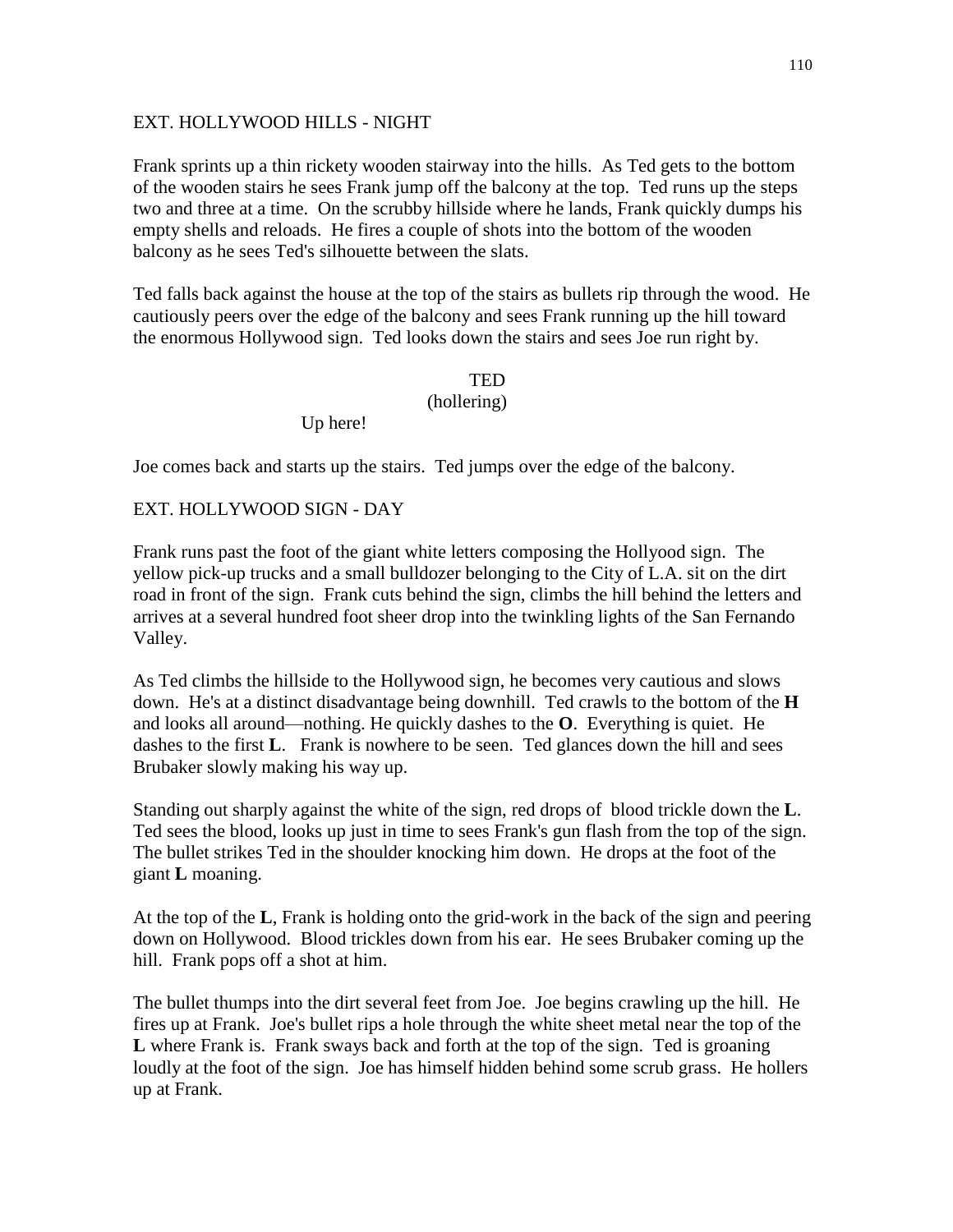EXT. HOLLYWOOD HILLS - NIGHT

Frank sprints up a thin rickety wooden stairway into the hills. As Ted gets to the bottom of the wooden stairs he sees Frank jump off the balcony at the top. Ted runs up the steps two and three at a time. On the scrubby hillside where he lands, Frank quickly dumps his empty shells and reloads. He fires a couple of shots into the bottom of the wooden balcony as he sees Ted's silhouette between the slats.

Ted falls back against the house at the top of the stairs as bullets rip through the wood. He cautiously peers over the edge of the balcony and sees Frank running up the hill toward the enormous Hollywood sign. Ted looks down the stairs and sees Joe run right by.

TED
(hollering)
Up here!

Joe comes back and starts up the stairs. Ted jumps over the edge of the balcony.

EXT. HOLLYWOOD SIGN - DAY

Frank runs past the foot of the giant white letters composing the Hollyood sign. The yellow pick-up trucks and a small bulldozer belonging to the City of L.A. sit on the dirt road in front of the sign. Frank cuts behind the sign, climbs the hill behind the letters and arrives at a several hundred foot sheer drop into the twinkling lights of the San Fernando Valley.

As Ted climbs the hillside to the Hollywood sign, he becomes very cautious and slows down. He's at a distinct disadvantage being downhill. Ted crawls to the bottom of the **H** and looks all around—nothing. He quickly dashes to the **O**. Everything is quiet. He dashes to the first **L**. Frank is nowhere to be seen. Ted glances down the hill and sees Brubaker slowly making his way up.

Standing out sharply against the white of the sign, red drops of blood trickle down the **L**. Ted sees the blood, looks up just in time to sees Frank's gun flash from the top of the sign. The bullet strikes Ted in the shoulder knocking him down. He drops at the foot of the giant **L** moaning.

At the top of the **L**, Frank is holding onto the grid-work in the back of the sign and peering down on Hollywood. Blood trickles down from his ear. He sees Brubaker coming up the hill. Frank pops off a shot at him.

The bullet thumps into the dirt several feet from Joe. Joe begins crawling up the hill. He fires up at Frank. Joe's bullet rips a hole through the white sheet metal near the top of the **L** where Frank is. Frank sways back and forth at the top of the sign. Ted is groaning loudly at the foot of the sign. Joe has himself hidden behind some scrub grass. He hollers up at Frank.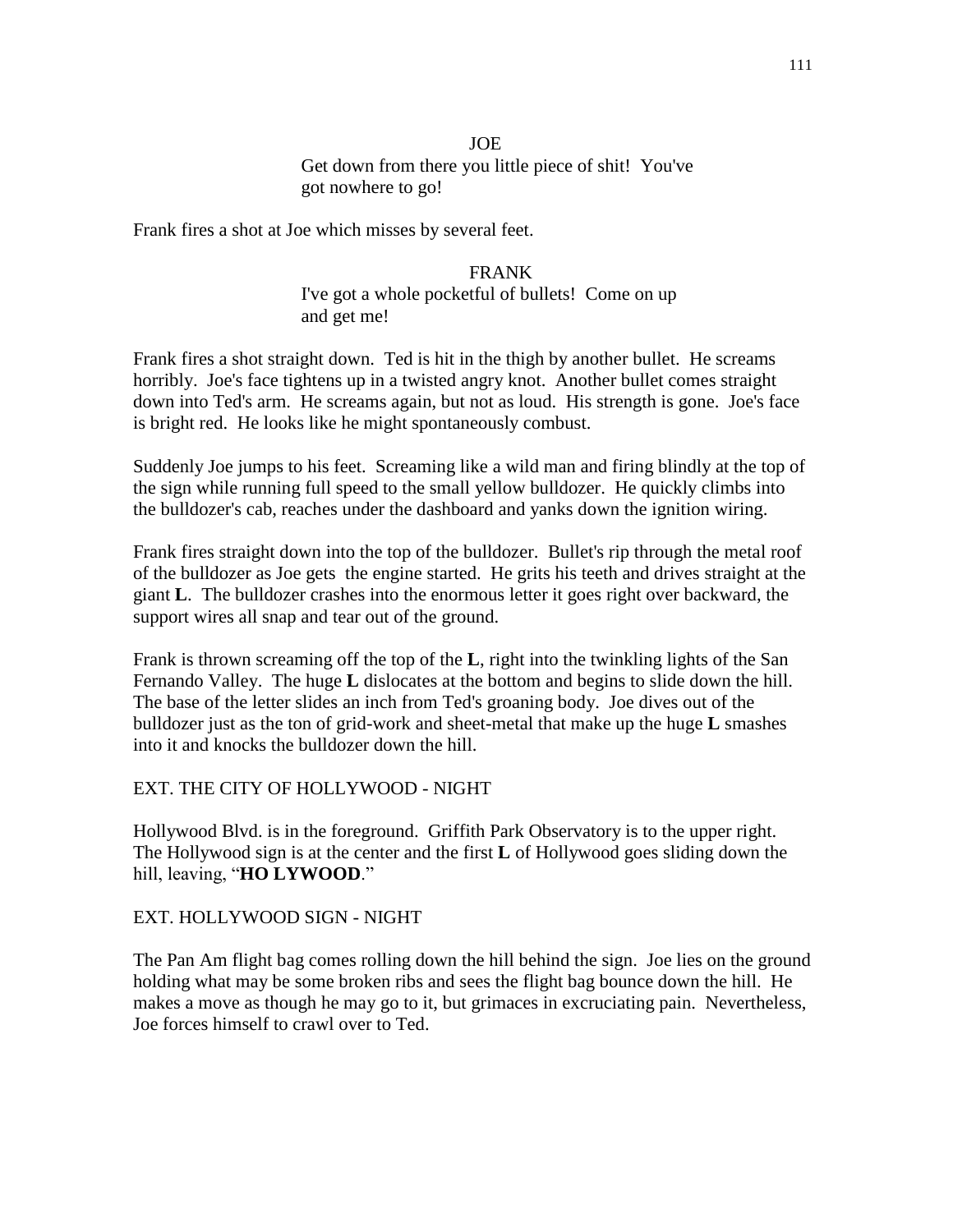JOE

Get down from there you little piece of shit!  You've got nowhere to go!

Frank fires a shot at Joe which misses by several feet.

FRANK

I've got a whole pocketful of bullets!  Come on up and get me!

Frank fires a shot straight down.  Ted is hit in the thigh by another bullet.  He screams horribly.  Joe's face tightens up in a twisted angry knot.  Another bullet comes straight down into Ted's arm.  He screams again, but not as loud.  His strength is gone.  Joe's face is bright red.  He looks like he might spontaneously combust.

Suddenly Joe jumps to his feet.  Screaming like a wild man and firing blindly at the top of the sign while running full speed to the small yellow bulldozer.  He quickly climbs into the bulldozer's cab, reaches under the dashboard and yanks down the ignition wiring.

Frank fires straight down into the top of the bulldozer.  Bullet's rip through the metal roof of the bulldozer as Joe gets  the engine started.  He grits his teeth and drives straight at the giant **L**.  The bulldozer crashes into the enormous letter it goes right over backward, the support wires all snap and tear out of the ground.

Frank is thrown screaming off the top of the **L**, right into the twinkling lights of the San Fernando Valley.  The huge **L** dislocates at the bottom and begins to slide down the hill.  The base of the letter slides an inch from Ted's groaning body.  Joe dives out of the bulldozer just as the ton of grid-work and sheet-metal that make up the huge **L** smashes into it and knocks the bulldozer down the hill.

EXT. THE CITY OF HOLLYWOOD - NIGHT

Hollywood Blvd. is in the foreground.  Griffith Park Observatory is to the upper right.  The Hollywood sign is at the center and the first **L** of Hollywood goes sliding down the hill, leaving, "**HO LYWOOD**."

EXT. HOLLYWOOD SIGN - NIGHT

The Pan Am flight bag comes rolling down the hill behind the sign.  Joe lies on the ground holding what may be some broken ribs and sees the flight bag bounce down the hill.  He makes a move as though he may go to it, but grimaces in excruciating pain.  Nevertheless, Joe forces himself to crawl over to Ted.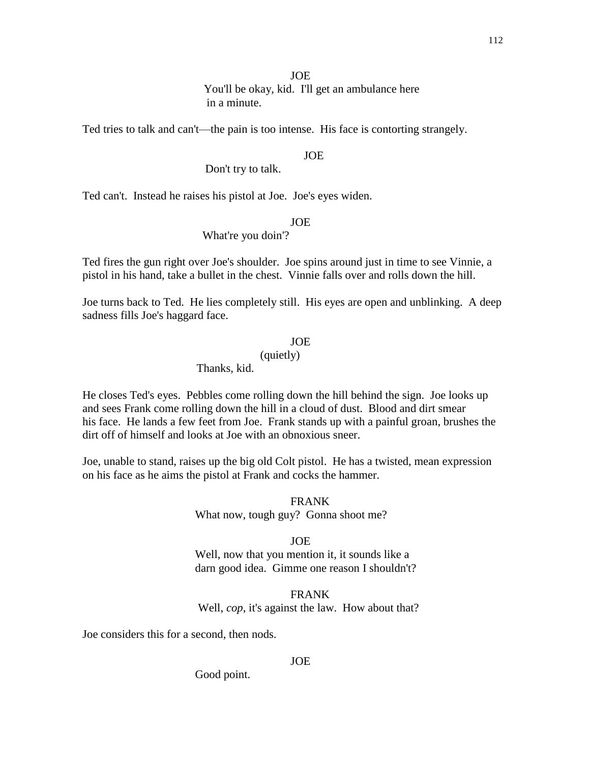JOE

You'll be okay, kid. I'll get an ambulance here in a minute.

Ted tries to talk and can't—the pain is too intense. His face is contorting strangely.

JOE

Don't try to talk.

Ted can't. Instead he raises his pistol at Joe. Joe's eyes widen.

JOE

What're you doin'?

Ted fires the gun right over Joe's shoulder. Joe spins around just in time to see Vinnie, a pistol in his hand, take a bullet in the chest. Vinnie falls over and rolls down the hill.

Joe turns back to Ted. He lies completely still. His eyes are open and unblinking. A deep sadness fills Joe's haggard face.

JOE

(quietly)

Thanks, kid.

He closes Ted's eyes. Pebbles come rolling down the hill behind the sign. Joe looks up and sees Frank come rolling down the hill in a cloud of dust. Blood and dirt smear his face. He lands a few feet from Joe. Frank stands up with a painful groan, brushes the dirt off of himself and looks at Joe with an obnoxious sneer.

Joe, unable to stand, raises up the big old Colt pistol. He has a twisted, mean expression on his face as he aims the pistol at Frank and cocks the hammer.

FRANK

What now, tough guy? Gonna shoot me?

JOE

Well, now that you mention it, it sounds like a darn good idea. Gimme one reason I shouldn't?

FRANK

Well, *cop*, it's against the law. How about that?

Joe considers this for a second, then nods.

JOE

Good point.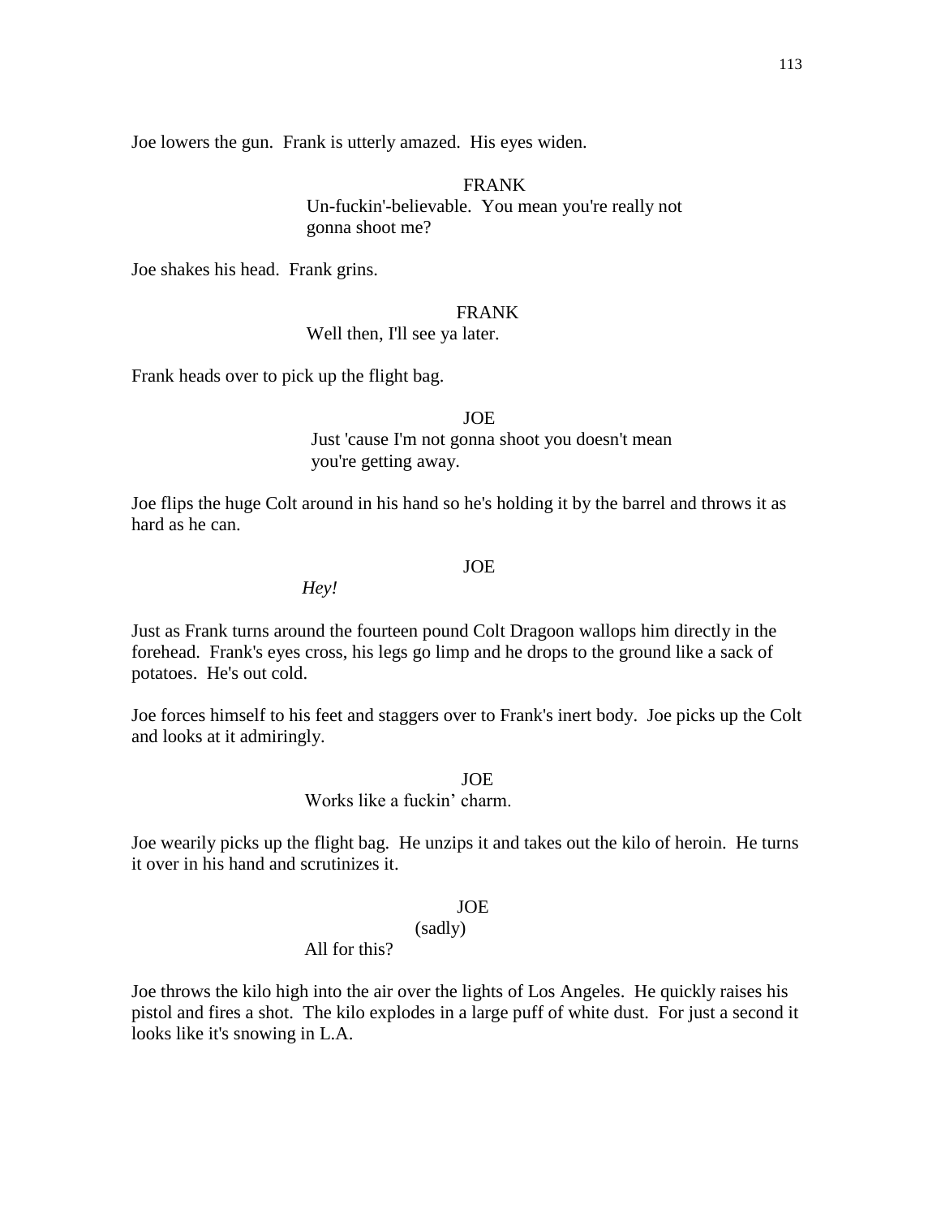Joe lowers the gun. Frank is utterly amazed. His eyes widen.

FRANK

Un-fuckin'-believable. You mean you're really not gonna shoot me?

Joe shakes his head. Frank grins.

FRANK

Well then, I'll see ya later.

Frank heads over to pick up the flight bag.

JOE

Just 'cause I'm not gonna shoot you doesn't mean you're getting away.

Joe flips the huge Colt around in his hand so he's holding it by the barrel and throws it as hard as he can.

JOE

*Hey!*

Just as Frank turns around the fourteen pound Colt Dragoon wallops him directly in the forehead. Frank's eyes cross, his legs go limp and he drops to the ground like a sack of potatoes. He's out cold.

Joe forces himself to his feet and staggers over to Frank's inert body. Joe picks up the Colt and looks at it admiringly.

JOE

Works like a fuckin' charm.

Joe wearily picks up the flight bag. He unzips it and takes out the kilo of heroin. He turns it over in his hand and scrutinizes it.

JOE

(sadly)

All for this?

Joe throws the kilo high into the air over the lights of Los Angeles. He quickly raises his pistol and fires a shot. The kilo explodes in a large puff of white dust. For just a second it looks like it's snowing in L.A.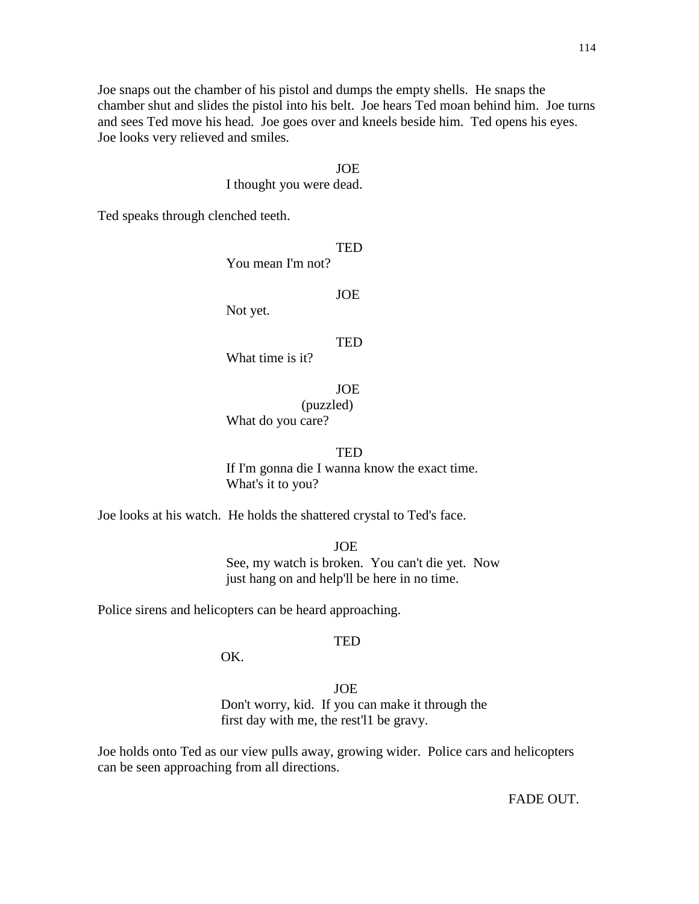Joe snaps out the chamber of his pistol and dumps the empty shells. He snaps the chamber shut and slides the pistol into his belt. Joe hears Ted moan behind him. Joe turns and sees Ted move his head. Joe goes over and kneels beside him. Ted opens his eyes. Joe looks very relieved and smiles.

JOE
I thought you were dead.

Ted speaks through clenched teeth.

TED
You mean I'm not?

JOE
Not yet.

TED
What time is it?

JOE
(puzzled)
What do you care?

TED
If I'm gonna die I wanna know the exact time. What's it to you?

Joe looks at his watch. He holds the shattered crystal to Ted's face.

JOE
See, my watch is broken. You can't die yet. Now just hang on and help'll be here in no time.

Police sirens and helicopters can be heard approaching.

TED
OK.

JOE
Don't worry, kid. If you can make it through the first day with me, the rest'l1 be gravy.

Joe holds onto Ted as our view pulls away, growing wider. Police cars and helicopters can be seen approaching from all directions.

FADE OUT.